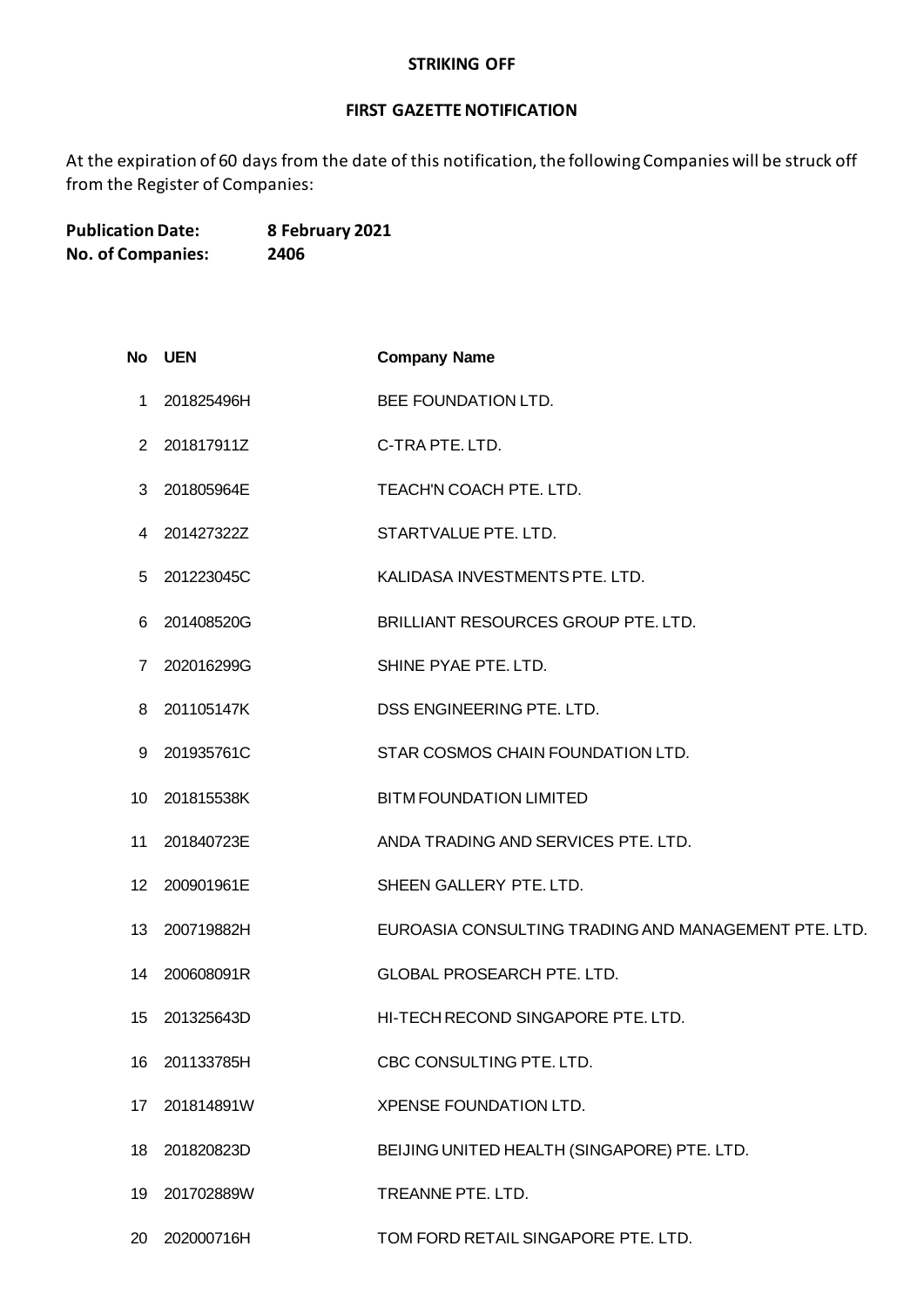# STRIKING OFF

## FIRST GAZETTE NOTIFICATION

At the expiration of 60 days from the date of this notification, the following Companies will be struck off from the Register of Companies:

**Publication Date:** 8 February 2021
**No. of Companies:** 2406

| No | UEN | Company Name |
|---|---|---|
| 1 | 201825496H | BEE FOUNDATION LTD. |
| 2 | 201817911Z | C-TRA PTE. LTD. |
| 3 | 201805964E | TEACH'N COACH PTE. LTD. |
| 4 | 201427322Z | STARTVALUE PTE. LTD. |
| 5 | 201223045C | KALIDASA INVESTMENTS PTE. LTD. |
| 6 | 201408520G | BRILLIANT RESOURCES GROUP PTE. LTD. |
| 7 | 202016299G | SHINE PYAE PTE. LTD. |
| 8 | 201105147K | DSS ENGINEERING PTE. LTD. |
| 9 | 201935761C | STAR COSMOS CHAIN FOUNDATION LTD. |
| 10 | 201815538K | BITM FOUNDATION LIMITED |
| 11 | 201840723E | ANDA TRADING AND SERVICES PTE. LTD. |
| 12 | 200901961E | SHEEN GALLERY PTE. LTD. |
| 13 | 200719882H | EUROASIA CONSULTING TRADING AND MANAGEMENT PTE. LTD. |
| 14 | 200608091R | GLOBAL PROSEARCH PTE. LTD. |
| 15 | 201325643D | HI-TECH RECOND SINGAPORE PTE. LTD. |
| 16 | 201133785H | CBC CONSULTING PTE. LTD. |
| 17 | 201814891W | XPENSE FOUNDATION LTD. |
| 18 | 201820823D | BEIJING UNITED HEALTH (SINGAPORE) PTE. LTD. |
| 19 | 201702889W | TREANNE PTE. LTD. |
| 20 | 202000716H | TOM FORD RETAIL SINGAPORE PTE. LTD. |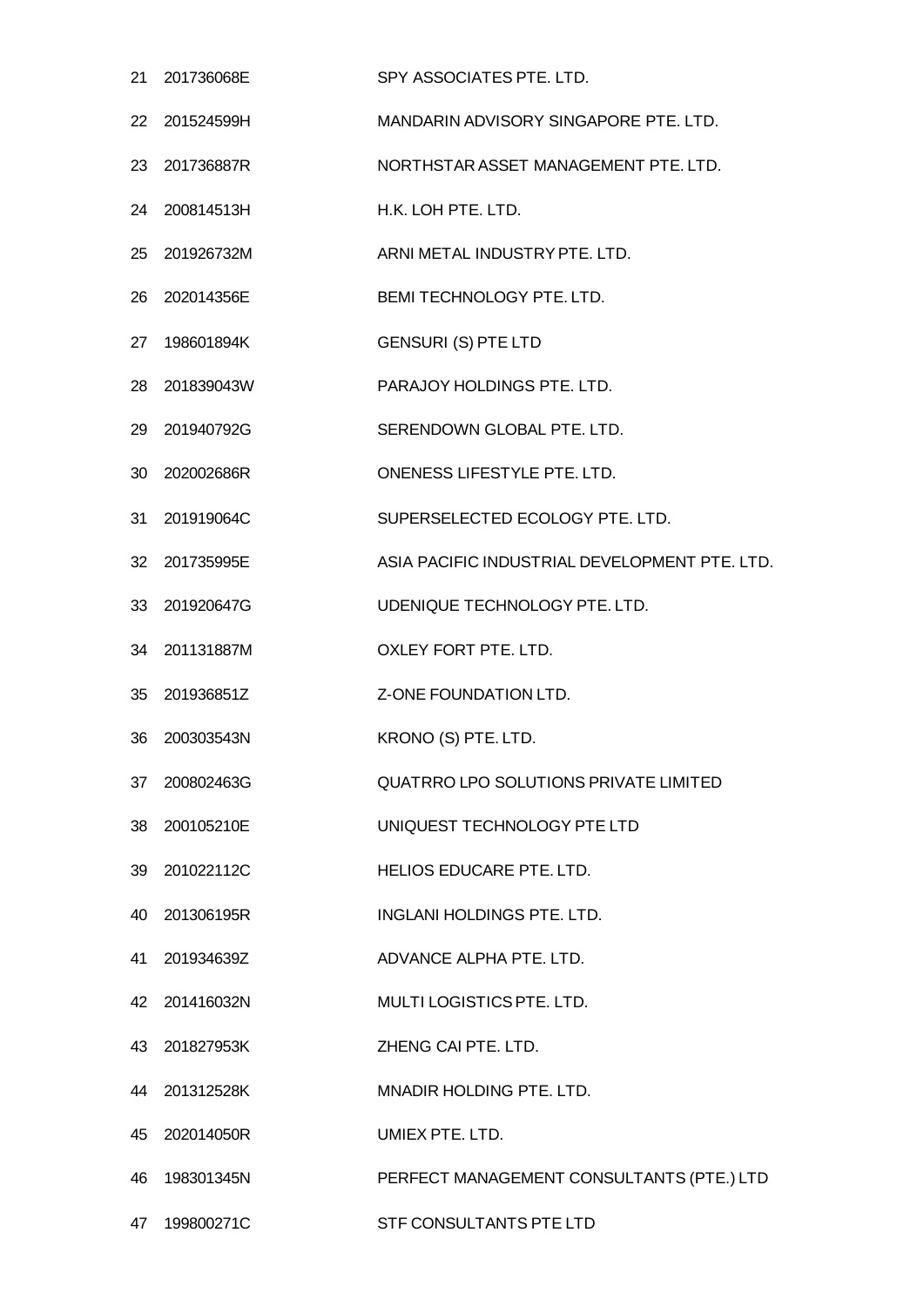| | | |
|---|---|---|
| 21 | 201736068E | SPY ASSOCIATES PTE. LTD. |
| 22 | 201524599H | MANDARIN ADVISORY SINGAPORE PTE. LTD. |
| 23 | 201736887R | NORTHSTAR ASSET MANAGEMENT PTE. LTD. |
| 24 | 200814513H | H.K. LOH PTE. LTD. |
| 25 | 201926732M | ARNI METAL INDUSTRY PTE. LTD. |
| 26 | 202014356E | BEMI TECHNOLOGY PTE. LTD. |
| 27 | 198601894K | GENSURI (S) PTE LTD |
| 28 | 201839043W | PARAJOY HOLDINGS PTE. LTD. |
| 29 | 201940792G | SERENDOWN GLOBAL PTE. LTD. |
| 30 | 202002686R | ONENESS LIFESTYLE PTE. LTD. |
| 31 | 201919064C | SUPERSELECTED ECOLOGY PTE. LTD. |
| 32 | 201735995E | ASIA PACIFIC INDUSTRIAL DEVELOPMENT PTE. LTD. |
| 33 | 201920647G | UDENIQUE TECHNOLOGY PTE. LTD. |
| 34 | 201131887M | OXLEY FORT PTE. LTD. |
| 35 | 201936851Z | Z-ONE FOUNDATION LTD. |
| 36 | 200303543N | KRONO (S) PTE. LTD. |
| 37 | 200802463G | QUATRRO LPO SOLUTIONS PRIVATE LIMITED |
| 38 | 200105210E | UNIQUEST TECHNOLOGY PTE LTD |
| 39 | 201022112C | HELIOS EDUCARE PTE. LTD. |
| 40 | 201306195R | INGLANI HOLDINGS PTE. LTD. |
| 41 | 201934639Z | ADVANCE ALPHA PTE. LTD. |
| 42 | 201416032N | MULTI LOGISTICS PTE. LTD. |
| 43 | 201827953K | ZHENG CAI PTE. LTD. |
| 44 | 201312528K | MNADIR HOLDING PTE. LTD. |
| 45 | 202014050R | UMIEX PTE. LTD. |
| 46 | 198301345N | PERFECT MANAGEMENT CONSULTANTS (PTE.) LTD |
| 47 | 199800271C | STF CONSULTANTS PTE LTD |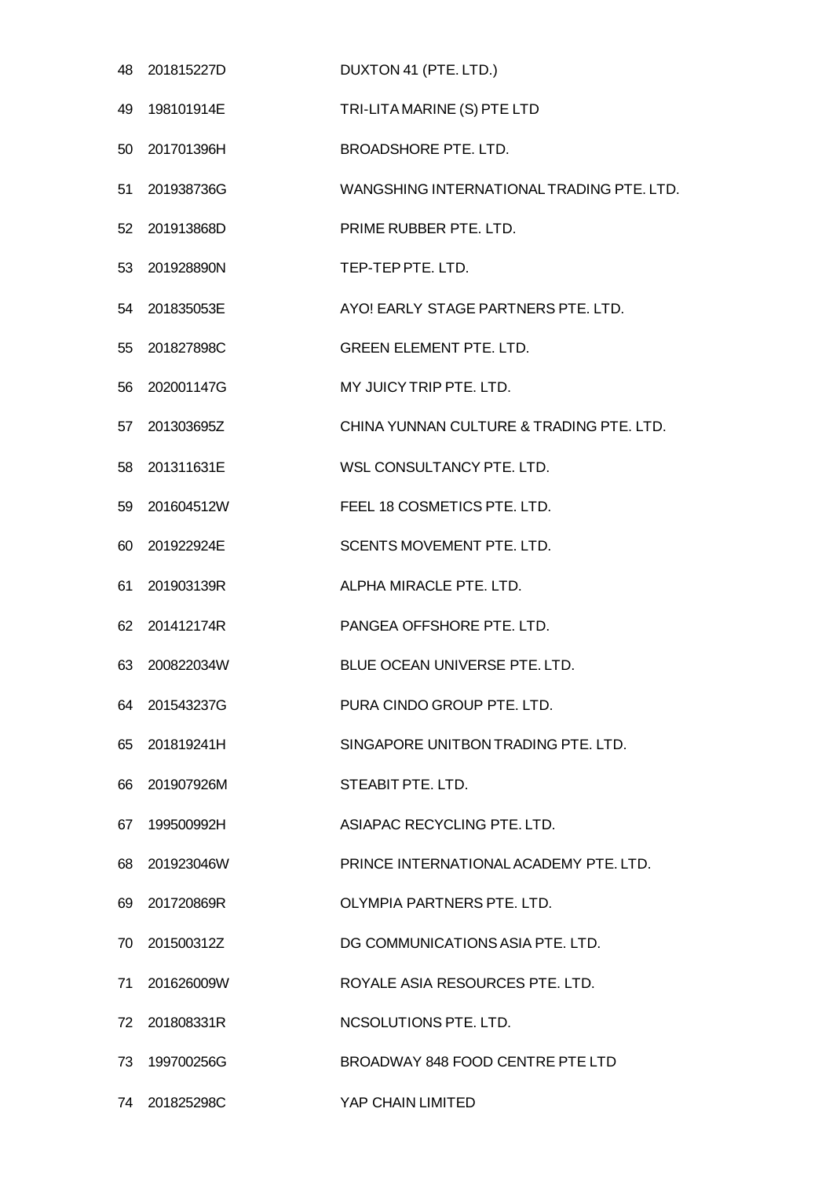| | | |
|---|---|---|
| 48 | 201815227D | DUXTON 41 (PTE. LTD.) |
| 49 | 198101914E | TRI-LITA MARINE (S) PTE LTD |
| 50 | 201701396H | BROADSHORE PTE. LTD. |
| 51 | 201938736G | WANGSHING INTERNATIONAL TRADING PTE. LTD. |
| 52 | 201913868D | PRIME RUBBER PTE. LTD. |
| 53 | 201928890N | TEP-TEP PTE. LTD. |
| 54 | 201835053E | AYO! EARLY STAGE PARTNERS PTE. LTD. |
| 55 | 201827898C | GREEN ELEMENT PTE. LTD. |
| 56 | 202001147G | MY JUICY TRIP PTE. LTD. |
| 57 | 201303695Z | CHINA YUNNAN CULTURE & TRADING PTE. LTD. |
| 58 | 201311631E | WSL CONSULTANCY PTE. LTD. |
| 59 | 201604512W | FEEL 18 COSMETICS PTE. LTD. |
| 60 | 201922924E | SCENTS MOVEMENT PTE. LTD. |
| 61 | 201903139R | ALPHA MIRACLE PTE. LTD. |
| 62 | 201412174R | PANGEA OFFSHORE PTE. LTD. |
| 63 | 200822034W | BLUE OCEAN UNIVERSE PTE. LTD. |
| 64 | 201543237G | PURA CINDO GROUP PTE. LTD. |
| 65 | 201819241H | SINGAPORE UNITBON TRADING PTE. LTD. |
| 66 | 201907926M | STEABIT PTE. LTD. |
| 67 | 199500992H | ASIAPAC RECYCLING PTE. LTD. |
| 68 | 201923046W | PRINCE INTERNATIONAL ACADEMY PTE. LTD. |
| 69 | 201720869R | OLYMPIA PARTNERS PTE. LTD. |
| 70 | 201500312Z | DG COMMUNICATIONS ASIA PTE. LTD. |
| 71 | 201626009W | ROYALE ASIA RESOURCES PTE. LTD. |
| 72 | 201808331R | NCSOLUTIONS PTE. LTD. |
| 73 | 199700256G | BROADWAY 848 FOOD CENTRE PTE LTD |
| 74 | 201825298C | YAP CHAIN LIMITED |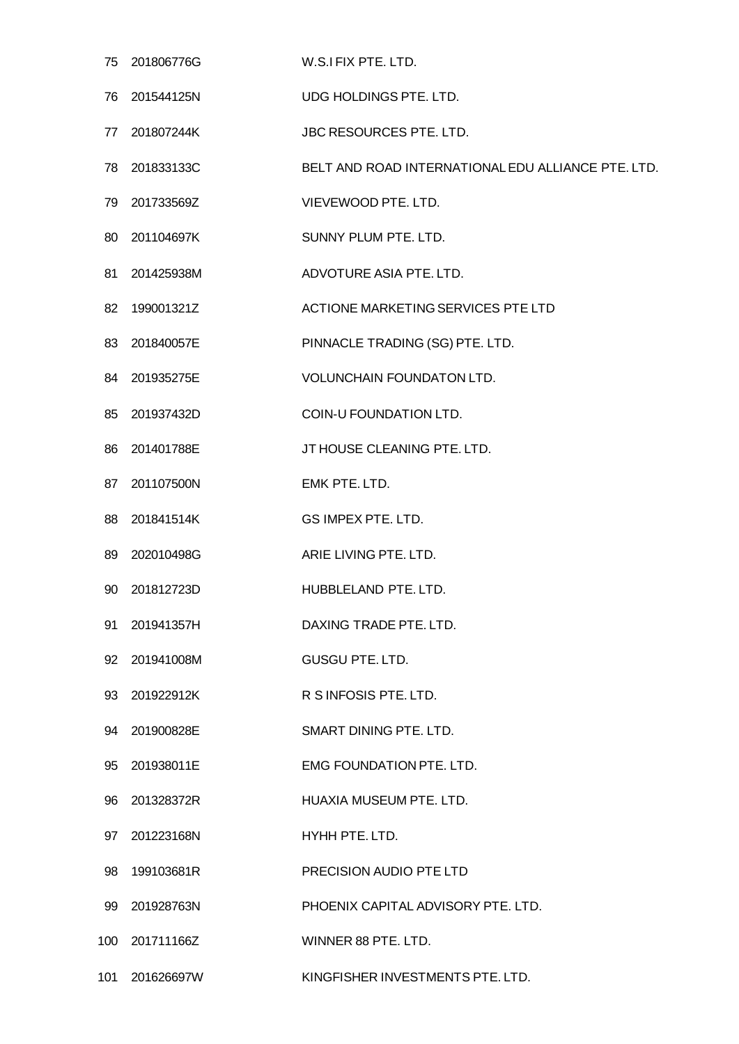| | | |
|---|---|---|
| 75 | 201806776G | W.S.I FIX PTE. LTD. |
| 76 | 201544125N | UDG HOLDINGS PTE. LTD. |
| 77 | 201807244K | JBC RESOURCES PTE. LTD. |
| 78 | 201833133C | BELT AND ROAD INTERNATIONAL EDU ALLIANCE PTE. LTD. |
| 79 | 201733569Z | VIEVEWOOD PTE. LTD. |
| 80 | 201104697K | SUNNY PLUM PTE. LTD. |
| 81 | 201425938M | ADVOTURE ASIA PTE. LTD. |
| 82 | 199001321Z | ACTIONE MARKETING SERVICES PTE LTD |
| 83 | 201840057E | PINNACLE TRADING (SG) PTE. LTD. |
| 84 | 201935275E | VOLUNCHAIN FOUNDATON LTD. |
| 85 | 201937432D | COIN-U FOUNDATION LTD. |
| 86 | 201401788E | JT HOUSE CLEANING PTE. LTD. |
| 87 | 201107500N | EMK PTE. LTD. |
| 88 | 201841514K | GS IMPEX PTE. LTD. |
| 89 | 202010498G | ARIE LIVING PTE. LTD. |
| 90 | 201812723D | HUBBLELAND PTE. LTD. |
| 91 | 201941357H | DAXING TRADE PTE. LTD. |
| 92 | 201941008M | GUSGU PTE. LTD. |
| 93 | 201922912K | R S INFOSIS PTE. LTD. |
| 94 | 201900828E | SMART DINING PTE. LTD. |
| 95 | 201938011E | EMG FOUNDATION PTE. LTD. |
| 96 | 201328372R | HUAXIA MUSEUM PTE. LTD. |
| 97 | 201223168N | HYHH PTE. LTD. |
| 98 | 199103681R | PRECISION AUDIO PTE LTD |
| 99 | 201928763N | PHOENIX CAPITAL ADVISORY PTE. LTD. |
| 100 | 201711166Z | WINNER 88 PTE. LTD. |
| 101 | 201626697W | KINGFISHER INVESTMENTS PTE. LTD. |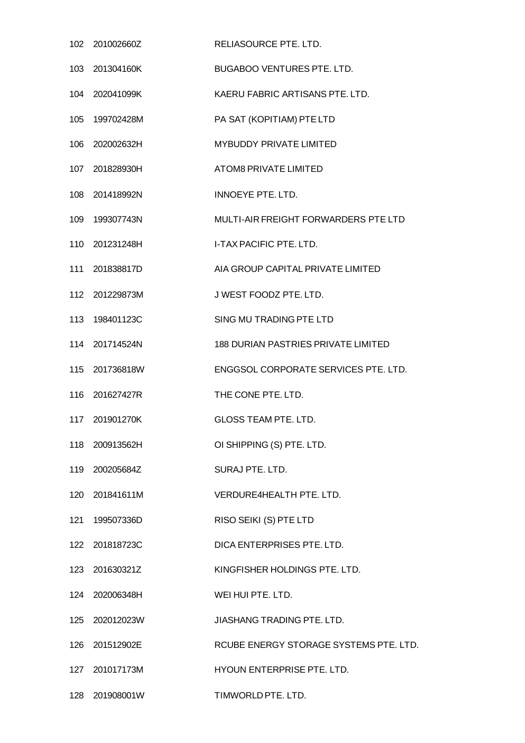| | | |
|---|---|---|
| 102 | 201002660Z | RELIASOURCE PTE. LTD. |
| 103 | 201304160K | BUGABOO VENTURES PTE. LTD. |
| 104 | 202041099K | KAERU FABRIC ARTISANS PTE. LTD. |
| 105 | 199702428M | PA SAT (KOPITIAM) PTE LTD |
| 106 | 202002632H | MYBUDDY PRIVATE LIMITED |
| 107 | 201828930H | ATOM8 PRIVATE LIMITED |
| 108 | 201418992N | INNOEYE PTE. LTD. |
| 109 | 199307743N | MULTI-AIR FREIGHT FORWARDERS PTE LTD |
| 110 | 201231248H | I-TAX PACIFIC PTE. LTD. |
| 111 | 201838817D | AIA GROUP CAPITAL PRIVATE LIMITED |
| 112 | 201229873M | J WEST FOODZ PTE. LTD. |
| 113 | 198401123C | SING MU TRADING PTE LTD |
| 114 | 201714524N | 188 DURIAN PASTRIES PRIVATE LIMITED |
| 115 | 201736818W | ENGGSOL CORPORATE SERVICES PTE. LTD. |
| 116 | 201627427R | THE CONE PTE. LTD. |
| 117 | 201901270K | GLOSS TEAM PTE. LTD. |
| 118 | 200913562H | OI SHIPPING (S) PTE. LTD. |
| 119 | 200205684Z | SURAJ PTE. LTD. |
| 120 | 201841611M | VERDURE4HEALTH PTE. LTD. |
| 121 | 199507336D | RISO SEIKI (S) PTE LTD |
| 122 | 201818723C | DICA ENTERPRISES PTE. LTD. |
| 123 | 201630321Z | KINGFISHER HOLDINGS PTE. LTD. |
| 124 | 202006348H | WEI HUI PTE. LTD. |
| 125 | 202012023W | JIASHANG TRADING PTE. LTD. |
| 126 | 201512902E | RCUBE ENERGY STORAGE SYSTEMS PTE. LTD. |
| 127 | 201017173M | HYOUN ENTERPRISE PTE. LTD. |
| 128 | 201908001W | TIMWORLD PTE. LTD. |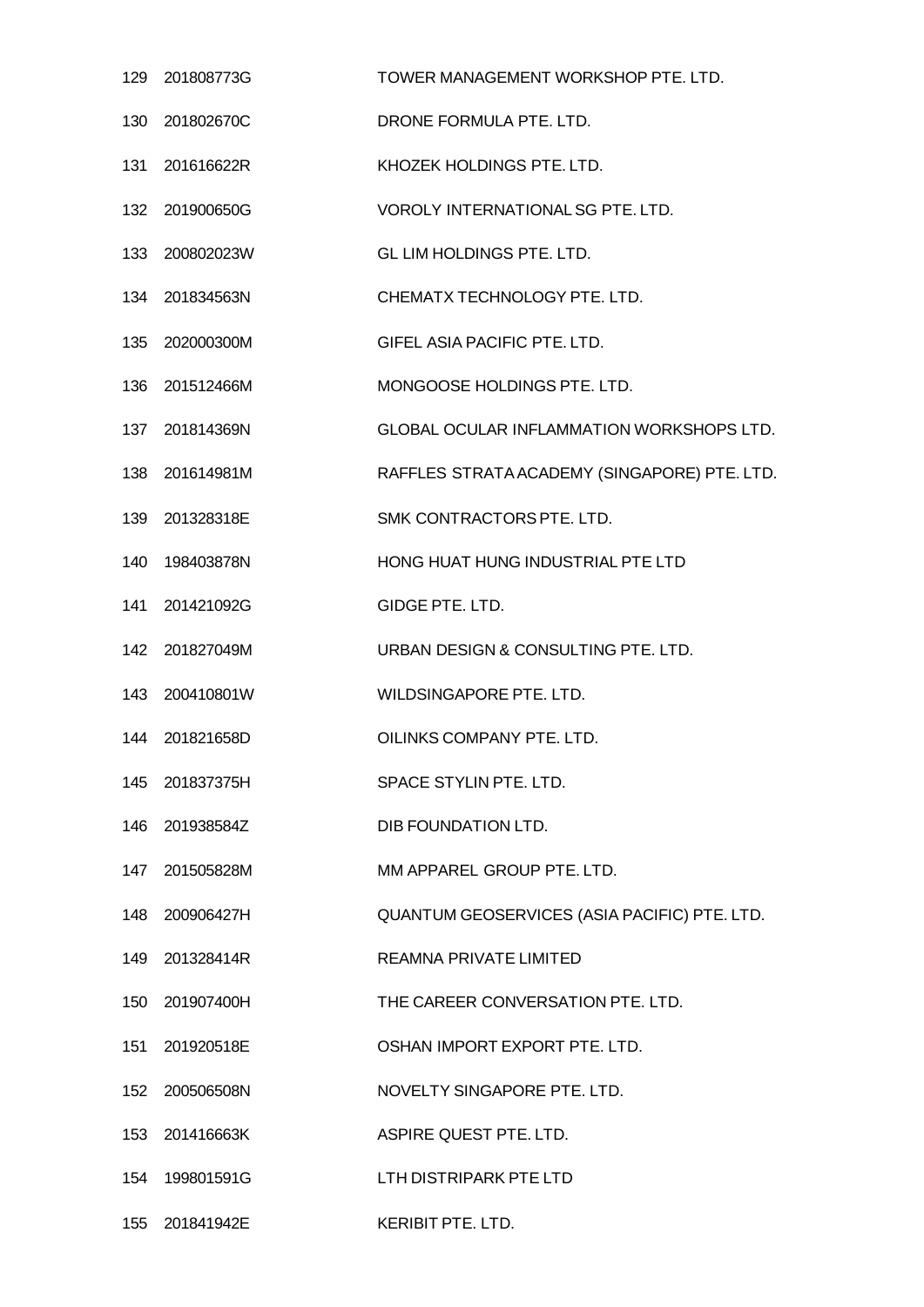| | | |
|---|---|---|
| 129 | 201808773G | TOWER MANAGEMENT WORKSHOP PTE. LTD. |
| 130 | 201802670C | DRONE FORMULA PTE. LTD. |
| 131 | 201616622R | KHOZEK HOLDINGS PTE. LTD. |
| 132 | 201900650G | VOROLY INTERNATIONAL SG PTE. LTD. |
| 133 | 200802023W | GL LIM HOLDINGS PTE. LTD. |
| 134 | 201834563N | CHEMATX TECHNOLOGY PTE. LTD. |
| 135 | 202000300M | GIFEL ASIA PACIFIC PTE. LTD. |
| 136 | 201512466M | MONGOOSE HOLDINGS PTE. LTD. |
| 137 | 201814369N | GLOBAL OCULAR INFLAMMATION WORKSHOPS LTD. |
| 138 | 201614981M | RAFFLES STRATA ACADEMY (SINGAPORE) PTE. LTD. |
| 139 | 201328318E | SMK CONTRACTORS PTE. LTD. |
| 140 | 198403878N | HONG HUAT HUNG INDUSTRIAL PTE LTD |
| 141 | 201421092G | GIDGE PTE. LTD. |
| 142 | 201827049M | URBAN DESIGN & CONSULTING PTE. LTD. |
| 143 | 200410801W | WILDSINGAPORE PTE. LTD. |
| 144 | 201821658D | OILINKS COMPANY PTE. LTD. |
| 145 | 201837375H | SPACE STYLIN PTE. LTD. |
| 146 | 201938584Z | DIB FOUNDATION LTD. |
| 147 | 201505828M | MM APPAREL GROUP PTE. LTD. |
| 148 | 200906427H | QUANTUM GEOSERVICES (ASIA PACIFIC) PTE. LTD. |
| 149 | 201328414R | REAMNA PRIVATE LIMITED |
| 150 | 201907400H | THE CAREER CONVERSATION PTE. LTD. |
| 151 | 201920518E | OSHAN IMPORT EXPORT PTE. LTD. |
| 152 | 200506508N | NOVELTY SINGAPORE PTE. LTD. |
| 153 | 201416663K | ASPIRE QUEST PTE. LTD. |
| 154 | 199801591G | LTH DISTRIPARK PTE LTD |
| 155 | 201841942E | KERIBIT PTE. LTD. |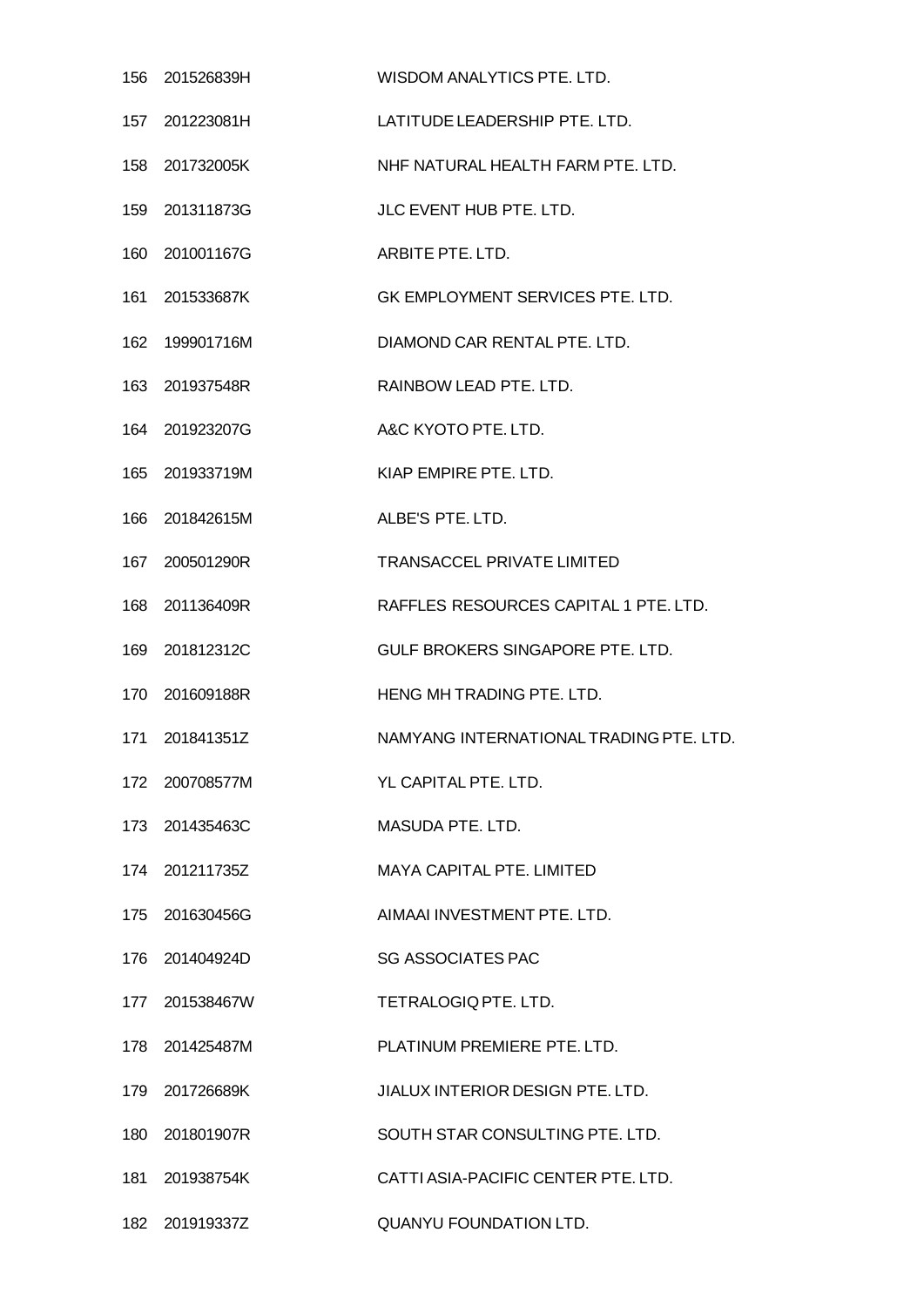| | | |
|---|---|---|
| 156 | 201526839H | WISDOM ANALYTICS PTE. LTD. |
| 157 | 201223081H | LATITUDE LEADERSHIP PTE. LTD. |
| 158 | 201732005K | NHF NATURAL HEALTH FARM PTE. LTD. |
| 159 | 201311873G | JLC EVENT HUB PTE. LTD. |
| 160 | 201001167G | ARBITE PTE. LTD. |
| 161 | 201533687K | GK EMPLOYMENT SERVICES PTE. LTD. |
| 162 | 199901716M | DIAMOND CAR RENTAL PTE. LTD. |
| 163 | 201937548R | RAINBOW LEAD PTE. LTD. |
| 164 | 201923207G | A&C KYOTO PTE. LTD. |
| 165 | 201933719M | KIAP EMPIRE PTE. LTD. |
| 166 | 201842615M | ALBE'S PTE. LTD. |
| 167 | 200501290R | TRANSACCEL PRIVATE LIMITED |
| 168 | 201136409R | RAFFLES RESOURCES CAPITAL 1 PTE. LTD. |
| 169 | 201812312C | GULF BROKERS SINGAPORE PTE. LTD. |
| 170 | 201609188R | HENG MH TRADING PTE. LTD. |
| 171 | 201841351Z | NAMYANG INTERNATIONAL TRADING PTE. LTD. |
| 172 | 200708577M | YL CAPITAL PTE. LTD. |
| 173 | 201435463C | MASUDA PTE. LTD. |
| 174 | 201211735Z | MAYA CAPITAL PTE. LIMITED |
| 175 | 201630456G | AIMAAI INVESTMENT PTE. LTD. |
| 176 | 201404924D | SG ASSOCIATES PAC |
| 177 | 201538467W | TETRALOGIQ PTE. LTD. |
| 178 | 201425487M | PLATINUM PREMIERE PTE. LTD. |
| 179 | 201726689K | JIALUX INTERIOR DESIGN PTE. LTD. |
| 180 | 201801907R | SOUTH STAR CONSULTING PTE. LTD. |
| 181 | 201938754K | CATTI ASIA-PACIFIC CENTER PTE. LTD. |
| 182 | 201919337Z | QUANYU FOUNDATION LTD. |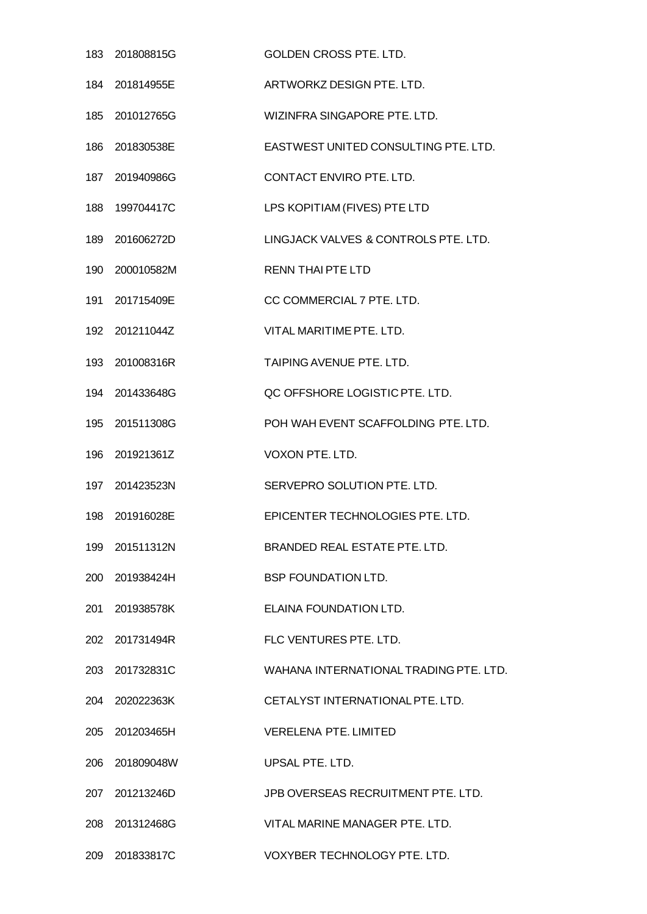| | | |
|---|---|---|
| 183 | 201808815G | GOLDEN CROSS PTE. LTD. |
| 184 | 201814955E | ARTWORKZ DESIGN PTE. LTD. |
| 185 | 201012765G | WIZINFRA SINGAPORE PTE. LTD. |
| 186 | 201830538E | EASTWEST UNITED CONSULTING PTE. LTD. |
| 187 | 201940986G | CONTACT ENVIRO PTE. LTD. |
| 188 | 199704417C | LPS KOPITIAM (FIVES) PTE LTD |
| 189 | 201606272D | LINGJACK VALVES & CONTROLS PTE. LTD. |
| 190 | 200010582M | RENN THAI PTE LTD |
| 191 | 201715409E | CC COMMERCIAL 7 PTE. LTD. |
| 192 | 201211044Z | VITAL MARITIME PTE. LTD. |
| 193 | 201008316R | TAIPING AVENUE PTE. LTD. |
| 194 | 201433648G | QC OFFSHORE LOGISTIC PTE. LTD. |
| 195 | 201511308G | POH WAH EVENT SCAFFOLDING PTE. LTD. |
| 196 | 201921361Z | VOXON PTE. LTD. |
| 197 | 201423523N | SERVEPRO SOLUTION PTE. LTD. |
| 198 | 201916028E | EPICENTER TECHNOLOGIES PTE. LTD. |
| 199 | 201511312N | BRANDED REAL ESTATE PTE. LTD. |
| 200 | 201938424H | BSP FOUNDATION LTD. |
| 201 | 201938578K | ELAINA FOUNDATION LTD. |
| 202 | 201731494R | FLC VENTURES PTE. LTD. |
| 203 | 201732831C | WAHANA INTERNATIONAL TRADING PTE. LTD. |
| 204 | 202022363K | CETALYST INTERNATIONAL PTE. LTD. |
| 205 | 201203465H | VERELENA PTE. LIMITED |
| 206 | 201809048W | UPSAL PTE. LTD. |
| 207 | 201213246D | JPB OVERSEAS RECRUITMENT PTE. LTD. |
| 208 | 201312468G | VITAL MARINE MANAGER PTE. LTD. |
| 209 | 201833817C | VOXYBER TECHNOLOGY PTE. LTD. |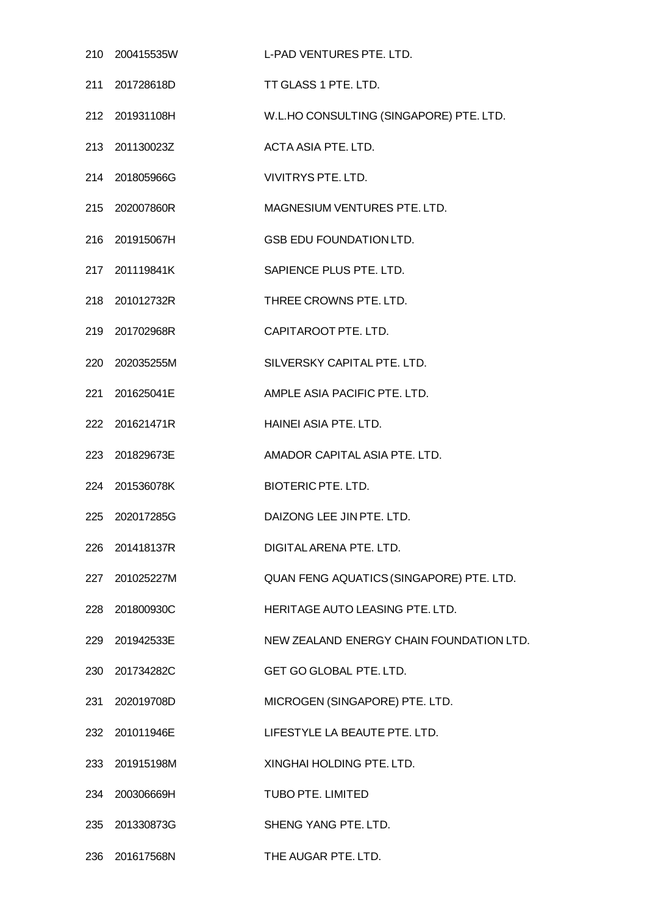| | | |
|---|---|---|
| 210 | 200415535W | L-PAD VENTURES PTE. LTD. |
| 211 | 201728618D | TT GLASS 1 PTE. LTD. |
| 212 | 201931108H | W.L.HO CONSULTING (SINGAPORE) PTE. LTD. |
| 213 | 201130023Z | ACTA ASIA PTE. LTD. |
| 214 | 201805966G | VIVITRYS PTE. LTD. |
| 215 | 202007860R | MAGNESIUM VENTURES PTE. LTD. |
| 216 | 201915067H | GSB EDU FOUNDATION LTD. |
| 217 | 201119841K | SAPIENCE PLUS PTE. LTD. |
| 218 | 201012732R | THREE CROWNS PTE. LTD. |
| 219 | 201702968R | CAPITAROOT PTE. LTD. |
| 220 | 202035255M | SILVERSKY CAPITAL PTE. LTD. |
| 221 | 201625041E | AMPLE ASIA PACIFIC PTE. LTD. |
| 222 | 201621471R | HAINEI ASIA PTE. LTD. |
| 223 | 201829673E | AMADOR CAPITAL ASIA PTE. LTD. |
| 224 | 201536078K | BIOTERIC PTE. LTD. |
| 225 | 202017285G | DAIZONG LEE JIN PTE. LTD. |
| 226 | 201418137R | DIGITAL ARENA PTE. LTD. |
| 227 | 201025227M | QUAN FENG AQUATICS (SINGAPORE) PTE. LTD. |
| 228 | 201800930C | HERITAGE AUTO LEASING PTE. LTD. |
| 229 | 201942533E | NEW ZEALAND ENERGY CHAIN FOUNDATION LTD. |
| 230 | 201734282C | GET GO GLOBAL PTE. LTD. |
| 231 | 202019708D | MICROGEN (SINGAPORE) PTE. LTD. |
| 232 | 201011946E | LIFESTYLE LA BEAUTE PTE. LTD. |
| 233 | 201915198M | XINGHAI HOLDING PTE. LTD. |
| 234 | 200306669H | TUBO PTE. LIMITED |
| 235 | 201330873G | SHENG YANG PTE. LTD. |
| 236 | 201617568N | THE AUGAR PTE. LTD. |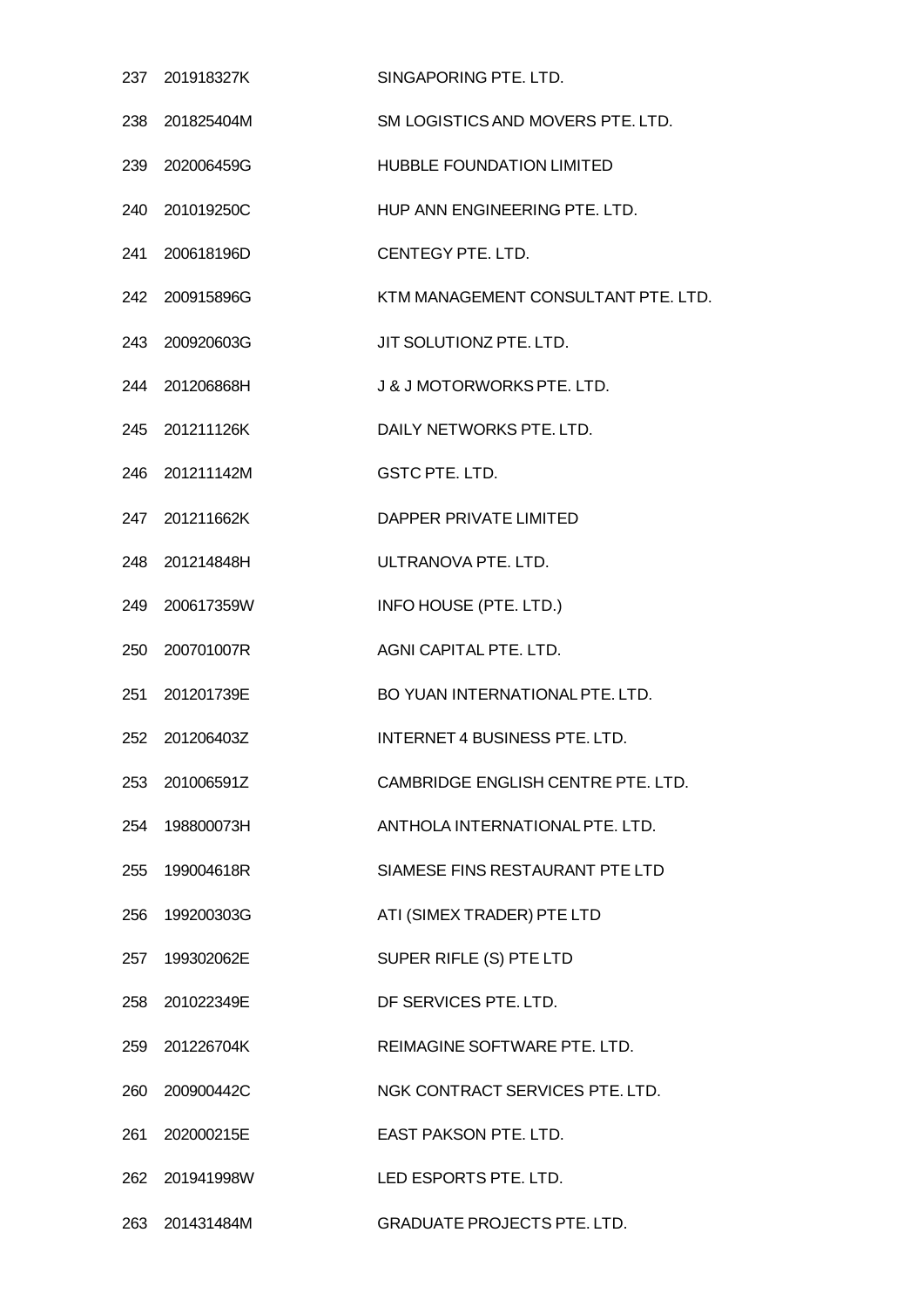| | | |
|---|---|---|
| 237 | 201918327K | SINGAPORING PTE. LTD. |
| 238 | 201825404M | SM LOGISTICS AND MOVERS PTE. LTD. |
| 239 | 202006459G | HUBBLE FOUNDATION LIMITED |
| 240 | 201019250C | HUP ANN ENGINEERING PTE. LTD. |
| 241 | 200618196D | CENTEGY PTE. LTD. |
| 242 | 200915896G | KTM MANAGEMENT CONSULTANT PTE. LTD. |
| 243 | 200920603G | JIT SOLUTIONZ PTE. LTD. |
| 244 | 201206868H | J & J MOTORWORKS PTE. LTD. |
| 245 | 201211126K | DAILY NETWORKS PTE. LTD. |
| 246 | 201211142M | GSTC PTE. LTD. |
| 247 | 201211662K | DAPPER PRIVATE LIMITED |
| 248 | 201214848H | ULTRANOVA PTE. LTD. |
| 249 | 200617359W | INFO HOUSE (PTE. LTD.) |
| 250 | 200701007R | AGNI CAPITAL PTE. LTD. |
| 251 | 201201739E | BO YUAN INTERNATIONAL PTE. LTD. |
| 252 | 201206403Z | INTERNET 4 BUSINESS PTE. LTD. |
| 253 | 201006591Z | CAMBRIDGE ENGLISH CENTRE PTE. LTD. |
| 254 | 198800073H | ANTHOLA INTERNATIONAL PTE. LTD. |
| 255 | 199004618R | SIAMESE FINS RESTAURANT PTE LTD |
| 256 | 199200303G | ATI (SIMEX TRADER) PTE LTD |
| 257 | 199302062E | SUPER RIFLE (S) PTE LTD |
| 258 | 201022349E | DF SERVICES PTE. LTD. |
| 259 | 201226704K | REIMAGINE SOFTWARE PTE. LTD. |
| 260 | 200900442C | NGK CONTRACT SERVICES PTE. LTD. |
| 261 | 202000215E | EAST PAKSON PTE. LTD. |
| 262 | 201941998W | LED ESPORTS PTE. LTD. |
| 263 | 201431484M | GRADUATE PROJECTS PTE. LTD. |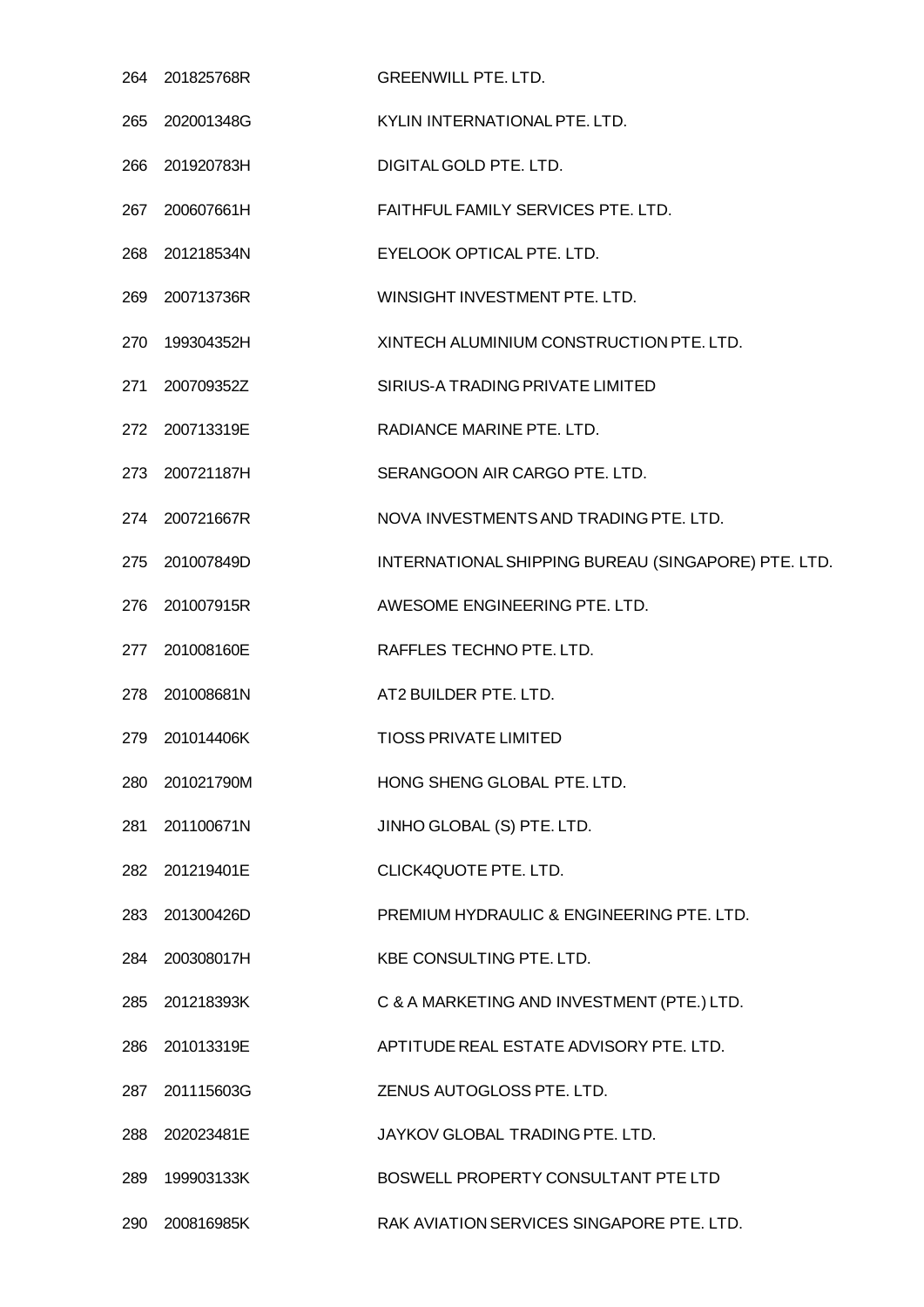| | | |
|---|---|---|
| 264 | 201825768R | GREENWILL PTE. LTD. |
| 265 | 202001348G | KYLIN INTERNATIONAL PTE. LTD. |
| 266 | 201920783H | DIGITAL GOLD PTE. LTD. |
| 267 | 200607661H | FAITHFUL FAMILY SERVICES PTE. LTD. |
| 268 | 201218534N | EYELOOK OPTICAL PTE. LTD. |
| 269 | 200713736R | WINSIGHT INVESTMENT PTE. LTD. |
| 270 | 199304352H | XINTECH ALUMINIUM CONSTRUCTION PTE. LTD. |
| 271 | 200709352Z | SIRIUS-A TRADING PRIVATE LIMITED |
| 272 | 200713319E | RADIANCE MARINE PTE. LTD. |
| 273 | 200721187H | SERANGOON AIR CARGO PTE. LTD. |
| 274 | 200721667R | NOVA INVESTMENTS AND TRADING PTE. LTD. |
| 275 | 201007849D | INTERNATIONAL SHIPPING BUREAU (SINGAPORE) PTE. LTD. |
| 276 | 201007915R | AWESOME ENGINEERING PTE. LTD. |
| 277 | 201008160E | RAFFLES TECHNO PTE. LTD. |
| 278 | 201008681N | AT2 BUILDER PTE. LTD. |
| 279 | 201014406K | TIOSS PRIVATE LIMITED |
| 280 | 201021790M | HONG SHENG GLOBAL PTE. LTD. |
| 281 | 201100671N | JINHO GLOBAL (S) PTE. LTD. |
| 282 | 201219401E | CLICK4QUOTE PTE. LTD. |
| 283 | 201300426D | PREMIUM HYDRAULIC & ENGINEERING PTE. LTD. |
| 284 | 200308017H | KBE CONSULTING PTE. LTD. |
| 285 | 201218393K | C & A MARKETING AND INVESTMENT (PTE.) LTD. |
| 286 | 201013319E | APTITUDE REAL ESTATE ADVISORY PTE. LTD. |
| 287 | 201115603G | ZENUS AUTOGLOSS PTE. LTD. |
| 288 | 202023481E | JAYKOV GLOBAL TRADING PTE. LTD. |
| 289 | 199903133K | BOSWELL PROPERTY CONSULTANT PTE LTD |
| 290 | 200816985K | RAK AVIATION SERVICES SINGAPORE PTE. LTD. |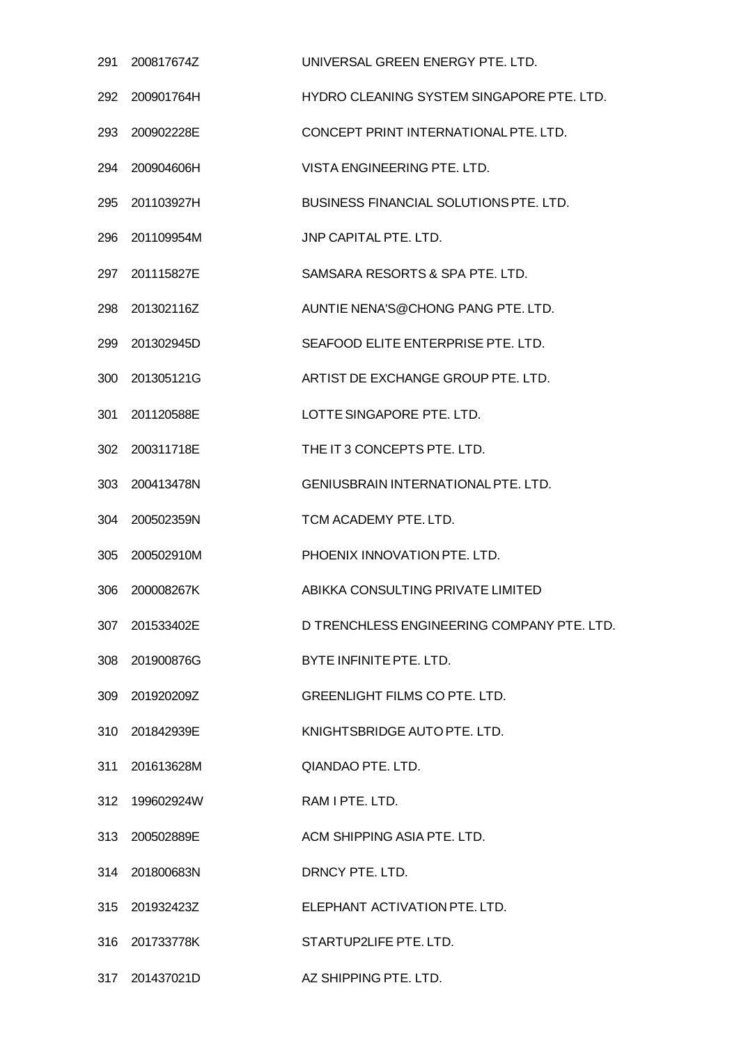| | | |
|---|---|---|
| 291 | 200817674Z | UNIVERSAL GREEN ENERGY PTE. LTD. |
| 292 | 200901764H | HYDRO CLEANING SYSTEM SINGAPORE PTE. LTD. |
| 293 | 200902228E | CONCEPT PRINT INTERNATIONAL PTE. LTD. |
| 294 | 200904606H | VISTA ENGINEERING PTE. LTD. |
| 295 | 201103927H | BUSINESS FINANCIAL SOLUTIONS PTE. LTD. |
| 296 | 201109954M | JNP CAPITAL PTE. LTD. |
| 297 | 201115827E | SAMSARA RESORTS & SPA PTE. LTD. |
| 298 | 201302116Z | AUNTIE NENA'S@CHONG PANG PTE. LTD. |
| 299 | 201302945D | SEAFOOD ELITE ENTERPRISE PTE. LTD. |
| 300 | 201305121G | ARTIST DE EXCHANGE GROUP PTE. LTD. |
| 301 | 201120588E | LOTTE SINGAPORE PTE. LTD. |
| 302 | 200311718E | THE IT 3 CONCEPTS PTE. LTD. |
| 303 | 200413478N | GENIUSBRAIN INTERNATIONAL PTE. LTD. |
| 304 | 200502359N | TCM ACADEMY PTE. LTD. |
| 305 | 200502910M | PHOENIX INNOVATION PTE. LTD. |
| 306 | 200008267K | ABIKKA CONSULTING PRIVATE LIMITED |
| 307 | 201533402E | D TRENCHLESS ENGINEERING COMPANY PTE. LTD. |
| 308 | 201900876G | BYTE INFINITE PTE. LTD. |
| 309 | 201920209Z | GREENLIGHT FILMS CO PTE. LTD. |
| 310 | 201842939E | KNIGHTSBRIDGE AUTO PTE. LTD. |
| 311 | 201613628M | QIANDAO PTE. LTD. |
| 312 | 199602924W | RAM I PTE. LTD. |
| 313 | 200502889E | ACM SHIPPING ASIA PTE. LTD. |
| 314 | 201800683N | DRNCY PTE. LTD. |
| 315 | 201932423Z | ELEPHANT ACTIVATION PTE. LTD. |
| 316 | 201733778K | STARTUP2LIFE PTE. LTD. |
| 317 | 201437021D | AZ SHIPPING PTE. LTD. |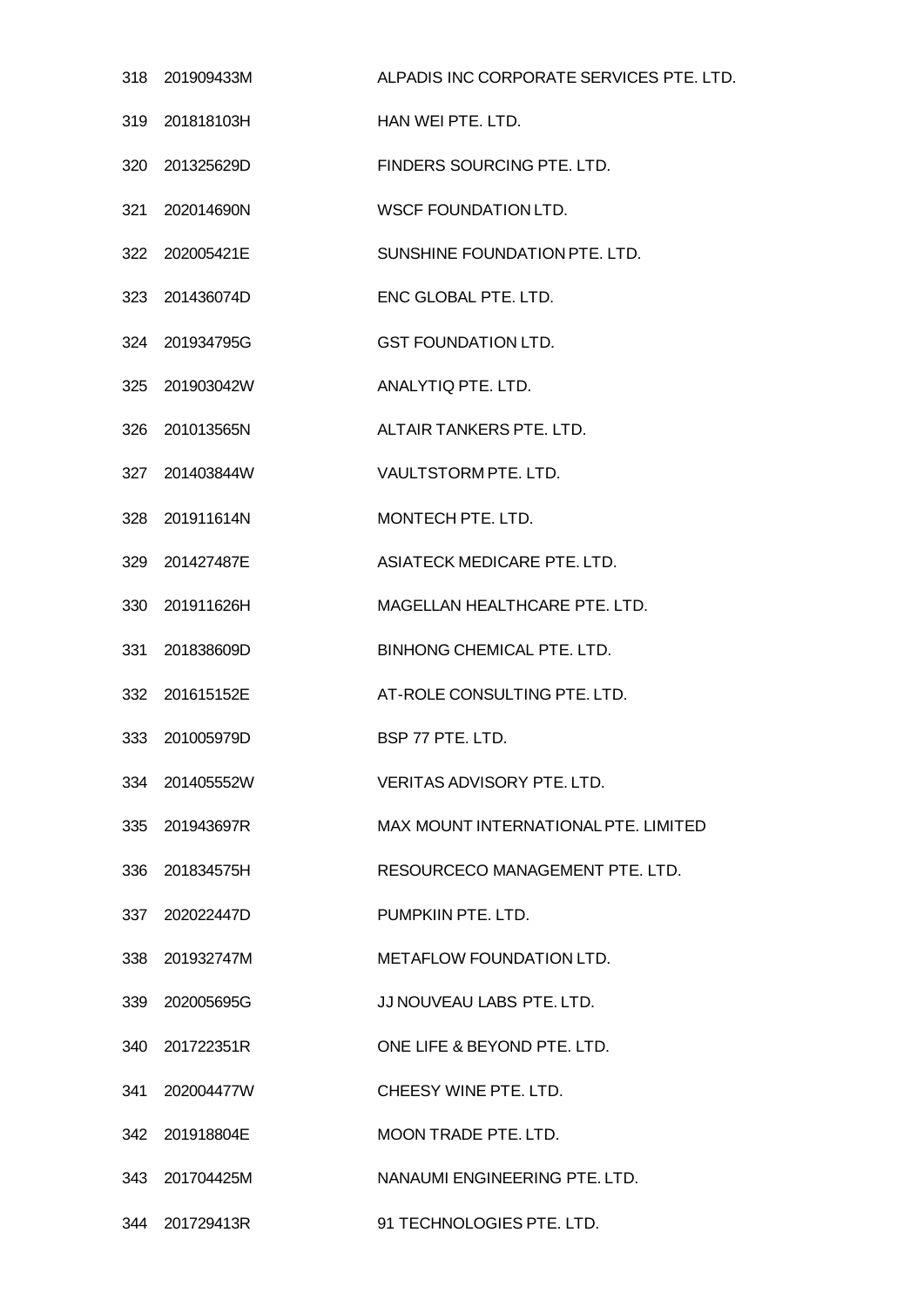| | | |
|---|---|---|
| 318 | 201909433M | ALPADIS INC CORPORATE SERVICES PTE. LTD. |
| 319 | 201818103H | HAN WEI PTE. LTD. |
| 320 | 201325629D | FINDERS SOURCING PTE. LTD. |
| 321 | 202014690N | WSCF FOUNDATION LTD. |
| 322 | 202005421E | SUNSHINE FOUNDATION PTE. LTD. |
| 323 | 201436074D | ENC GLOBAL PTE. LTD. |
| 324 | 201934795G | GST FOUNDATION LTD. |
| 325 | 201903042W | ANALYTIQ PTE. LTD. |
| 326 | 201013565N | ALTAIR TANKERS PTE. LTD. |
| 327 | 201403844W | VAULTSTORM PTE. LTD. |
| 328 | 201911614N | MONTECH PTE. LTD. |
| 329 | 201427487E | ASIATECK MEDICARE PTE. LTD. |
| 330 | 201911626H | MAGELLAN HEALTHCARE PTE. LTD. |
| 331 | 201838609D | BINHONG CHEMICAL PTE. LTD. |
| 332 | 201615152E | AT-ROLE CONSULTING PTE. LTD. |
| 333 | 201005979D | BSP 77 PTE. LTD. |
| 334 | 201405552W | VERITAS ADVISORY PTE. LTD. |
| 335 | 201943697R | MAX MOUNT INTERNATIONAL PTE. LIMITED |
| 336 | 201834575H | RESOURCECO MANAGEMENT PTE. LTD. |
| 337 | 202022447D | PUMPKIIN PTE. LTD. |
| 338 | 201932747M | METAFLOW FOUNDATION LTD. |
| 339 | 202005695G | JJ NOUVEAU LABS PTE. LTD. |
| 340 | 201722351R | ONE LIFE & BEYOND PTE. LTD. |
| 341 | 202004477W | CHEESY WINE PTE. LTD. |
| 342 | 201918804E | MOON TRADE PTE. LTD. |
| 343 | 201704425M | NANAUMI ENGINEERING PTE. LTD. |
| 344 | 201729413R | 91 TECHNOLOGIES PTE. LTD. |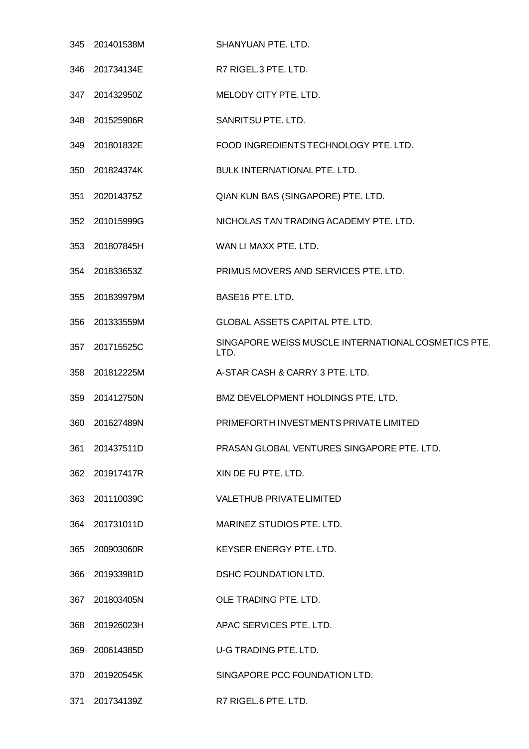| | | |
|---|---|---|
| 345 | 201401538M | SHANYUAN PTE. LTD. |
| 346 | 201734134E | R7 RIGEL.3 PTE. LTD. |
| 347 | 201432950Z | MELODY CITY PTE. LTD. |
| 348 | 201525906R | SANRITSU PTE. LTD. |
| 349 | 201801832E | FOOD INGREDIENTS TECHNOLOGY PTE. LTD. |
| 350 | 201824374K | BULK INTERNATIONAL PTE. LTD. |
| 351 | 202014375Z | QIAN KUN BAS (SINGAPORE) PTE. LTD. |
| 352 | 201015999G | NICHOLAS TAN TRADING ACADEMY PTE. LTD. |
| 353 | 201807845H | WAN LI MAXX PTE. LTD. |
| 354 | 201833653Z | PRIMUS MOVERS AND SERVICES PTE. LTD. |
| 355 | 201839979M | BASE16 PTE. LTD. |
| 356 | 201333559M | GLOBAL ASSETS CAPITAL PTE. LTD. |
| 357 | 201715525C | SINGAPORE WEISS MUSCLE INTERNATIONAL COSMETICS PTE. LTD. |
| 358 | 201812225M | A-STAR CASH & CARRY 3 PTE. LTD. |
| 359 | 201412750N | BMZ DEVELOPMENT HOLDINGS PTE. LTD. |
| 360 | 201627489N | PRIMEFORTH INVESTMENTS PRIVATE LIMITED |
| 361 | 201437511D | PRASAN GLOBAL VENTURES SINGAPORE PTE. LTD. |
| 362 | 201917417R | XIN DE FU PTE. LTD. |
| 363 | 201110039C | VALETHUB PRIVATE LIMITED |
| 364 | 201731011D | MARINEZ STUDIOS PTE. LTD. |
| 365 | 200903060R | KEYSER ENERGY PTE. LTD. |
| 366 | 201933981D | DSHC FOUNDATION LTD. |
| 367 | 201803405N | OLE TRADING PTE. LTD. |
| 368 | 201926023H | APAC SERVICES PTE. LTD. |
| 369 | 200614385D | U-G TRADING PTE. LTD. |
| 370 | 201920545K | SINGAPORE PCC FOUNDATION LTD. |
| 371 | 201734139Z | R7 RIGEL.6 PTE. LTD. |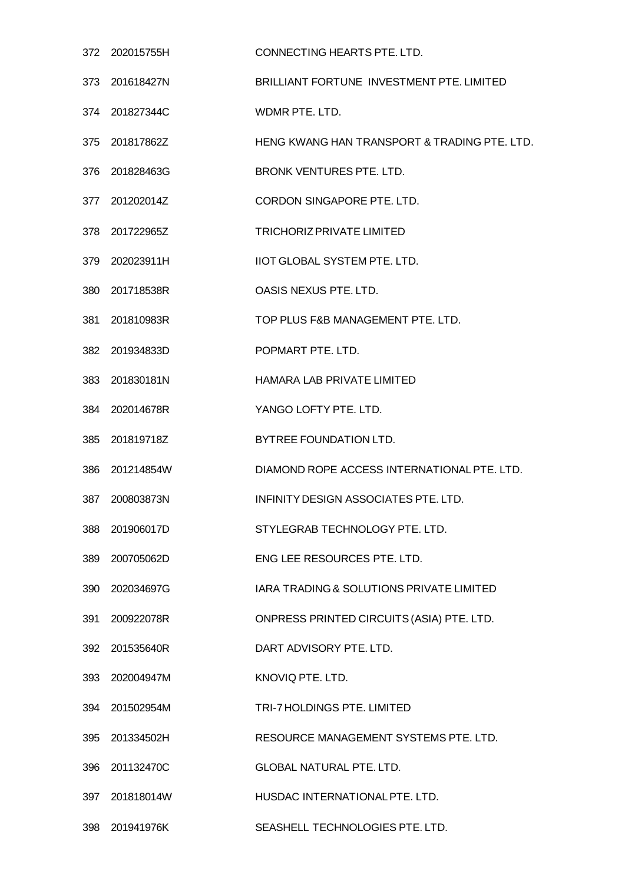| | | |
|---|---|---|
| 372 | 202015755H | CONNECTING HEARTS PTE. LTD. |
| 373 | 201618427N | BRILLIANT FORTUNE INVESTMENT PTE. LIMITED |
| 374 | 201827344C | WDMR PTE. LTD. |
| 375 | 201817862Z | HENG KWANG HAN TRANSPORT & TRADING PTE. LTD. |
| 376 | 201828463G | BRONK VENTURES PTE. LTD. |
| 377 | 201202014Z | CORDON SINGAPORE PTE. LTD. |
| 378 | 201722965Z | TRICHORIZ PRIVATE LIMITED |
| 379 | 202023911H | IIOT GLOBAL SYSTEM PTE. LTD. |
| 380 | 201718538R | OASIS NEXUS PTE. LTD. |
| 381 | 201810983R | TOP PLUS F&B MANAGEMENT PTE. LTD. |
| 382 | 201934833D | POPMART PTE. LTD. |
| 383 | 201830181N | HAMARA LAB PRIVATE LIMITED |
| 384 | 202014678R | YANGO LOFTY PTE. LTD. |
| 385 | 201819718Z | BYTREE FOUNDATION LTD. |
| 386 | 201214854W | DIAMOND ROPE ACCESS INTERNATIONAL PTE. LTD. |
| 387 | 200803873N | INFINITY DESIGN ASSOCIATES PTE. LTD. |
| 388 | 201906017D | STYLEGRAB TECHNOLOGY PTE. LTD. |
| 389 | 200705062D | ENG LEE RESOURCES PTE. LTD. |
| 390 | 202034697G | IARA TRADING & SOLUTIONS PRIVATE LIMITED |
| 391 | 200922078R | ONPRESS PRINTED CIRCUITS (ASIA) PTE. LTD. |
| 392 | 201535640R | DART ADVISORY PTE. LTD. |
| 393 | 202004947M | KNOVIQ PTE. LTD. |
| 394 | 201502954M | TRI-7 HOLDINGS PTE. LIMITED |
| 395 | 201334502H | RESOURCE MANAGEMENT SYSTEMS PTE. LTD. |
| 396 | 201132470C | GLOBAL NATURAL PTE. LTD. |
| 397 | 201818014W | HUSDAC INTERNATIONAL PTE. LTD. |
| 398 | 201941976K | SEASHELL TECHNOLOGIES PTE. LTD. |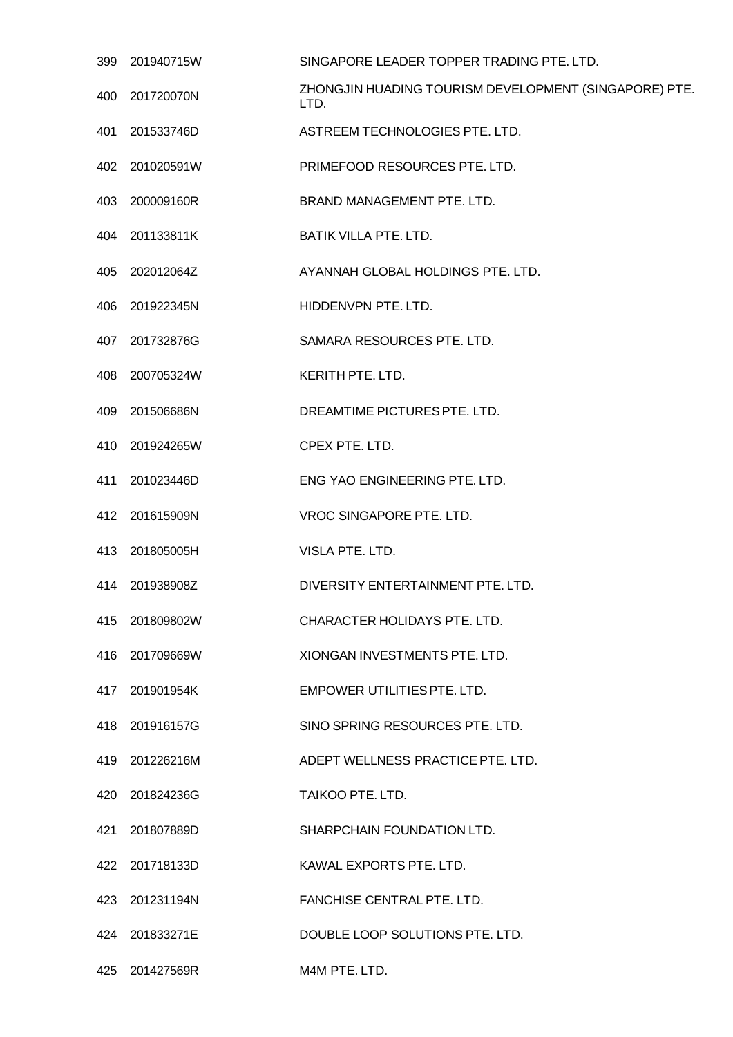| | | |
|---|---|---|
| 399 | 201940715W | SINGAPORE LEADER TOPPER TRADING PTE. LTD. |
| 400 | 201720070N | ZHONGJIN HUADING TOURISM DEVELOPMENT (SINGAPORE) PTE. LTD. |
| 401 | 201533746D | ASTREEM TECHNOLOGIES PTE. LTD. |
| 402 | 201020591W | PRIMEFOOD RESOURCES PTE. LTD. |
| 403 | 200009160R | BRAND MANAGEMENT PTE. LTD. |
| 404 | 201133811K | BATIK VILLA PTE. LTD. |
| 405 | 202012064Z | AYANNAH GLOBAL HOLDINGS PTE. LTD. |
| 406 | 201922345N | HIDDENVPN PTE. LTD. |
| 407 | 201732876G | SAMARA RESOURCES PTE. LTD. |
| 408 | 200705324W | KERITH PTE. LTD. |
| 409 | 201506686N | DREAMTIME PICTURES PTE. LTD. |
| 410 | 201924265W | CPEX PTE. LTD. |
| 411 | 201023446D | ENG YAO ENGINEERING PTE. LTD. |
| 412 | 201615909N | VROC SINGAPORE PTE. LTD. |
| 413 | 201805005H | VISLA PTE. LTD. |
| 414 | 201938908Z | DIVERSITY ENTERTAINMENT PTE. LTD. |
| 415 | 201809802W | CHARACTER HOLIDAYS PTE. LTD. |
| 416 | 201709669W | XIONGAN INVESTMENTS PTE. LTD. |
| 417 | 201901954K | EMPOWER UTILITIES PTE. LTD. |
| 418 | 201916157G | SINO SPRING RESOURCES PTE. LTD. |
| 419 | 201226216M | ADEPT WELLNESS PRACTICE PTE. LTD. |
| 420 | 201824236G | TAIKOO PTE. LTD. |
| 421 | 201807889D | SHARPCHAIN FOUNDATION LTD. |
| 422 | 201718133D | KAWAL EXPORTS PTE. LTD. |
| 423 | 201231194N | FANCHISE CENTRAL PTE. LTD. |
| 424 | 201833271E | DOUBLE LOOP SOLUTIONS PTE. LTD. |
| 425 | 201427569R | M4M PTE. LTD. |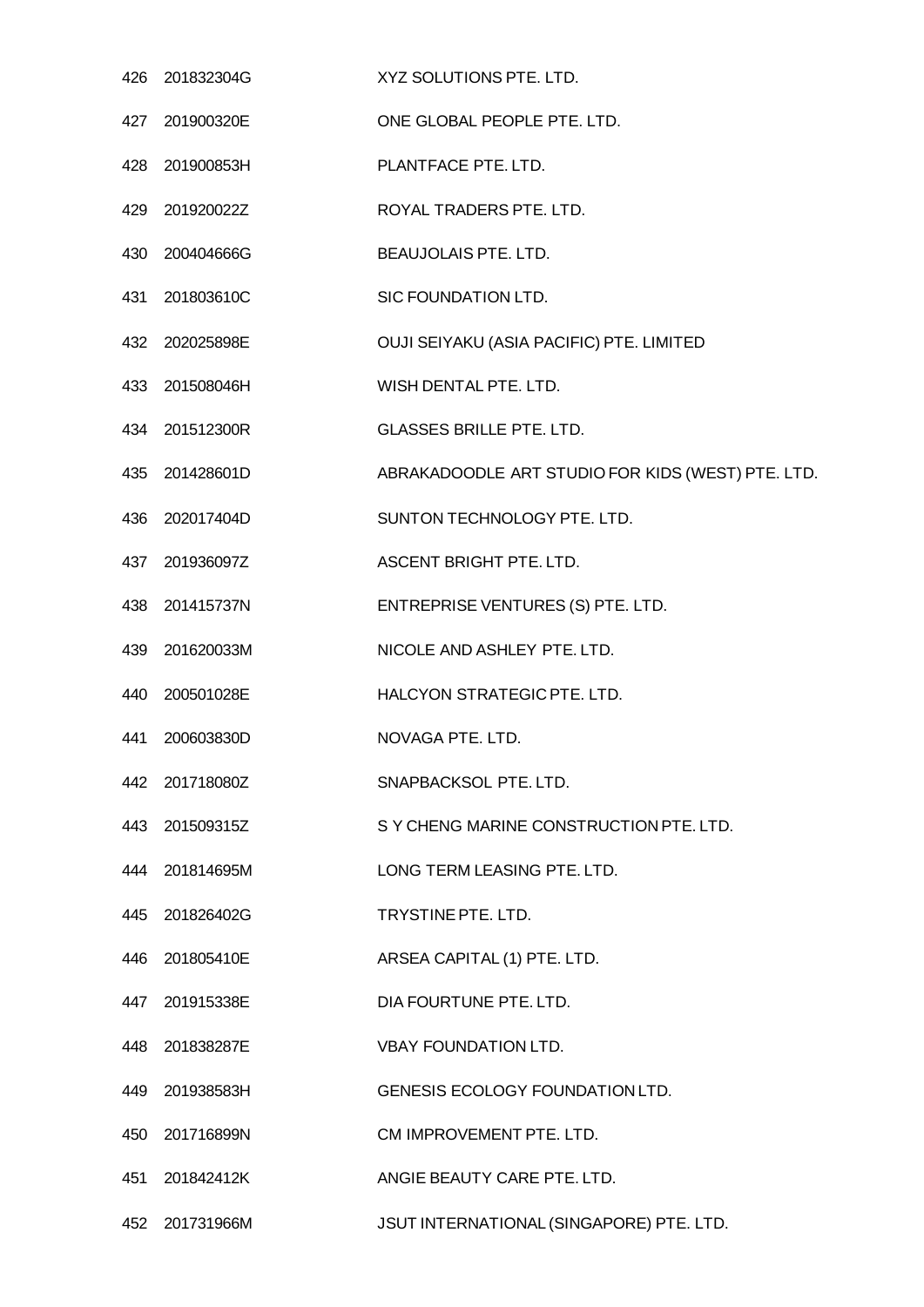| | | |
|---|---|---|
| 426 | 201832304G | XYZ SOLUTIONS PTE. LTD. |
| 427 | 201900320E | ONE GLOBAL PEOPLE PTE. LTD. |
| 428 | 201900853H | PLANTFACE PTE. LTD. |
| 429 | 201920022Z | ROYAL TRADERS PTE. LTD. |
| 430 | 200404666G | BEAUJOLAIS PTE. LTD. |
| 431 | 201803610C | SIC FOUNDATION LTD. |
| 432 | 202025898E | OUJI SEIYAKU (ASIA PACIFIC) PTE. LIMITED |
| 433 | 201508046H | WISH DENTAL PTE. LTD. |
| 434 | 201512300R | GLASSES BRILLE PTE. LTD. |
| 435 | 201428601D | ABRAKADOODLE ART STUDIO FOR KIDS (WEST) PTE. LTD. |
| 436 | 202017404D | SUNTON TECHNOLOGY PTE. LTD. |
| 437 | 201936097Z | ASCENT BRIGHT PTE. LTD. |
| 438 | 201415737N | ENTREPRISE VENTURES (S) PTE. LTD. |
| 439 | 201620033M | NICOLE AND ASHLEY PTE. LTD. |
| 440 | 200501028E | HALCYON STRATEGIC PTE. LTD. |
| 441 | 200603830D | NOVAGA PTE. LTD. |
| 442 | 201718080Z | SNAPBACKSOL PTE. LTD. |
| 443 | 201509315Z | S Y CHENG MARINE CONSTRUCTION PTE. LTD. |
| 444 | 201814695M | LONG TERM LEASING PTE. LTD. |
| 445 | 201826402G | TRYSTINE PTE. LTD. |
| 446 | 201805410E | ARSEA CAPITAL (1) PTE. LTD. |
| 447 | 201915338E | DIA FOURTUNE PTE. LTD. |
| 448 | 201838287E | VBAY FOUNDATION LTD. |
| 449 | 201938583H | GENESIS ECOLOGY FOUNDATION LTD. |
| 450 | 201716899N | CM IMPROVEMENT PTE. LTD. |
| 451 | 201842412K | ANGIE BEAUTY CARE PTE. LTD. |
| 452 | 201731966M | JSUT INTERNATIONAL (SINGAPORE) PTE. LTD. |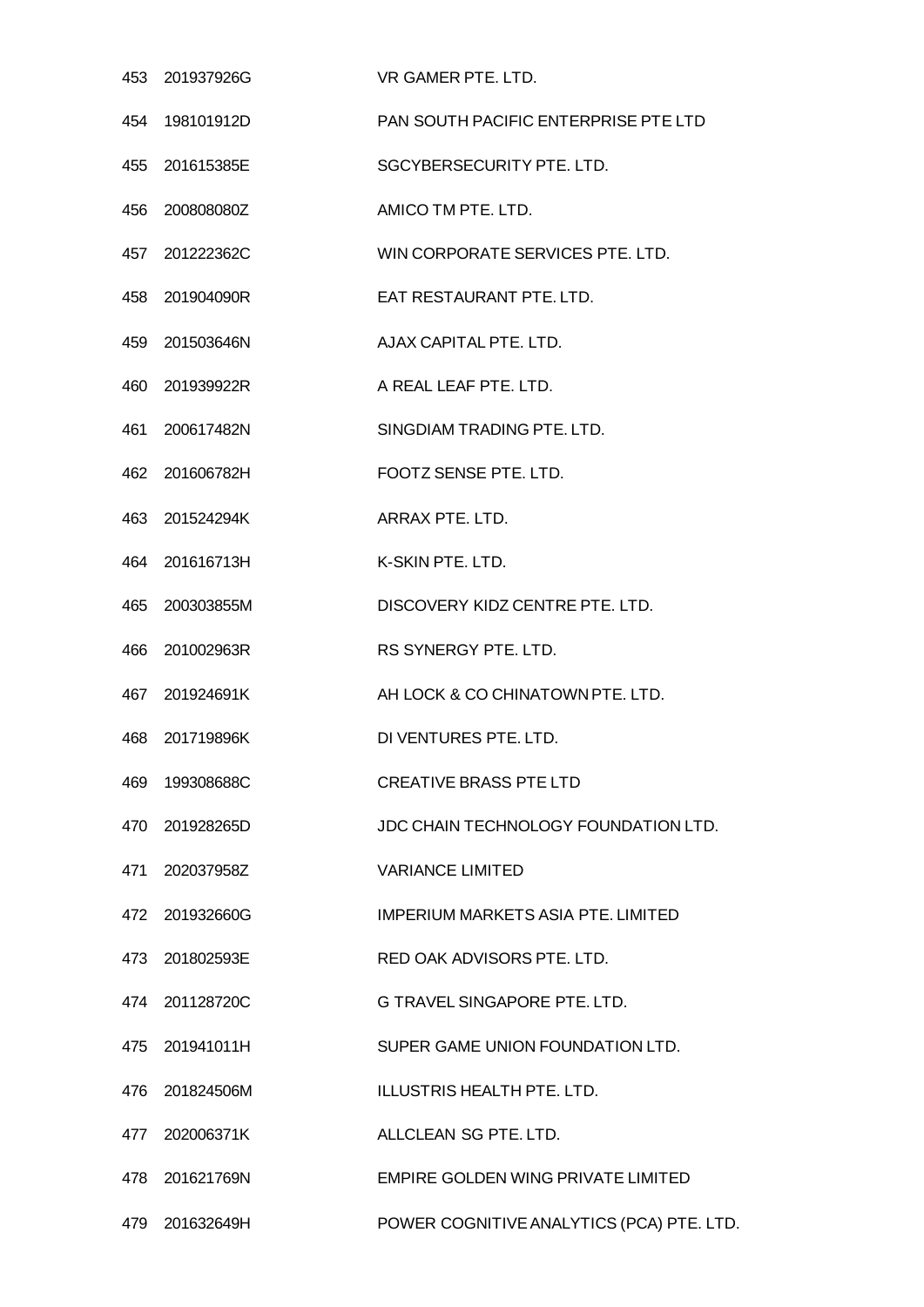| | | |
|---|---|---|
| 453 | 201937926G | VR GAMER PTE. LTD. |
| 454 | 198101912D | PAN SOUTH PACIFIC ENTERPRISE PTE LTD |
| 455 | 201615385E | SGCYBERSECURITY PTE. LTD. |
| 456 | 200808080Z | AMICO TM PTE. LTD. |
| 457 | 201222362C | WIN CORPORATE SERVICES PTE. LTD. |
| 458 | 201904090R | EAT RESTAURANT PTE. LTD. |
| 459 | 201503646N | AJAX CAPITAL PTE. LTD. |
| 460 | 201939922R | A REAL LEAF PTE. LTD. |
| 461 | 200617482N | SINGDIAM TRADING PTE. LTD. |
| 462 | 201606782H | FOOTZ SENSE PTE. LTD. |
| 463 | 201524294K | ARRAX PTE. LTD. |
| 464 | 201616713H | K-SKIN PTE. LTD. |
| 465 | 200303855M | DISCOVERY KIDZ CENTRE PTE. LTD. |
| 466 | 201002963R | RS SYNERGY PTE. LTD. |
| 467 | 201924691K | AH LOCK & CO CHINATOWN PTE. LTD. |
| 468 | 201719896K | DI VENTURES PTE. LTD. |
| 469 | 199308688C | CREATIVE BRASS PTE LTD |
| 470 | 201928265D | JDC CHAIN TECHNOLOGY FOUNDATION LTD. |
| 471 | 202037958Z | VARIANCE LIMITED |
| 472 | 201932660G | IMPERIUM MARKETS ASIA PTE. LIMITED |
| 473 | 201802593E | RED OAK ADVISORS PTE. LTD. |
| 474 | 201128720C | G TRAVEL SINGAPORE PTE. LTD. |
| 475 | 201941011H | SUPER GAME UNION FOUNDATION LTD. |
| 476 | 201824506M | ILLUSTRIS HEALTH PTE. LTD. |
| 477 | 202006371K | ALLCLEAN SG PTE. LTD. |
| 478 | 201621769N | EMPIRE GOLDEN WING PRIVATE LIMITED |
| 479 | 201632649H | POWER COGNITIVE ANALYTICS (PCA) PTE. LTD. |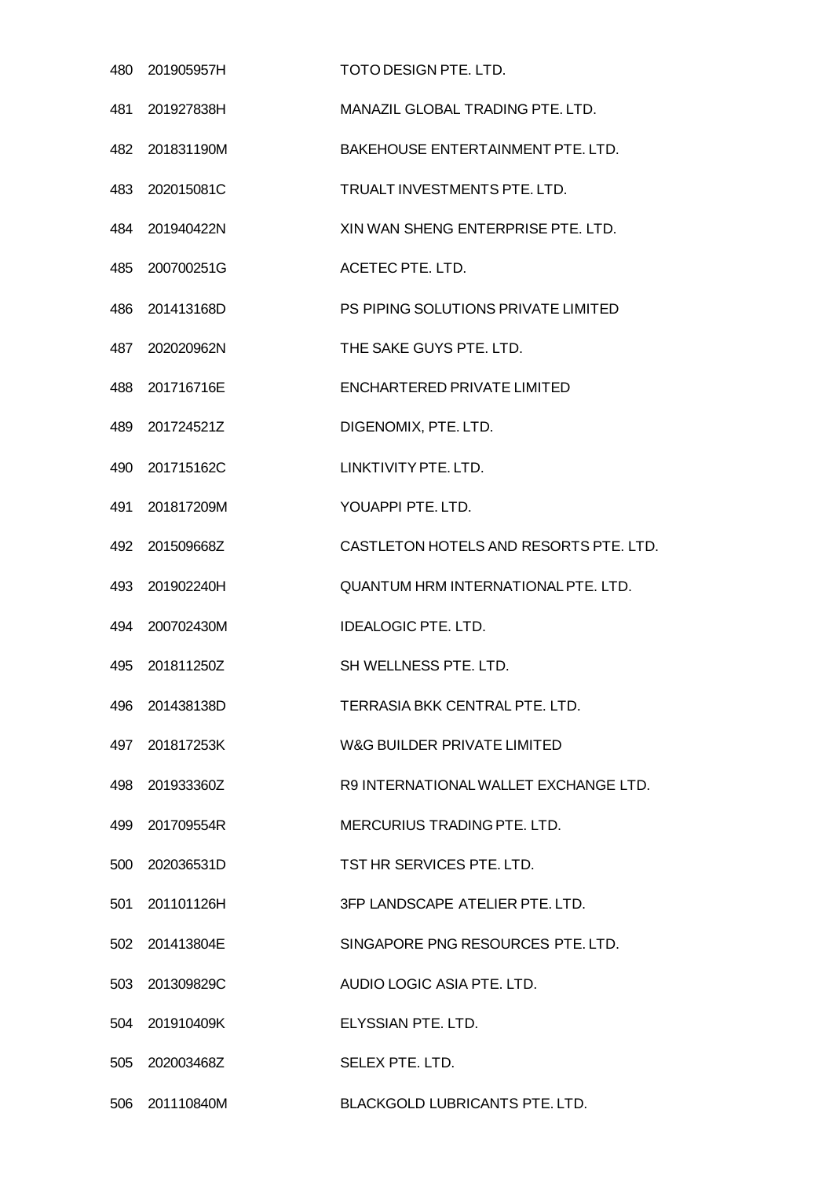| | | |
|---|---|---|
| 480 | 201905957H | TOTO DESIGN PTE. LTD. |
| 481 | 201927838H | MANAZIL GLOBAL TRADING PTE. LTD. |
| 482 | 201831190M | BAKEHOUSE ENTERTAINMENT PTE. LTD. |
| 483 | 202015081C | TRUALT INVESTMENTS PTE. LTD. |
| 484 | 201940422N | XIN WAN SHENG ENTERPRISE PTE. LTD. |
| 485 | 200700251G | ACETEC PTE. LTD. |
| 486 | 201413168D | PS PIPING SOLUTIONS PRIVATE LIMITED |
| 487 | 202020962N | THE SAKE GUYS PTE. LTD. |
| 488 | 201716716E | ENCHARTERED PRIVATE LIMITED |
| 489 | 201724521Z | DIGENOMIX, PTE. LTD. |
| 490 | 201715162C | LINKTIVITY PTE. LTD. |
| 491 | 201817209M | YOUAPPI PTE. LTD. |
| 492 | 201509668Z | CASTLETON HOTELS AND RESORTS PTE. LTD. |
| 493 | 201902240H | QUANTUM HRM INTERNATIONAL PTE. LTD. |
| 494 | 200702430M | IDEALOGIC PTE. LTD. |
| 495 | 201811250Z | SH WELLNESS PTE. LTD. |
| 496 | 201438138D | TERRASIA BKK CENTRAL PTE. LTD. |
| 497 | 201817253K | W&G BUILDER PRIVATE LIMITED |
| 498 | 201933360Z | R9 INTERNATIONAL WALLET EXCHANGE LTD. |
| 499 | 201709554R | MERCURIUS TRADING PTE. LTD. |
| 500 | 202036531D | TST HR SERVICES PTE. LTD. |
| 501 | 201101126H | 3FP LANDSCAPE ATELIER PTE. LTD. |
| 502 | 201413804E | SINGAPORE PNG RESOURCES PTE. LTD. |
| 503 | 201309829C | AUDIO LOGIC ASIA PTE. LTD. |
| 504 | 201910409K | ELYSSIAN PTE. LTD. |
| 505 | 202003468Z | SELEX PTE. LTD. |
| 506 | 201110840M | BLACKGOLD LUBRICANTS PTE. LTD. |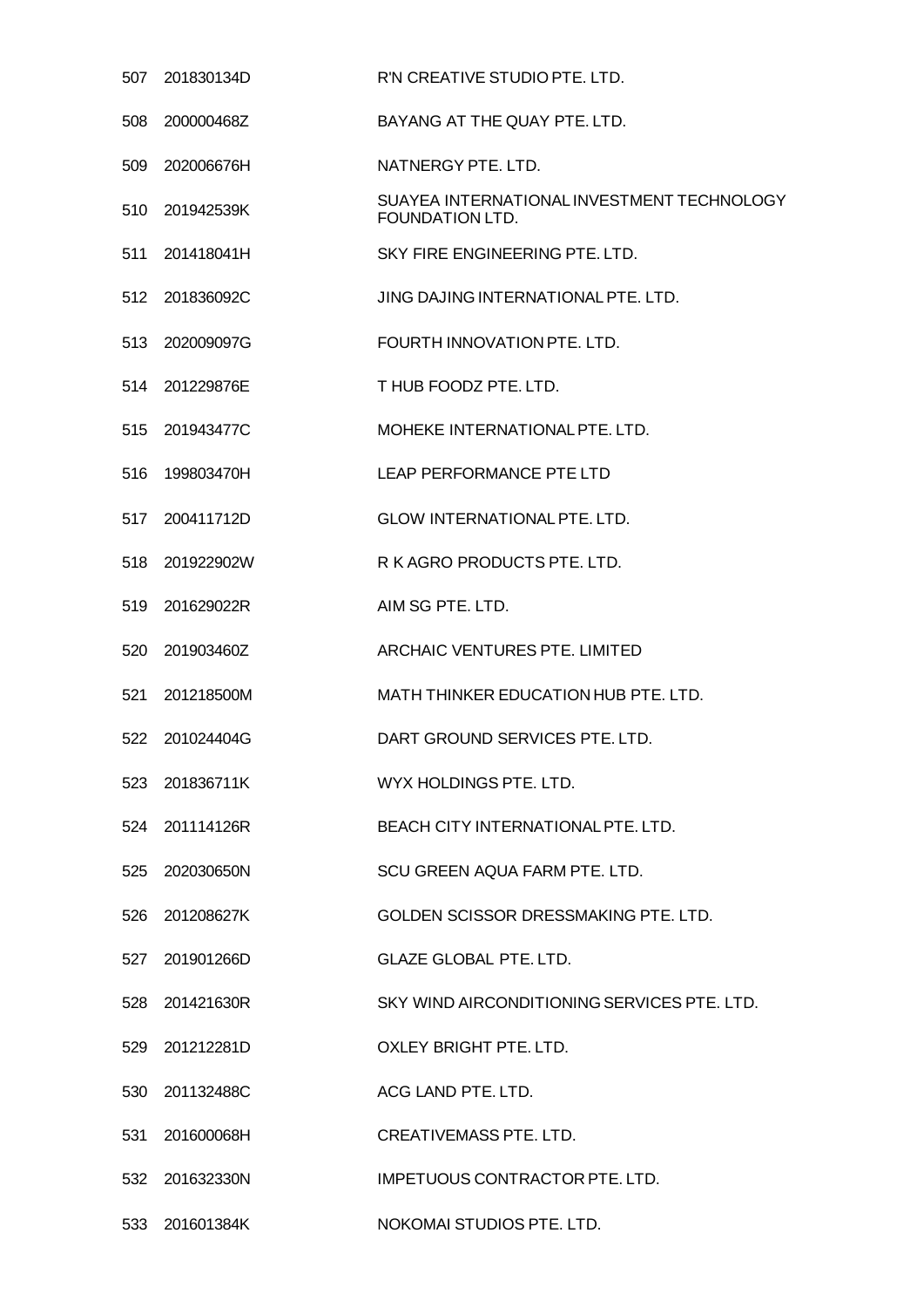| | | |
|---|---|---|
| 507 | 201830134D | R'N CREATIVE STUDIO PTE. LTD. |
| 508 | 200000468Z | BAYANG AT THE QUAY PTE. LTD. |
| 509 | 202006676H | NATNERGY PTE. LTD. |
| 510 | 201942539K | SUAYEA INTERNATIONAL INVESTMENT TECHNOLOGY FOUNDATION LTD. |
| 511 | 201418041H | SKY FIRE ENGINEERING PTE. LTD. |
| 512 | 201836092C | JING DAJING INTERNATIONAL PTE. LTD. |
| 513 | 202009097G | FOURTH INNOVATION PTE. LTD. |
| 514 | 201229876E | T HUB FOODZ PTE. LTD. |
| 515 | 201943477C | MOHEKE INTERNATIONAL PTE. LTD. |
| 516 | 199803470H | LEAP PERFORMANCE PTE LTD |
| 517 | 200411712D | GLOW INTERNATIONAL PTE. LTD. |
| 518 | 201922902W | R K AGRO PRODUCTS PTE. LTD. |
| 519 | 201629022R | AIM SG PTE. LTD. |
| 520 | 201903460Z | ARCHAIC VENTURES PTE. LIMITED |
| 521 | 201218500M | MATH THINKER EDUCATION HUB PTE. LTD. |
| 522 | 201024404G | DART GROUND SERVICES PTE. LTD. |
| 523 | 201836711K | WYX HOLDINGS PTE. LTD. |
| 524 | 201114126R | BEACH CITY INTERNATIONAL PTE. LTD. |
| 525 | 202030650N | SCU GREEN AQUA FARM PTE. LTD. |
| 526 | 201208627K | GOLDEN SCISSOR DRESSMAKING PTE. LTD. |
| 527 | 201901266D | GLAZE GLOBAL PTE. LTD. |
| 528 | 201421630R | SKY WIND AIRCONDITIONING SERVICES PTE. LTD. |
| 529 | 201212281D | OXLEY BRIGHT PTE. LTD. |
| 530 | 201132488C | ACG LAND PTE. LTD. |
| 531 | 201600068H | CREATIVEMASS PTE. LTD. |
| 532 | 201632330N | IMPETUOUS CONTRACTOR PTE. LTD. |
| 533 | 201601384K | NOKOMAI STUDIOS PTE. LTD. |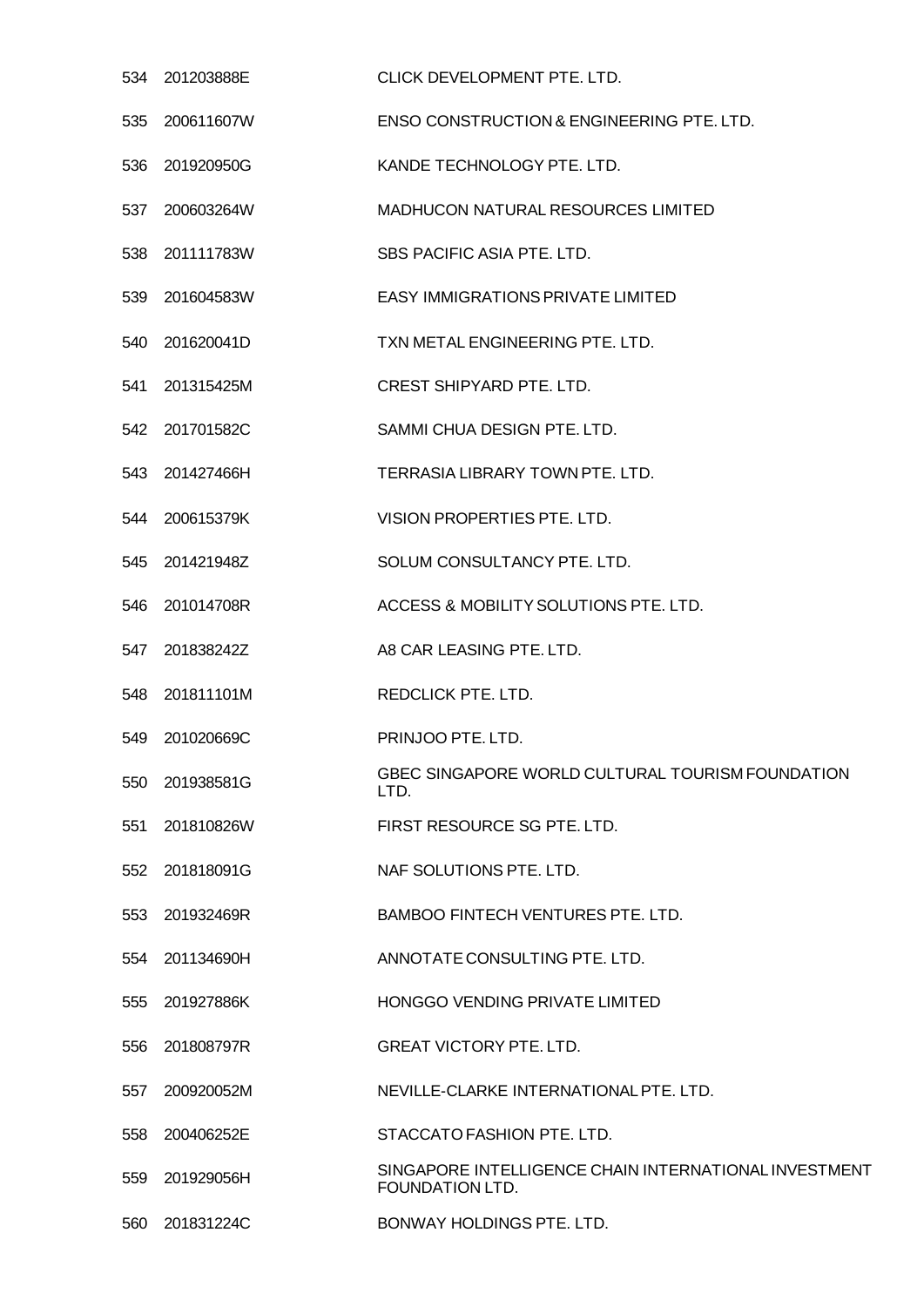| | | |
|---|---|---|
| 534 | 201203888E | CLICK DEVELOPMENT PTE. LTD. |
| 535 | 200611607W | ENSO CONSTRUCTION & ENGINEERING PTE. LTD. |
| 536 | 201920950G | KANDE TECHNOLOGY PTE. LTD. |
| 537 | 200603264W | MADHUCON NATURAL RESOURCES LIMITED |
| 538 | 201111783W | SBS PACIFIC ASIA PTE. LTD. |
| 539 | 201604583W | EASY IMMIGRATIONS PRIVATE LIMITED |
| 540 | 201620041D | TXN METAL ENGINEERING PTE. LTD. |
| 541 | 201315425M | CREST SHIPYARD PTE. LTD. |
| 542 | 201701582C | SAMMI CHUA DESIGN PTE. LTD. |
| 543 | 201427466H | TERRASIA LIBRARY TOWN PTE. LTD. |
| 544 | 200615379K | VISION PROPERTIES PTE. LTD. |
| 545 | 201421948Z | SOLUM CONSULTANCY PTE. LTD. |
| 546 | 201014708R | ACCESS & MOBILITY SOLUTIONS PTE. LTD. |
| 547 | 201838242Z | A8 CAR LEASING PTE. LTD. |
| 548 | 201811101M | REDCLICK PTE. LTD. |
| 549 | 201020669C | PRINJOO PTE. LTD. |
| 550 | 201938581G | GBEC SINGAPORE WORLD CULTURAL TOURISM FOUNDATION LTD. |
| 551 | 201810826W | FIRST RESOURCE SG PTE. LTD. |
| 552 | 201818091G | NAF SOLUTIONS PTE. LTD. |
| 553 | 201932469R | BAMBOO FINTECH VENTURES PTE. LTD. |
| 554 | 201134690H | ANNOTATE CONSULTING PTE. LTD. |
| 555 | 201927886K | HONGGO VENDING PRIVATE LIMITED |
| 556 | 201808797R | GREAT VICTORY PTE. LTD. |
| 557 | 200920052M | NEVILLE-CLARKE INTERNATIONAL PTE. LTD. |
| 558 | 200406252E | STACCATO FASHION PTE. LTD. |
| 559 | 201929056H | SINGAPORE INTELLIGENCE CHAIN INTERNATIONAL INVESTMENT FOUNDATION LTD. |
| 560 | 201831224C | BONWAY HOLDINGS PTE. LTD. |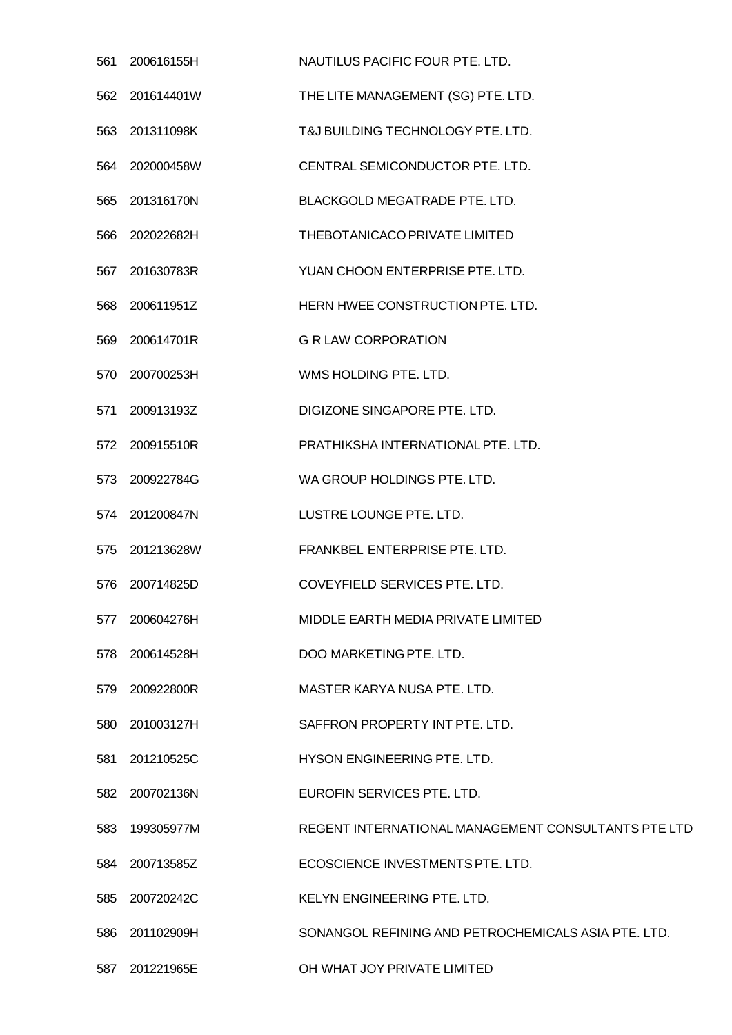| | | |
|---|---|---|
| 561 | 200616155H | NAUTILUS PACIFIC FOUR PTE. LTD. |
| 562 | 201614401W | THE LITE MANAGEMENT (SG) PTE. LTD. |
| 563 | 201311098K | T&J BUILDING TECHNOLOGY PTE. LTD. |
| 564 | 202000458W | CENTRAL SEMICONDUCTOR PTE. LTD. |
| 565 | 201316170N | BLACKGOLD MEGATRADE PTE. LTD. |
| 566 | 202022682H | THEBOTANICACO PRIVATE LIMITED |
| 567 | 201630783R | YUAN CHOON ENTERPRISE PTE. LTD. |
| 568 | 200611951Z | HERN HWEE CONSTRUCTION PTE. LTD. |
| 569 | 200614701R | G R LAW CORPORATION |
| 570 | 200700253H | WMS HOLDING PTE. LTD. |
| 571 | 200913193Z | DIGIZONE SINGAPORE PTE. LTD. |
| 572 | 200915510R | PRATHIKSHA INTERNATIONAL PTE. LTD. |
| 573 | 200922784G | WA GROUP HOLDINGS PTE. LTD. |
| 574 | 201200847N | LUSTRE LOUNGE PTE. LTD. |
| 575 | 201213628W | FRANKBEL ENTERPRISE PTE. LTD. |
| 576 | 200714825D | COVEYFIELD SERVICES PTE. LTD. |
| 577 | 200604276H | MIDDLE EARTH MEDIA PRIVATE LIMITED |
| 578 | 200614528H | DOO MARKETING PTE. LTD. |
| 579 | 200922800R | MASTER KARYA NUSA PTE. LTD. |
| 580 | 201003127H | SAFFRON PROPERTY INT PTE. LTD. |
| 581 | 201210525C | HYSON ENGINEERING PTE. LTD. |
| 582 | 200702136N | EUROFIN SERVICES PTE. LTD. |
| 583 | 199305977M | REGENT INTERNATIONAL MANAGEMENT CONSULTANTS PTE LTD |
| 584 | 200713585Z | ECOSCIENCE INVESTMENTS PTE. LTD. |
| 585 | 200720242C | KELYN ENGINEERING PTE. LTD. |
| 586 | 201102909H | SONANGOL REFINING AND PETROCHEMICALS ASIA PTE. LTD. |
| 587 | 201221965E | OH WHAT JOY PRIVATE LIMITED |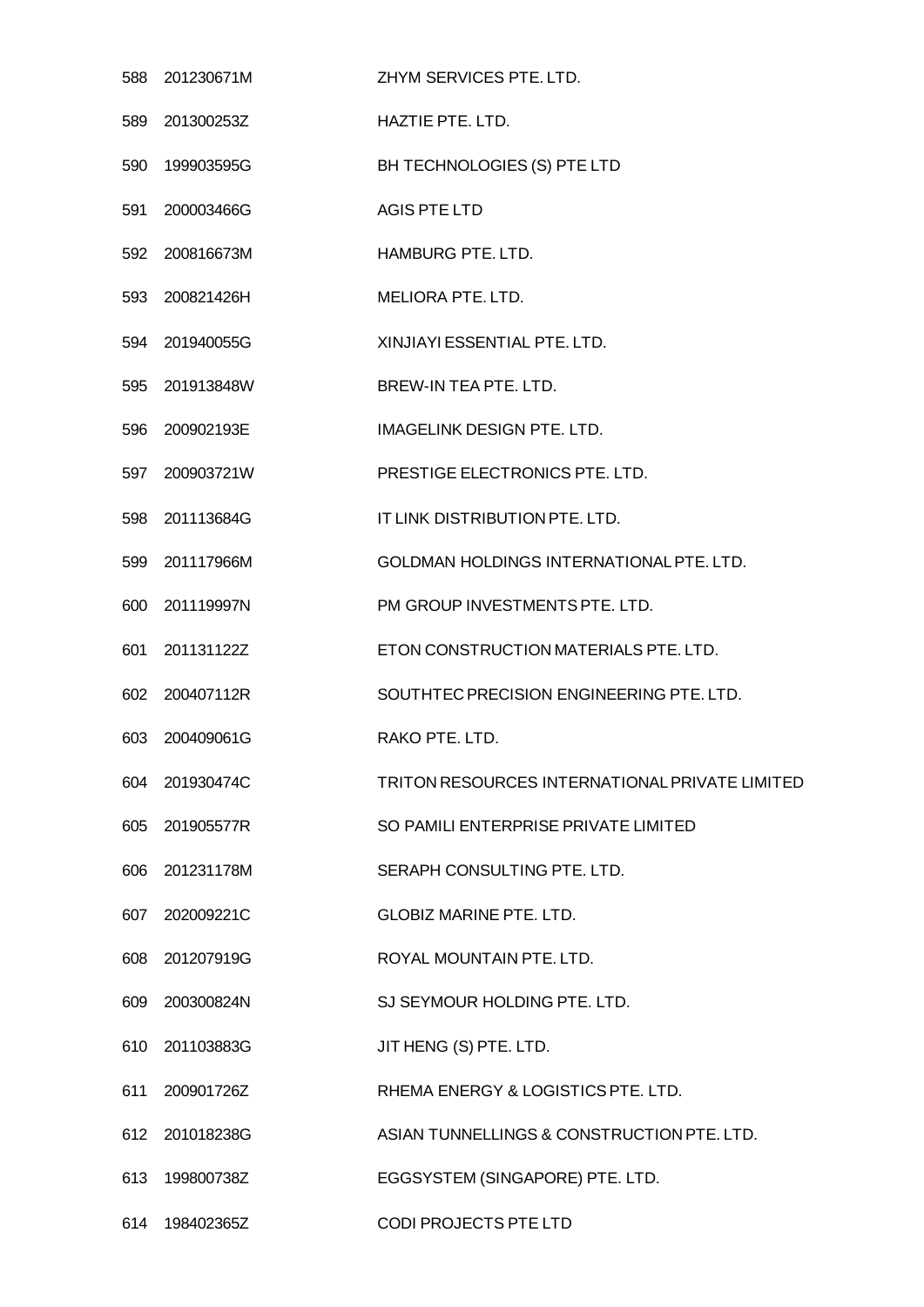| | | |
|---|---|---|
| 588 | 201230671M | ZHYM SERVICES PTE. LTD. |
| 589 | 201300253Z | HAZTIE PTE. LTD. |
| 590 | 199903595G | BH TECHNOLOGIES (S) PTE LTD |
| 591 | 200003466G | AGIS PTE LTD |
| 592 | 200816673M | HAMBURG PTE. LTD. |
| 593 | 200821426H | MELIORA PTE. LTD. |
| 594 | 201940055G | XINJIAYI ESSENTIAL PTE. LTD. |
| 595 | 201913848W | BREW-IN TEA PTE. LTD. |
| 596 | 200902193E | IMAGELINK DESIGN PTE. LTD. |
| 597 | 200903721W | PRESTIGE ELECTRONICS PTE. LTD. |
| 598 | 201113684G | IT LINK DISTRIBUTION PTE. LTD. |
| 599 | 201117966M | GOLDMAN HOLDINGS INTERNATIONAL PTE. LTD. |
| 600 | 201119997N | PM GROUP INVESTMENTS PTE. LTD. |
| 601 | 201131122Z | ETON CONSTRUCTION MATERIALS PTE. LTD. |
| 602 | 200407112R | SOUTHTEC PRECISION ENGINEERING PTE. LTD. |
| 603 | 200409061G | RAKO PTE. LTD. |
| 604 | 201930474C | TRITON RESOURCES INTERNATIONAL PRIVATE LIMITED |
| 605 | 201905577R | SO PAMILI ENTERPRISE PRIVATE LIMITED |
| 606 | 201231178M | SERAPH CONSULTING PTE. LTD. |
| 607 | 202009221C | GLOBIZ MARINE PTE. LTD. |
| 608 | 201207919G | ROYAL MOUNTAIN PTE. LTD. |
| 609 | 200300824N | SJ SEYMOUR HOLDING PTE. LTD. |
| 610 | 201103883G | JIT HENG (S) PTE. LTD. |
| 611 | 200901726Z | RHEMA ENERGY & LOGISTICS PTE. LTD. |
| 612 | 201018238G | ASIAN TUNNELLINGS & CONSTRUCTION PTE. LTD. |
| 613 | 199800738Z | EGGSYSTEM (SINGAPORE) PTE. LTD. |
| 614 | 198402365Z | CODI PROJECTS PTE LTD |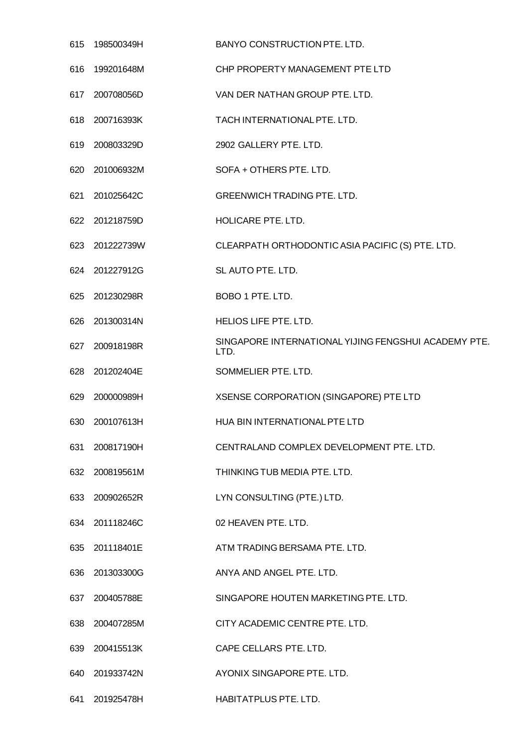| | | |
|---|---|---|
| 615 | 198500349H | BANYO CONSTRUCTION PTE. LTD. |
| 616 | 199201648M | CHP PROPERTY MANAGEMENT PTE LTD |
| 617 | 200708056D | VAN DER NATHAN GROUP PTE. LTD. |
| 618 | 200716393K | TACH INTERNATIONAL PTE. LTD. |
| 619 | 200803329D | 2902 GALLERY PTE. LTD. |
| 620 | 201006932M | SOFA + OTHERS PTE. LTD. |
| 621 | 201025642C | GREENWICH TRADING PTE. LTD. |
| 622 | 201218759D | HOLICARE PTE. LTD. |
| 623 | 201222739W | CLEARPATH ORTHODONTIC ASIA PACIFIC (S) PTE. LTD. |
| 624 | 201227912G | SL AUTO PTE. LTD. |
| 625 | 201230298R | BOBO 1 PTE. LTD. |
| 626 | 201300314N | HELIOS LIFE PTE. LTD. |
| 627 | 200918198R | SINGAPORE INTERNATIONAL YIJING FENGSHUI ACADEMY PTE. LTD. |
| 628 | 201202404E | SOMMELIER PTE. LTD. |
| 629 | 200000989H | XSENSE CORPORATION (SINGAPORE) PTE LTD |
| 630 | 200107613H | HUA BIN INTERNATIONAL PTE LTD |
| 631 | 200817190H | CENTRALAND COMPLEX DEVELOPMENT PTE. LTD. |
| 632 | 200819561M | THINKING TUB MEDIA PTE. LTD. |
| 633 | 200902652R | LYN CONSULTING (PTE.) LTD. |
| 634 | 201118246C | 02 HEAVEN PTE. LTD. |
| 635 | 201118401E | ATM TRADING BERSAMA PTE. LTD. |
| 636 | 201303300G | ANYA AND ANGEL PTE. LTD. |
| 637 | 200405788E | SINGAPORE HOUTEN MARKETING PTE. LTD. |
| 638 | 200407285M | CITY ACADEMIC CENTRE PTE. LTD. |
| 639 | 200415513K | CAPE CELLARS PTE. LTD. |
| 640 | 201933742N | AYONIX SINGAPORE PTE. LTD. |
| 641 | 201925478H | HABITATPLUS PTE. LTD. |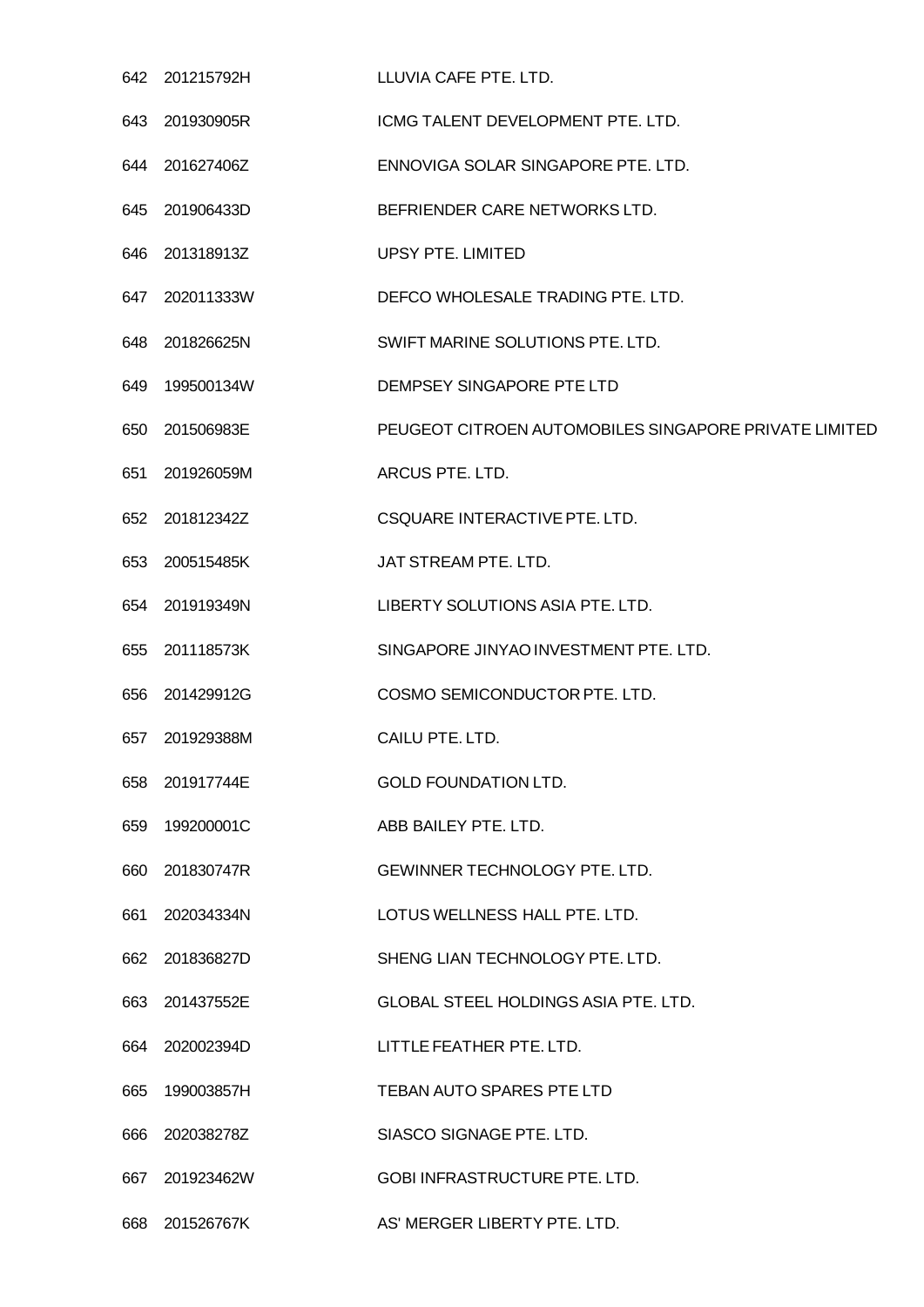| | | |
|---|---|---|
| 642 | 201215792H | LLUVIA CAFE PTE. LTD. |
| 643 | 201930905R | ICMG TALENT DEVELOPMENT PTE. LTD. |
| 644 | 201627406Z | ENNOVIGA SOLAR SINGAPORE PTE. LTD. |
| 645 | 201906433D | BEFRIENDER CARE NETWORKS LTD. |
| 646 | 201318913Z | UPSY PTE. LIMITED |
| 647 | 202011333W | DEFCO WHOLESALE TRADING PTE. LTD. |
| 648 | 201826625N | SWIFT MARINE SOLUTIONS PTE. LTD. |
| 649 | 199500134W | DEMPSEY SINGAPORE PTE LTD |
| 650 | 201506983E | PEUGEOT CITROEN AUTOMOBILES SINGAPORE PRIVATE LIMITED |
| 651 | 201926059M | ARCUS PTE. LTD. |
| 652 | 201812342Z | CSQUARE INTERACTIVE PTE. LTD. |
| 653 | 200515485K | JAT STREAM PTE. LTD. |
| 654 | 201919349N | LIBERTY SOLUTIONS ASIA PTE. LTD. |
| 655 | 201118573K | SINGAPORE JINYAO INVESTMENT PTE. LTD. |
| 656 | 201429912G | COSMO SEMICONDUCTOR PTE. LTD. |
| 657 | 201929388M | CAILU PTE. LTD. |
| 658 | 201917744E | GOLD FOUNDATION LTD. |
| 659 | 199200001C | ABB BAILEY PTE. LTD. |
| 660 | 201830747R | GEWINNER TECHNOLOGY PTE. LTD. |
| 661 | 202034334N | LOTUS WELLNESS HALL PTE. LTD. |
| 662 | 201836827D | SHENG LIAN TECHNOLOGY PTE. LTD. |
| 663 | 201437552E | GLOBAL STEEL HOLDINGS ASIA PTE. LTD. |
| 664 | 202002394D | LITTLE FEATHER PTE. LTD. |
| 665 | 199003857H | TEBAN AUTO SPARES PTE LTD |
| 666 | 202038278Z | SIASCO SIGNAGE PTE. LTD. |
| 667 | 201923462W | GOBI INFRASTRUCTURE PTE. LTD. |
| 668 | 201526767K | AS' MERGER LIBERTY PTE. LTD. |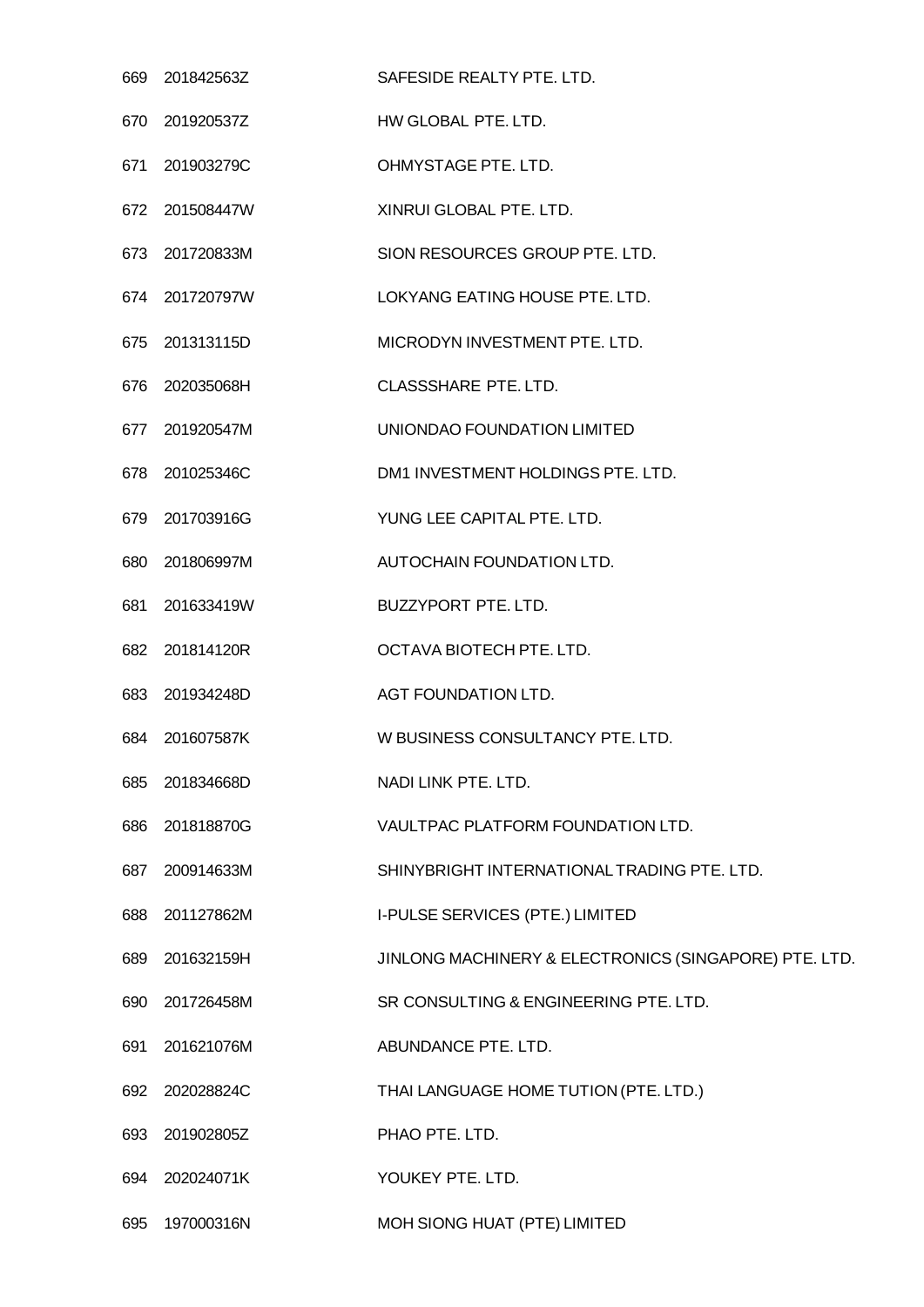| | | |
|---|---|---|
| 669 | 201842563Z | SAFESIDE REALTY PTE. LTD. |
| 670 | 201920537Z | HW GLOBAL PTE. LTD. |
| 671 | 201903279C | OHMYSTAGE PTE. LTD. |
| 672 | 201508447W | XINRUI GLOBAL PTE. LTD. |
| 673 | 201720833M | SION RESOURCES GROUP PTE. LTD. |
| 674 | 201720797W | LOKYANG EATING HOUSE PTE. LTD. |
| 675 | 201313115D | MICRODYN INVESTMENT PTE. LTD. |
| 676 | 202035068H | CLASSSHARE PTE. LTD. |
| 677 | 201920547M | UNIONDAO FOUNDATION LIMITED |
| 678 | 201025346C | DM1 INVESTMENT HOLDINGS PTE. LTD. |
| 679 | 201703916G | YUNG LEE CAPITAL PTE. LTD. |
| 680 | 201806997M | AUTOCHAIN FOUNDATION LTD. |
| 681 | 201633419W | BUZZYPORT PTE. LTD. |
| 682 | 201814120R | OCTAVA BIOTECH PTE. LTD. |
| 683 | 201934248D | AGT FOUNDATION LTD. |
| 684 | 201607587K | W BUSINESS CONSULTANCY PTE. LTD. |
| 685 | 201834668D | NADI LINK PTE. LTD. |
| 686 | 201818870G | VAULTPAC PLATFORM FOUNDATION LTD. |
| 687 | 200914633M | SHINYBRIGHT INTERNATIONAL TRADING PTE. LTD. |
| 688 | 201127862M | I-PULSE SERVICES (PTE.) LIMITED |
| 689 | 201632159H | JINLONG MACHINERY & ELECTRONICS (SINGAPORE) PTE. LTD. |
| 690 | 201726458M | SR CONSULTING & ENGINEERING PTE. LTD. |
| 691 | 201621076M | ABUNDANCE PTE. LTD. |
| 692 | 202028824C | THAI LANGUAGE HOME TUTION (PTE. LTD.) |
| 693 | 201902805Z | PHAO PTE. LTD. |
| 694 | 202024071K | YOUKEY PTE. LTD. |
| 695 | 197000316N | MOH SIONG HUAT (PTE) LIMITED |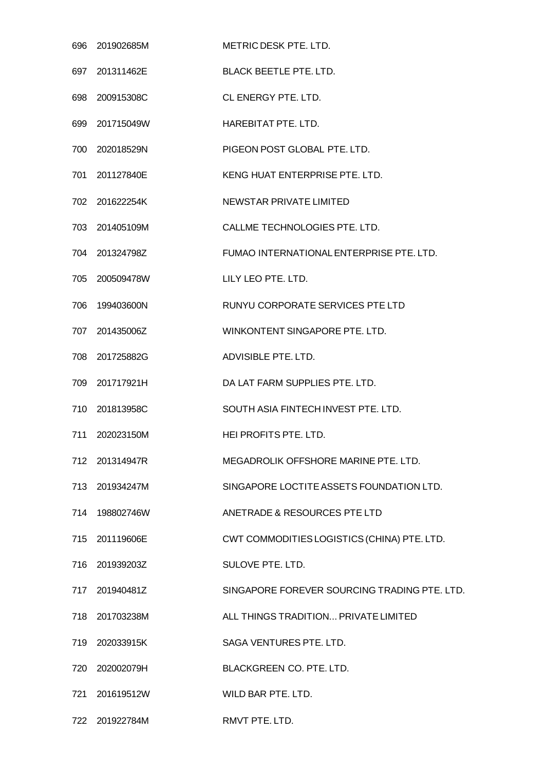| | | |
|---|---|---|
| 696 | 201902685M | METRIC DESK PTE. LTD. |
| 697 | 201311462E | BLACK BEETLE PTE. LTD. |
| 698 | 200915308C | CL ENERGY PTE. LTD. |
| 699 | 201715049W | HAREBITAT PTE. LTD. |
| 700 | 202018529N | PIGEON POST GLOBAL PTE. LTD. |
| 701 | 201127840E | KENG HUAT ENTERPRISE PTE. LTD. |
| 702 | 201622254K | NEWSTAR PRIVATE LIMITED |
| 703 | 201405109M | CALLME TECHNOLOGIES PTE. LTD. |
| 704 | 201324798Z | FUMAO INTERNATIONAL ENTERPRISE PTE. LTD. |
| 705 | 200509478W | LILY LEO PTE. LTD. |
| 706 | 199403600N | RUNYU CORPORATE SERVICES PTE LTD |
| 707 | 201435006Z | WINKONTENT SINGAPORE PTE. LTD. |
| 708 | 201725882G | ADVISIBLE PTE. LTD. |
| 709 | 201717921H | DA LAT FARM SUPPLIES PTE. LTD. |
| 710 | 201813958C | SOUTH ASIA FINTECH INVEST PTE. LTD. |
| 711 | 202023150M | HEI PROFITS PTE. LTD. |
| 712 | 201314947R | MEGADROLIK OFFSHORE MARINE PTE. LTD. |
| 713 | 201934247M | SINGAPORE LOCTITE ASSETS FOUNDATION LTD. |
| 714 | 198802746W | ANETRADE & RESOURCES PTE LTD |
| 715 | 201119606E | CWT COMMODITIES LOGISTICS (CHINA) PTE. LTD. |
| 716 | 201939203Z | SULOVE PTE. LTD. |
| 717 | 201940481Z | SINGAPORE FOREVER SOURCING TRADING PTE. LTD. |
| 718 | 201703238M | ALL THINGS TRADITION... PRIVATE LIMITED |
| 719 | 202033915K | SAGA VENTURES PTE. LTD. |
| 720 | 202002079H | BLACKGREEN CO. PTE. LTD. |
| 721 | 201619512W | WILD BAR PTE. LTD. |
| 722 | 201922784M | RMVT PTE. LTD. |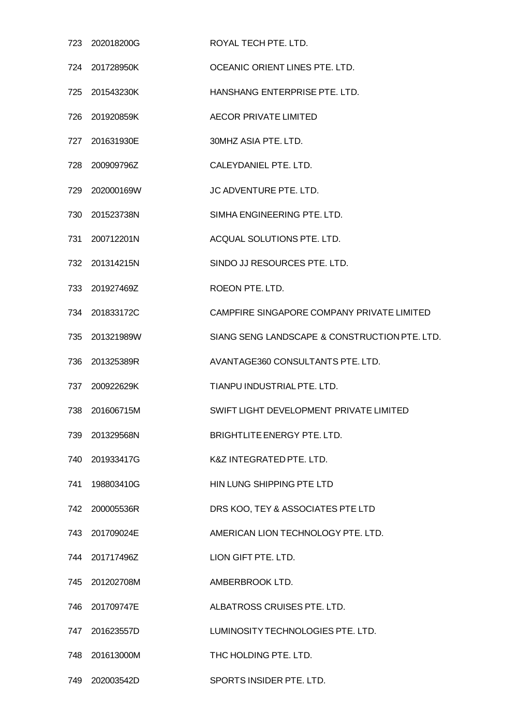| | | |
|---|---|---|
| 723 | 202018200G | ROYAL TECH PTE. LTD. |
| 724 | 201728950K | OCEANIC ORIENT LINES PTE. LTD. |
| 725 | 201543230K | HANSHANG ENTERPRISE PTE. LTD. |
| 726 | 201920859K | AECOR PRIVATE LIMITED |
| 727 | 201631930E | 30MHZ ASIA PTE. LTD. |
| 728 | 200909796Z | CALEYDANIEL PTE. LTD. |
| 729 | 202000169W | JC ADVENTURE PTE. LTD. |
| 730 | 201523738N | SIMHA ENGINEERING PTE. LTD. |
| 731 | 200712201N | ACQUAL SOLUTIONS PTE. LTD. |
| 732 | 201314215N | SINDO JJ RESOURCES PTE. LTD. |
| 733 | 201927469Z | ROEON PTE. LTD. |
| 734 | 201833172C | CAMPFIRE SINGAPORE COMPANY PRIVATE LIMITED |
| 735 | 201321989W | SIANG SENG LANDSCAPE & CONSTRUCTION PTE. LTD. |
| 736 | 201325389R | AVANTAGE360 CONSULTANTS PTE. LTD. |
| 737 | 200922629K | TIANPU INDUSTRIAL PTE. LTD. |
| 738 | 201606715M | SWIFT LIGHT DEVELOPMENT PRIVATE LIMITED |
| 739 | 201329568N | BRIGHTLITE ENERGY PTE. LTD. |
| 740 | 201933417G | K&Z INTEGRATED PTE. LTD. |
| 741 | 198803410G | HIN LUNG SHIPPING PTE LTD |
| 742 | 200005536R | DRS KOO, TEY & ASSOCIATES PTE LTD |
| 743 | 201709024E | AMERICAN LION TECHNOLOGY PTE. LTD. |
| 744 | 201717496Z | LION GIFT PTE. LTD. |
| 745 | 201202708M | AMBERBROOK LTD. |
| 746 | 201709747E | ALBATROSS CRUISES PTE. LTD. |
| 747 | 201623557D | LUMINOSITY TECHNOLOGIES PTE. LTD. |
| 748 | 201613000M | THC HOLDING PTE. LTD. |
| 749 | 202003542D | SPORTS INSIDER PTE. LTD. |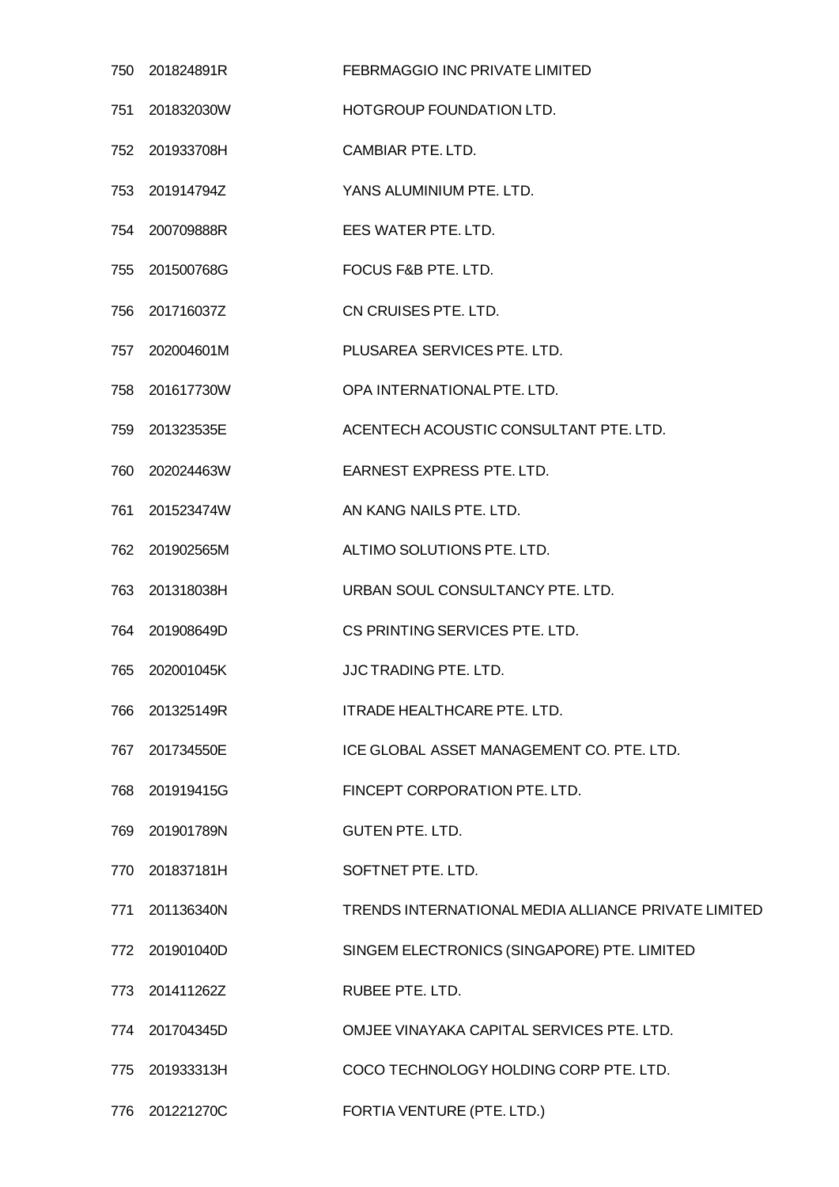| | | |
|---|---|---|
| 750 | 201824891R | FEBRMAGGIO INC PRIVATE LIMITED |
| 751 | 201832030W | HOTGROUP FOUNDATION LTD. |
| 752 | 201933708H | CAMBIAR PTE. LTD. |
| 753 | 201914794Z | YANS ALUMINIUM PTE. LTD. |
| 754 | 200709888R | EES WATER PTE. LTD. |
| 755 | 201500768G | FOCUS F&B PTE. LTD. |
| 756 | 201716037Z | CN CRUISES PTE. LTD. |
| 757 | 202004601M | PLUSAREA SERVICES PTE. LTD. |
| 758 | 201617730W | OPA INTERNATIONAL PTE. LTD. |
| 759 | 201323535E | ACENTECH ACOUSTIC CONSULTANT PTE. LTD. |
| 760 | 202024463W | EARNEST EXPRESS PTE. LTD. |
| 761 | 201523474W | AN KANG NAILS PTE. LTD. |
| 762 | 201902565M | ALTIMO SOLUTIONS PTE. LTD. |
| 763 | 201318038H | URBAN SOUL CONSULTANCY PTE. LTD. |
| 764 | 201908649D | CS PRINTING SERVICES PTE. LTD. |
| 765 | 202001045K | JJC TRADING PTE. LTD. |
| 766 | 201325149R | ITRADE HEALTHCARE PTE. LTD. |
| 767 | 201734550E | ICE GLOBAL ASSET MANAGEMENT CO. PTE. LTD. |
| 768 | 201919415G | FINCEPT CORPORATION PTE. LTD. |
| 769 | 201901789N | GUTEN PTE. LTD. |
| 770 | 201837181H | SOFTNET PTE. LTD. |
| 771 | 201136340N | TRENDS INTERNATIONAL MEDIA ALLIANCE PRIVATE LIMITED |
| 772 | 201901040D | SINGEM ELECTRONICS (SINGAPORE) PTE. LIMITED |
| 773 | 201411262Z | RUBEE PTE. LTD. |
| 774 | 201704345D | OMJEE VINAYAKA CAPITAL SERVICES PTE. LTD. |
| 775 | 201933313H | COCO TECHNOLOGY HOLDING CORP PTE. LTD. |
| 776 | 201221270C | FORTIA VENTURE (PTE. LTD.) |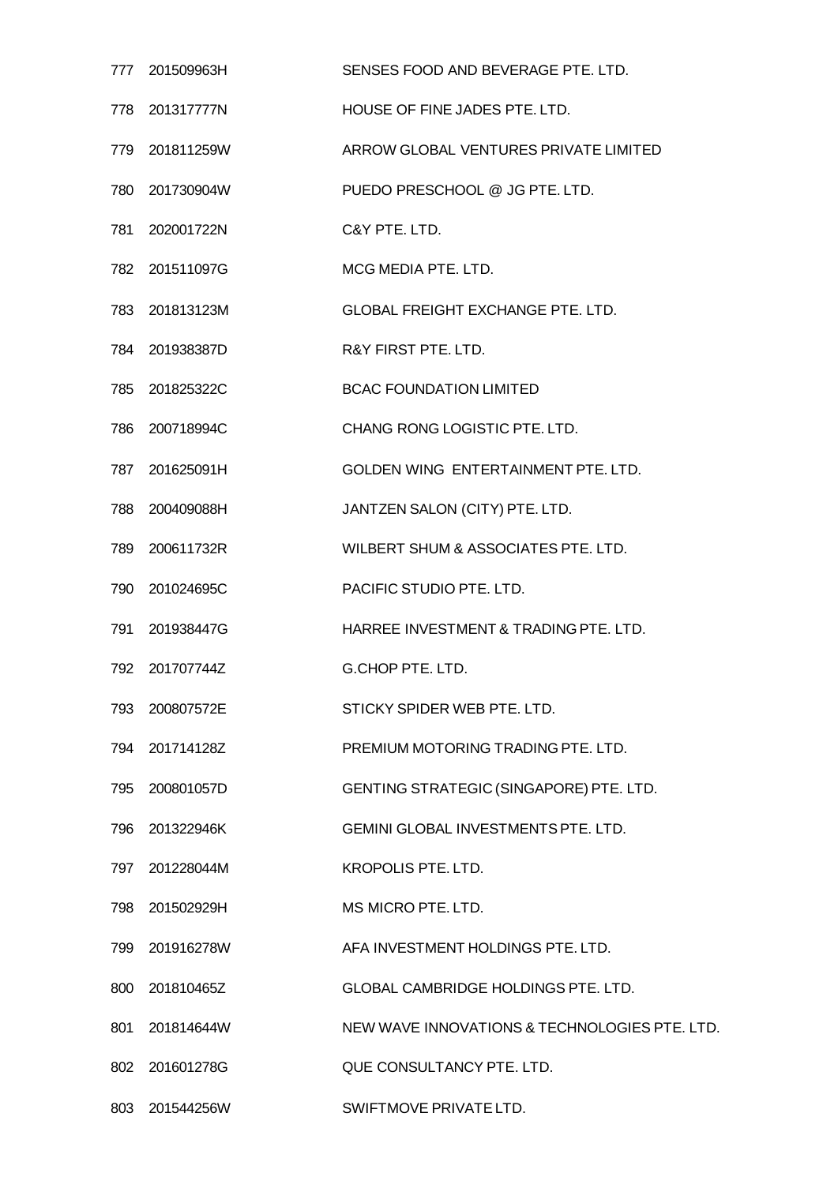| | | |
|---|---|---|
| 777 | 201509963H | SENSES FOOD AND BEVERAGE PTE. LTD. |
| 778 | 201317777N | HOUSE OF FINE JADES PTE. LTD. |
| 779 | 201811259W | ARROW GLOBAL VENTURES PRIVATE LIMITED |
| 780 | 201730904W | PUEDO PRESCHOOL @ JG PTE. LTD. |
| 781 | 202001722N | C&Y PTE. LTD. |
| 782 | 201511097G | MCG MEDIA PTE. LTD. |
| 783 | 201813123M | GLOBAL FREIGHT EXCHANGE PTE. LTD. |
| 784 | 201938387D | R&Y FIRST PTE. LTD. |
| 785 | 201825322C | BCAC FOUNDATION LIMITED |
| 786 | 200718994C | CHANG RONG LOGISTIC PTE. LTD. |
| 787 | 201625091H | GOLDEN WING ENTERTAINMENT PTE. LTD. |
| 788 | 200409088H | JANTZEN SALON (CITY) PTE. LTD. |
| 789 | 200611732R | WILBERT SHUM & ASSOCIATES PTE. LTD. |
| 790 | 201024695C | PACIFIC STUDIO PTE. LTD. |
| 791 | 201938447G | HARREE INVESTMENT & TRADING PTE. LTD. |
| 792 | 201707744Z | G.CHOP PTE. LTD. |
| 793 | 200807572E | STICKY SPIDER WEB PTE. LTD. |
| 794 | 201714128Z | PREMIUM MOTORING TRADING PTE. LTD. |
| 795 | 200801057D | GENTING STRATEGIC (SINGAPORE) PTE. LTD. |
| 796 | 201322946K | GEMINI GLOBAL INVESTMENTS PTE. LTD. |
| 797 | 201228044M | KROPOLIS PTE. LTD. |
| 798 | 201502929H | MS MICRO PTE. LTD. |
| 799 | 201916278W | AFA INVESTMENT HOLDINGS PTE. LTD. |
| 800 | 201810465Z | GLOBAL CAMBRIDGE HOLDINGS PTE. LTD. |
| 801 | 201814644W | NEW WAVE INNOVATIONS & TECHNOLOGIES PTE. LTD. |
| 802 | 201601278G | QUE CONSULTANCY PTE. LTD. |
| 803 | 201544256W | SWIFTMOVE PRIVATE LTD. |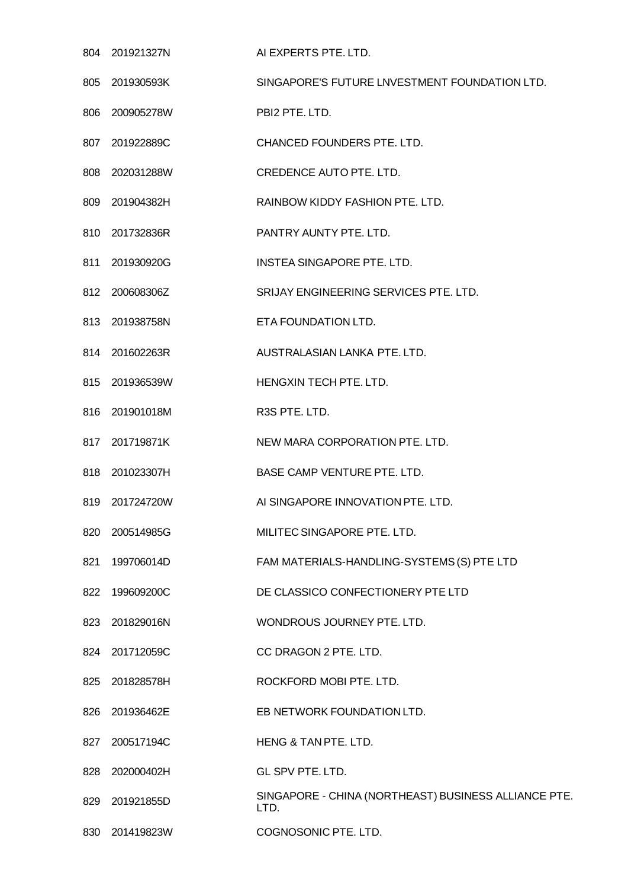| | | |
|---|---|---|
| 804 | 201921327N | AI EXPERTS PTE. LTD. |
| 805 | 201930593K | SINGAPORE'S FUTURE LNVESTMENT FOUNDATION LTD. |
| 806 | 200905278W | PBI2 PTE. LTD. |
| 807 | 201922889C | CHANCED FOUNDERS PTE. LTD. |
| 808 | 202031288W | CREDENCE AUTO PTE. LTD. |
| 809 | 201904382H | RAINBOW KIDDY FASHION PTE. LTD. |
| 810 | 201732836R | PANTRY AUNTY PTE. LTD. |
| 811 | 201930920G | INSTEA SINGAPORE PTE. LTD. |
| 812 | 200608306Z | SRIJAY ENGINEERING SERVICES PTE. LTD. |
| 813 | 201938758N | ETA FOUNDATION LTD. |
| 814 | 201602263R | AUSTRALASIAN LANKA PTE. LTD. |
| 815 | 201936539W | HENGXIN TECH PTE. LTD. |
| 816 | 201901018M | R3S PTE. LTD. |
| 817 | 201719871K | NEW MARA CORPORATION PTE. LTD. |
| 818 | 201023307H | BASE CAMP VENTURE PTE. LTD. |
| 819 | 201724720W | AI SINGAPORE INNOVATION PTE. LTD. |
| 820 | 200514985G | MILITEC SINGAPORE PTE. LTD. |
| 821 | 199706014D | FAM MATERIALS-HANDLING-SYSTEMS (S) PTE LTD |
| 822 | 199609200C | DE CLASSICO CONFECTIONERY PTE LTD |
| 823 | 201829016N | WONDROUS JOURNEY PTE. LTD. |
| 824 | 201712059C | CC DRAGON 2 PTE. LTD. |
| 825 | 201828578H | ROCKFORD MOBI PTE. LTD. |
| 826 | 201936462E | EB NETWORK FOUNDATION LTD. |
| 827 | 200517194C | HENG & TAN PTE. LTD. |
| 828 | 202000402H | GL SPV PTE. LTD. |
| 829 | 201921855D | SINGAPORE - CHINA (NORTHEAST) BUSINESS ALLIANCE PTE. LTD. |
| 830 | 201419823W | COGNOSONIC PTE. LTD. |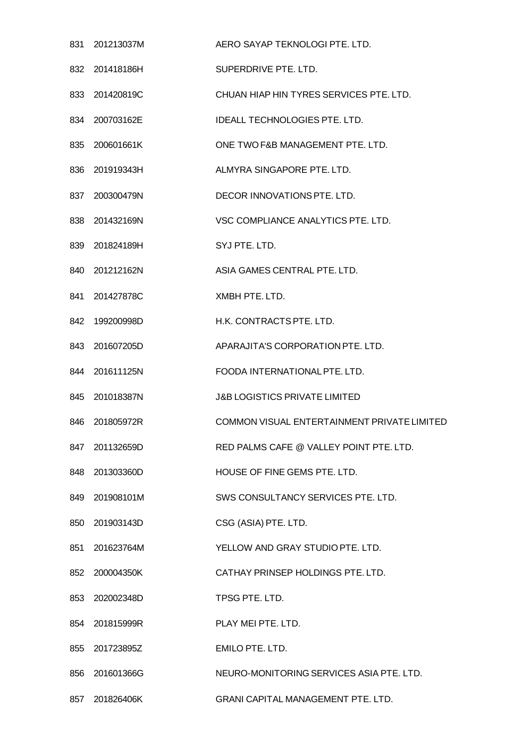| | | |
|---|---|---|
| 831 | 201213037M | AERO SAYAP TEKNOLOGI PTE. LTD. |
| 832 | 201418186H | SUPERDRIVE PTE. LTD. |
| 833 | 201420819C | CHUAN HIAP HIN TYRES SERVICES PTE. LTD. |
| 834 | 200703162E | IDEALL TECHNOLOGIES PTE. LTD. |
| 835 | 200601661K | ONE TWO F&B MANAGEMENT PTE. LTD. |
| 836 | 201919343H | ALMYRA SINGAPORE PTE. LTD. |
| 837 | 200300479N | DECOR INNOVATIONS PTE. LTD. |
| 838 | 201432169N | VSC COMPLIANCE ANALYTICS PTE. LTD. |
| 839 | 201824189H | SYJ PTE. LTD. |
| 840 | 201212162N | ASIA GAMES CENTRAL PTE. LTD. |
| 841 | 201427878C | XMBH PTE. LTD. |
| 842 | 199200998D | H.K. CONTRACTS PTE. LTD. |
| 843 | 201607205D | APARAJITA'S CORPORATION PTE. LTD. |
| 844 | 201611125N | FOODA INTERNATIONAL PTE. LTD. |
| 845 | 201018387N | J&B LOGISTICS PRIVATE LIMITED |
| 846 | 201805972R | COMMON VISUAL ENTERTAINMENT PRIVATE LIMITED |
| 847 | 201132659D | RED PALMS CAFE @ VALLEY POINT PTE. LTD. |
| 848 | 201303360D | HOUSE OF FINE GEMS PTE. LTD. |
| 849 | 201908101M | SWS CONSULTANCY SERVICES PTE. LTD. |
| 850 | 201903143D | CSG (ASIA) PTE. LTD. |
| 851 | 201623764M | YELLOW AND GRAY STUDIO PTE. LTD. |
| 852 | 200004350K | CATHAY PRINSEP HOLDINGS PTE. LTD. |
| 853 | 202002348D | TPSG PTE. LTD. |
| 854 | 201815999R | PLAY MEI PTE. LTD. |
| 855 | 201723895Z | EMILO PTE. LTD. |
| 856 | 201601366G | NEURO-MONITORING SERVICES ASIA PTE. LTD. |
| 857 | 201826406K | GRANI CAPITAL MANAGEMENT PTE. LTD. |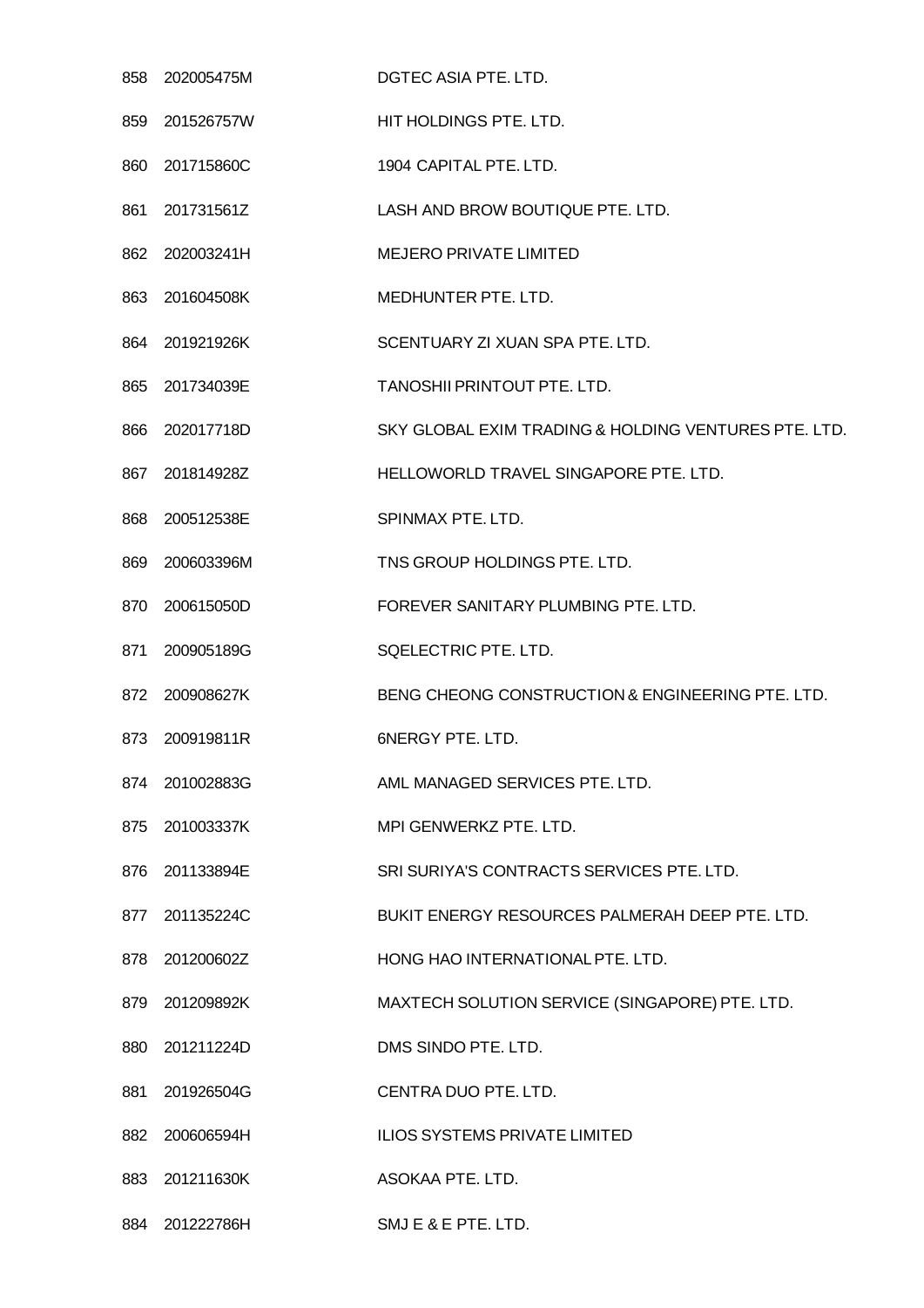| | | |
|---|---|---|
| 858 | 202005475M | DGTEC ASIA PTE. LTD. |
| 859 | 201526757W | HIT HOLDINGS PTE. LTD. |
| 860 | 201715860C | 1904 CAPITAL PTE. LTD. |
| 861 | 201731561Z | LASH AND BROW BOUTIQUE PTE. LTD. |
| 862 | 202003241H | MEJERO PRIVATE LIMITED |
| 863 | 201604508K | MEDHUNTER PTE. LTD. |
| 864 | 201921926K | SCENTUARY ZI XUAN SPA PTE. LTD. |
| 865 | 201734039E | TANOSHII PRINTOUT PTE. LTD. |
| 866 | 202017718D | SKY GLOBAL EXIM TRADING & HOLDING VENTURES PTE. LTD. |
| 867 | 201814928Z | HELLOWORLD TRAVEL SINGAPORE PTE. LTD. |
| 868 | 200512538E | SPINMAX PTE. LTD. |
| 869 | 200603396M | TNS GROUP HOLDINGS PTE. LTD. |
| 870 | 200615050D | FOREVER SANITARY PLUMBING PTE. LTD. |
| 871 | 200905189G | SQELECTRIC PTE. LTD. |
| 872 | 200908627K | BENG CHEONG CONSTRUCTION & ENGINEERING PTE. LTD. |
| 873 | 200919811R | 6NERGY PTE. LTD. |
| 874 | 201002883G | AML MANAGED SERVICES PTE. LTD. |
| 875 | 201003337K | MPI GENWERKZ PTE. LTD. |
| 876 | 201133894E | SRI SURIYA'S CONTRACTS SERVICES PTE. LTD. |
| 877 | 201135224C | BUKIT ENERGY RESOURCES PALMERAH DEEP PTE. LTD. |
| 878 | 201200602Z | HONG HAO INTERNATIONAL PTE. LTD. |
| 879 | 201209892K | MAXTECH SOLUTION SERVICE (SINGAPORE) PTE. LTD. |
| 880 | 201211224D | DMS SINDO PTE. LTD. |
| 881 | 201926504G | CENTRA DUO PTE. LTD. |
| 882 | 200606594H | ILIOS SYSTEMS PRIVATE LIMITED |
| 883 | 201211630K | ASOKAA PTE. LTD. |
| 884 | 201222786H | SMJ E & E PTE. LTD. |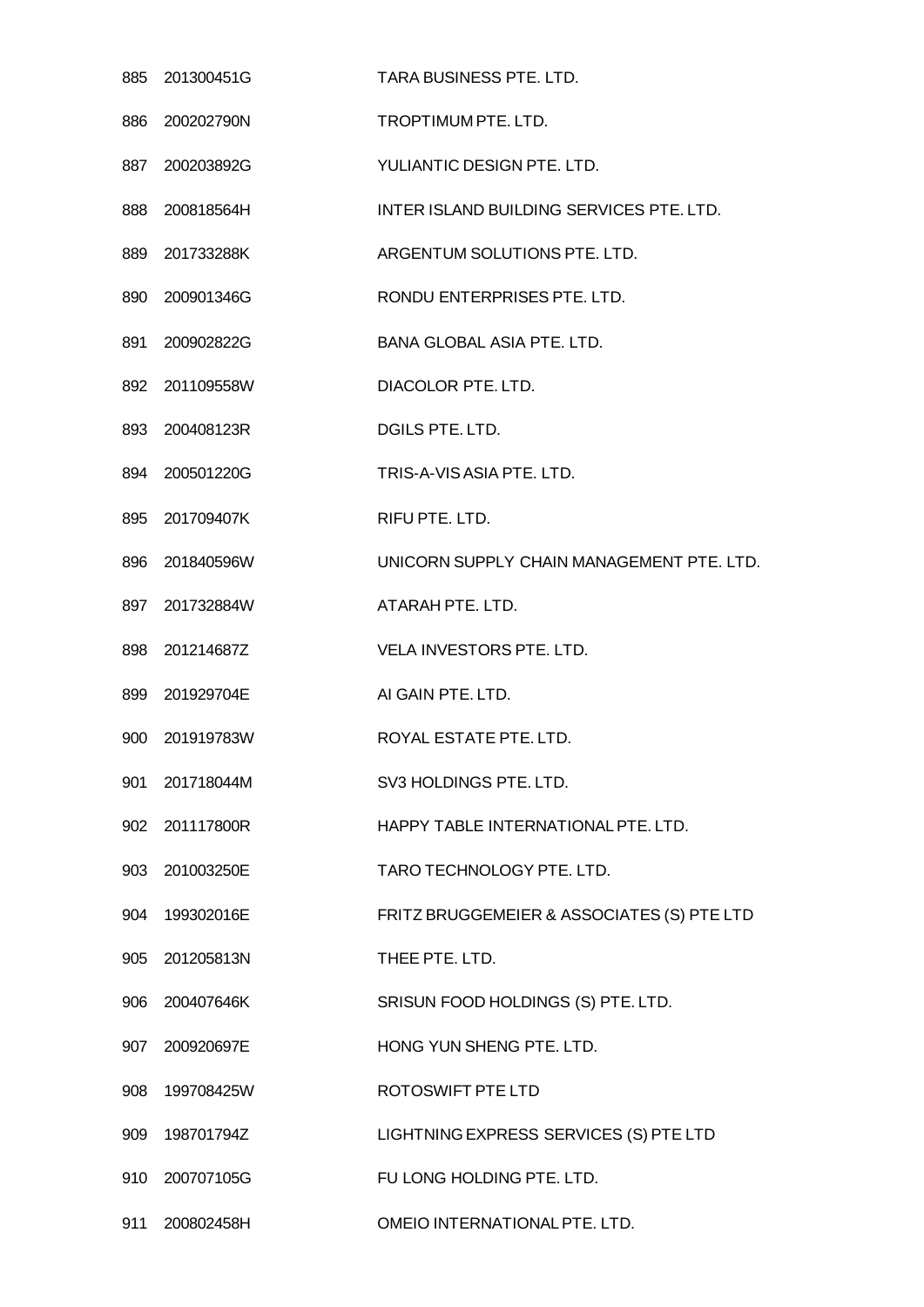| | | |
|---|---|---|
| 885 | 201300451G | TARA BUSINESS PTE. LTD. |
| 886 | 200202790N | TROPTIMUM PTE. LTD. |
| 887 | 200203892G | YULIANTIC DESIGN PTE. LTD. |
| 888 | 200818564H | INTER ISLAND BUILDING SERVICES PTE. LTD. |
| 889 | 201733288K | ARGENTUM SOLUTIONS PTE. LTD. |
| 890 | 200901346G | RONDU ENTERPRISES PTE. LTD. |
| 891 | 200902822G | BANA GLOBAL ASIA PTE. LTD. |
| 892 | 201109558W | DIACOLOR PTE. LTD. |
| 893 | 200408123R | DGILS PTE. LTD. |
| 894 | 200501220G | TRIS-A-VIS ASIA PTE. LTD. |
| 895 | 201709407K | RIFU PTE. LTD. |
| 896 | 201840596W | UNICORN SUPPLY CHAIN MANAGEMENT PTE. LTD. |
| 897 | 201732884W | ATARAH PTE. LTD. |
| 898 | 201214687Z | VELA INVESTORS PTE. LTD. |
| 899 | 201929704E | AI GAIN PTE. LTD. |
| 900 | 201919783W | ROYAL ESTATE PTE. LTD. |
| 901 | 201718044M | SV3 HOLDINGS PTE. LTD. |
| 902 | 201117800R | HAPPY TABLE INTERNATIONAL PTE. LTD. |
| 903 | 201003250E | TARO TECHNOLOGY PTE. LTD. |
| 904 | 199302016E | FRITZ BRUGGEMEIER & ASSOCIATES (S) PTE LTD |
| 905 | 201205813N | THEE PTE. LTD. |
| 906 | 200407646K | SRISUN FOOD HOLDINGS (S) PTE. LTD. |
| 907 | 200920697E | HONG YUN SHENG PTE. LTD. |
| 908 | 199708425W | ROTOSWIFT PTE LTD |
| 909 | 198701794Z | LIGHTNING EXPRESS SERVICES (S) PTE LTD |
| 910 | 200707105G | FU LONG HOLDING PTE. LTD. |
| 911 | 200802458H | OMEIO INTERNATIONAL PTE. LTD. |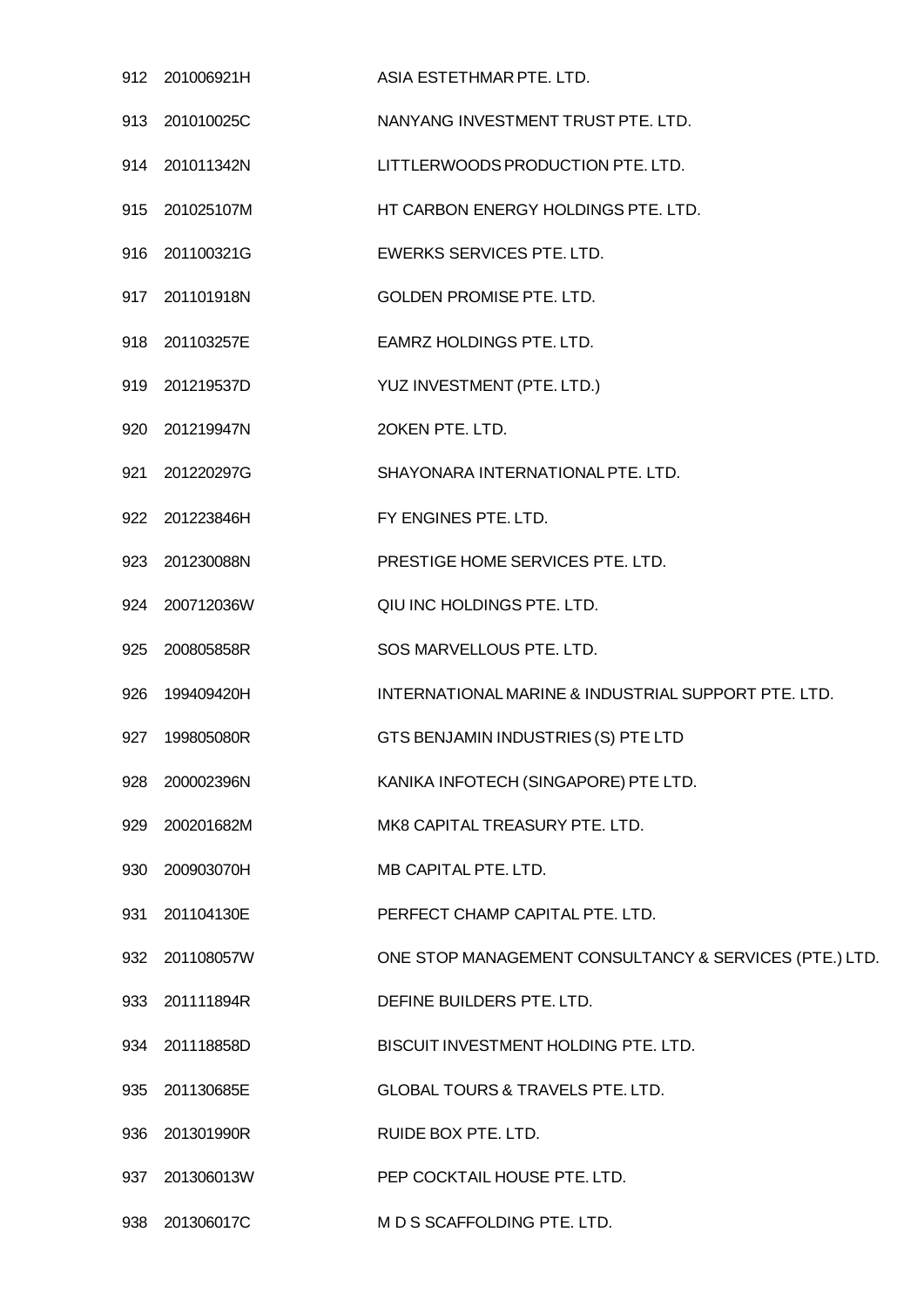| | | |
|---|---|---|
| 912 | 201006921H | ASIA ESTETHMAR PTE. LTD. |
| 913 | 201010025C | NANYANG INVESTMENT TRUST PTE. LTD. |
| 914 | 201011342N | LITTLERWOODS PRODUCTION PTE. LTD. |
| 915 | 201025107M | HT CARBON ENERGY HOLDINGS PTE. LTD. |
| 916 | 201100321G | EWERKS SERVICES PTE. LTD. |
| 917 | 201101918N | GOLDEN PROMISE PTE. LTD. |
| 918 | 201103257E | EAMRZ HOLDINGS PTE. LTD. |
| 919 | 201219537D | YUZ INVESTMENT (PTE. LTD.) |
| 920 | 201219947N | 2OKEN PTE. LTD. |
| 921 | 201220297G | SHAYONARA INTERNATIONAL PTE. LTD. |
| 922 | 201223846H | FY ENGINES PTE. LTD. |
| 923 | 201230088N | PRESTIGE HOME SERVICES PTE. LTD. |
| 924 | 200712036W | QIU INC HOLDINGS PTE. LTD. |
| 925 | 200805858R | SOS MARVELLOUS PTE. LTD. |
| 926 | 199409420H | INTERNATIONAL MARINE & INDUSTRIAL SUPPORT PTE. LTD. |
| 927 | 199805080R | GTS BENJAMIN INDUSTRIES (S) PTE LTD |
| 928 | 200002396N | KANIKA INFOTECH (SINGAPORE) PTE LTD. |
| 929 | 200201682M | MK8 CAPITAL TREASURY PTE. LTD. |
| 930 | 200903070H | MB CAPITAL PTE. LTD. |
| 931 | 201104130E | PERFECT CHAMP CAPITAL PTE. LTD. |
| 932 | 201108057W | ONE STOP MANAGEMENT CONSULTANCY & SERVICES (PTE.) LTD. |
| 933 | 201111894R | DEFINE BUILDERS PTE. LTD. |
| 934 | 201118858D | BISCUIT INVESTMENT HOLDING PTE. LTD. |
| 935 | 201130685E | GLOBAL TOURS & TRAVELS PTE. LTD. |
| 936 | 201301990R | RUIDE BOX PTE. LTD. |
| 937 | 201306013W | PEP COCKTAIL HOUSE PTE. LTD. |
| 938 | 201306017C | M D S SCAFFOLDING PTE. LTD. |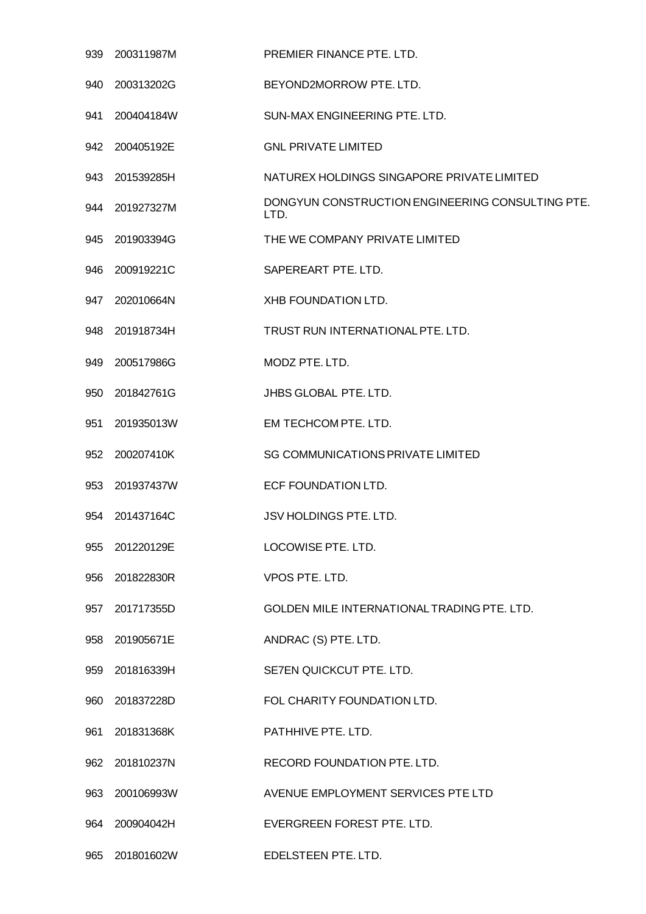| | | |
|---|---|---|
| 939 | 200311987M | PREMIER FINANCE PTE. LTD. |
| 940 | 200313202G | BEYOND2MORROW PTE. LTD. |
| 941 | 200404184W | SUN-MAX ENGINEERING PTE. LTD. |
| 942 | 200405192E | GNL PRIVATE LIMITED |
| 943 | 201539285H | NATUREX HOLDINGS SINGAPORE PRIVATE LIMITED |
| 944 | 201927327M | DONGYUN CONSTRUCTION ENGINEERING CONSULTING PTE. LTD. |
| 945 | 201903394G | THE WE COMPANY PRIVATE LIMITED |
| 946 | 200919221C | SAPEREART PTE. LTD. |
| 947 | 202010664N | XHB FOUNDATION LTD. |
| 948 | 201918734H | TRUST RUN INTERNATIONAL PTE. LTD. |
| 949 | 200517986G | MODZ PTE. LTD. |
| 950 | 201842761G | JHBS GLOBAL PTE. LTD. |
| 951 | 201935013W | EM TECHCOM PTE. LTD. |
| 952 | 200207410K | SG COMMUNICATIONS PRIVATE LIMITED |
| 953 | 201937437W | ECF FOUNDATION LTD. |
| 954 | 201437164C | JSV HOLDINGS PTE. LTD. |
| 955 | 201220129E | LOCOWISE PTE. LTD. |
| 956 | 201822830R | VPOS PTE. LTD. |
| 957 | 201717355D | GOLDEN MILE INTERNATIONAL TRADING PTE. LTD. |
| 958 | 201905671E | ANDRAC (S) PTE. LTD. |
| 959 | 201816339H | SE7EN QUICKCUT PTE. LTD. |
| 960 | 201837228D | FOL CHARITY FOUNDATION LTD. |
| 961 | 201831368K | PATHHIVE PTE. LTD. |
| 962 | 201810237N | RECORD FOUNDATION PTE. LTD. |
| 963 | 200106993W | AVENUE EMPLOYMENT SERVICES PTE LTD |
| 964 | 200904042H | EVERGREEN FOREST PTE. LTD. |
| 965 | 201801602W | EDELSTEEN PTE. LTD. |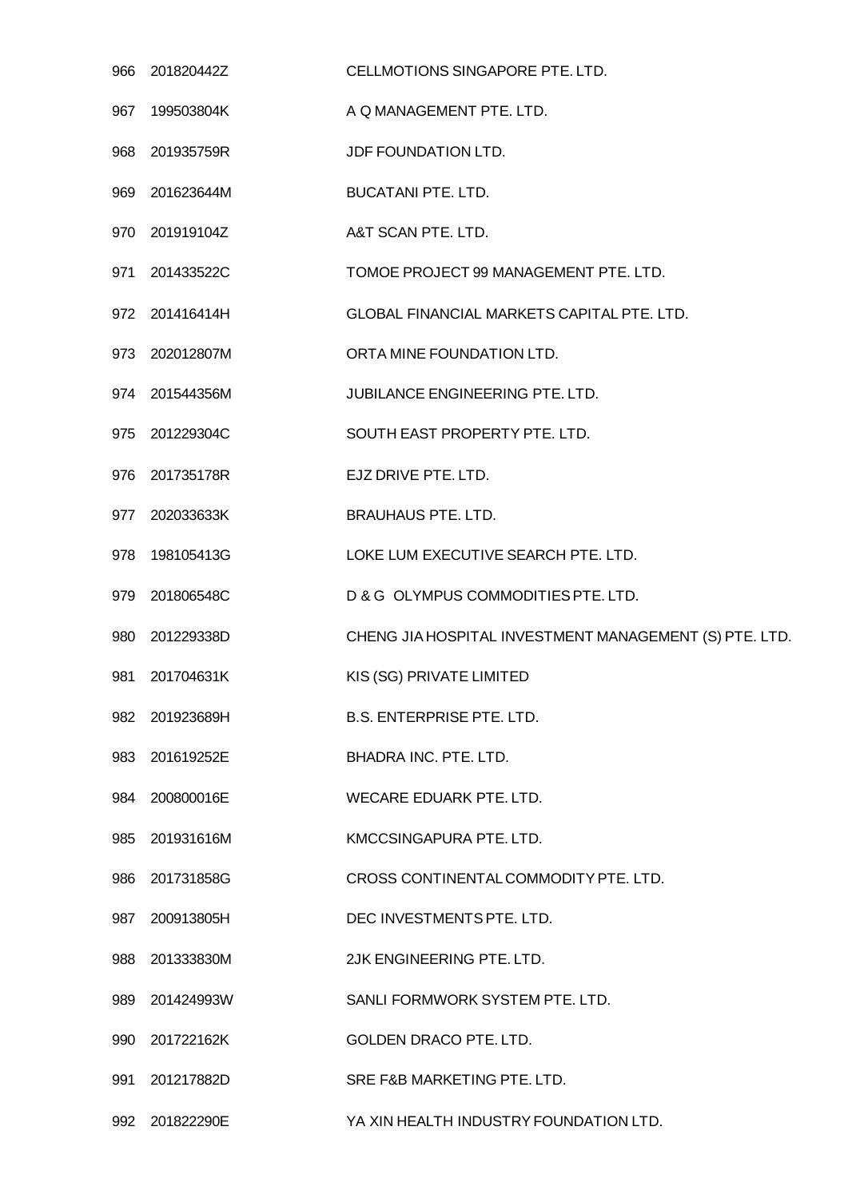| | | |
|---|---|---|
| 966 | 201820442Z | CELLMOTIONS SINGAPORE PTE. LTD. |
| 967 | 199503804K | A Q MANAGEMENT PTE. LTD. |
| 968 | 201935759R | JDF FOUNDATION LTD. |
| 969 | 201623644M | BUCATANI PTE. LTD. |
| 970 | 201919104Z | A&T SCAN PTE. LTD. |
| 971 | 201433522C | TOMOE PROJECT 99 MANAGEMENT PTE. LTD. |
| 972 | 201416414H | GLOBAL FINANCIAL MARKETS CAPITAL PTE. LTD. |
| 973 | 202012807M | ORTA MINE FOUNDATION LTD. |
| 974 | 201544356M | JUBILANCE ENGINEERING PTE. LTD. |
| 975 | 201229304C | SOUTH EAST PROPERTY PTE. LTD. |
| 976 | 201735178R | EJZ DRIVE PTE. LTD. |
| 977 | 202033633K | BRAUHAUS PTE. LTD. |
| 978 | 198105413G | LOKE LUM EXECUTIVE SEARCH PTE. LTD. |
| 979 | 201806548C | D & G OLYMPUS COMMODITIES PTE. LTD. |
| 980 | 201229338D | CHENG JIA HOSPITAL INVESTMENT MANAGEMENT (S) PTE. LTD. |
| 981 | 201704631K | KIS (SG) PRIVATE LIMITED |
| 982 | 201923689H | B.S. ENTERPRISE PTE. LTD. |
| 983 | 201619252E | BHADRA INC. PTE. LTD. |
| 984 | 200800016E | WECARE EDUARK PTE. LTD. |
| 985 | 201931616M | KMCCSINGAPURA PTE. LTD. |
| 986 | 201731858G | CROSS CONTINENTAL COMMODITY PTE. LTD. |
| 987 | 200913805H | DEC INVESTMENTS PTE. LTD. |
| 988 | 201333830M | 2JK ENGINEERING PTE. LTD. |
| 989 | 201424993W | SANLI FORMWORK SYSTEM PTE. LTD. |
| 990 | 201722162K | GOLDEN DRACO PTE. LTD. |
| 991 | 201217882D | SRE F&B MARKETING PTE. LTD. |
| 992 | 201822290E | YA XIN HEALTH INDUSTRY FOUNDATION LTD. |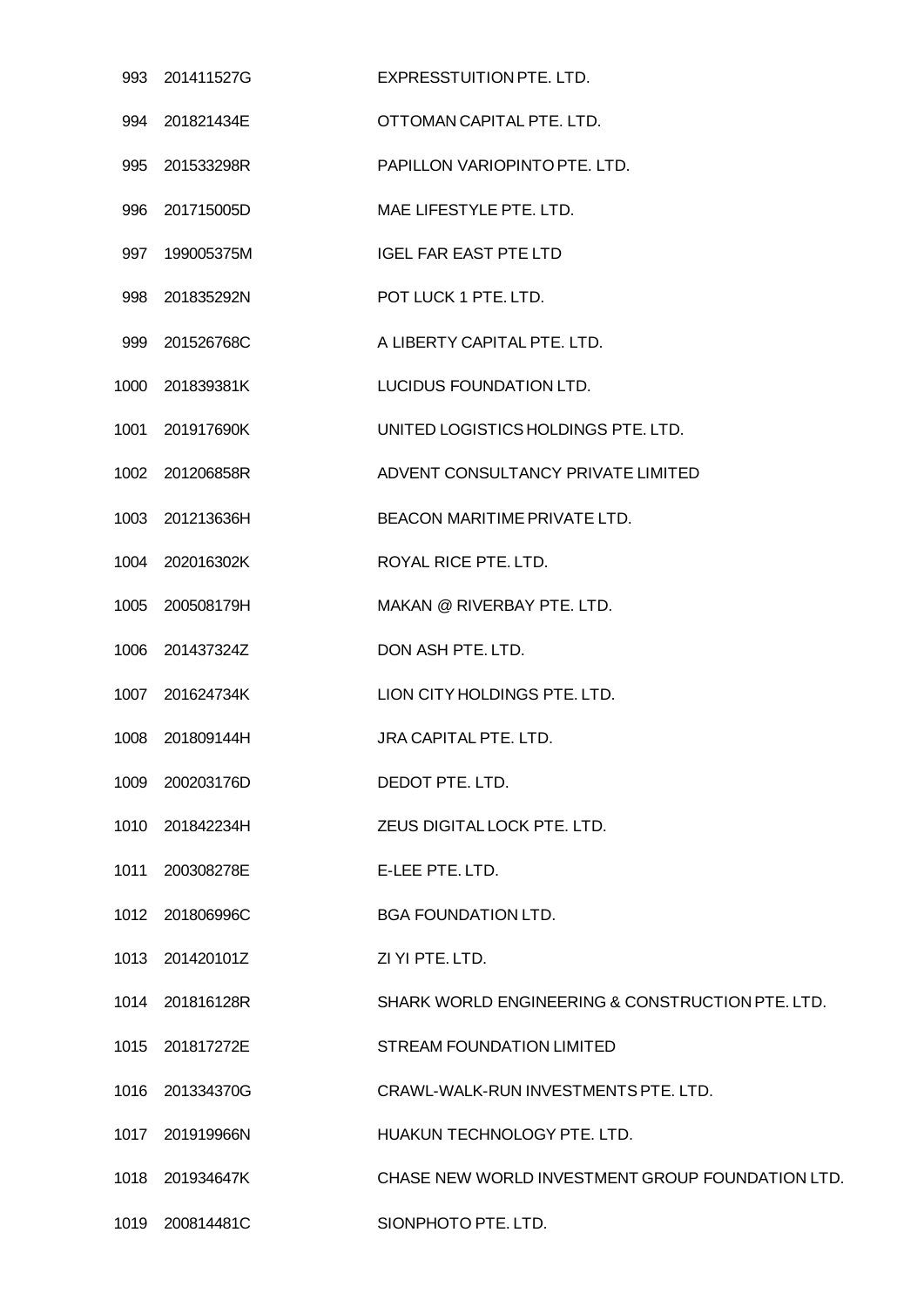| | | |
|---|---|---|
| 993 | 201411527G | EXPRESSTUITION PTE. LTD. |
| 994 | 201821434E | OTTOMAN CAPITAL PTE. LTD. |
| 995 | 201533298R | PAPILLON VARIOPINTO PTE. LTD. |
| 996 | 201715005D | MAE LIFESTYLE PTE. LTD. |
| 997 | 199005375M | IGEL FAR EAST PTE LTD |
| 998 | 201835292N | POT LUCK 1 PTE. LTD. |
| 999 | 201526768C | A LIBERTY CAPITAL PTE. LTD. |
| 1000 | 201839381K | LUCIDUS FOUNDATION LTD. |
| 1001 | 201917690K | UNITED LOGISTICS HOLDINGS PTE. LTD. |
| 1002 | 201206858R | ADVENT CONSULTANCY PRIVATE LIMITED |
| 1003 | 201213636H | BEACON MARITIME PRIVATE LTD. |
| 1004 | 202016302K | ROYAL RICE PTE. LTD. |
| 1005 | 200508179H | MAKAN @ RIVERBAY PTE. LTD. |
| 1006 | 201437324Z | DON ASH PTE. LTD. |
| 1007 | 201624734K | LION CITY HOLDINGS PTE. LTD. |
| 1008 | 201809144H | JRA CAPITAL PTE. LTD. |
| 1009 | 200203176D | DEDOT PTE. LTD. |
| 1010 | 201842234H | ZEUS DIGITAL LOCK PTE. LTD. |
| 1011 | 200308278E | E-LEE PTE. LTD. |
| 1012 | 201806996C | BGA FOUNDATION LTD. |
| 1013 | 201420101Z | ZI YI PTE. LTD. |
| 1014 | 201816128R | SHARK WORLD ENGINEERING & CONSTRUCTION PTE. LTD. |
| 1015 | 201817272E | STREAM FOUNDATION LIMITED |
| 1016 | 201334370G | CRAWL-WALK-RUN INVESTMENTS PTE. LTD. |
| 1017 | 201919966N | HUAKUN TECHNOLOGY PTE. LTD. |
| 1018 | 201934647K | CHASE NEW WORLD INVESTMENT GROUP FOUNDATION LTD. |
| 1019 | 200814481C | SIONPHOTO PTE. LTD. |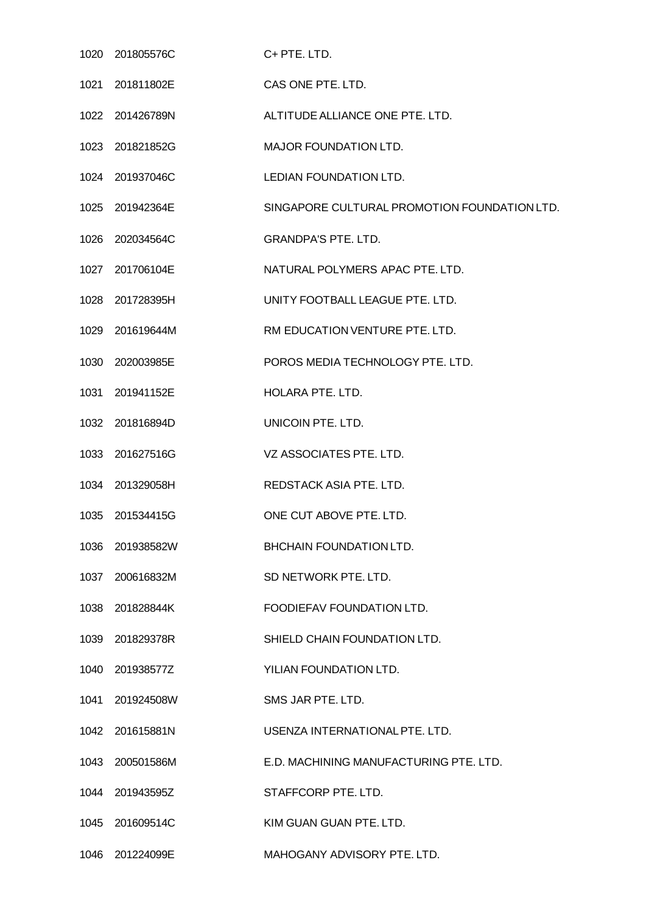| | | |
|---|---|---|
| 1020 | 201805576C | C+ PTE. LTD. |
| 1021 | 201811802E | CAS ONE PTE. LTD. |
| 1022 | 201426789N | ALTITUDE ALLIANCE ONE PTE. LTD. |
| 1023 | 201821852G | MAJOR FOUNDATION LTD. |
| 1024 | 201937046C | LEDIAN FOUNDATION LTD. |
| 1025 | 201942364E | SINGAPORE CULTURAL PROMOTION FOUNDATION LTD. |
| 1026 | 202034564C | GRANDPA'S PTE. LTD. |
| 1027 | 201706104E | NATURAL POLYMERS APAC PTE. LTD. |
| 1028 | 201728395H | UNITY FOOTBALL LEAGUE PTE. LTD. |
| 1029 | 201619644M | RM EDUCATION VENTURE PTE. LTD. |
| 1030 | 202003985E | POROS MEDIA TECHNOLOGY PTE. LTD. |
| 1031 | 201941152E | HOLARA PTE. LTD. |
| 1032 | 201816894D | UNICOIN PTE. LTD. |
| 1033 | 201627516G | VZ ASSOCIATES PTE. LTD. |
| 1034 | 201329058H | REDSTACK ASIA PTE. LTD. |
| 1035 | 201534415G | ONE CUT ABOVE PTE. LTD. |
| 1036 | 201938582W | BHCHAIN FOUNDATION LTD. |
| 1037 | 200616832M | SD NETWORK PTE. LTD. |
| 1038 | 201828844K | FOODIEFAV FOUNDATION LTD. |
| 1039 | 201829378R | SHIELD CHAIN FOUNDATION LTD. |
| 1040 | 201938577Z | YILIAN FOUNDATION LTD. |
| 1041 | 201924508W | SMS JAR PTE. LTD. |
| 1042 | 201615881N | USENZA INTERNATIONAL PTE. LTD. |
| 1043 | 200501586M | E.D. MACHINING MANUFACTURING PTE. LTD. |
| 1044 | 201943595Z | STAFFCORP PTE. LTD. |
| 1045 | 201609514C | KIM GUAN GUAN PTE. LTD. |
| 1046 | 201224099E | MAHOGANY ADVISORY PTE. LTD. |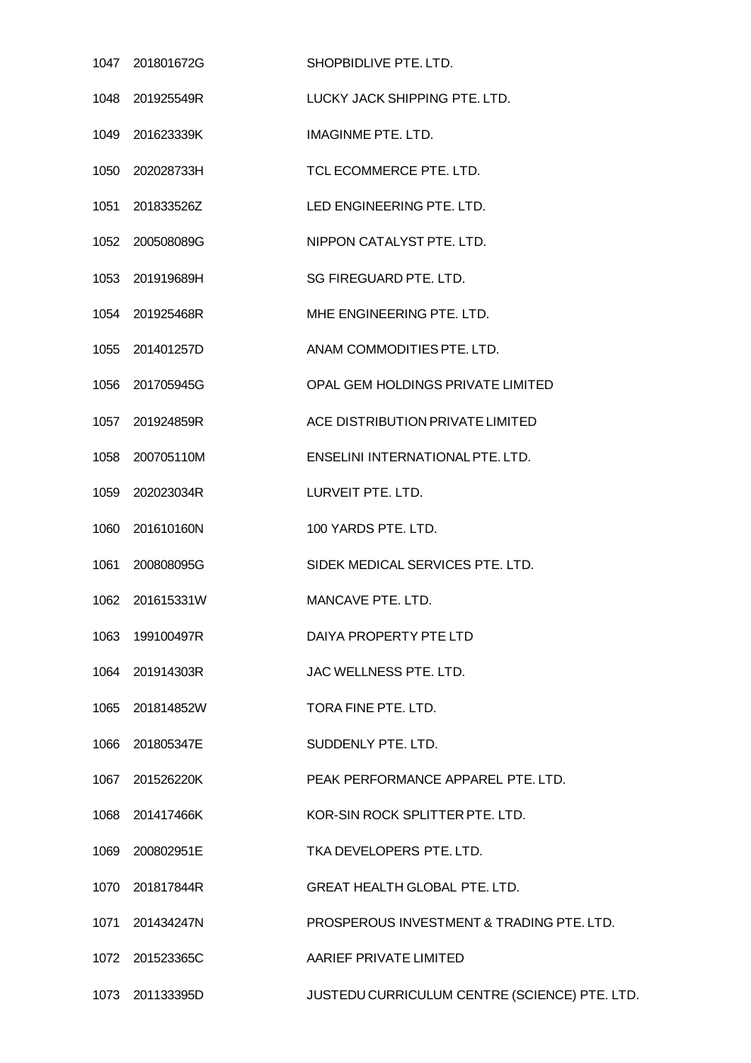| | | |
|---|---|---|
| 1047 | 201801672G | SHOPBIDLIVE PTE. LTD. |
| 1048 | 201925549R | LUCKY JACK SHIPPING PTE. LTD. |
| 1049 | 201623339K | IMAGINME PTE. LTD. |
| 1050 | 202028733H | TCL ECOMMERCE PTE. LTD. |
| 1051 | 201833526Z | LED ENGINEERING PTE. LTD. |
| 1052 | 200508089G | NIPPON CATALYST PTE. LTD. |
| 1053 | 201919689H | SG FIREGUARD PTE. LTD. |
| 1054 | 201925468R | MHE ENGINEERING PTE. LTD. |
| 1055 | 201401257D | ANAM COMMODITIES PTE. LTD. |
| 1056 | 201705945G | OPAL GEM HOLDINGS PRIVATE LIMITED |
| 1057 | 201924859R | ACE DISTRIBUTION PRIVATE LIMITED |
| 1058 | 200705110M | ENSELINI INTERNATIONAL PTE. LTD. |
| 1059 | 202023034R | LURVEIT PTE. LTD. |
| 1060 | 201610160N | 100 YARDS PTE. LTD. |
| 1061 | 200808095G | SIDEK MEDICAL SERVICES PTE. LTD. |
| 1062 | 201615331W | MANCAVE PTE. LTD. |
| 1063 | 199100497R | DAIYA PROPERTY PTE LTD |
| 1064 | 201914303R | JAC WELLNESS PTE. LTD. |
| 1065 | 201814852W | TORA FINE PTE. LTD. |
| 1066 | 201805347E | SUDDENLY PTE. LTD. |
| 1067 | 201526220K | PEAK PERFORMANCE APPAREL PTE. LTD. |
| 1068 | 201417466K | KOR-SIN ROCK SPLITTER PTE. LTD. |
| 1069 | 200802951E | TKA DEVELOPERS PTE. LTD. |
| 1070 | 201817844R | GREAT HEALTH GLOBAL PTE. LTD. |
| 1071 | 201434247N | PROSPEROUS INVESTMENT & TRADING PTE. LTD. |
| 1072 | 201523365C | AARIEF PRIVATE LIMITED |
| 1073 | 201133395D | JUSTEDU CURRICULUM CENTRE (SCIENCE) PTE. LTD. |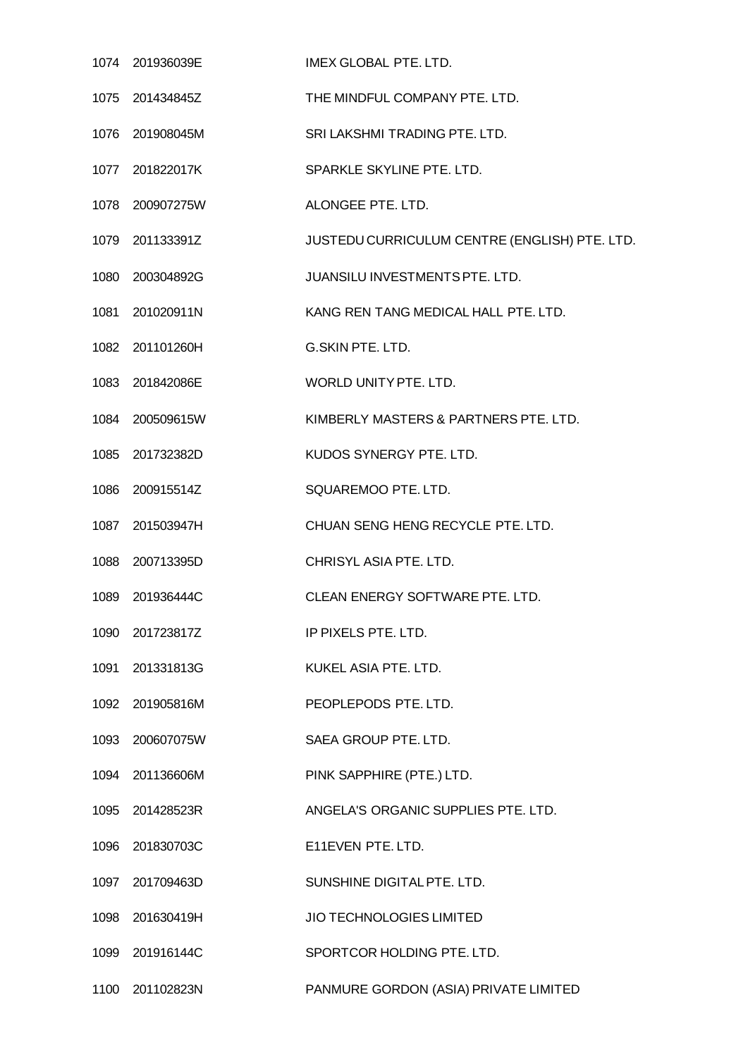| | | |
|---|---|---|
| 1074 | 201936039E | IMEX GLOBAL PTE. LTD. |
| 1075 | 201434845Z | THE MINDFUL COMPANY PTE. LTD. |
| 1076 | 201908045M | SRI LAKSHMI TRADING PTE. LTD. |
| 1077 | 201822017K | SPARKLE SKYLINE PTE. LTD. |
| 1078 | 200907275W | ALONGEE PTE. LTD. |
| 1079 | 201133391Z | JUSTEDU CURRICULUM CENTRE (ENGLISH) PTE. LTD. |
| 1080 | 200304892G | JUANSILU INVESTMENTS PTE. LTD. |
| 1081 | 201020911N | KANG REN TANG MEDICAL HALL PTE. LTD. |
| 1082 | 201101260H | G.SKIN PTE. LTD. |
| 1083 | 201842086E | WORLD UNITY PTE. LTD. |
| 1084 | 200509615W | KIMBERLY MASTERS & PARTNERS PTE. LTD. |
| 1085 | 201732382D | KUDOS SYNERGY PTE. LTD. |
| 1086 | 200915514Z | SQUAREMOO PTE. LTD. |
| 1087 | 201503947H | CHUAN SENG HENG RECYCLE PTE. LTD. |
| 1088 | 200713395D | CHRISYL ASIA PTE. LTD. |
| 1089 | 201936444C | CLEAN ENERGY SOFTWARE PTE. LTD. |
| 1090 | 201723817Z | IP PIXELS PTE. LTD. |
| 1091 | 201331813G | KUKEL ASIA PTE. LTD. |
| 1092 | 201905816M | PEOPLEPODS PTE. LTD. |
| 1093 | 200607075W | SAEA GROUP PTE. LTD. |
| 1094 | 201136606M | PINK SAPPHIRE (PTE.) LTD. |
| 1095 | 201428523R | ANGELA'S ORGANIC SUPPLIES PTE. LTD. |
| 1096 | 201830703C | E11EVEN PTE. LTD. |
| 1097 | 201709463D | SUNSHINE DIGITAL PTE. LTD. |
| 1098 | 201630419H | JIO TECHNOLOGIES LIMITED |
| 1099 | 201916144C | SPORTCOR HOLDING PTE. LTD. |
| 1100 | 201102823N | PANMURE GORDON (ASIA) PRIVATE LIMITED |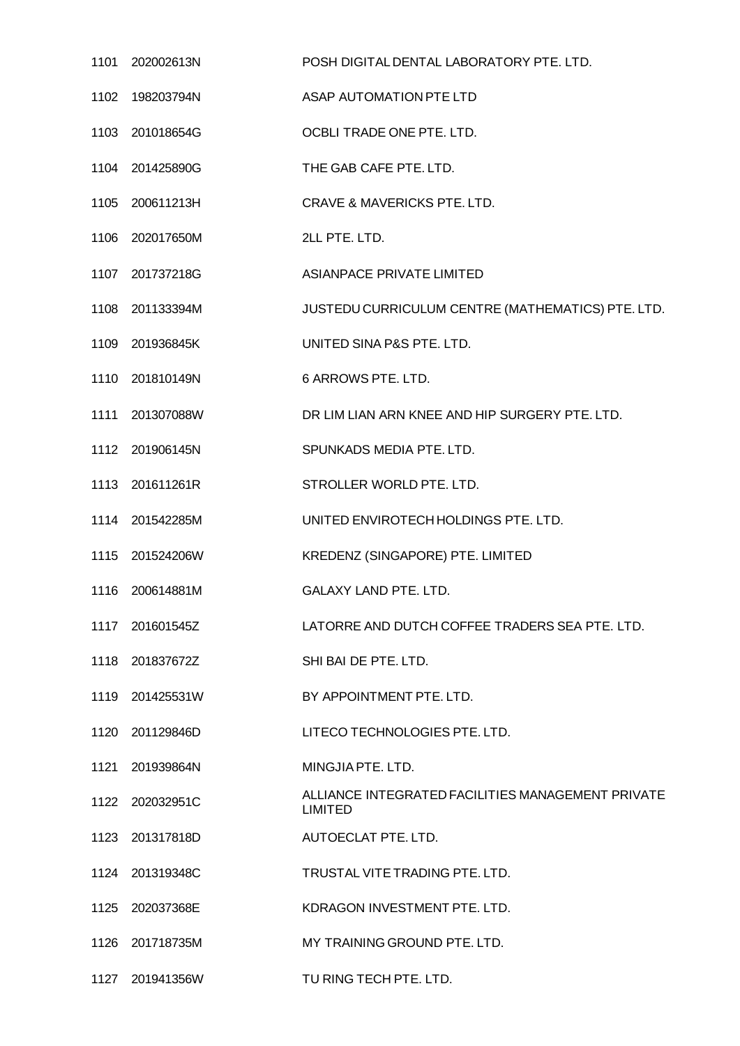| | | |
|---|---|---|
| 1101 | 202002613N | POSH DIGITAL DENTAL LABORATORY PTE. LTD. |
| 1102 | 198203794N | ASAP AUTOMATION PTE LTD |
| 1103 | 201018654G | OCBLI TRADE ONE PTE. LTD. |
| 1104 | 201425890G | THE GAB CAFE PTE. LTD. |
| 1105 | 200611213H | CRAVE & MAVERICKS PTE. LTD. |
| 1106 | 202017650M | 2LL PTE. LTD. |
| 1107 | 201737218G | ASIANPACE PRIVATE LIMITED |
| 1108 | 201133394M | JUSTEDU CURRICULUM CENTRE (MATHEMATICS) PTE. LTD. |
| 1109 | 201936845K | UNITED SINA P&S PTE. LTD. |
| 1110 | 201810149N | 6 ARROWS PTE. LTD. |
| 1111 | 201307088W | DR LIM LIAN ARN KNEE AND HIP SURGERY PTE. LTD. |
| 1112 | 201906145N | SPUNKADS MEDIA PTE. LTD. |
| 1113 | 201611261R | STROLLER WORLD PTE. LTD. |
| 1114 | 201542285M | UNITED ENVIROTECH HOLDINGS PTE. LTD. |
| 1115 | 201524206W | KREDENZ (SINGAPORE) PTE. LIMITED |
| 1116 | 200614881M | GALAXY LAND PTE. LTD. |
| 1117 | 201601545Z | LATORRE AND DUTCH COFFEE TRADERS SEA PTE. LTD. |
| 1118 | 201837672Z | SHI BAI DE PTE. LTD. |
| 1119 | 201425531W | BY APPOINTMENT PTE. LTD. |
| 1120 | 201129846D | LITECO TECHNOLOGIES PTE. LTD. |
| 1121 | 201939864N | MINGJIA PTE. LTD. |
| 1122 | 202032951C | ALLIANCE INTEGRATED FACILITIES MANAGEMENT PRIVATE LIMITED |
| 1123 | 201317818D | AUTOECLAT PTE. LTD. |
| 1124 | 201319348C | TRUSTAL VITE TRADING PTE. LTD. |
| 1125 | 202037368E | KDRAGON INVESTMENT PTE. LTD. |
| 1126 | 201718735M | MY TRAINING GROUND PTE. LTD. |
| 1127 | 201941356W | TU RING TECH PTE. LTD. |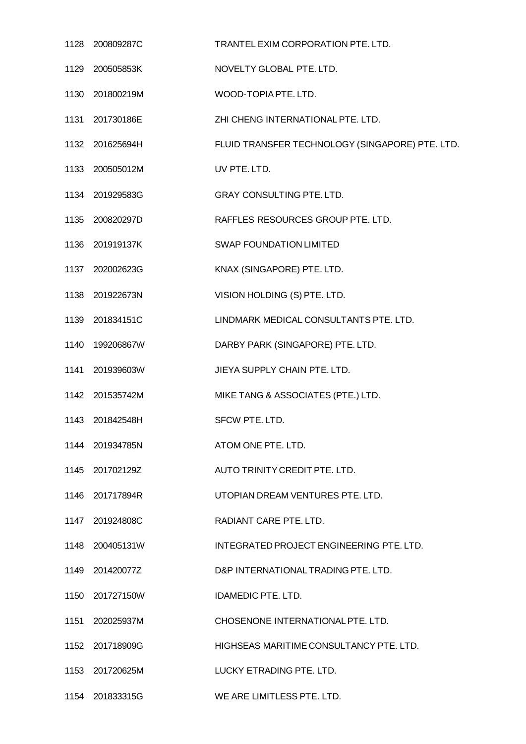| | | |
|---|---|---|
| 1128 | 200809287C | TRANTEL EXIM CORPORATION PTE. LTD. |
| 1129 | 200505853K | NOVELTY GLOBAL PTE. LTD. |
| 1130 | 201800219M | WOOD-TOPIA PTE. LTD. |
| 1131 | 201730186E | ZHI CHENG INTERNATIONAL PTE. LTD. |
| 1132 | 201625694H | FLUID TRANSFER TECHNOLOGY (SINGAPORE) PTE. LTD. |
| 1133 | 200505012M | UV PTE. LTD. |
| 1134 | 201929583G | GRAY CONSULTING PTE. LTD. |
| 1135 | 200820297D | RAFFLES RESOURCES GROUP PTE. LTD. |
| 1136 | 201919137K | SWAP FOUNDATION LIMITED |
| 1137 | 202002623G | KNAX (SINGAPORE) PTE. LTD. |
| 1138 | 201922673N | VISION HOLDING (S) PTE. LTD. |
| 1139 | 201834151C | LINDMARK MEDICAL CONSULTANTS PTE. LTD. |
| 1140 | 199206867W | DARBY PARK (SINGAPORE) PTE. LTD. |
| 1141 | 201939603W | JIEYA SUPPLY CHAIN PTE. LTD. |
| 1142 | 201535742M | MIKE TANG & ASSOCIATES (PTE.) LTD. |
| 1143 | 201842548H | SFCW PTE. LTD. |
| 1144 | 201934785N | ATOM ONE PTE. LTD. |
| 1145 | 201702129Z | AUTO TRINITY CREDIT PTE. LTD. |
| 1146 | 201717894R | UTOPIAN DREAM VENTURES PTE. LTD. |
| 1147 | 201924808C | RADIANT CARE PTE. LTD. |
| 1148 | 200405131W | INTEGRATED PROJECT ENGINEERING PTE. LTD. |
| 1149 | 201420077Z | D&P INTERNATIONAL TRADING PTE. LTD. |
| 1150 | 201727150W | IDAMEDIC PTE. LTD. |
| 1151 | 202025937M | CHOSENONE INTERNATIONAL PTE. LTD. |
| 1152 | 201718909G | HIGHSEAS MARITIME CONSULTANCY PTE. LTD. |
| 1153 | 201720625M | LUCKY ETRADING PTE. LTD. |
| 1154 | 201833315G | WE ARE LIMITLESS PTE. LTD. |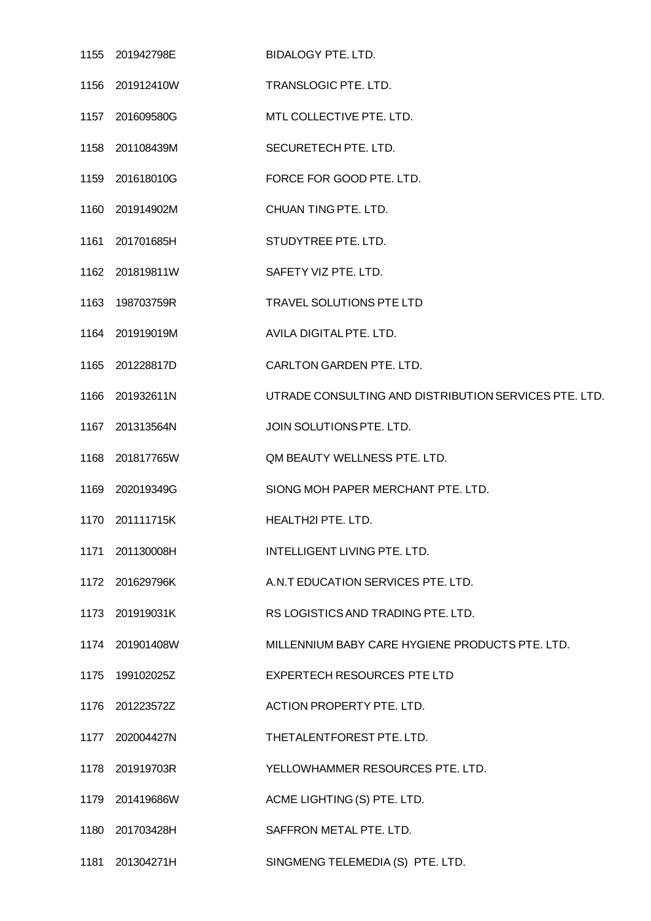| | | |
|---|---|---|
| 1155 | 201942798E | BIDALOGY PTE. LTD. |
| 1156 | 201912410W | TRANSLOGIC PTE. LTD. |
| 1157 | 201609580G | MTL COLLECTIVE PTE. LTD. |
| 1158 | 201108439M | SECURETECH PTE. LTD. |
| 1159 | 201618010G | FORCE FOR GOOD PTE. LTD. |
| 1160 | 201914902M | CHUAN TING PTE. LTD. |
| 1161 | 201701685H | STUDYTREE PTE. LTD. |
| 1162 | 201819811W | SAFETY VIZ PTE. LTD. |
| 1163 | 198703759R | TRAVEL SOLUTIONS PTE LTD |
| 1164 | 201919019M | AVILA DIGITAL PTE. LTD. |
| 1165 | 201228817D | CARLTON GARDEN PTE. LTD. |
| 1166 | 201932611N | UTRADE CONSULTING AND DISTRIBUTION SERVICES PTE. LTD. |
| 1167 | 201313564N | JOIN SOLUTIONS PTE. LTD. |
| 1168 | 201817765W | QM BEAUTY WELLNESS PTE. LTD. |
| 1169 | 202019349G | SIONG MOH PAPER MERCHANT PTE. LTD. |
| 1170 | 201111715K | HEALTH2I PTE. LTD. |
| 1171 | 201130008H | INTELLIGENT LIVING PTE. LTD. |
| 1172 | 201629796K | A.N.T EDUCATION SERVICES PTE. LTD. |
| 1173 | 201919031K | RS LOGISTICS AND TRADING PTE. LTD. |
| 1174 | 201901408W | MILLENNIUM BABY CARE HYGIENE PRODUCTS PTE. LTD. |
| 1175 | 199102025Z | EXPERTECH RESOURCES PTE LTD |
| 1176 | 201223572Z | ACTION PROPERTY PTE. LTD. |
| 1177 | 202004427N | THETALENTFOREST PTE. LTD. |
| 1178 | 201919703R | YELLOWHAMMER RESOURCES PTE. LTD. |
| 1179 | 201419686W | ACME LIGHTING (S) PTE. LTD. |
| 1180 | 201703428H | SAFFRON METAL PTE. LTD. |
| 1181 | 201304271H | SINGMENG TELEMEDIA (S) PTE. LTD. |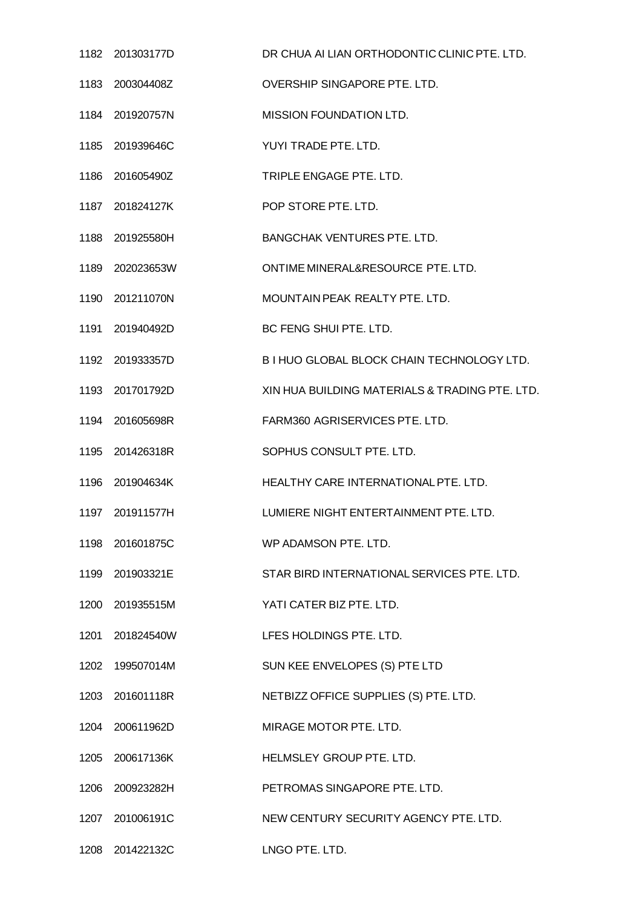| | | |
|---|---|---|
| 1182 | 201303177D | DR CHUA AI LIAN ORTHODONTIC CLINIC PTE. LTD. |
| 1183 | 200304408Z | OVERSHIP SINGAPORE PTE. LTD. |
| 1184 | 201920757N | MISSION FOUNDATION LTD. |
| 1185 | 201939646C | YUYI TRADE PTE. LTD. |
| 1186 | 201605490Z | TRIPLE ENGAGE PTE. LTD. |
| 1187 | 201824127K | POP STORE PTE. LTD. |
| 1188 | 201925580H | BANGCHAK VENTURES PTE. LTD. |
| 1189 | 202023653W | ONTIME MINERAL&RESOURCE PTE. LTD. |
| 1190 | 201211070N | MOUNTAIN PEAK REALTY PTE. LTD. |
| 1191 | 201940492D | BC FENG SHUI PTE. LTD. |
| 1192 | 201933357D | B I HUO GLOBAL BLOCK CHAIN TECHNOLOGY LTD. |
| 1193 | 201701792D | XIN HUA BUILDING MATERIALS & TRADING PTE. LTD. |
| 1194 | 201605698R | FARM360 AGRISERVICES PTE. LTD. |
| 1195 | 201426318R | SOPHUS CONSULT PTE. LTD. |
| 1196 | 201904634K | HEALTHY CARE INTERNATIONAL PTE. LTD. |
| 1197 | 201911577H | LUMIERE NIGHT ENTERTAINMENT PTE. LTD. |
| 1198 | 201601875C | WP ADAMSON PTE. LTD. |
| 1199 | 201903321E | STAR BIRD INTERNATIONAL SERVICES PTE. LTD. |
| 1200 | 201935515M | YATI CATER BIZ PTE. LTD. |
| 1201 | 201824540W | LFES HOLDINGS PTE. LTD. |
| 1202 | 199507014M | SUN KEE ENVELOPES (S) PTE LTD |
| 1203 | 201601118R | NETBIZZ OFFICE SUPPLIES (S) PTE. LTD. |
| 1204 | 200611962D | MIRAGE MOTOR PTE. LTD. |
| 1205 | 200617136K | HELMSLEY GROUP PTE. LTD. |
| 1206 | 200923282H | PETROMAS SINGAPORE PTE. LTD. |
| 1207 | 201006191C | NEW CENTURY SECURITY AGENCY PTE. LTD. |
| 1208 | 201422132C | LNGO PTE. LTD. |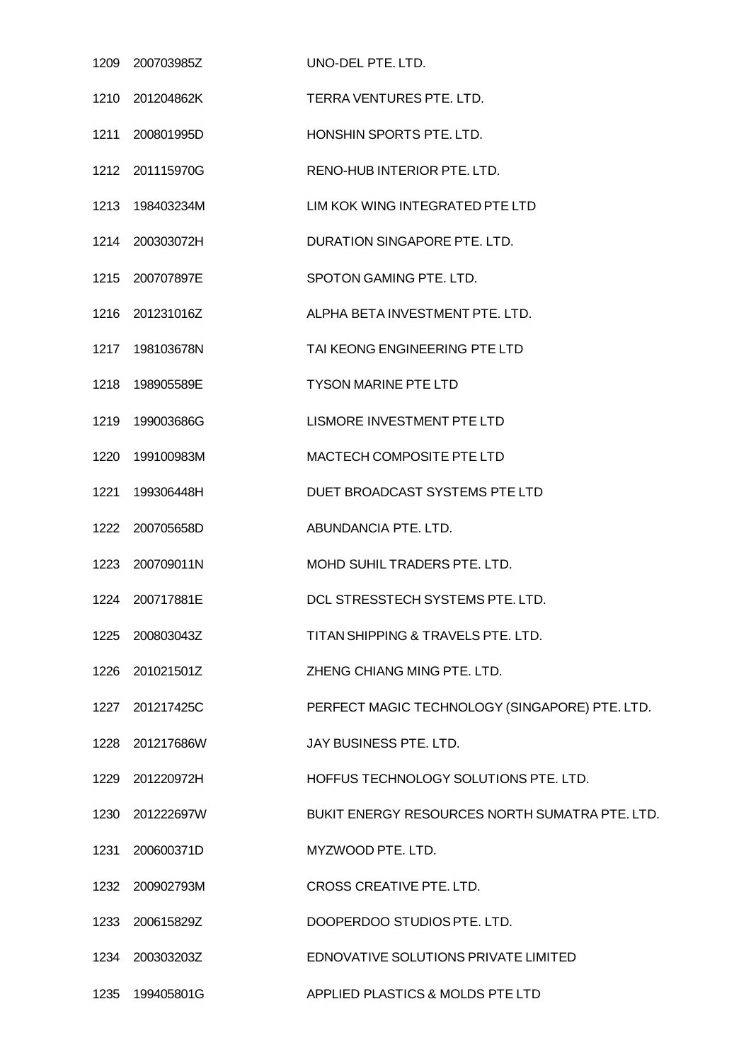| | | |
|---|---|---|
| 1209 | 200703985Z | UNO-DEL PTE. LTD. |
| 1210 | 201204862K | TERRA VENTURES PTE. LTD. |
| 1211 | 200801995D | HONSHIN SPORTS PTE. LTD. |
| 1212 | 201115970G | RENO-HUB INTERIOR PTE. LTD. |
| 1213 | 198403234M | LIM KOK WING INTEGRATED PTE LTD |
| 1214 | 200303072H | DURATION SINGAPORE PTE. LTD. |
| 1215 | 200707897E | SPOTON GAMING PTE. LTD. |
| 1216 | 201231016Z | ALPHA BETA INVESTMENT PTE. LTD. |
| 1217 | 198103678N | TAI KEONG ENGINEERING PTE LTD |
| 1218 | 198905589E | TYSON MARINE PTE LTD |
| 1219 | 199003686G | LISMORE INVESTMENT PTE LTD |
| 1220 | 199100983M | MACTECH COMPOSITE PTE LTD |
| 1221 | 199306448H | DUET BROADCAST SYSTEMS PTE LTD |
| 1222 | 200705658D | ABUNDANCIA PTE. LTD. |
| 1223 | 200709011N | MOHD SUHIL TRADERS PTE. LTD. |
| 1224 | 200717881E | DCL STRESSTECH SYSTEMS PTE. LTD. |
| 1225 | 200803043Z | TITAN SHIPPING & TRAVELS PTE. LTD. |
| 1226 | 201021501Z | ZHENG CHIANG MING PTE. LTD. |
| 1227 | 201217425C | PERFECT MAGIC TECHNOLOGY (SINGAPORE) PTE. LTD. |
| 1228 | 201217686W | JAY BUSINESS PTE. LTD. |
| 1229 | 201220972H | HOFFUS TECHNOLOGY SOLUTIONS PTE. LTD. |
| 1230 | 201222697W | BUKIT ENERGY RESOURCES NORTH SUMATRA PTE. LTD. |
| 1231 | 200600371D | MYZWOOD PTE. LTD. |
| 1232 | 200902793M | CROSS CREATIVE PTE. LTD. |
| 1233 | 200615829Z | DOOPERDOO STUDIOS PTE. LTD. |
| 1234 | 200303203Z | EDNOVATIVE SOLUTIONS PRIVATE LIMITED |
| 1235 | 199405801G | APPLIED PLASTICS & MOLDS PTE LTD |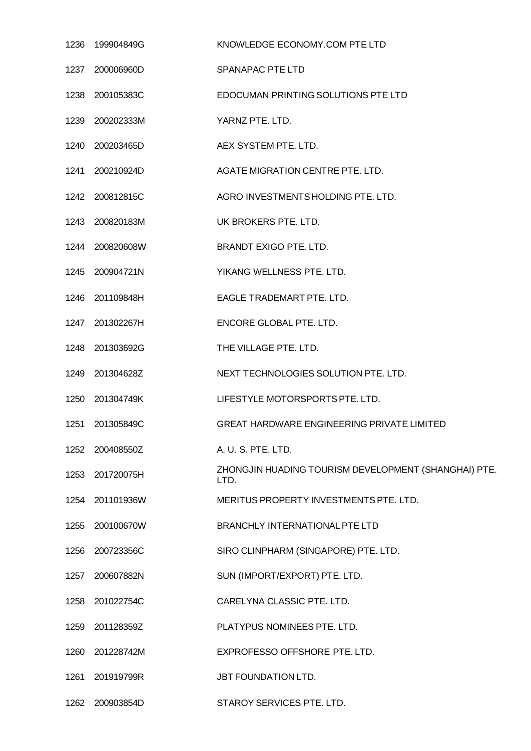| | | |
|---|---|---|
| 1236 | 199904849G | KNOWLEDGE ECONOMY.COM PTE LTD |
| 1237 | 200006960D | SPANAPAC PTE LTD |
| 1238 | 200105383C | EDOCUMAN PRINTING SOLUTIONS PTE LTD |
| 1239 | 200202333M | YARNZ PTE. LTD. |
| 1240 | 200203465D | AEX SYSTEM PTE. LTD. |
| 1241 | 200210924D | AGATE MIGRATION CENTRE PTE. LTD. |
| 1242 | 200812815C | AGRO INVESTMENTS HOLDING PTE. LTD. |
| 1243 | 200820183M | UK BROKERS PTE. LTD. |
| 1244 | 200820608W | BRANDT EXIGO PTE. LTD. |
| 1245 | 200904721N | YIKANG WELLNESS PTE. LTD. |
| 1246 | 201109848H | EAGLE TRADEMART PTE. LTD. |
| 1247 | 201302267H | ENCORE GLOBAL PTE. LTD. |
| 1248 | 201303692G | THE VILLAGE PTE. LTD. |
| 1249 | 201304628Z | NEXT TECHNOLOGIES SOLUTION PTE. LTD. |
| 1250 | 201304749K | LIFESTYLE MOTORSPORTS PTE. LTD. |
| 1251 | 201305849C | GREAT HARDWARE ENGINEERING PRIVATE LIMITED |
| 1252 | 200408550Z | A. U. S. PTE. LTD. |
| 1253 | 201720075H | ZHONGJIN HUADING TOURISM DEVELOPMENT (SHANGHAI) PTE. LTD. |
| 1254 | 201101936W | MERITUS PROPERTY INVESTMENTS PTE. LTD. |
| 1255 | 200100670W | BRANCHLY INTERNATIONAL PTE LTD |
| 1256 | 200723356C | SIRO CLINPHARM (SINGAPORE) PTE. LTD. |
| 1257 | 200607882N | SUN (IMPORT/EXPORT) PTE. LTD. |
| 1258 | 201022754C | CARELYNA CLASSIC PTE. LTD. |
| 1259 | 201128359Z | PLATYPUS NOMINEES PTE. LTD. |
| 1260 | 201228742M | EXPROFESSO OFFSHORE PTE. LTD. |
| 1261 | 201919799R | JBT FOUNDATION LTD. |
| 1262 | 200903854D | STAROY SERVICES PTE. LTD. |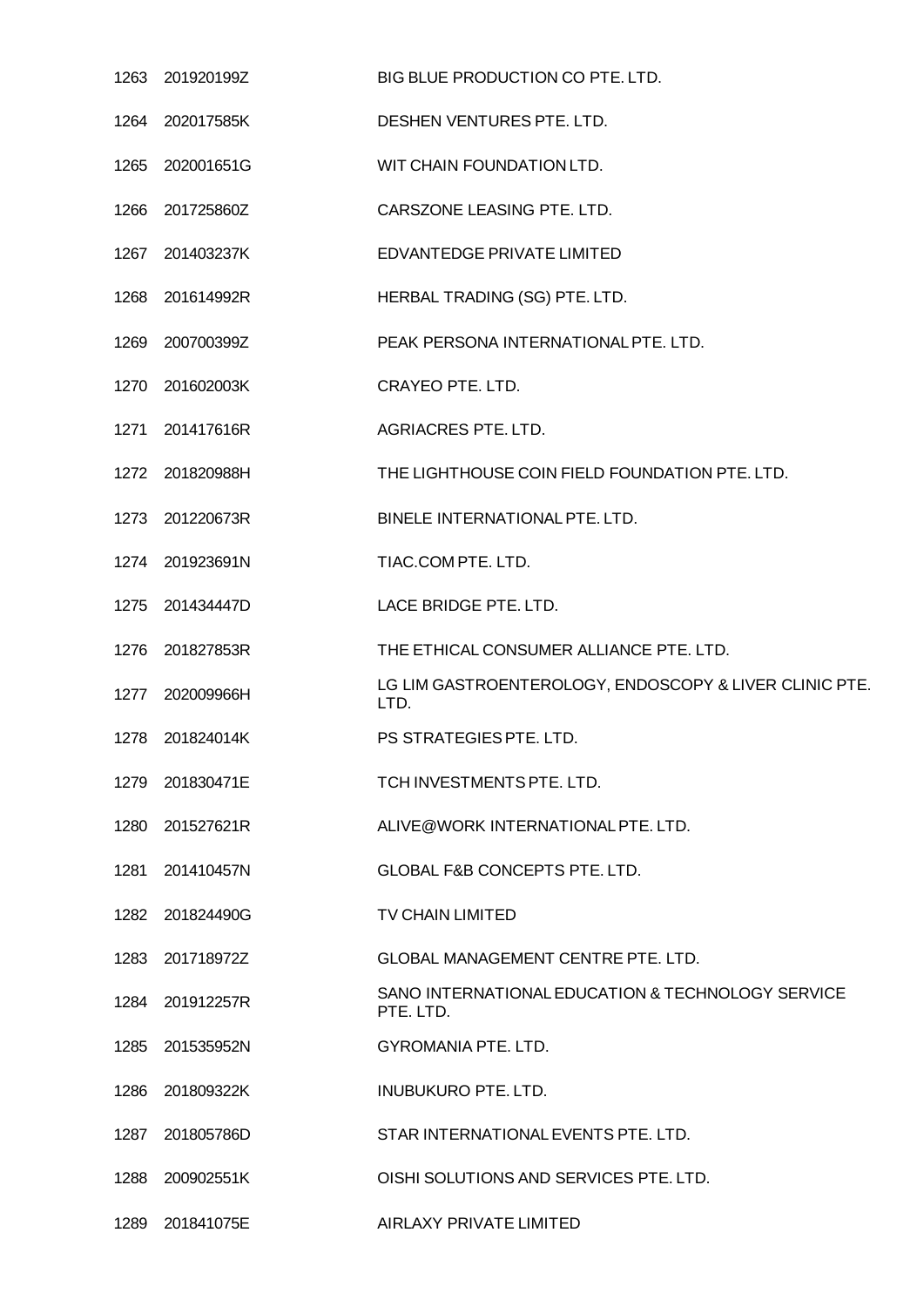| | | |
|---|---|---|
| 1263 | 201920199Z | BIG BLUE PRODUCTION CO PTE. LTD. |
| 1264 | 202017585K | DESHEN VENTURES PTE. LTD. |
| 1265 | 202001651G | WIT CHAIN FOUNDATION LTD. |
| 1266 | 201725860Z | CARSZONE LEASING PTE. LTD. |
| 1267 | 201403237K | EDVANTEDGE PRIVATE LIMITED |
| 1268 | 201614992R | HERBAL TRADING (SG) PTE. LTD. |
| 1269 | 200700399Z | PEAK PERSONA INTERNATIONAL PTE. LTD. |
| 1270 | 201602003K | CRAYEO PTE. LTD. |
| 1271 | 201417616R | AGRIACRES PTE. LTD. |
| 1272 | 201820988H | THE LIGHTHOUSE COIN FIELD FOUNDATION PTE. LTD. |
| 1273 | 201220673R | BINELE INTERNATIONAL PTE. LTD. |
| 1274 | 201923691N | TIAC.COM PTE. LTD. |
| 1275 | 201434447D | LACE BRIDGE PTE. LTD. |
| 1276 | 201827853R | THE ETHICAL CONSUMER ALLIANCE PTE. LTD. |
| 1277 | 202009966H | LG LIM GASTROENTEROLOGY, ENDOSCOPY & LIVER CLINIC PTE. LTD. |
| 1278 | 201824014K | PS STRATEGIES PTE. LTD. |
| 1279 | 201830471E | TCH INVESTMENTS PTE. LTD. |
| 1280 | 201527621R | ALIVE@WORK INTERNATIONAL PTE. LTD. |
| 1281 | 201410457N | GLOBAL F&B CONCEPTS PTE. LTD. |
| 1282 | 201824490G | TV CHAIN LIMITED |
| 1283 | 201718972Z | GLOBAL MANAGEMENT CENTRE PTE. LTD. |
| 1284 | 201912257R | SANO INTERNATIONAL EDUCATION & TECHNOLOGY SERVICE PTE. LTD. |
| 1285 | 201535952N | GYROMANIA PTE. LTD. |
| 1286 | 201809322K | INUBUKURO PTE. LTD. |
| 1287 | 201805786D | STAR INTERNATIONAL EVENTS PTE. LTD. |
| 1288 | 200902551K | OISHI SOLUTIONS AND SERVICES PTE. LTD. |
| 1289 | 201841075E | AIRLAXY PRIVATE LIMITED |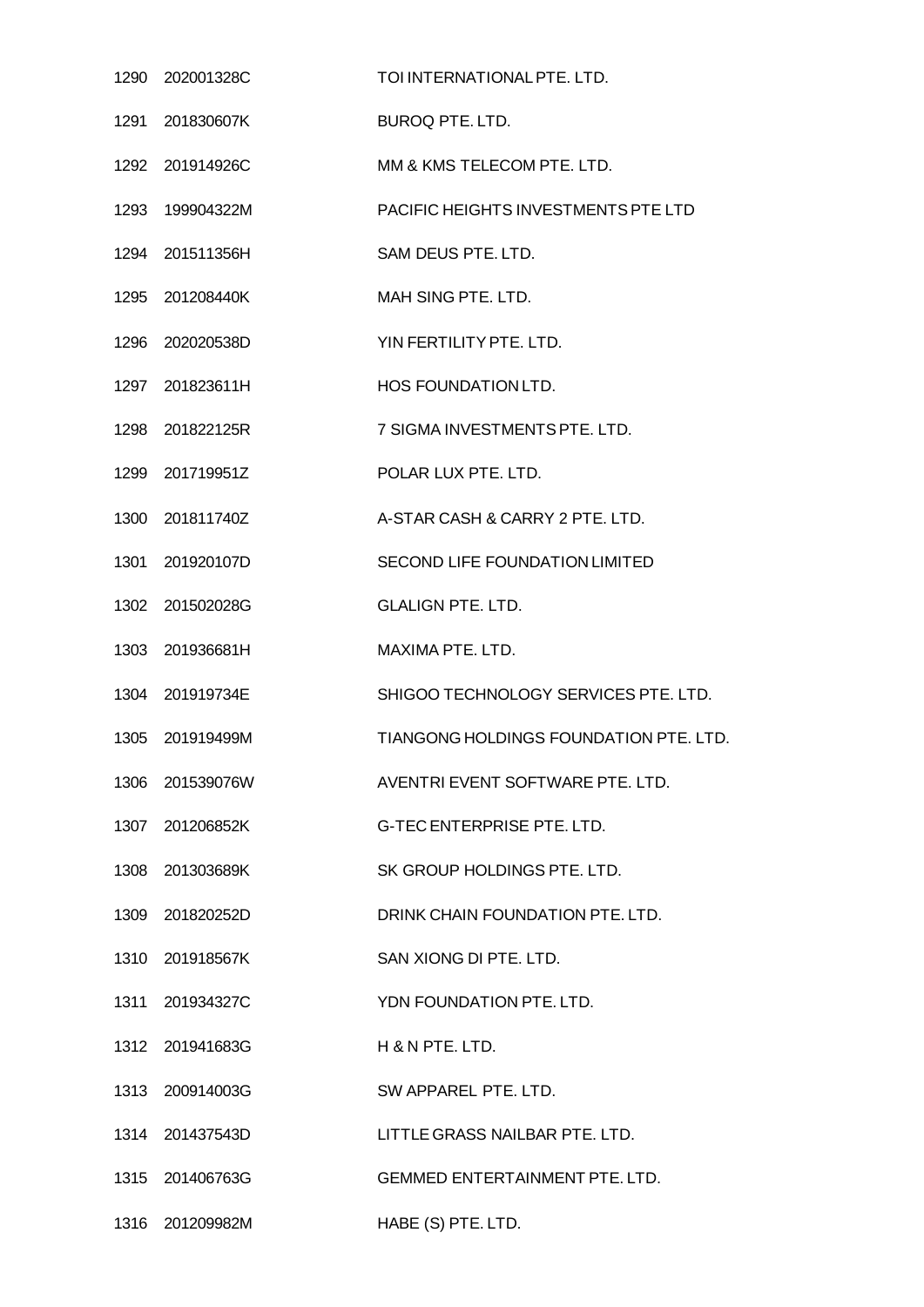| | | |
|---|---|---|
| 1290 | 202001328C | TOI INTERNATIONAL PTE. LTD. |
| 1291 | 201830607K | BUROQ PTE. LTD. |
| 1292 | 201914926C | MM & KMS TELECOM PTE. LTD. |
| 1293 | 199904322M | PACIFIC HEIGHTS INVESTMENTS PTE LTD |
| 1294 | 201511356H | SAM DEUS PTE. LTD. |
| 1295 | 201208440K | MAH SING PTE. LTD. |
| 1296 | 202020538D | YIN FERTILITY PTE. LTD. |
| 1297 | 201823611H | HOS FOUNDATION LTD. |
| 1298 | 201822125R | 7 SIGMA INVESTMENTS PTE. LTD. |
| 1299 | 201719951Z | POLAR LUX PTE. LTD. |
| 1300 | 201811740Z | A-STAR CASH & CARRY 2 PTE. LTD. |
| 1301 | 201920107D | SECOND LIFE FOUNDATION LIMITED |
| 1302 | 201502028G | GLALIGN PTE. LTD. |
| 1303 | 201936681H | MAXIMA PTE. LTD. |
| 1304 | 201919734E | SHIGOO TECHNOLOGY SERVICES PTE. LTD. |
| 1305 | 201919499M | TIANGONG HOLDINGS FOUNDATION PTE. LTD. |
| 1306 | 201539076W | AVENTRI EVENT SOFTWARE PTE. LTD. |
| 1307 | 201206852K | G-TEC ENTERPRISE PTE. LTD. |
| 1308 | 201303689K | SK GROUP HOLDINGS PTE. LTD. |
| 1309 | 201820252D | DRINK CHAIN FOUNDATION PTE. LTD. |
| 1310 | 201918567K | SAN XIONG DI PTE. LTD. |
| 1311 | 201934327C | YDN FOUNDATION PTE. LTD. |
| 1312 | 201941683G | H & N PTE. LTD. |
| 1313 | 200914003G | SW APPAREL PTE. LTD. |
| 1314 | 201437543D | LITTLE GRASS NAILBAR PTE. LTD. |
| 1315 | 201406763G | GEMMED ENTERTAINMENT PTE. LTD. |
| 1316 | 201209982M | HABE (S) PTE. LTD. |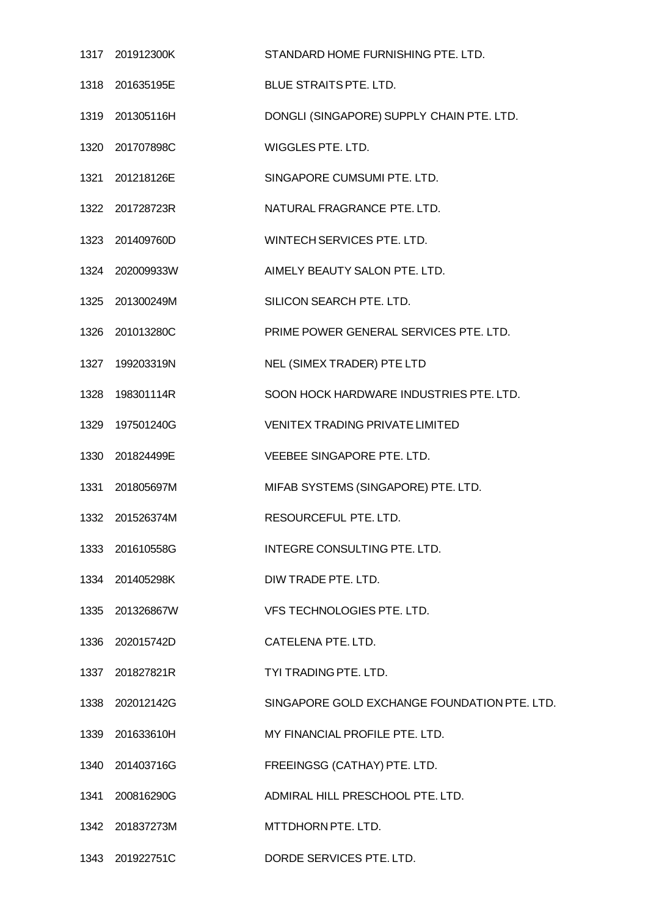| | | |
|---|---|---|
| 1317 | 201912300K | STANDARD HOME FURNISHING PTE. LTD. |
| 1318 | 201635195E | BLUE STRAITS PTE. LTD. |
| 1319 | 201305116H | DONGLI (SINGAPORE) SUPPLY CHAIN PTE. LTD. |
| 1320 | 201707898C | WIGGLES PTE. LTD. |
| 1321 | 201218126E | SINGAPORE CUMSUMI PTE. LTD. |
| 1322 | 201728723R | NATURAL FRAGRANCE PTE. LTD. |
| 1323 | 201409760D | WINTECH SERVICES PTE. LTD. |
| 1324 | 202009933W | AIMELY BEAUTY SALON PTE. LTD. |
| 1325 | 201300249M | SILICON SEARCH PTE. LTD. |
| 1326 | 201013280C | PRIME POWER GENERAL SERVICES PTE. LTD. |
| 1327 | 199203319N | NEL (SIMEX TRADER) PTE LTD |
| 1328 | 198301114R | SOON HOCK HARDWARE INDUSTRIES PTE. LTD. |
| 1329 | 197501240G | VENITEX TRADING PRIVATE LIMITED |
| 1330 | 201824499E | VEEBEE SINGAPORE PTE. LTD. |
| 1331 | 201805697M | MIFAB SYSTEMS (SINGAPORE) PTE. LTD. |
| 1332 | 201526374M | RESOURCEFUL PTE. LTD. |
| 1333 | 201610558G | INTEGRE CONSULTING PTE. LTD. |
| 1334 | 201405298K | DIW TRADE PTE. LTD. |
| 1335 | 201326867W | VFS TECHNOLOGIES PTE. LTD. |
| 1336 | 202015742D | CATELENA PTE. LTD. |
| 1337 | 201827821R | TYI TRADING PTE. LTD. |
| 1338 | 202012142G | SINGAPORE GOLD EXCHANGE FOUNDATION PTE. LTD. |
| 1339 | 201633610H | MY FINANCIAL PROFILE PTE. LTD. |
| 1340 | 201403716G | FREEINGSG (CATHAY) PTE. LTD. |
| 1341 | 200816290G | ADMIRAL HILL PRESCHOOL PTE. LTD. |
| 1342 | 201837273M | MTTDHORN PTE. LTD. |
| 1343 | 201922751C | DORDE SERVICES PTE. LTD. |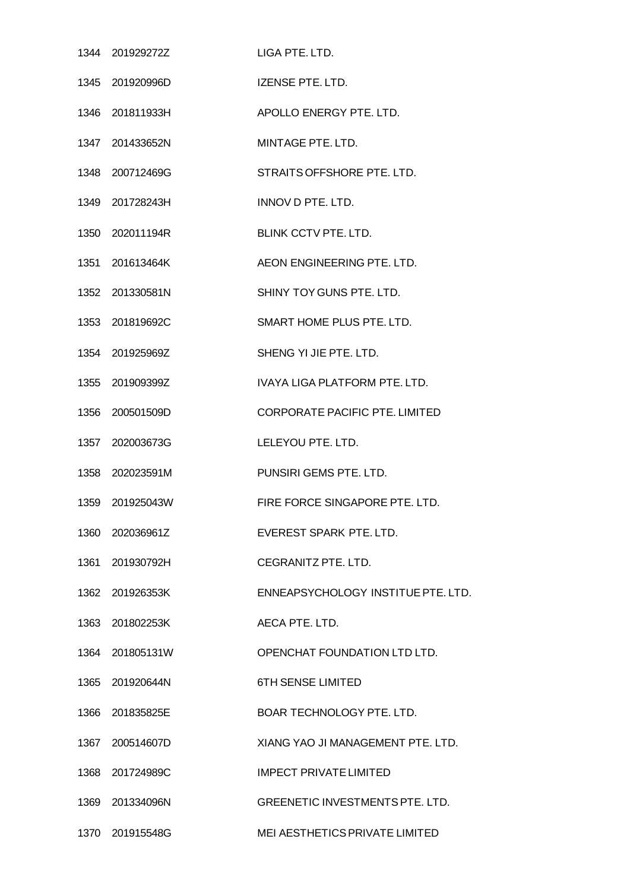| | | |
|---|---|---|
| 1344 | 201929272Z | LIGA PTE. LTD. |
| 1345 | 201920996D | IZENSE PTE. LTD. |
| 1346 | 201811933H | APOLLO ENERGY PTE. LTD. |
| 1347 | 201433652N | MINTAGE PTE. LTD. |
| 1348 | 200712469G | STRAITS OFFSHORE PTE. LTD. |
| 1349 | 201728243H | INNOV D PTE. LTD. |
| 1350 | 202011194R | BLINK CCTV PTE. LTD. |
| 1351 | 201613464K | AEON ENGINEERING PTE. LTD. |
| 1352 | 201330581N | SHINY TOY GUNS PTE. LTD. |
| 1353 | 201819692C | SMART HOME PLUS PTE. LTD. |
| 1354 | 201925969Z | SHENG YI JIE PTE. LTD. |
| 1355 | 201909399Z | IVAYA LIGA PLATFORM PTE. LTD. |
| 1356 | 200501509D | CORPORATE PACIFIC PTE. LIMITED |
| 1357 | 202003673G | LELEYOU PTE. LTD. |
| 1358 | 202023591M | PUNSIRI GEMS PTE. LTD. |
| 1359 | 201925043W | FIRE FORCE SINGAPORE PTE. LTD. |
| 1360 | 202036961Z | EVEREST SPARK PTE. LTD. |
| 1361 | 201930792H | CEGRANITZ PTE. LTD. |
| 1362 | 201926353K | ENNEAPSYCHOLOGY INSTITUE PTE. LTD. |
| 1363 | 201802253K | AECA PTE. LTD. |
| 1364 | 201805131W | OPENCHAT FOUNDATION LTD LTD. |
| 1365 | 201920644N | 6TH SENSE LIMITED |
| 1366 | 201835825E | BOAR TECHNOLOGY PTE. LTD. |
| 1367 | 200514607D | XIANG YAO JI MANAGEMENT PTE. LTD. |
| 1368 | 201724989C | IMPECT PRIVATE LIMITED |
| 1369 | 201334096N | GREENETIC INVESTMENTS PTE. LTD. |
| 1370 | 201915548G | MEI AESTHETICS PRIVATE LIMITED |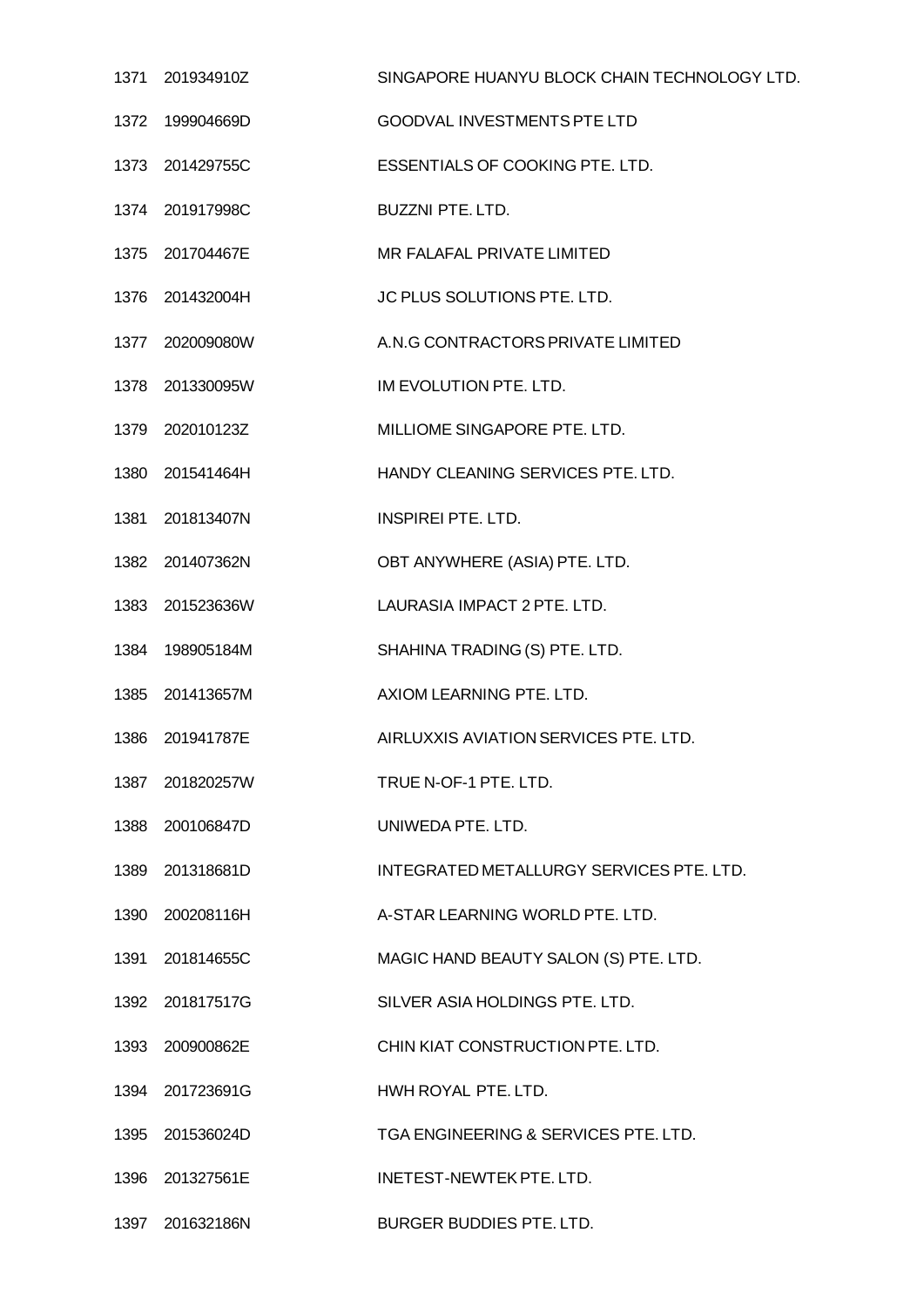| | | |
|---|---|---|
| 1371 | 201934910Z | SINGAPORE HUANYU BLOCK CHAIN TECHNOLOGY LTD. |
| 1372 | 199904669D | GOODVAL INVESTMENTS PTE LTD |
| 1373 | 201429755C | ESSENTIALS OF COOKING PTE. LTD. |
| 1374 | 201917998C | BUZZNI PTE. LTD. |
| 1375 | 201704467E | MR FALAFAL PRIVATE LIMITED |
| 1376 | 201432004H | JC PLUS SOLUTIONS PTE. LTD. |
| 1377 | 202009080W | A.N.G CONTRACTORS PRIVATE LIMITED |
| 1378 | 201330095W | IM EVOLUTION PTE. LTD. |
| 1379 | 202010123Z | MILLIOME SINGAPORE PTE. LTD. |
| 1380 | 201541464H | HANDY CLEANING SERVICES PTE. LTD. |
| 1381 | 201813407N | INSPIREI PTE. LTD. |
| 1382 | 201407362N | OBT ANYWHERE (ASIA) PTE. LTD. |
| 1383 | 201523636W | LAURASIA IMPACT 2 PTE. LTD. |
| 1384 | 198905184M | SHAHINA TRADING (S) PTE. LTD. |
| 1385 | 201413657M | AXIOM LEARNING PTE. LTD. |
| 1386 | 201941787E | AIRLUXXIS AVIATION SERVICES PTE. LTD. |
| 1387 | 201820257W | TRUE N-OF-1 PTE. LTD. |
| 1388 | 200106847D | UNIWEDA PTE. LTD. |
| 1389 | 201318681D | INTEGRATED METALLURGY SERVICES PTE. LTD. |
| 1390 | 200208116H | A-STAR LEARNING WORLD PTE. LTD. |
| 1391 | 201814655C | MAGIC HAND BEAUTY SALON (S) PTE. LTD. |
| 1392 | 201817517G | SILVER ASIA HOLDINGS PTE. LTD. |
| 1393 | 200900862E | CHIN KIAT CONSTRUCTION PTE. LTD. |
| 1394 | 201723691G | HWH ROYAL PTE. LTD. |
| 1395 | 201536024D | TGA ENGINEERING & SERVICES PTE. LTD. |
| 1396 | 201327561E | INETEST-NEWTEK PTE. LTD. |
| 1397 | 201632186N | BURGER BUDDIES PTE. LTD. |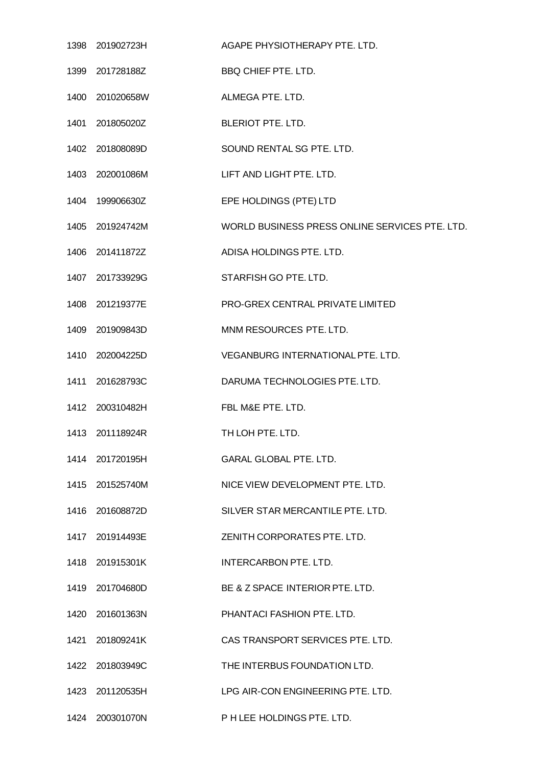| | | |
|---|---|---|
| 1398 | 201902723H | AGAPE PHYSIOTHERAPY PTE. LTD. |
| 1399 | 201728188Z | BBQ CHIEF PTE. LTD. |
| 1400 | 201020658W | ALMEGA PTE. LTD. |
| 1401 | 201805020Z | BLERIOT PTE. LTD. |
| 1402 | 201808089D | SOUND RENTAL SG PTE. LTD. |
| 1403 | 202001086M | LIFT AND LIGHT PTE. LTD. |
| 1404 | 199906630Z | EPE HOLDINGS (PTE) LTD |
| 1405 | 201924742M | WORLD BUSINESS PRESS ONLINE SERVICES PTE. LTD. |
| 1406 | 201411872Z | ADISA HOLDINGS PTE. LTD. |
| 1407 | 201733929G | STARFISH GO PTE. LTD. |
| 1408 | 201219377E | PRO-GREX CENTRAL PRIVATE LIMITED |
| 1409 | 201909843D | MNM RESOURCES PTE. LTD. |
| 1410 | 202004225D | VEGANBURG INTERNATIONAL PTE. LTD. |
| 1411 | 201628793C | DARUMA TECHNOLOGIES PTE. LTD. |
| 1412 | 200310482H | FBL M&E PTE. LTD. |
| 1413 | 201118924R | TH LOH PTE. LTD. |
| 1414 | 201720195H | GARAL GLOBAL PTE. LTD. |
| 1415 | 201525740M | NICE VIEW DEVELOPMENT PTE. LTD. |
| 1416 | 201608872D | SILVER STAR MERCANTILE PTE. LTD. |
| 1417 | 201914493E | ZENITH CORPORATES PTE. LTD. |
| 1418 | 201915301K | INTERCARBON PTE. LTD. |
| 1419 | 201704680D | BE & Z SPACE INTERIOR PTE. LTD. |
| 1420 | 201601363N | PHANTACI FASHION PTE. LTD. |
| 1421 | 201809241K | CAS TRANSPORT SERVICES PTE. LTD. |
| 1422 | 201803949C | THE INTERBUS FOUNDATION LTD. |
| 1423 | 201120535H | LPG AIR-CON ENGINEERING PTE. LTD. |
| 1424 | 200301070N | P H LEE HOLDINGS PTE. LTD. |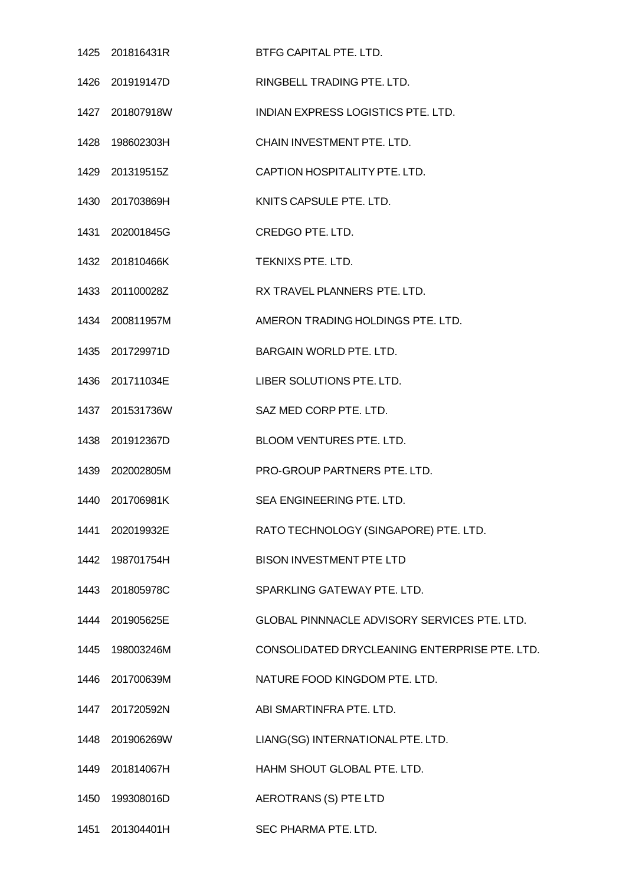| | | |
|---|---|---|
| 1425 | 201816431R | BTFG CAPITAL PTE. LTD. |
| 1426 | 201919147D | RINGBELL TRADING PTE. LTD. |
| 1427 | 201807918W | INDIAN EXPRESS LOGISTICS PTE. LTD. |
| 1428 | 198602303H | CHAIN INVESTMENT PTE. LTD. |
| 1429 | 201319515Z | CAPTION HOSPITALITY PTE. LTD. |
| 1430 | 201703869H | KNITS CAPSULE PTE. LTD. |
| 1431 | 202001845G | CREDGO PTE. LTD. |
| 1432 | 201810466K | TEKNIXS PTE. LTD. |
| 1433 | 201100028Z | RX TRAVEL PLANNERS PTE. LTD. |
| 1434 | 200811957M | AMERON TRADING HOLDINGS PTE. LTD. |
| 1435 | 201729971D | BARGAIN WORLD PTE. LTD. |
| 1436 | 201711034E | LIBER SOLUTIONS PTE. LTD. |
| 1437 | 201531736W | SAZ MED CORP PTE. LTD. |
| 1438 | 201912367D | BLOOM VENTURES PTE. LTD. |
| 1439 | 202002805M | PRO-GROUP PARTNERS PTE. LTD. |
| 1440 | 201706981K | SEA ENGINEERING PTE. LTD. |
| 1441 | 202019932E | RATO TECHNOLOGY (SINGAPORE) PTE. LTD. |
| 1442 | 198701754H | BISON INVESTMENT PTE LTD |
| 1443 | 201805978C | SPARKLING GATEWAY PTE. LTD. |
| 1444 | 201905625E | GLOBAL PINNNACLE ADVISORY SERVICES PTE. LTD. |
| 1445 | 198003246M | CONSOLIDATED DRYCLEANING ENTERPRISE PTE. LTD. |
| 1446 | 201700639M | NATURE FOOD KINGDOM PTE. LTD. |
| 1447 | 201720592N | ABI SMARTINFRA PTE. LTD. |
| 1448 | 201906269W | LIANG(SG) INTERNATIONAL PTE. LTD. |
| 1449 | 201814067H | HAHM SHOUT GLOBAL PTE. LTD. |
| 1450 | 199308016D | AEROTRANS (S) PTE LTD |
| 1451 | 201304401H | SEC PHARMA PTE. LTD. |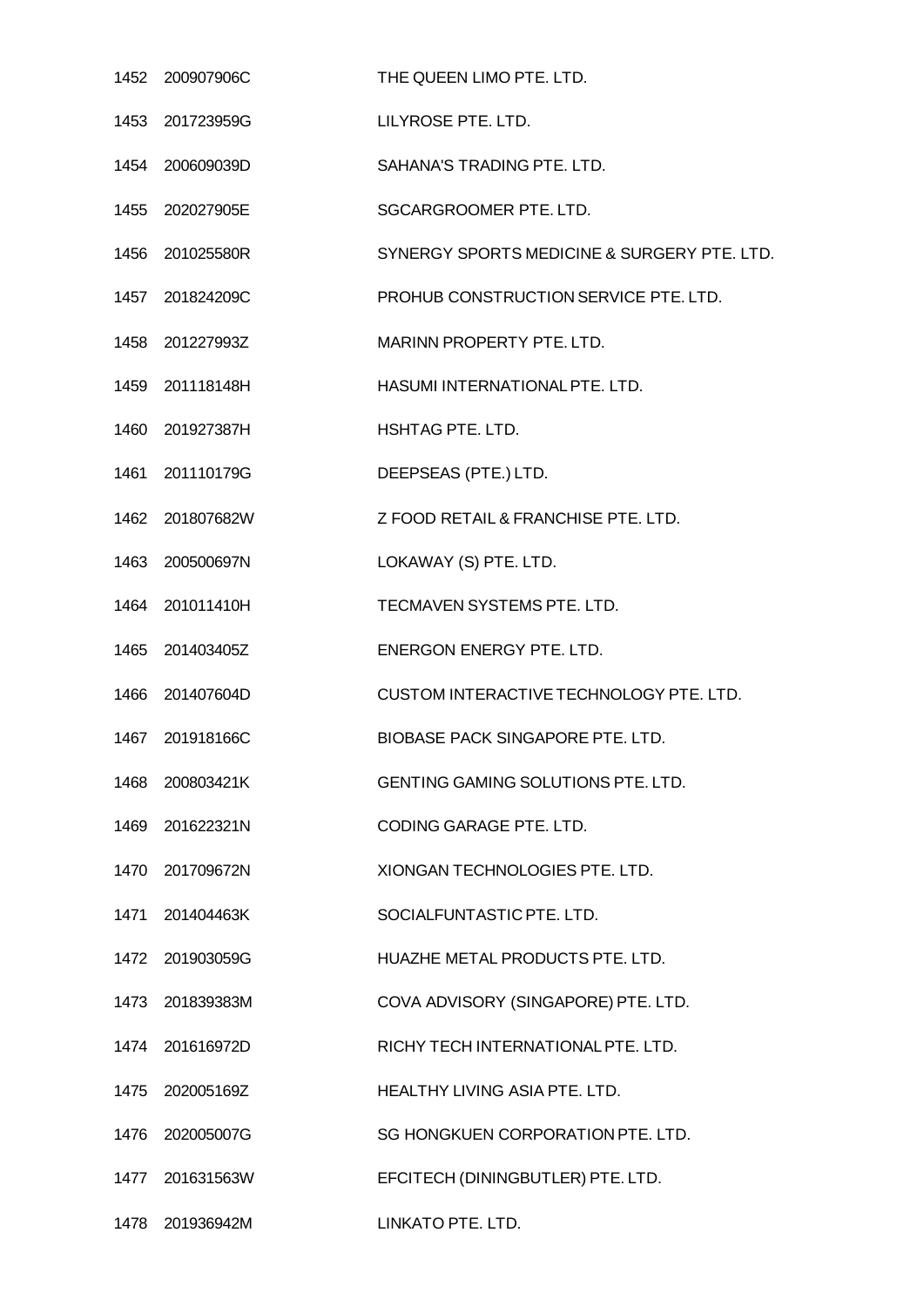| | | |
|---|---|---|
| 1452 | 200907906C | THE QUEEN LIMO PTE. LTD. |
| 1453 | 201723959G | LILYROSE PTE. LTD. |
| 1454 | 200609039D | SAHANA'S TRADING PTE. LTD. |
| 1455 | 202027905E | SGCARGROOMER PTE. LTD. |
| 1456 | 201025580R | SYNERGY SPORTS MEDICINE & SURGERY PTE. LTD. |
| 1457 | 201824209C | PROHUB CONSTRUCTION SERVICE PTE. LTD. |
| 1458 | 201227993Z | MARINN PROPERTY PTE. LTD. |
| 1459 | 201118148H | HASUMI INTERNATIONAL PTE. LTD. |
| 1460 | 201927387H | HSHTAG PTE. LTD. |
| 1461 | 201110179G | DEEPSEAS (PTE.) LTD. |
| 1462 | 201807682W | Z FOOD RETAIL & FRANCHISE PTE. LTD. |
| 1463 | 200500697N | LOKAWAY (S) PTE. LTD. |
| 1464 | 201011410H | TECMAVEN SYSTEMS PTE. LTD. |
| 1465 | 201403405Z | ENERGON ENERGY PTE. LTD. |
| 1466 | 201407604D | CUSTOM INTERACTIVE TECHNOLOGY PTE. LTD. |
| 1467 | 201918166C | BIOBASE PACK SINGAPORE PTE. LTD. |
| 1468 | 200803421K | GENTING GAMING SOLUTIONS PTE. LTD. |
| 1469 | 201622321N | CODING GARAGE PTE. LTD. |
| 1470 | 201709672N | XIONGAN TECHNOLOGIES PTE. LTD. |
| 1471 | 201404463K | SOCIALFUNTASTIC PTE. LTD. |
| 1472 | 201903059G | HUAZHE METAL PRODUCTS PTE. LTD. |
| 1473 | 201839383M | COVA ADVISORY (SINGAPORE) PTE. LTD. |
| 1474 | 201616972D | RICHY TECH INTERNATIONAL PTE. LTD. |
| 1475 | 202005169Z | HEALTHY LIVING ASIA PTE. LTD. |
| 1476 | 202005007G | SG HONGKUEN CORPORATION PTE. LTD. |
| 1477 | 201631563W | EFCITECH (DININGBUTLER) PTE. LTD. |
| 1478 | 201936942M | LINKATO PTE. LTD. |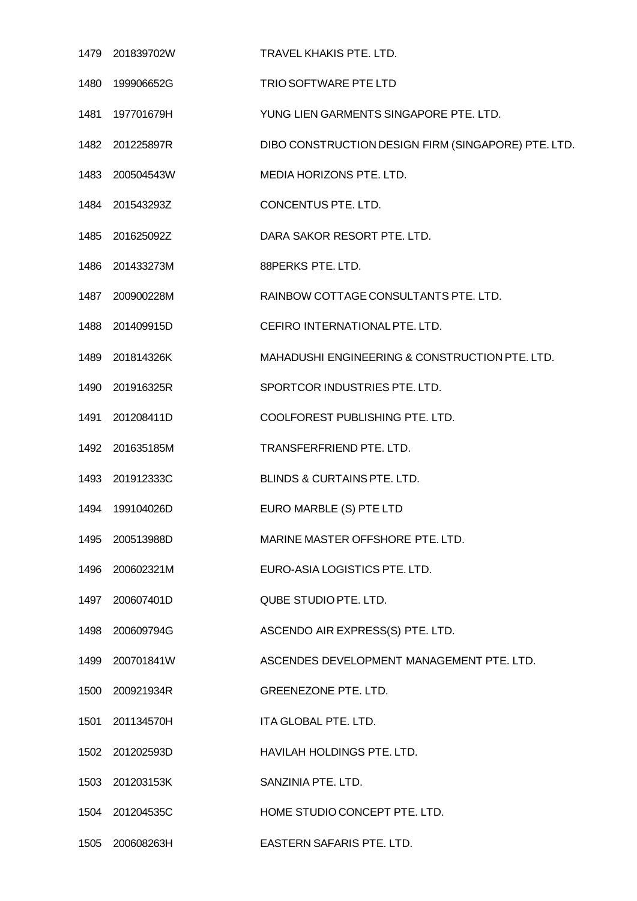| | | |
|---|---|---|
| 1479 | 201839702W | TRAVEL KHAKIS PTE. LTD. |
| 1480 | 199906652G | TRIO SOFTWARE PTE LTD |
| 1481 | 197701679H | YUNG LIEN GARMENTS SINGAPORE PTE. LTD. |
| 1482 | 201225897R | DIBO CONSTRUCTION DESIGN FIRM (SINGAPORE) PTE. LTD. |
| 1483 | 200504543W | MEDIA HORIZONS PTE. LTD. |
| 1484 | 201543293Z | CONCENTUS PTE. LTD. |
| 1485 | 201625092Z | DARA SAKOR RESORT PTE. LTD. |
| 1486 | 201433273M | 88PERKS PTE. LTD. |
| 1487 | 200900228M | RAINBOW COTTAGE CONSULTANTS PTE. LTD. |
| 1488 | 201409915D | CEFIRO INTERNATIONAL PTE. LTD. |
| 1489 | 201814326K | MAHADUSHI ENGINEERING & CONSTRUCTION PTE. LTD. |
| 1490 | 201916325R | SPORTCOR INDUSTRIES PTE. LTD. |
| 1491 | 201208411D | COOLFOREST PUBLISHING PTE. LTD. |
| 1492 | 201635185M | TRANSFERFRIEND PTE. LTD. |
| 1493 | 201912333C | BLINDS & CURTAINS PTE. LTD. |
| 1494 | 199104026D | EURO MARBLE (S) PTE LTD |
| 1495 | 200513988D | MARINE MASTER OFFSHORE PTE. LTD. |
| 1496 | 200602321M | EURO-ASIA LOGISTICS PTE. LTD. |
| 1497 | 200607401D | QUBE STUDIO PTE. LTD. |
| 1498 | 200609794G | ASCENDO AIR EXPRESS(S) PTE. LTD. |
| 1499 | 200701841W | ASCENDES DEVELOPMENT MANAGEMENT PTE. LTD. |
| 1500 | 200921934R | GREENEZONE PTE. LTD. |
| 1501 | 201134570H | ITA GLOBAL PTE. LTD. |
| 1502 | 201202593D | HAVILAH HOLDINGS PTE. LTD. |
| 1503 | 201203153K | SANZINIA PTE. LTD. |
| 1504 | 201204535C | HOME STUDIO CONCEPT PTE. LTD. |
| 1505 | 200608263H | EASTERN SAFARIS PTE. LTD. |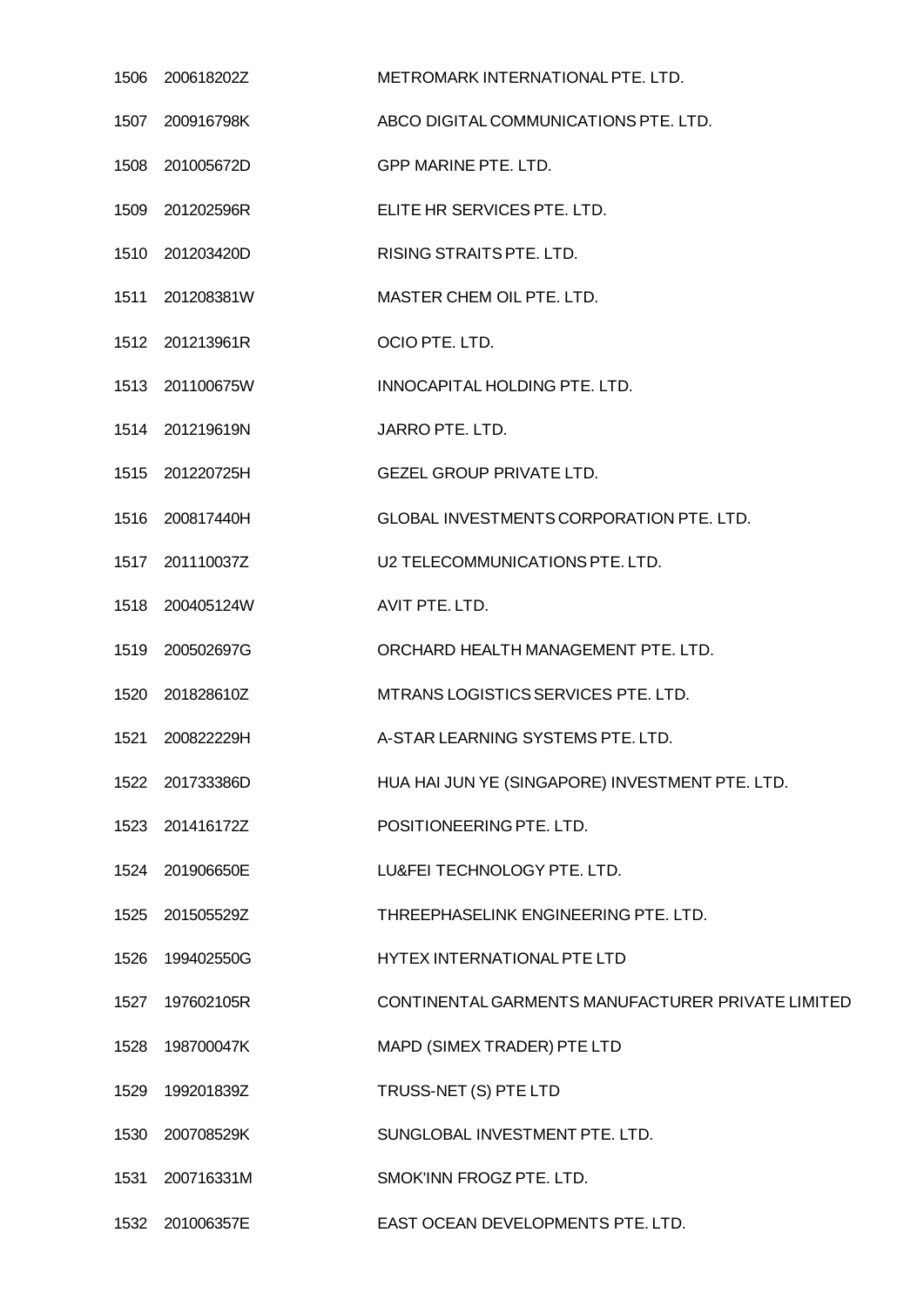| | | |
|---|---|---|
| 1506 | 200618202Z | METROMARK INTERNATIONAL PTE. LTD. |
| 1507 | 200916798K | ABCO DIGITAL COMMUNICATIONS PTE. LTD. |
| 1508 | 201005672D | GPP MARINE PTE. LTD. |
| 1509 | 201202596R | ELITE HR SERVICES PTE. LTD. |
| 1510 | 201203420D | RISING STRAITS PTE. LTD. |
| 1511 | 201208381W | MASTER CHEM OIL PTE. LTD. |
| 1512 | 201213961R | OCIO PTE. LTD. |
| 1513 | 201100675W | INNOCAPITAL HOLDING PTE. LTD. |
| 1514 | 201219619N | JARRO PTE. LTD. |
| 1515 | 201220725H | GEZEL GROUP PRIVATE LTD. |
| 1516 | 200817440H | GLOBAL INVESTMENTS CORPORATION PTE. LTD. |
| 1517 | 201110037Z | U2 TELECOMMUNICATIONS PTE. LTD. |
| 1518 | 200405124W | AVIT PTE. LTD. |
| 1519 | 200502697G | ORCHARD HEALTH MANAGEMENT PTE. LTD. |
| 1520 | 201828610Z | MTRANS LOGISTICS SERVICES PTE. LTD. |
| 1521 | 200822229H | A-STAR LEARNING SYSTEMS PTE. LTD. |
| 1522 | 201733386D | HUA HAI JUN YE (SINGAPORE) INVESTMENT PTE. LTD. |
| 1523 | 201416172Z | POSITIONEERING PTE. LTD. |
| 1524 | 201906650E | LU&FEI TECHNOLOGY PTE. LTD. |
| 1525 | 201505529Z | THREEPHASELINK ENGINEERING PTE. LTD. |
| 1526 | 199402550G | HYTEX INTERNATIONAL PTE LTD |
| 1527 | 197602105R | CONTINENTAL GARMENTS MANUFACTURER PRIVATE LIMITED |
| 1528 | 198700047K | MAPD (SIMEX TRADER) PTE LTD |
| 1529 | 199201839Z | TRUSS-NET (S) PTE LTD |
| 1530 | 200708529K | SUNGLOBAL INVESTMENT PTE. LTD. |
| 1531 | 200716331M | SMOK'INN FROGZ PTE. LTD. |
| 1532 | 201006357E | EAST OCEAN DEVELOPMENTS PTE. LTD. |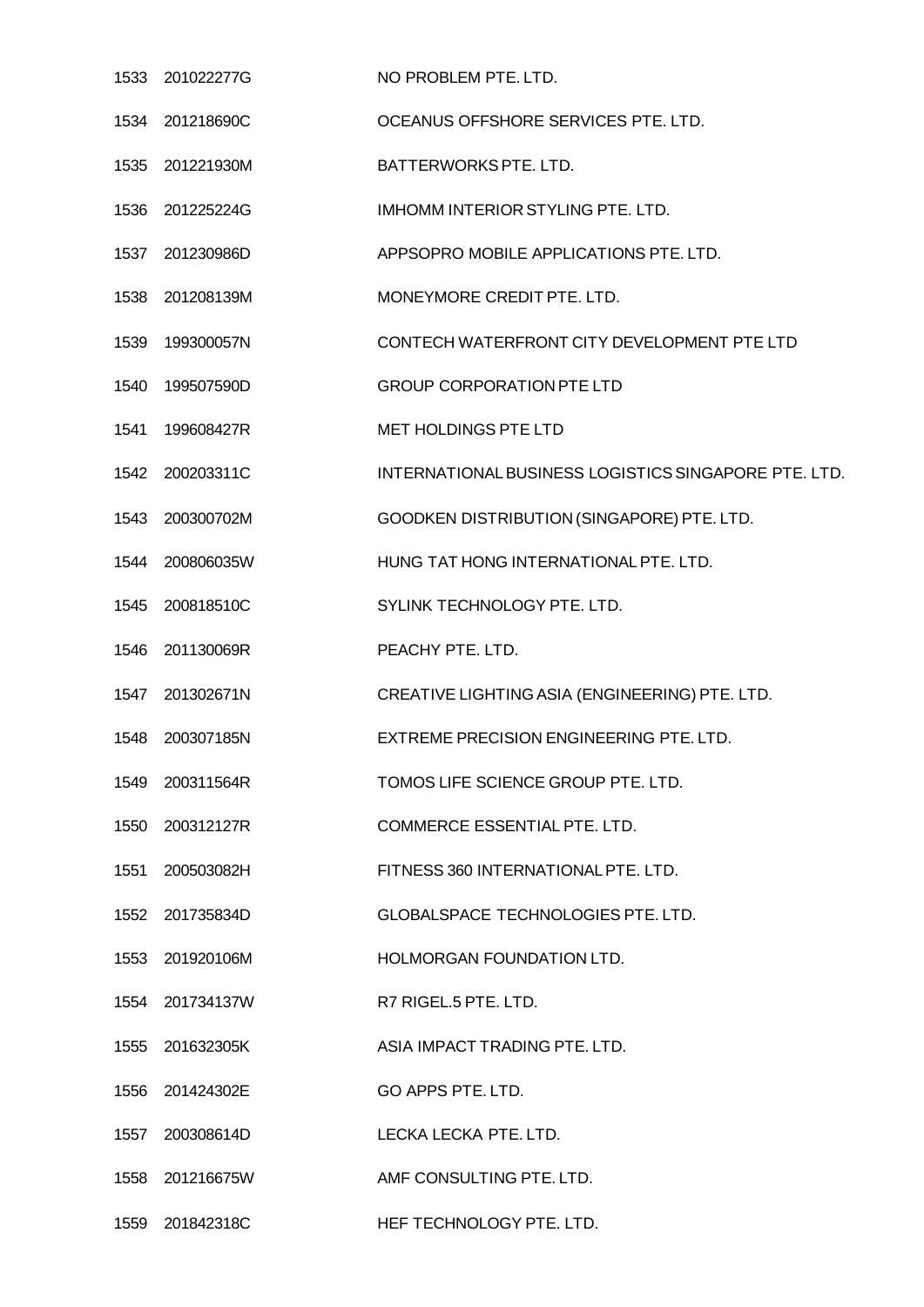| | | |
|---|---|---|
| 1533 | 201022277G | NO PROBLEM PTE. LTD. |
| 1534 | 201218690C | OCEANUS OFFSHORE SERVICES PTE. LTD. |
| 1535 | 201221930M | BATTERWORKS PTE. LTD. |
| 1536 | 201225224G | IMHOMM INTERIOR STYLING PTE. LTD. |
| 1537 | 201230986D | APPSOPRO MOBILE APPLICATIONS PTE. LTD. |
| 1538 | 201208139M | MONEYMORE CREDIT PTE. LTD. |
| 1539 | 199300057N | CONTECH WATERFRONT CITY DEVELOPMENT PTE LTD |
| 1540 | 199507590D | GROUP CORPORATION PTE LTD |
| 1541 | 199608427R | MET HOLDINGS PTE LTD |
| 1542 | 200203311C | INTERNATIONAL BUSINESS LOGISTICS SINGAPORE PTE. LTD. |
| 1543 | 200300702M | GOODKEN DISTRIBUTION (SINGAPORE) PTE. LTD. |
| 1544 | 200806035W | HUNG TAT HONG INTERNATIONAL PTE. LTD. |
| 1545 | 200818510C | SYLINK TECHNOLOGY PTE. LTD. |
| 1546 | 201130069R | PEACHY PTE. LTD. |
| 1547 | 201302671N | CREATIVE LIGHTING ASIA (ENGINEERING) PTE. LTD. |
| 1548 | 200307185N | EXTREME PRECISION ENGINEERING PTE. LTD. |
| 1549 | 200311564R | TOMOS LIFE SCIENCE GROUP PTE. LTD. |
| 1550 | 200312127R | COMMERCE ESSENTIAL PTE. LTD. |
| 1551 | 200503082H | FITNESS 360 INTERNATIONAL PTE. LTD. |
| 1552 | 201735834D | GLOBALSPACE TECHNOLOGIES PTE. LTD. |
| 1553 | 201920106M | HOLMORGAN FOUNDATION LTD. |
| 1554 | 201734137W | R7 RIGEL.5 PTE. LTD. |
| 1555 | 201632305K | ASIA IMPACT TRADING PTE. LTD. |
| 1556 | 201424302E | GO APPS PTE. LTD. |
| 1557 | 200308614D | LECKA LECKA PTE. LTD. |
| 1558 | 201216675W | AMF CONSULTING PTE. LTD. |
| 1559 | 201842318C | HEF TECHNOLOGY PTE. LTD. |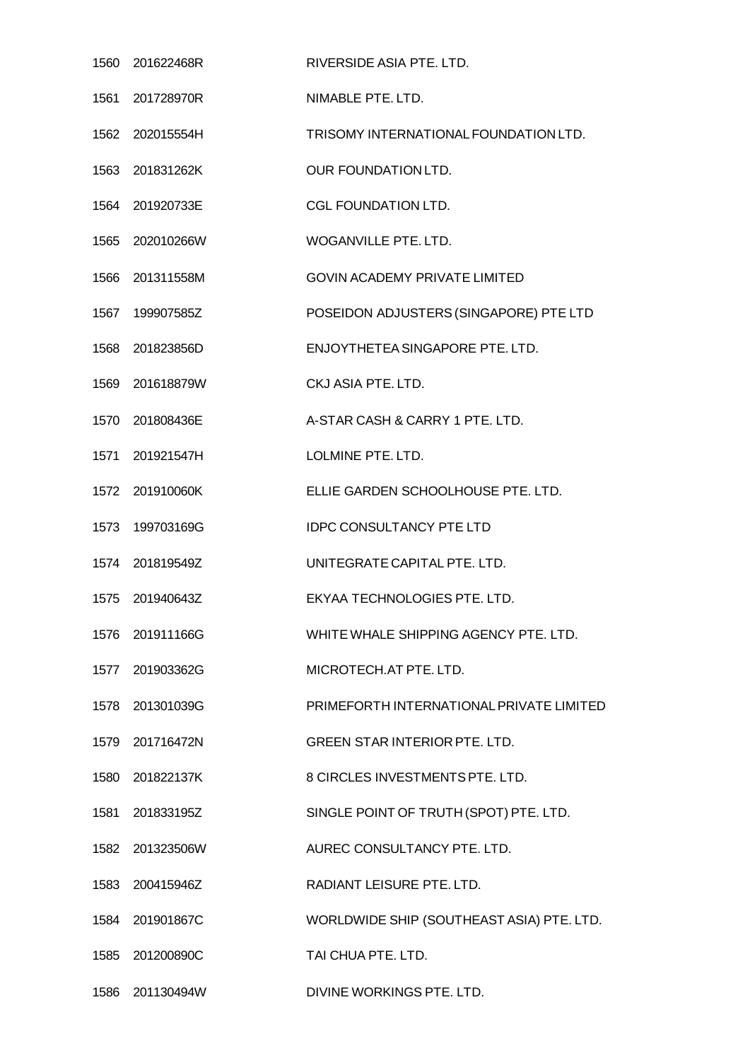| | | |
|---|---|---|
| 1560 | 201622468R | RIVERSIDE ASIA PTE. LTD. |
| 1561 | 201728970R | NIMABLE PTE. LTD. |
| 1562 | 202015554H | TRISOMY INTERNATIONAL FOUNDATION LTD. |
| 1563 | 201831262K | OUR FOUNDATION LTD. |
| 1564 | 201920733E | CGL FOUNDATION LTD. |
| 1565 | 202010266W | WOGANVILLE PTE. LTD. |
| 1566 | 201311558M | GOVIN ACADEMY PRIVATE LIMITED |
| 1567 | 199907585Z | POSEIDON ADJUSTERS (SINGAPORE) PTE LTD |
| 1568 | 201823856D | ENJOYTHETEA SINGAPORE PTE. LTD. |
| 1569 | 201618879W | CKJ ASIA PTE. LTD. |
| 1570 | 201808436E | A-STAR CASH & CARRY 1 PTE. LTD. |
| 1571 | 201921547H | LOLMINE PTE. LTD. |
| 1572 | 201910060K | ELLIE GARDEN SCHOOLHOUSE PTE. LTD. |
| 1573 | 199703169G | IDPC CONSULTANCY PTE LTD |
| 1574 | 201819549Z | UNITEGRATE CAPITAL PTE. LTD. |
| 1575 | 201940643Z | EKYAA TECHNOLOGIES PTE. LTD. |
| 1576 | 201911166G | WHITE WHALE SHIPPING AGENCY PTE. LTD. |
| 1577 | 201903362G | MICROTECH.AT PTE. LTD. |
| 1578 | 201301039G | PRIMEFORTH INTERNATIONAL PRIVATE LIMITED |
| 1579 | 201716472N | GREEN STAR INTERIOR PTE. LTD. |
| 1580 | 201822137K | 8 CIRCLES INVESTMENTS PTE. LTD. |
| 1581 | 201833195Z | SINGLE POINT OF TRUTH (SPOT) PTE. LTD. |
| 1582 | 201323506W | AUREC CONSULTANCY PTE. LTD. |
| 1583 | 200415946Z | RADIANT LEISURE PTE. LTD. |
| 1584 | 201901867C | WORLDWIDE SHIP (SOUTHEAST ASIA) PTE. LTD. |
| 1585 | 201200890C | TAI CHUA PTE. LTD. |
| 1586 | 201130494W | DIVINE WORKINGS PTE. LTD. |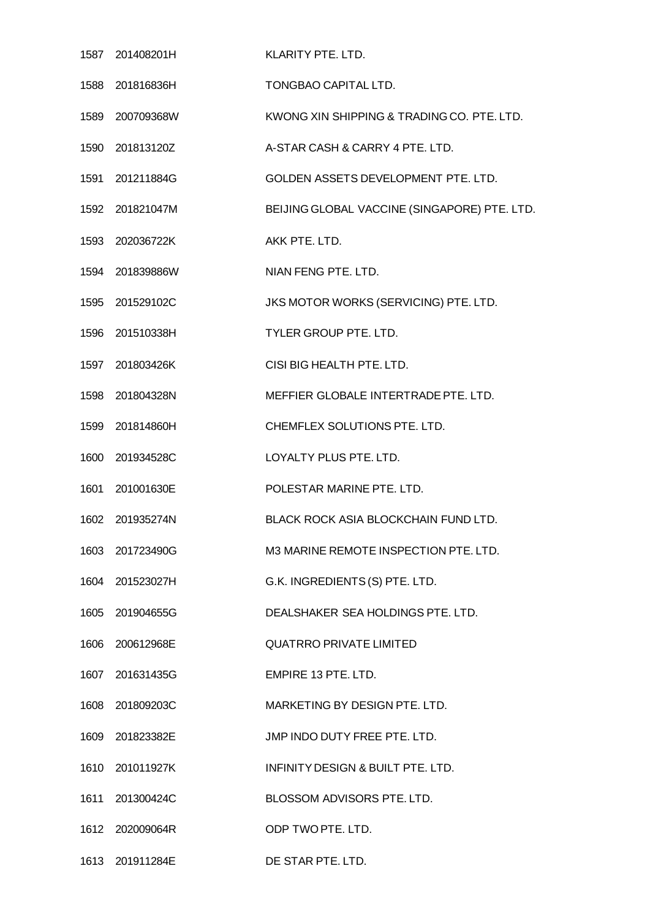| | | |
|---|---|---|
| 1587 | 201408201H | KLARITY PTE. LTD. |
| 1588 | 201816836H | TONGBAO CAPITAL LTD. |
| 1589 | 200709368W | KWONG XIN SHIPPING & TRADING CO. PTE. LTD. |
| 1590 | 201813120Z | A-STAR CASH & CARRY 4 PTE. LTD. |
| 1591 | 201211884G | GOLDEN ASSETS DEVELOPMENT PTE. LTD. |
| 1592 | 201821047M | BEIJING GLOBAL VACCINE (SINGAPORE) PTE. LTD. |
| 1593 | 202036722K | AKK PTE. LTD. |
| 1594 | 201839886W | NIAN FENG PTE. LTD. |
| 1595 | 201529102C | JKS MOTOR WORKS (SERVICING) PTE. LTD. |
| 1596 | 201510338H | TYLER GROUP PTE. LTD. |
| 1597 | 201803426K | CISI BIG HEALTH PTE. LTD. |
| 1598 | 201804328N | MEFFIER GLOBALE INTERTRADE PTE. LTD. |
| 1599 | 201814860H | CHEMFLEX SOLUTIONS PTE. LTD. |
| 1600 | 201934528C | LOYALTY PLUS PTE. LTD. |
| 1601 | 201001630E | POLESTAR MARINE PTE. LTD. |
| 1602 | 201935274N | BLACK ROCK ASIA BLOCKCHAIN FUND LTD. |
| 1603 | 201723490G | M3 MARINE REMOTE INSPECTION PTE. LTD. |
| 1604 | 201523027H | G.K. INGREDIENTS (S) PTE. LTD. |
| 1605 | 201904655G | DEALSHAKER SEA HOLDINGS PTE. LTD. |
| 1606 | 200612968E | QUATRRO PRIVATE LIMITED |
| 1607 | 201631435G | EMPIRE 13 PTE. LTD. |
| 1608 | 201809203C | MARKETING BY DESIGN PTE. LTD. |
| 1609 | 201823382E | JMP INDO DUTY FREE PTE. LTD. |
| 1610 | 201011927K | INFINITY DESIGN & BUILT PTE. LTD. |
| 1611 | 201300424C | BLOSSOM ADVISORS PTE. LTD. |
| 1612 | 202009064R | ODP TWO PTE. LTD. |
| 1613 | 201911284E | DE STAR PTE. LTD. |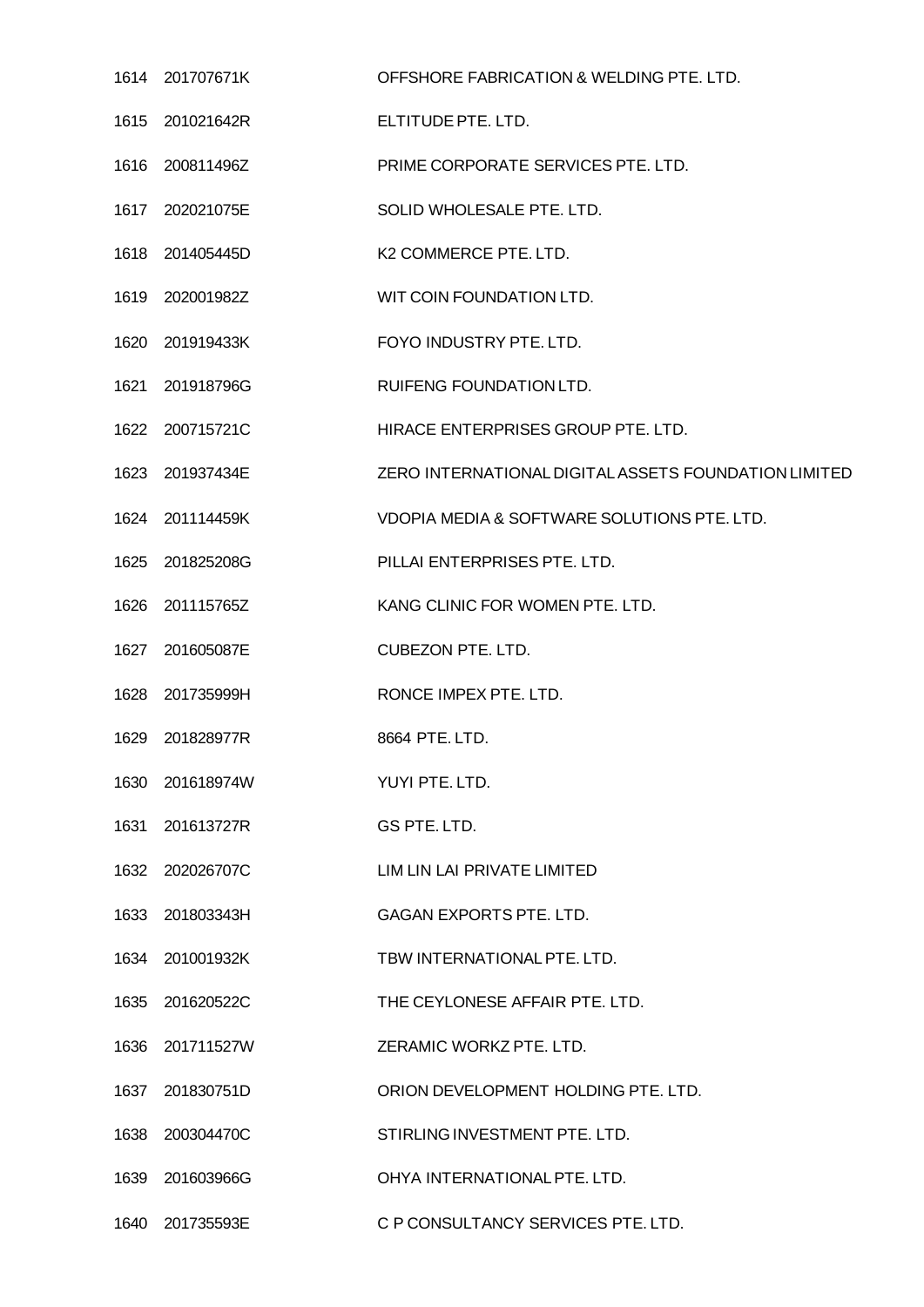| | | |
|---|---|---|
| 1614 | 201707671K | OFFSHORE FABRICATION & WELDING PTE. LTD. |
| 1615 | 201021642R | ELTITUDE PTE. LTD. |
| 1616 | 200811496Z | PRIME CORPORATE SERVICES PTE. LTD. |
| 1617 | 202021075E | SOLID WHOLESALE PTE. LTD. |
| 1618 | 201405445D | K2 COMMERCE PTE. LTD. |
| 1619 | 202001982Z | WIT COIN FOUNDATION LTD. |
| 1620 | 201919433K | FOYO INDUSTRY PTE. LTD. |
| 1621 | 201918796G | RUIFENG FOUNDATION LTD. |
| 1622 | 200715721C | HIRACE ENTERPRISES GROUP PTE. LTD. |
| 1623 | 201937434E | ZERO INTERNATIONAL DIGITAL ASSETS FOUNDATION LIMITED |
| 1624 | 201114459K | VDOPIA MEDIA & SOFTWARE SOLUTIONS PTE. LTD. |
| 1625 | 201825208G | PILLAI ENTERPRISES PTE. LTD. |
| 1626 | 201115765Z | KANG CLINIC FOR WOMEN PTE. LTD. |
| 1627 | 201605087E | CUBEZON PTE. LTD. |
| 1628 | 201735999H | RONCE IMPEX PTE. LTD. |
| 1629 | 201828977R | 8664 PTE. LTD. |
| 1630 | 201618974W | YUYI PTE. LTD. |
| 1631 | 201613727R | GS PTE. LTD. |
| 1632 | 202026707C | LIM LIN LAI PRIVATE LIMITED |
| 1633 | 201803343H | GAGAN EXPORTS PTE. LTD. |
| 1634 | 201001932K | TBW INTERNATIONAL PTE. LTD. |
| 1635 | 201620522C | THE CEYLONESE AFFAIR PTE. LTD. |
| 1636 | 201711527W | ZERAMIC WORKZ PTE. LTD. |
| 1637 | 201830751D | ORION DEVELOPMENT HOLDING PTE. LTD. |
| 1638 | 200304470C | STIRLING INVESTMENT PTE. LTD. |
| 1639 | 201603966G | OHYA INTERNATIONAL PTE. LTD. |
| 1640 | 201735593E | C P CONSULTANCY SERVICES PTE. LTD. |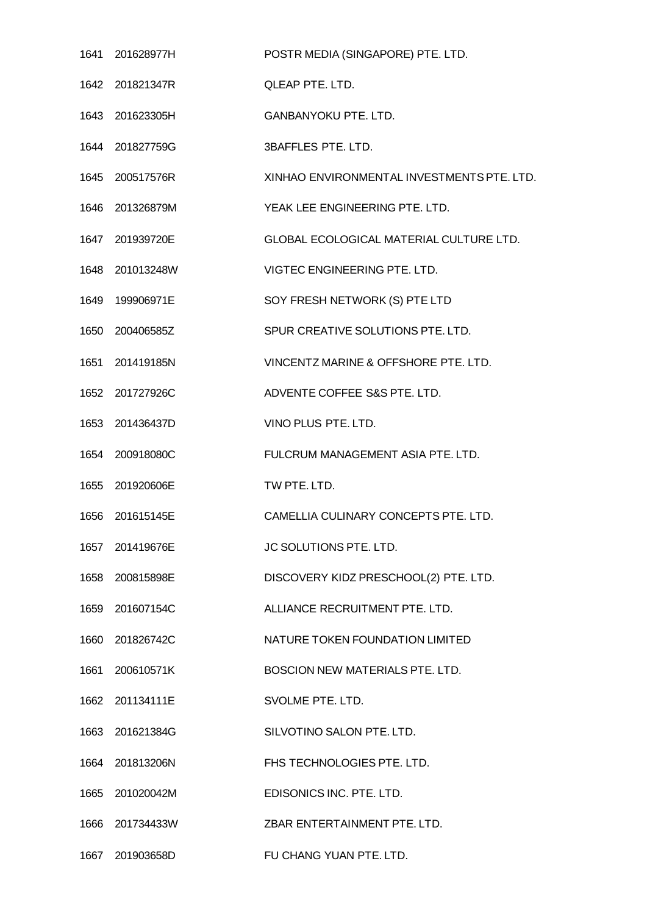| | | |
|---|---|---|
| 1641 | 201628977H | POSTR MEDIA (SINGAPORE) PTE. LTD. |
| 1642 | 201821347R | QLEAP PTE. LTD. |
| 1643 | 201623305H | GANBANYOKU PTE. LTD. |
| 1644 | 201827759G | 3BAFFLES PTE. LTD. |
| 1645 | 200517576R | XINHAO ENVIRONMENTAL INVESTMENTS PTE. LTD. |
| 1646 | 201326879M | YEAK LEE ENGINEERING PTE. LTD. |
| 1647 | 201939720E | GLOBAL ECOLOGICAL MATERIAL CULTURE LTD. |
| 1648 | 201013248W | VIGTEC ENGINEERING PTE. LTD. |
| 1649 | 199906971E | SOY FRESH NETWORK (S) PTE LTD |
| 1650 | 200406585Z | SPUR CREATIVE SOLUTIONS PTE. LTD. |
| 1651 | 201419185N | VINCENTZ MARINE & OFFSHORE PTE. LTD. |
| 1652 | 201727926C | ADVENTE COFFEE S&S PTE. LTD. |
| 1653 | 201436437D | VINO PLUS PTE. LTD. |
| 1654 | 200918080C | FULCRUM MANAGEMENT ASIA PTE. LTD. |
| 1655 | 201920606E | TW PTE. LTD. |
| 1656 | 201615145E | CAMELLIA CULINARY CONCEPTS PTE. LTD. |
| 1657 | 201419676E | JC SOLUTIONS PTE. LTD. |
| 1658 | 200815898E | DISCOVERY KIDZ PRESCHOOL(2) PTE. LTD. |
| 1659 | 201607154C | ALLIANCE RECRUITMENT PTE. LTD. |
| 1660 | 201826742C | NATURE TOKEN FOUNDATION LIMITED |
| 1661 | 200610571K | BOSCION NEW MATERIALS PTE. LTD. |
| 1662 | 201134111E | SVOLME PTE. LTD. |
| 1663 | 201621384G | SILVOTINO SALON PTE. LTD. |
| 1664 | 201813206N | FHS TECHNOLOGIES PTE. LTD. |
| 1665 | 201020042M | EDISONICS INC. PTE. LTD. |
| 1666 | 201734433W | ZBAR ENTERTAINMENT PTE. LTD. |
| 1667 | 201903658D | FU CHANG YUAN PTE. LTD. |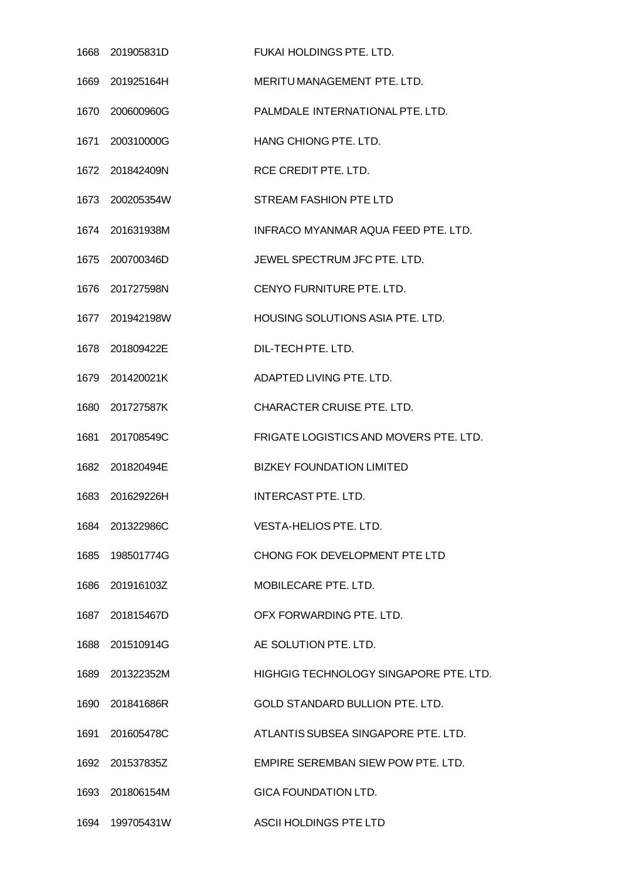| | | |
|---|---|---|
| 1668 | 201905831D | FUKAI HOLDINGS PTE. LTD. |
| 1669 | 201925164H | MERITU MANAGEMENT PTE. LTD. |
| 1670 | 200600960G | PALMDALE INTERNATIONAL PTE. LTD. |
| 1671 | 200310000G | HANG CHIONG PTE. LTD. |
| 1672 | 201842409N | RCE CREDIT PTE. LTD. |
| 1673 | 200205354W | STREAM FASHION PTE LTD |
| 1674 | 201631938M | INFRACO MYANMAR AQUA FEED PTE. LTD. |
| 1675 | 200700346D | JEWEL SPECTRUM JFC PTE. LTD. |
| 1676 | 201727598N | CENYO FURNITURE PTE. LTD. |
| 1677 | 201942198W | HOUSING SOLUTIONS ASIA PTE. LTD. |
| 1678 | 201809422E | DIL-TECH PTE. LTD. |
| 1679 | 201420021K | ADAPTED LIVING PTE. LTD. |
| 1680 | 201727587K | CHARACTER CRUISE PTE. LTD. |
| 1681 | 201708549C | FRIGATE LOGISTICS AND MOVERS PTE. LTD. |
| 1682 | 201820494E | BIZKEY FOUNDATION LIMITED |
| 1683 | 201629226H | INTERCAST PTE. LTD. |
| 1684 | 201322986C | VESTA-HELIOS PTE. LTD. |
| 1685 | 198501774G | CHONG FOK DEVELOPMENT PTE LTD |
| 1686 | 201916103Z | MOBILECARE PTE. LTD. |
| 1687 | 201815467D | OFX FORWARDING PTE. LTD. |
| 1688 | 201510914G | AE SOLUTION PTE. LTD. |
| 1689 | 201322352M | HIGHGIG TECHNOLOGY SINGAPORE PTE. LTD. |
| 1690 | 201841686R | GOLD STANDARD BULLION PTE. LTD. |
| 1691 | 201605478C | ATLANTIS SUBSEA SINGAPORE PTE. LTD. |
| 1692 | 201537835Z | EMPIRE SEREMBAN SIEW POW PTE. LTD. |
| 1693 | 201806154M | GICA FOUNDATION LTD. |
| 1694 | 199705431W | ASCII HOLDINGS PTE LTD |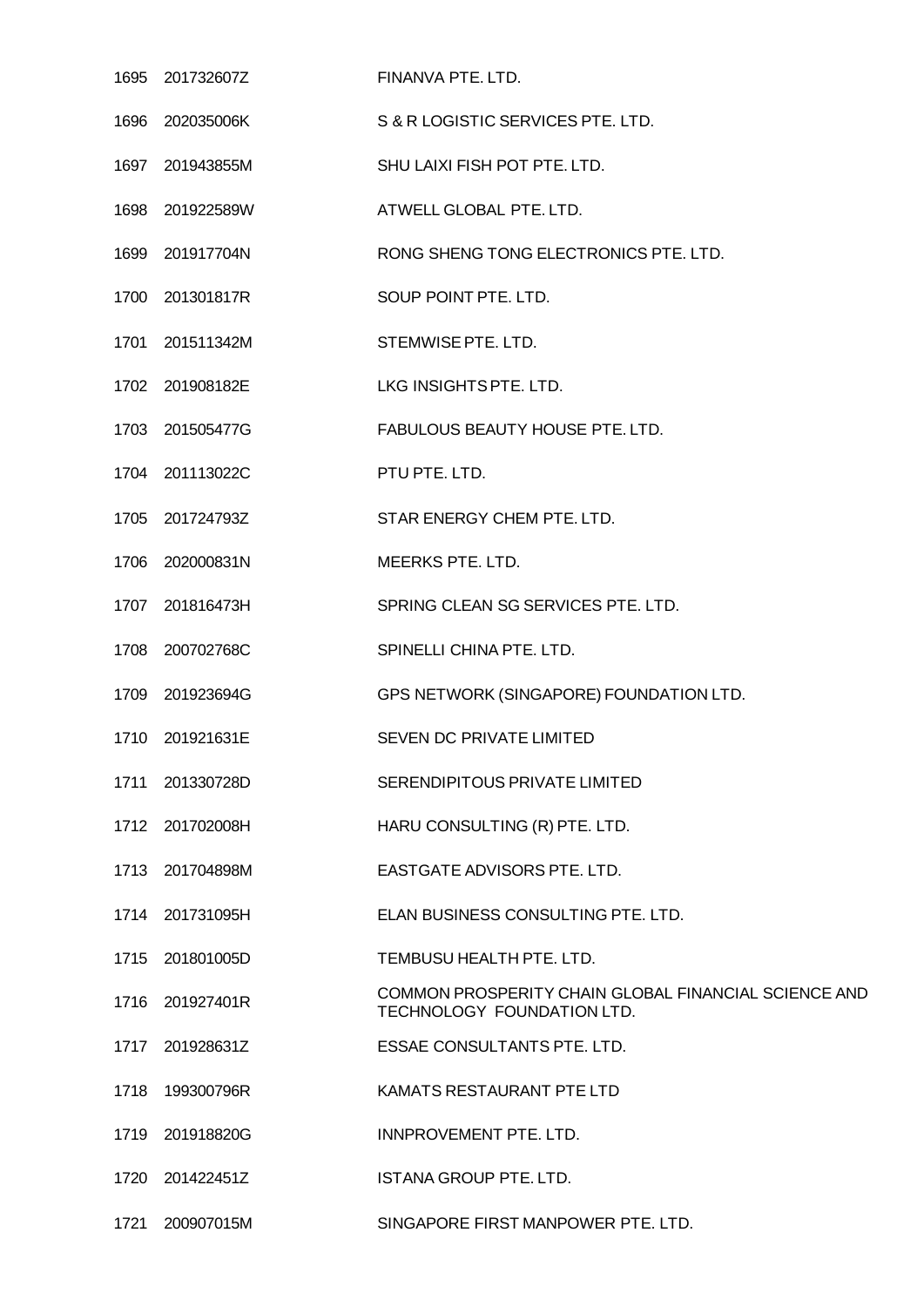| | | |
|---|---|---|
| 1695 | 201732607Z | FINANVA PTE. LTD. |
| 1696 | 202035006K | S & R LOGISTIC SERVICES PTE. LTD. |
| 1697 | 201943855M | SHU LAIXI FISH POT PTE. LTD. |
| 1698 | 201922589W | ATWELL GLOBAL PTE. LTD. |
| 1699 | 201917704N | RONG SHENG TONG ELECTRONICS PTE. LTD. |
| 1700 | 201301817R | SOUP POINT PTE. LTD. |
| 1701 | 201511342M | STEMWISE PTE. LTD. |
| 1702 | 201908182E | LKG INSIGHTS PTE. LTD. |
| 1703 | 201505477G | FABULOUS BEAUTY HOUSE PTE. LTD. |
| 1704 | 201113022C | PTU PTE. LTD. |
| 1705 | 201724793Z | STAR ENERGY CHEM PTE. LTD. |
| 1706 | 202000831N | MEERKS PTE. LTD. |
| 1707 | 201816473H | SPRING CLEAN SG SERVICES PTE. LTD. |
| 1708 | 200702768C | SPINELLI CHINA PTE. LTD. |
| 1709 | 201923694G | GPS NETWORK (SINGAPORE) FOUNDATION LTD. |
| 1710 | 201921631E | SEVEN DC PRIVATE LIMITED |
| 1711 | 201330728D | SERENDIPITOUS PRIVATE LIMITED |
| 1712 | 201702008H | HARU CONSULTING (R) PTE. LTD. |
| 1713 | 201704898M | EASTGATE ADVISORS PTE. LTD. |
| 1714 | 201731095H | ELAN BUSINESS CONSULTING PTE. LTD. |
| 1715 | 201801005D | TEMBUSU HEALTH PTE. LTD. |
| 1716 | 201927401R | COMMON PROSPERITY CHAIN GLOBAL FINANCIAL SCIENCE AND TECHNOLOGY FOUNDATION LTD. |
| 1717 | 201928631Z | ESSAE CONSULTANTS PTE. LTD. |
| 1718 | 199300796R | KAMATS RESTAURANT PTE LTD |
| 1719 | 201918820G | INNPROVEMENT PTE. LTD. |
| 1720 | 201422451Z | ISTANA GROUP PTE. LTD. |
| 1721 | 200907015M | SINGAPORE FIRST MANPOWER PTE. LTD. |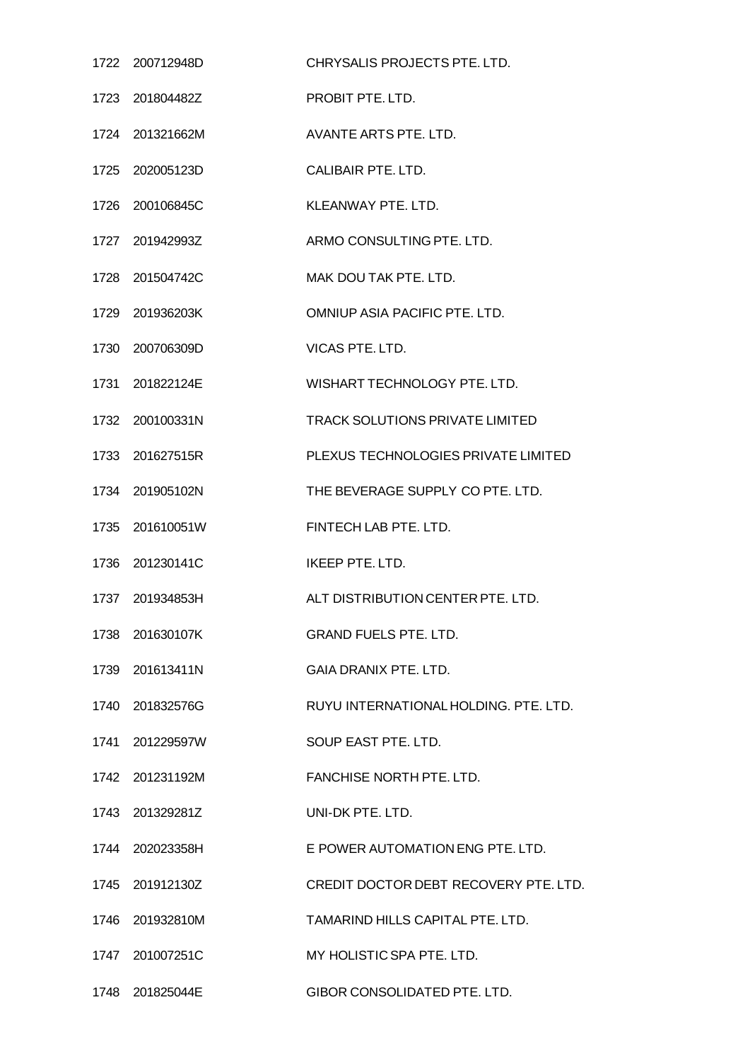| | | |
|---|---|---|
| 1722 | 200712948D | CHRYSALIS PROJECTS PTE. LTD. |
| 1723 | 201804482Z | PROBIT PTE. LTD. |
| 1724 | 201321662M | AVANTE ARTS PTE. LTD. |
| 1725 | 202005123D | CALIBAIR PTE. LTD. |
| 1726 | 200106845C | KLEANWAY PTE. LTD. |
| 1727 | 201942993Z | ARMO CONSULTING PTE. LTD. |
| 1728 | 201504742C | MAK DOU TAK PTE. LTD. |
| 1729 | 201936203K | OMNIUP ASIA PACIFIC PTE. LTD. |
| 1730 | 200706309D | VICAS PTE. LTD. |
| 1731 | 201822124E | WISHART TECHNOLOGY PTE. LTD. |
| 1732 | 200100331N | TRACK SOLUTIONS PRIVATE LIMITED |
| 1733 | 201627515R | PLEXUS TECHNOLOGIES PRIVATE LIMITED |
| 1734 | 201905102N | THE BEVERAGE SUPPLY CO PTE. LTD. |
| 1735 | 201610051W | FINTECH LAB PTE. LTD. |
| 1736 | 201230141C | IKEEP PTE. LTD. |
| 1737 | 201934853H | ALT DISTRIBUTION CENTER PTE. LTD. |
| 1738 | 201630107K | GRAND FUELS PTE. LTD. |
| 1739 | 201613411N | GAIA DRANIX PTE. LTD. |
| 1740 | 201832576G | RUYU INTERNATIONAL HOLDING. PTE. LTD. |
| 1741 | 201229597W | SOUP EAST PTE. LTD. |
| 1742 | 201231192M | FANCHISE NORTH PTE. LTD. |
| 1743 | 201329281Z | UNI-DK PTE. LTD. |
| 1744 | 202023358H | E POWER AUTOMATION ENG PTE. LTD. |
| 1745 | 201912130Z | CREDIT DOCTOR DEBT RECOVERY PTE. LTD. |
| 1746 | 201932810M | TAMARIND HILLS CAPITAL PTE. LTD. |
| 1747 | 201007251C | MY HOLISTIC SPA PTE. LTD. |
| 1748 | 201825044E | GIBOR CONSOLIDATED PTE. LTD. |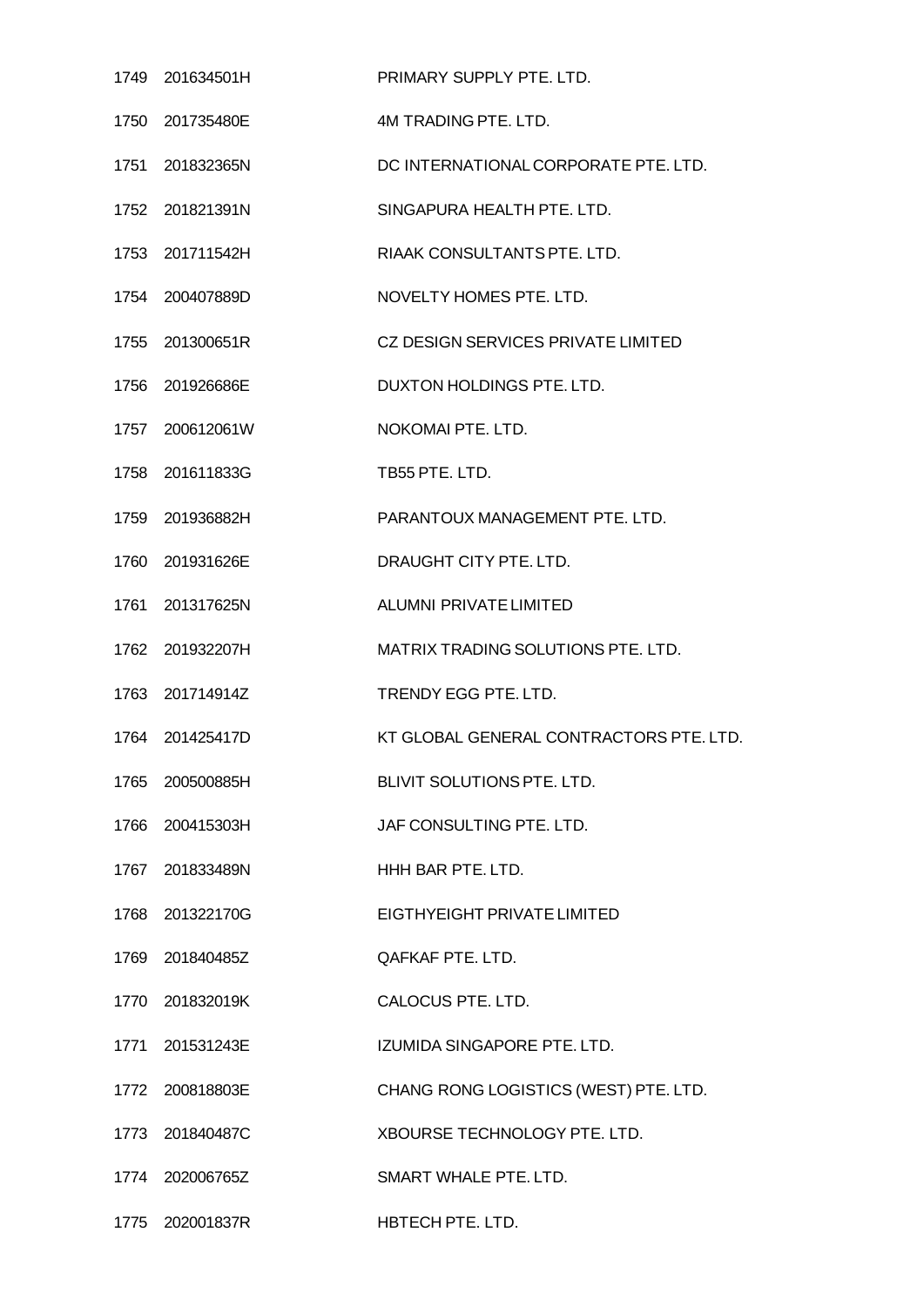| | | |
|---|---|---|
| 1749 | 201634501H | PRIMARY SUPPLY PTE. LTD. |
| 1750 | 201735480E | 4M TRADING PTE. LTD. |
| 1751 | 201832365N | DC INTERNATIONAL CORPORATE PTE. LTD. |
| 1752 | 201821391N | SINGAPURA HEALTH PTE. LTD. |
| 1753 | 201711542H | RIAAK CONSULTANTS PTE. LTD. |
| 1754 | 200407889D | NOVELTY HOMES PTE. LTD. |
| 1755 | 201300651R | CZ DESIGN SERVICES PRIVATE LIMITED |
| 1756 | 201926686E | DUXTON HOLDINGS PTE. LTD. |
| 1757 | 200612061W | NOKOMAI PTE. LTD. |
| 1758 | 201611833G | TB55 PTE. LTD. |
| 1759 | 201936882H | PARANTOUX MANAGEMENT PTE. LTD. |
| 1760 | 201931626E | DRAUGHT CITY PTE. LTD. |
| 1761 | 201317625N | ALUMNI PRIVATE LIMITED |
| 1762 | 201932207H | MATRIX TRADING SOLUTIONS PTE. LTD. |
| 1763 | 201714914Z | TRENDY EGG PTE. LTD. |
| 1764 | 201425417D | KT GLOBAL GENERAL CONTRACTORS PTE. LTD. |
| 1765 | 200500885H | BLIVIT SOLUTIONS PTE. LTD. |
| 1766 | 200415303H | JAF CONSULTING PTE. LTD. |
| 1767 | 201833489N | HHH BAR PTE. LTD. |
| 1768 | 201322170G | EIGTHYEIGHT PRIVATE LIMITED |
| 1769 | 201840485Z | QAFKAF PTE. LTD. |
| 1770 | 201832019K | CALOCUS PTE. LTD. |
| 1771 | 201531243E | IZUMIDA SINGAPORE PTE. LTD. |
| 1772 | 200818803E | CHANG RONG LOGISTICS (WEST) PTE. LTD. |
| 1773 | 201840487C | XBOURSE TECHNOLOGY PTE. LTD. |
| 1774 | 202006765Z | SMART WHALE PTE. LTD. |
| 1775 | 202001837R | HBTECH PTE. LTD. |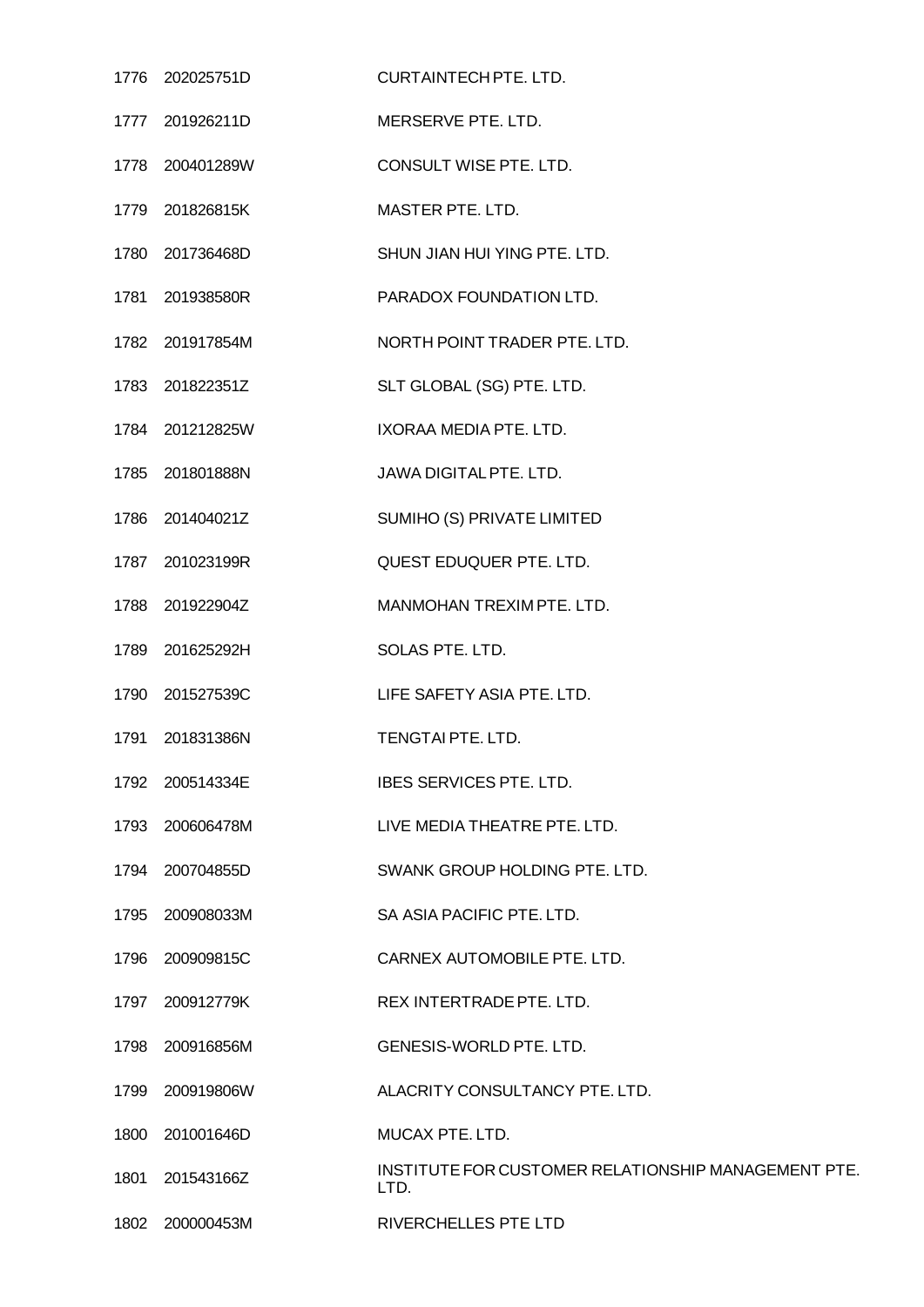| | | |
|---|---|---|
| 1776 | 202025751D | CURTAINTECH PTE. LTD. |
| 1777 | 201926211D | MERSERVE PTE. LTD. |
| 1778 | 200401289W | CONSULT WISE PTE. LTD. |
| 1779 | 201826815K | MASTER PTE. LTD. |
| 1780 | 201736468D | SHUN JIAN HUI YING PTE. LTD. |
| 1781 | 201938580R | PARADOX FOUNDATION LTD. |
| 1782 | 201917854M | NORTH POINT TRADER PTE. LTD. |
| 1783 | 201822351Z | SLT GLOBAL (SG) PTE. LTD. |
| 1784 | 201212825W | IXORAA MEDIA PTE. LTD. |
| 1785 | 201801888N | JAWA DIGITAL PTE. LTD. |
| 1786 | 201404021Z | SUMIHO (S) PRIVATE LIMITED |
| 1787 | 201023199R | QUEST EDUQUER PTE. LTD. |
| 1788 | 201922904Z | MANMOHAN TREXIM PTE. LTD. |
| 1789 | 201625292H | SOLAS PTE. LTD. |
| 1790 | 201527539C | LIFE SAFETY ASIA PTE. LTD. |
| 1791 | 201831386N | TENGTAI PTE. LTD. |
| 1792 | 200514334E | IBES SERVICES PTE. LTD. |
| 1793 | 200606478M | LIVE MEDIA THEATRE PTE. LTD. |
| 1794 | 200704855D | SWANK GROUP HOLDING PTE. LTD. |
| 1795 | 200908033M | SA ASIA PACIFIC PTE. LTD. |
| 1796 | 200909815C | CARNEX AUTOMOBILE PTE. LTD. |
| 1797 | 200912779K | REX INTERTRADE PTE. LTD. |
| 1798 | 200916856M | GENESIS-WORLD PTE. LTD. |
| 1799 | 200919806W | ALACRITY CONSULTANCY PTE. LTD. |
| 1800 | 201001646D | MUCAX PTE. LTD. |
| 1801 | 201543166Z | INSTITUTE FOR CUSTOMER RELATIONSHIP MANAGEMENT PTE. LTD. |
| 1802 | 200000453M | RIVERCHELLES PTE LTD |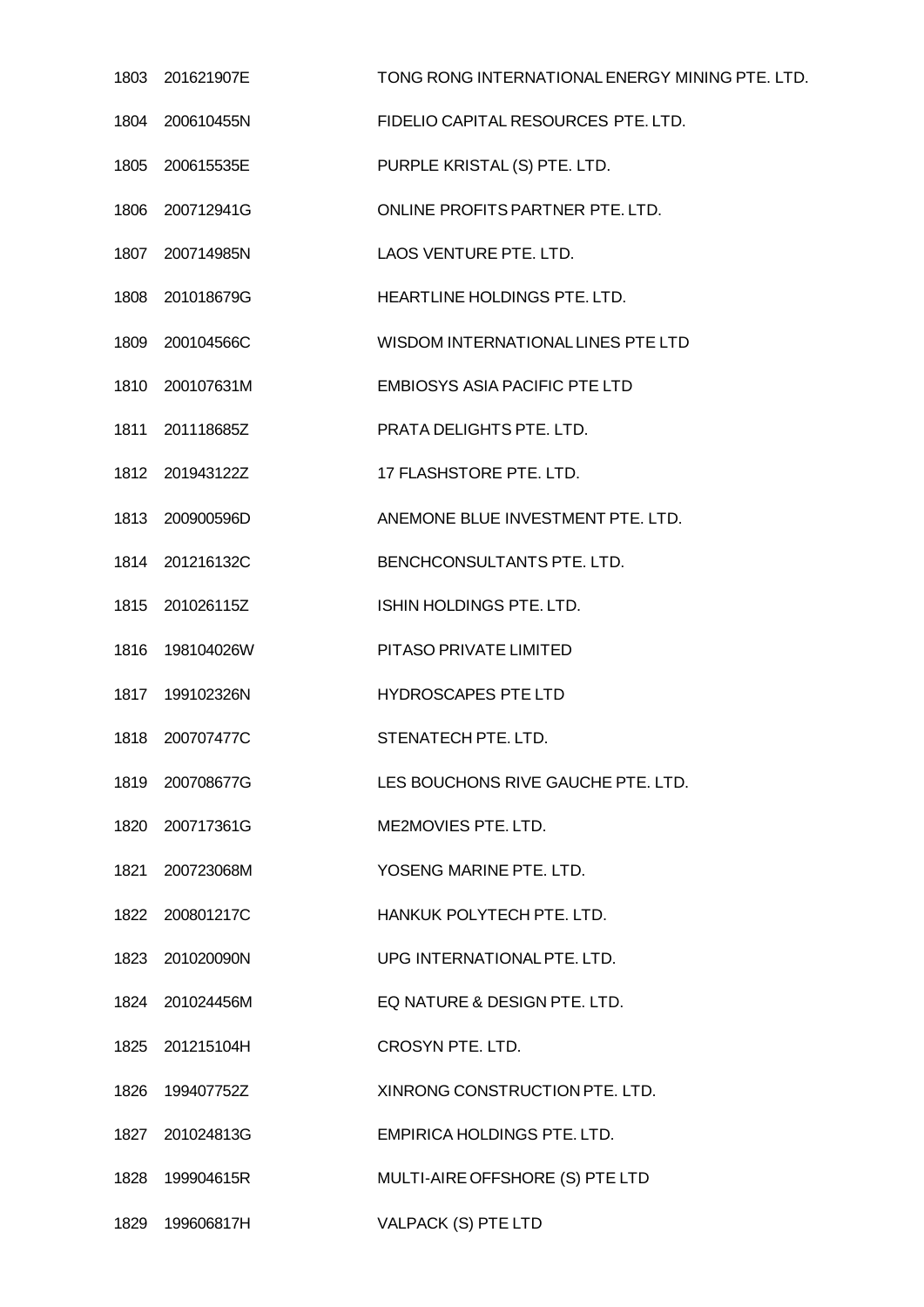| | | |
|---|---|---|
| 1803 | 201621907E | TONG RONG INTERNATIONAL ENERGY MINING PTE. LTD. |
| 1804 | 200610455N | FIDELIO CAPITAL RESOURCES PTE. LTD. |
| 1805 | 200615535E | PURPLE KRISTAL (S) PTE. LTD. |
| 1806 | 200712941G | ONLINE PROFITS PARTNER PTE. LTD. |
| 1807 | 200714985N | LAOS VENTURE PTE. LTD. |
| 1808 | 201018679G | HEARTLINE HOLDINGS PTE. LTD. |
| 1809 | 200104566C | WISDOM INTERNATIONAL LINES PTE LTD |
| 1810 | 200107631M | EMBIOSYS ASIA PACIFIC PTE LTD |
| 1811 | 201118685Z | PRATA DELIGHTS PTE. LTD. |
| 1812 | 201943122Z | 17 FLASHSTORE PTE. LTD. |
| 1813 | 200900596D | ANEMONE BLUE INVESTMENT PTE. LTD. |
| 1814 | 201216132C | BENCHCONSULTANTS PTE. LTD. |
| 1815 | 201026115Z | ISHIN HOLDINGS PTE. LTD. |
| 1816 | 198104026W | PITASO PRIVATE LIMITED |
| 1817 | 199102326N | HYDROSCAPES PTE LTD |
| 1818 | 200707477C | STENATECH PTE. LTD. |
| 1819 | 200708677G | LES BOUCHONS RIVE GAUCHE PTE. LTD. |
| 1820 | 200717361G | ME2MOVIES PTE. LTD. |
| 1821 | 200723068M | YOSENG MARINE PTE. LTD. |
| 1822 | 200801217C | HANKUK POLYTECH PTE. LTD. |
| 1823 | 201020090N | UPG INTERNATIONAL PTE. LTD. |
| 1824 | 201024456M | EQ NATURE & DESIGN PTE. LTD. |
| 1825 | 201215104H | CROSYN PTE. LTD. |
| 1826 | 199407752Z | XINRONG CONSTRUCTION PTE. LTD. |
| 1827 | 201024813G | EMPIRICA HOLDINGS PTE. LTD. |
| 1828 | 199904615R | MULTI-AIRE OFFSHORE (S) PTE LTD |
| 1829 | 199606817H | VALPACK (S) PTE LTD |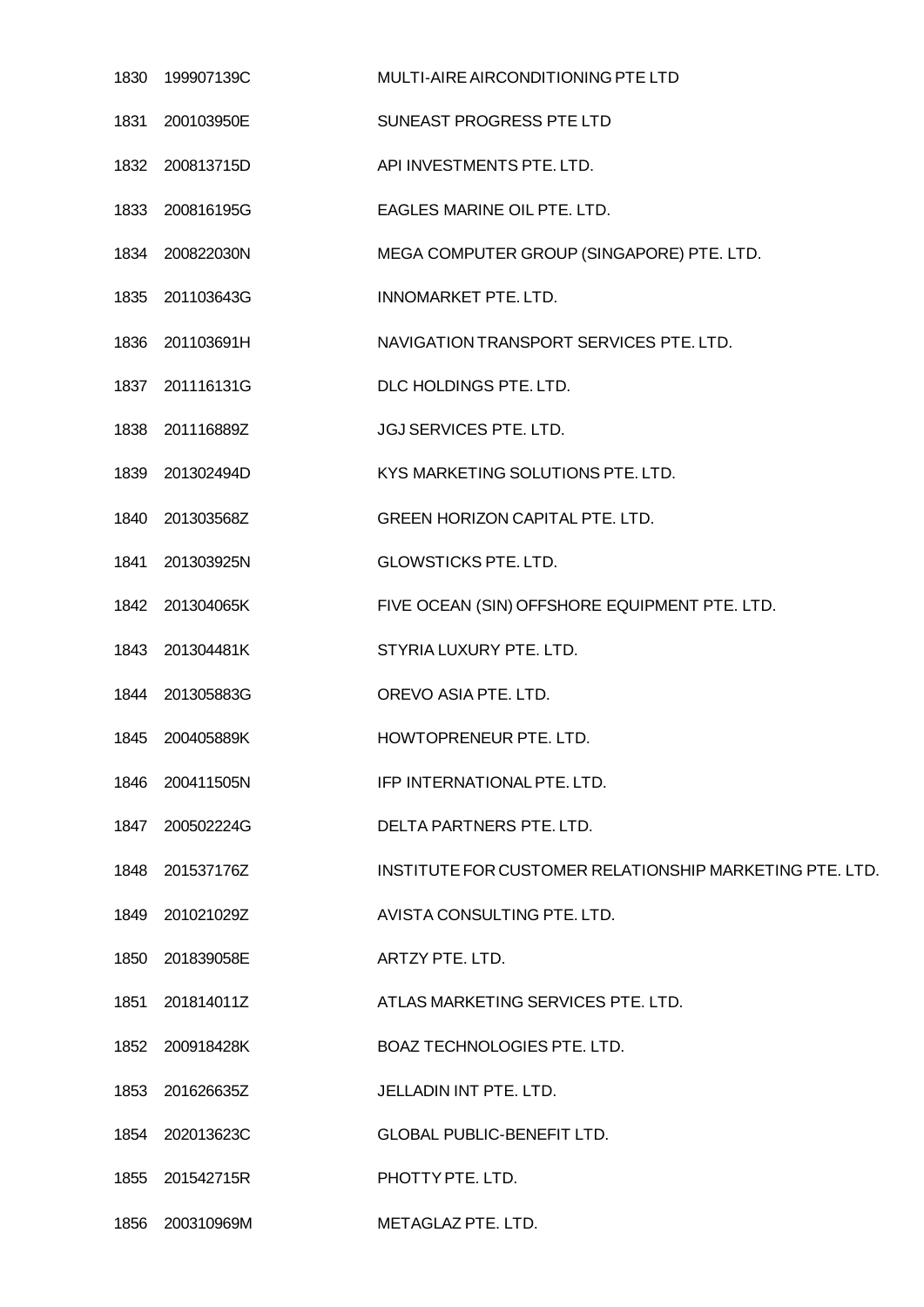| | | |
|---|---|---|
| 1830 | 199907139C | MULTI-AIRE AIRCONDITIONING PTE LTD |
| 1831 | 200103950E | SUNEAST PROGRESS PTE LTD |
| 1832 | 200813715D | API INVESTMENTS PTE. LTD. |
| 1833 | 200816195G | EAGLES MARINE OIL PTE. LTD. |
| 1834 | 200822030N | MEGA COMPUTER GROUP (SINGAPORE) PTE. LTD. |
| 1835 | 201103643G | INNOMARKET PTE. LTD. |
| 1836 | 201103691H | NAVIGATION TRANSPORT SERVICES PTE. LTD. |
| 1837 | 201116131G | DLC HOLDINGS PTE. LTD. |
| 1838 | 201116889Z | JGJ SERVICES PTE. LTD. |
| 1839 | 201302494D | KYS MARKETING SOLUTIONS PTE. LTD. |
| 1840 | 201303568Z | GREEN HORIZON CAPITAL PTE. LTD. |
| 1841 | 201303925N | GLOWSTICKS PTE. LTD. |
| 1842 | 201304065K | FIVE OCEAN (SIN) OFFSHORE EQUIPMENT PTE. LTD. |
| 1843 | 201304481K | STYRIA LUXURY PTE. LTD. |
| 1844 | 201305883G | OREVO ASIA PTE. LTD. |
| 1845 | 200405889K | HOWTOPRENEUR PTE. LTD. |
| 1846 | 200411505N | IFP INTERNATIONAL PTE. LTD. |
| 1847 | 200502224G | DELTA PARTNERS PTE. LTD. |
| 1848 | 201537176Z | INSTITUTE FOR CUSTOMER RELATIONSHIP MARKETING PTE. LTD. |
| 1849 | 201021029Z | AVISTA CONSULTING PTE. LTD. |
| 1850 | 201839058E | ARTZY PTE. LTD. |
| 1851 | 201814011Z | ATLAS MARKETING SERVICES PTE. LTD. |
| 1852 | 200918428K | BOAZ TECHNOLOGIES PTE. LTD. |
| 1853 | 201626635Z | JELLADIN INT PTE. LTD. |
| 1854 | 202013623C | GLOBAL PUBLIC-BENEFIT LTD. |
| 1855 | 201542715R | PHOTTY PTE. LTD. |
| 1856 | 200310969M | METAGLAZ PTE. LTD. |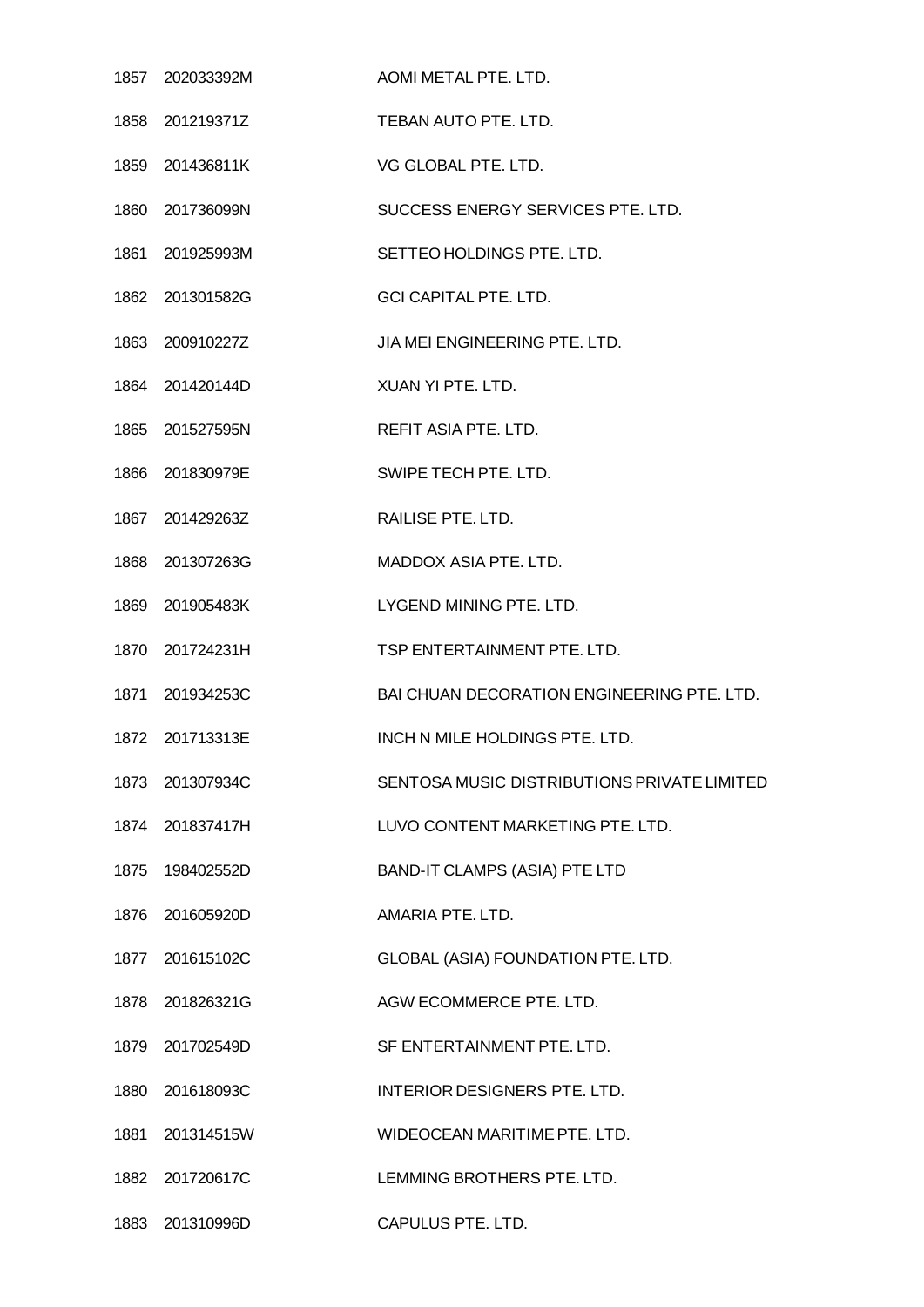| | | |
|---|---|---|
| 1857 | 202033392M | AOMI METAL PTE. LTD. |
| 1858 | 201219371Z | TEBAN AUTO PTE. LTD. |
| 1859 | 201436811K | VG GLOBAL PTE. LTD. |
| 1860 | 201736099N | SUCCESS ENERGY SERVICES PTE. LTD. |
| 1861 | 201925993M | SETTEO HOLDINGS PTE. LTD. |
| 1862 | 201301582G | GCI CAPITAL PTE. LTD. |
| 1863 | 200910227Z | JIA MEI ENGINEERING PTE. LTD. |
| 1864 | 201420144D | XUAN YI PTE. LTD. |
| 1865 | 201527595N | REFIT ASIA PTE. LTD. |
| 1866 | 201830979E | SWIPE TECH PTE. LTD. |
| 1867 | 201429263Z | RAILISE PTE. LTD. |
| 1868 | 201307263G | MADDOX ASIA PTE. LTD. |
| 1869 | 201905483K | LYGEND MINING PTE. LTD. |
| 1870 | 201724231H | TSP ENTERTAINMENT PTE. LTD. |
| 1871 | 201934253C | BAI CHUAN DECORATION ENGINEERING PTE. LTD. |
| 1872 | 201713313E | INCH N MILE HOLDINGS PTE. LTD. |
| 1873 | 201307934C | SENTOSA MUSIC DISTRIBUTIONS PRIVATE LIMITED |
| 1874 | 201837417H | LUVO CONTENT MARKETING PTE. LTD. |
| 1875 | 198402552D | BAND-IT CLAMPS (ASIA) PTE LTD |
| 1876 | 201605920D | AMARIA PTE. LTD. |
| 1877 | 201615102C | GLOBAL (ASIA) FOUNDATION PTE. LTD. |
| 1878 | 201826321G | AGW ECOMMERCE PTE. LTD. |
| 1879 | 201702549D | SF ENTERTAINMENT PTE. LTD. |
| 1880 | 201618093C | INTERIOR DESIGNERS PTE. LTD. |
| 1881 | 201314515W | WIDEOCEAN MARITIME PTE. LTD. |
| 1882 | 201720617C | LEMMING BROTHERS PTE. LTD. |
| 1883 | 201310996D | CAPULUS PTE. LTD. |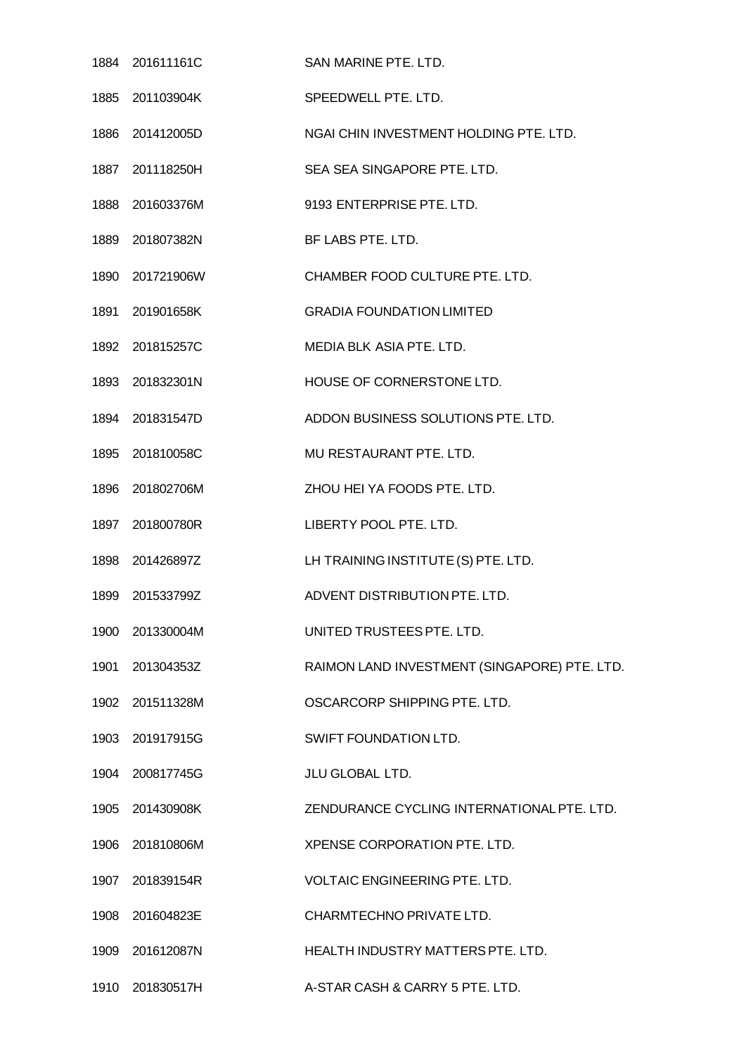| | | |
|---|---|---|
| 1884 | 201611161C | SAN MARINE PTE. LTD. |
| 1885 | 201103904K | SPEEDWELL PTE. LTD. |
| 1886 | 201412005D | NGAI CHIN INVESTMENT HOLDING PTE. LTD. |
| 1887 | 201118250H | SEA SEA SINGAPORE PTE. LTD. |
| 1888 | 201603376M | 9193 ENTERPRISE PTE. LTD. |
| 1889 | 201807382N | BF LABS PTE. LTD. |
| 1890 | 201721906W | CHAMBER FOOD CULTURE PTE. LTD. |
| 1891 | 201901658K | GRADIA FOUNDATION LIMITED |
| 1892 | 201815257C | MEDIA BLK ASIA PTE. LTD. |
| 1893 | 201832301N | HOUSE OF CORNERSTONE LTD. |
| 1894 | 201831547D | ADDON BUSINESS SOLUTIONS PTE. LTD. |
| 1895 | 201810058C | MU RESTAURANT PTE. LTD. |
| 1896 | 201802706M | ZHOU HEI YA FOODS PTE. LTD. |
| 1897 | 201800780R | LIBERTY POOL PTE. LTD. |
| 1898 | 201426897Z | LH TRAINING INSTITUTE (S) PTE. LTD. |
| 1899 | 201533799Z | ADVENT DISTRIBUTION PTE. LTD. |
| 1900 | 201330004M | UNITED TRUSTEES PTE. LTD. |
| 1901 | 201304353Z | RAIMON LAND INVESTMENT (SINGAPORE) PTE. LTD. |
| 1902 | 201511328M | OSCARCORP SHIPPING PTE. LTD. |
| 1903 | 201917915G | SWIFT FOUNDATION LTD. |
| 1904 | 200817745G | JLU GLOBAL LTD. |
| 1905 | 201430908K | ZENDURANCE CYCLING INTERNATIONAL PTE. LTD. |
| 1906 | 201810806M | XPENSE CORPORATION PTE. LTD. |
| 1907 | 201839154R | VOLTAIC ENGINEERING PTE. LTD. |
| 1908 | 201604823E | CHARMTECHNO PRIVATE LTD. |
| 1909 | 201612087N | HEALTH INDUSTRY MATTERS PTE. LTD. |
| 1910 | 201830517H | A-STAR CASH & CARRY 5 PTE. LTD. |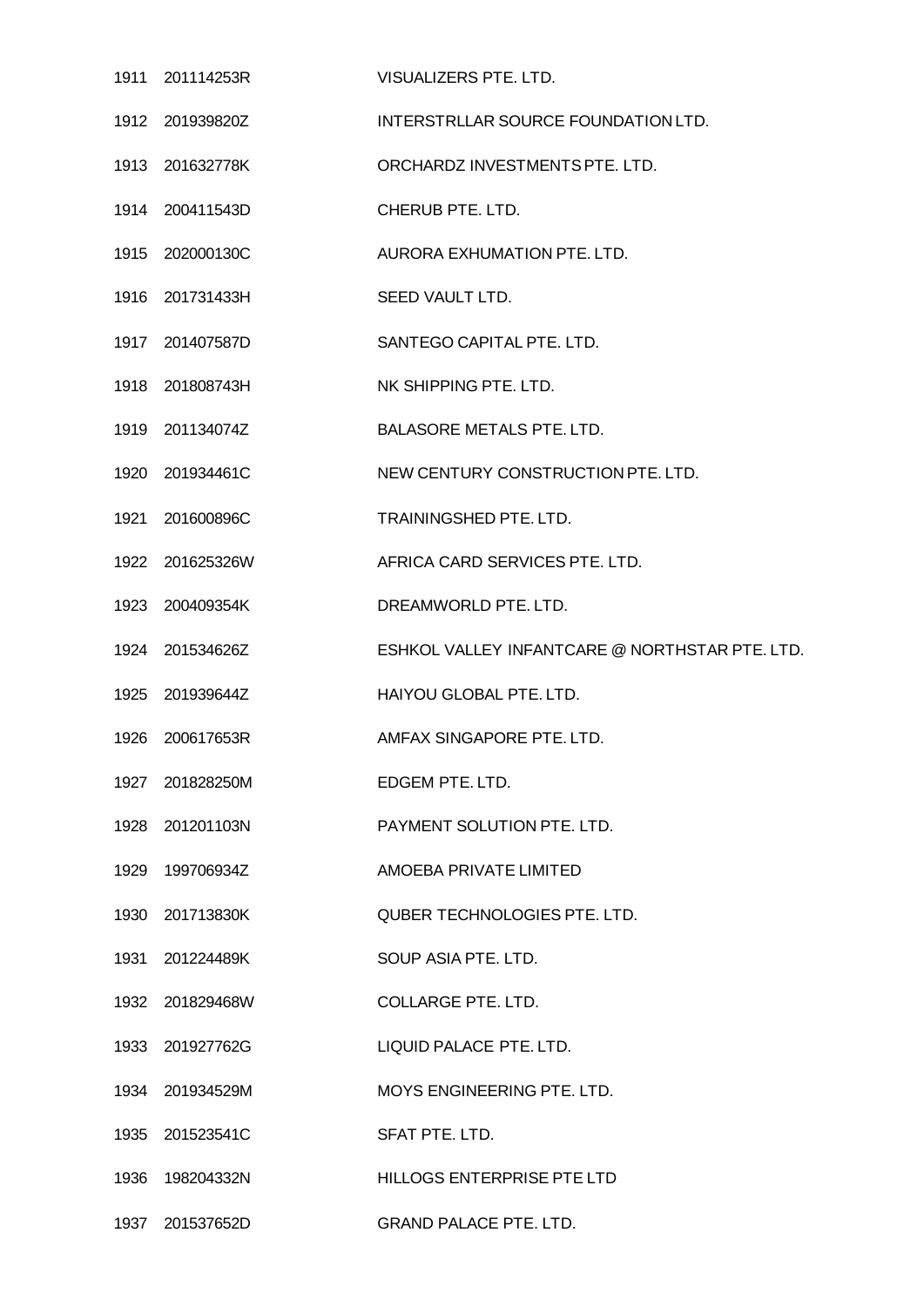| | | |
|---|---|---|
| 1911 | 201114253R | VISUALIZERS PTE. LTD. |
| 1912 | 201939820Z | INTERSTRLLAR SOURCE FOUNDATION LTD. |
| 1913 | 201632778K | ORCHARDZ INVESTMENTS PTE. LTD. |
| 1914 | 200411543D | CHERUB PTE. LTD. |
| 1915 | 202000130C | AURORA EXHUMATION PTE. LTD. |
| 1916 | 201731433H | SEED VAULT LTD. |
| 1917 | 201407587D | SANTEGO CAPITAL PTE. LTD. |
| 1918 | 201808743H | NK SHIPPING PTE. LTD. |
| 1919 | 201134074Z | BALASORE METALS PTE. LTD. |
| 1920 | 201934461C | NEW CENTURY CONSTRUCTION PTE. LTD. |
| 1921 | 201600896C | TRAININGSHED PTE. LTD. |
| 1922 | 201625326W | AFRICA CARD SERVICES PTE. LTD. |
| 1923 | 200409354K | DREAMWORLD PTE. LTD. |
| 1924 | 201534626Z | ESHKOL VALLEY INFANTCARE @ NORTHSTAR PTE. LTD. |
| 1925 | 201939644Z | HAIYOU GLOBAL PTE. LTD. |
| 1926 | 200617653R | AMFAX SINGAPORE PTE. LTD. |
| 1927 | 201828250M | EDGEM PTE. LTD. |
| 1928 | 201201103N | PAYMENT SOLUTION PTE. LTD. |
| 1929 | 199706934Z | AMOEBA PRIVATE LIMITED |
| 1930 | 201713830K | QUBER TECHNOLOGIES PTE. LTD. |
| 1931 | 201224489K | SOUP ASIA PTE. LTD. |
| 1932 | 201829468W | COLLARGE PTE. LTD. |
| 1933 | 201927762G | LIQUID PALACE PTE. LTD. |
| 1934 | 201934529M | MOYS ENGINEERING PTE. LTD. |
| 1935 | 201523541C | SFAT PTE. LTD. |
| 1936 | 198204332N | HILLOGS ENTERPRISE PTE LTD |
| 1937 | 201537652D | GRAND PALACE PTE. LTD. |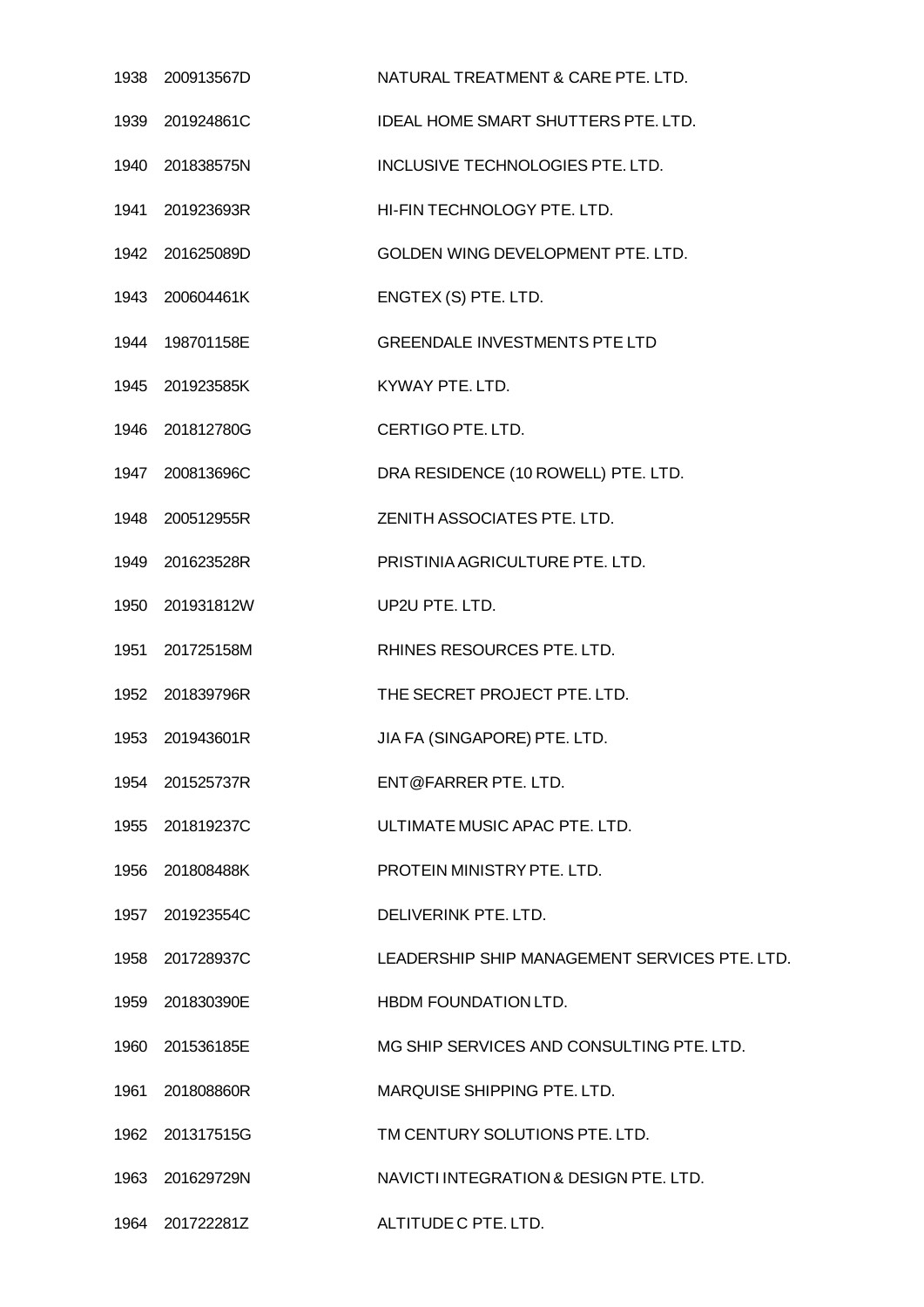| | | |
|---|---|---|
| 1938 | 200913567D | NATURAL TREATMENT & CARE PTE. LTD. |
| 1939 | 201924861C | IDEAL HOME SMART SHUTTERS PTE. LTD. |
| 1940 | 201838575N | INCLUSIVE TECHNOLOGIES PTE. LTD. |
| 1941 | 201923693R | HI-FIN TECHNOLOGY PTE. LTD. |
| 1942 | 201625089D | GOLDEN WING DEVELOPMENT PTE. LTD. |
| 1943 | 200604461K | ENGTEX (S) PTE. LTD. |
| 1944 | 198701158E | GREENDALE INVESTMENTS PTE LTD |
| 1945 | 201923585K | KYWAY PTE. LTD. |
| 1946 | 201812780G | CERTIGO PTE. LTD. |
| 1947 | 200813696C | DRA RESIDENCE (10 ROWELL) PTE. LTD. |
| 1948 | 200512955R | ZENITH ASSOCIATES PTE. LTD. |
| 1949 | 201623528R | PRISTINIA AGRICULTURE PTE. LTD. |
| 1950 | 201931812W | UP2U PTE. LTD. |
| 1951 | 201725158M | RHINES RESOURCES PTE. LTD. |
| 1952 | 201839796R | THE SECRET PROJECT PTE. LTD. |
| 1953 | 201943601R | JIA FA (SINGAPORE) PTE. LTD. |
| 1954 | 201525737R | ENT@FARRER PTE. LTD. |
| 1955 | 201819237C | ULTIMATE MUSIC APAC PTE. LTD. |
| 1956 | 201808488K | PROTEIN MINISTRY PTE. LTD. |
| 1957 | 201923554C | DELIVERINK PTE. LTD. |
| 1958 | 201728937C | LEADERSHIP SHIP MANAGEMENT SERVICES PTE. LTD. |
| 1959 | 201830390E | HBDM FOUNDATION LTD. |
| 1960 | 201536185E | MG SHIP SERVICES AND CONSULTING PTE. LTD. |
| 1961 | 201808860R | MARQUISE SHIPPING PTE. LTD. |
| 1962 | 201317515G | TM CENTURY SOLUTIONS PTE. LTD. |
| 1963 | 201629729N | NAVICTI INTEGRATION & DESIGN PTE. LTD. |
| 1964 | 201722281Z | ALTITUDE C PTE. LTD. |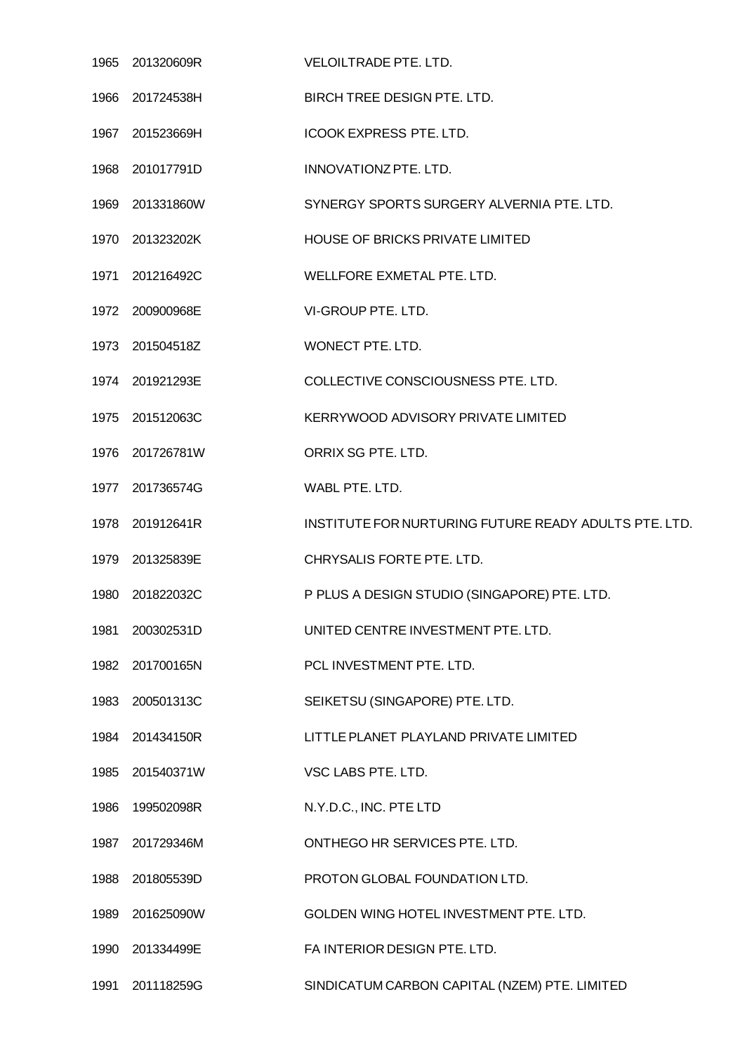| | | |
|---|---|---|
| 1965 | 201320609R | VELOILTRADE PTE. LTD. |
| 1966 | 201724538H | BIRCH TREE DESIGN PTE. LTD. |
| 1967 | 201523669H | ICOOK EXPRESS PTE. LTD. |
| 1968 | 201017791D | INNOVATIONZ PTE. LTD. |
| 1969 | 201331860W | SYNERGY SPORTS SURGERY ALVERNIA PTE. LTD. |
| 1970 | 201323202K | HOUSE OF BRICKS PRIVATE LIMITED |
| 1971 | 201216492C | WELLFORE EXMETAL PTE. LTD. |
| 1972 | 200900968E | VI-GROUP PTE. LTD. |
| 1973 | 201504518Z | WONECT PTE. LTD. |
| 1974 | 201921293E | COLLECTIVE CONSCIOUSNESS PTE. LTD. |
| 1975 | 201512063C | KERRYWOOD ADVISORY PRIVATE LIMITED |
| 1976 | 201726781W | ORRIX SG PTE. LTD. |
| 1977 | 201736574G | WABL PTE. LTD. |
| 1978 | 201912641R | INSTITUTE FOR NURTURING FUTURE READY ADULTS PTE. LTD. |
| 1979 | 201325839E | CHRYSALIS FORTE PTE. LTD. |
| 1980 | 201822032C | P PLUS A DESIGN STUDIO (SINGAPORE) PTE. LTD. |
| 1981 | 200302531D | UNITED CENTRE INVESTMENT PTE. LTD. |
| 1982 | 201700165N | PCL INVESTMENT PTE. LTD. |
| 1983 | 200501313C | SEIKETSU (SINGAPORE) PTE. LTD. |
| 1984 | 201434150R | LITTLE PLANET PLAYLAND PRIVATE LIMITED |
| 1985 | 201540371W | VSC LABS PTE. LTD. |
| 1986 | 199502098R | N.Y.D.C., INC. PTE LTD |
| 1987 | 201729346M | ONTHEGO HR SERVICES PTE. LTD. |
| 1988 | 201805539D | PROTON GLOBAL FOUNDATION LTD. |
| 1989 | 201625090W | GOLDEN WING HOTEL INVESTMENT PTE. LTD. |
| 1990 | 201334499E | FA INTERIOR DESIGN PTE. LTD. |
| 1991 | 201118259G | SINDICATUM CARBON CAPITAL (NZEM) PTE. LIMITED |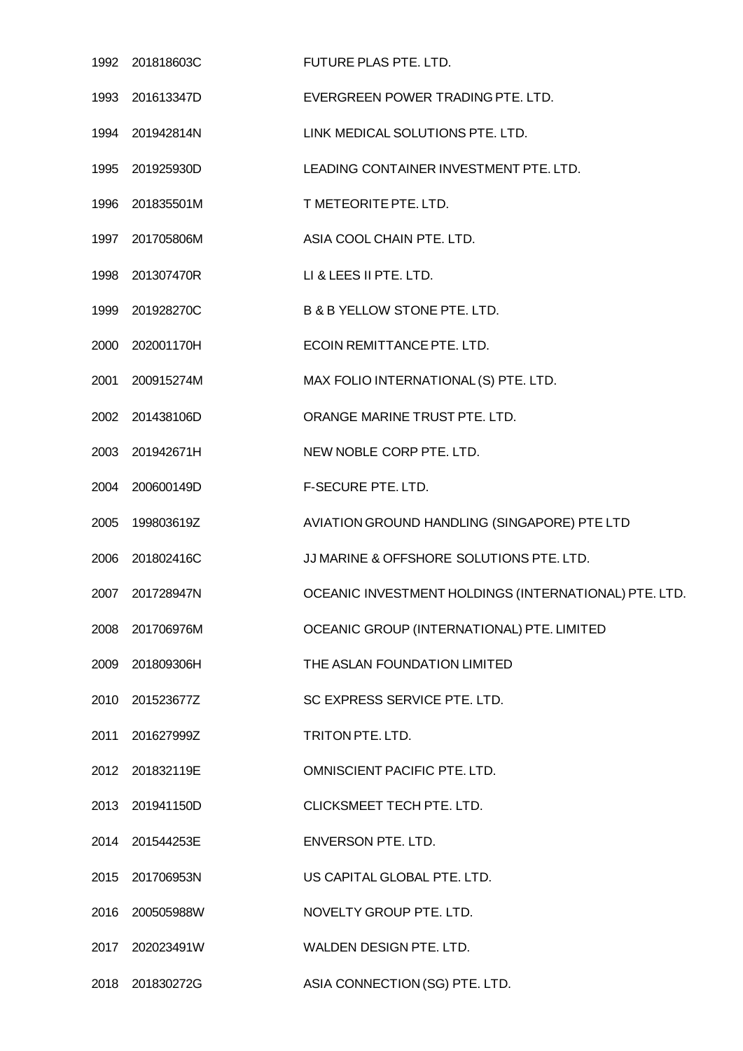| | | |
|---|---|---|
| 1992 | 201818603C | FUTURE PLAS PTE. LTD. |
| 1993 | 201613347D | EVERGREEN POWER TRADING PTE. LTD. |
| 1994 | 201942814N | LINK MEDICAL SOLUTIONS PTE. LTD. |
| 1995 | 201925930D | LEADING CONTAINER INVESTMENT PTE. LTD. |
| 1996 | 201835501M | T METEORITE PTE. LTD. |
| 1997 | 201705806M | ASIA COOL CHAIN PTE. LTD. |
| 1998 | 201307470R | LI & LEES II PTE. LTD. |
| 1999 | 201928270C | B & B YELLOW STONE PTE. LTD. |
| 2000 | 202001170H | ECOIN REMITTANCE PTE. LTD. |
| 2001 | 200915274M | MAX FOLIO INTERNATIONAL (S) PTE. LTD. |
| 2002 | 201438106D | ORANGE MARINE TRUST PTE. LTD. |
| 2003 | 201942671H | NEW NOBLE CORP PTE. LTD. |
| 2004 | 200600149D | F-SECURE PTE. LTD. |
| 2005 | 199803619Z | AVIATION GROUND HANDLING (SINGAPORE) PTE LTD |
| 2006 | 201802416C | JJ MARINE & OFFSHORE SOLUTIONS PTE. LTD. |
| 2007 | 201728947N | OCEANIC INVESTMENT HOLDINGS (INTERNATIONAL) PTE. LTD. |
| 2008 | 201706976M | OCEANIC GROUP (INTERNATIONAL) PTE. LIMITED |
| 2009 | 201809306H | THE ASLAN FOUNDATION LIMITED |
| 2010 | 201523677Z | SC EXPRESS SERVICE PTE. LTD. |
| 2011 | 201627999Z | TRITON PTE. LTD. |
| 2012 | 201832119E | OMNISCIENT PACIFIC PTE. LTD. |
| 2013 | 201941150D | CLICKSMEET TECH PTE. LTD. |
| 2014 | 201544253E | ENVERSON PTE. LTD. |
| 2015 | 201706953N | US CAPITAL GLOBAL PTE. LTD. |
| 2016 | 200505988W | NOVELTY GROUP PTE. LTD. |
| 2017 | 202023491W | WALDEN DESIGN PTE. LTD. |
| 2018 | 201830272G | ASIA CONNECTION (SG) PTE. LTD. |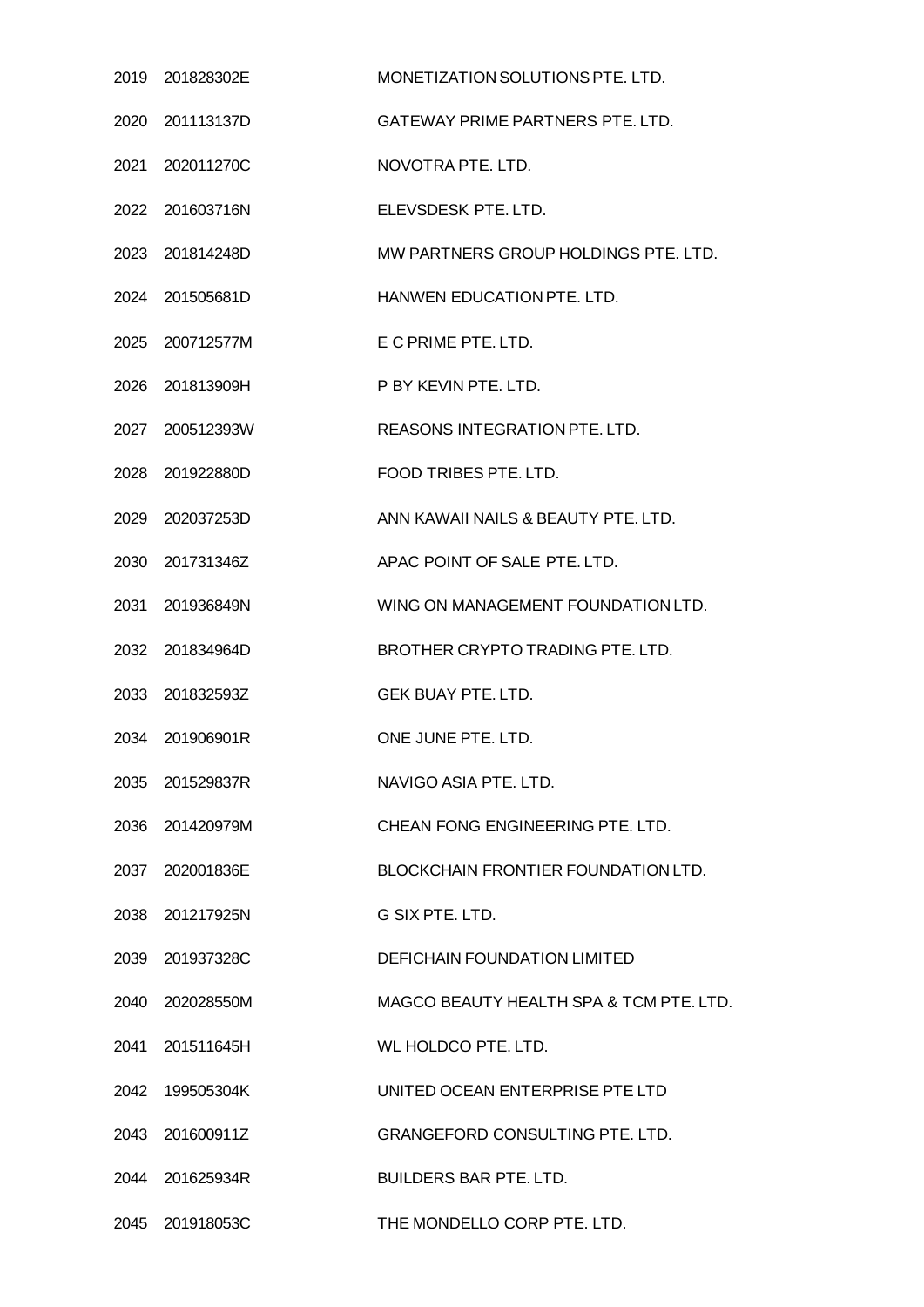| | | |
|---|---|---|
| 2019 | 201828302E | MONETIZATION SOLUTIONS PTE. LTD. |
| 2020 | 201113137D | GATEWAY PRIME PARTNERS PTE. LTD. |
| 2021 | 202011270C | NOVOTRA PTE. LTD. |
| 2022 | 201603716N | ELEVSDESK PTE. LTD. |
| 2023 | 201814248D | MW PARTNERS GROUP HOLDINGS PTE. LTD. |
| 2024 | 201505681D | HANWEN EDUCATION PTE. LTD. |
| 2025 | 200712577M | E C PRIME PTE. LTD. |
| 2026 | 201813909H | P BY KEVIN PTE. LTD. |
| 2027 | 200512393W | REASONS INTEGRATION PTE. LTD. |
| 2028 | 201922880D | FOOD TRIBES PTE. LTD. |
| 2029 | 202037253D | ANN KAWAII NAILS & BEAUTY PTE. LTD. |
| 2030 | 201731346Z | APAC POINT OF SALE PTE. LTD. |
| 2031 | 201936849N | WING ON MANAGEMENT FOUNDATION LTD. |
| 2032 | 201834964D | BROTHER CRYPTO TRADING PTE. LTD. |
| 2033 | 201832593Z | GEK BUAY PTE. LTD. |
| 2034 | 201906901R | ONE JUNE PTE. LTD. |
| 2035 | 201529837R | NAVIGO ASIA PTE. LTD. |
| 2036 | 201420979M | CHEAN FONG ENGINEERING PTE. LTD. |
| 2037 | 202001836E | BLOCKCHAIN FRONTIER FOUNDATION LTD. |
| 2038 | 201217925N | G SIX PTE. LTD. |
| 2039 | 201937328C | DEFICHAIN FOUNDATION LIMITED |
| 2040 | 202028550M | MAGCO BEAUTY HEALTH SPA & TCM PTE. LTD. |
| 2041 | 201511645H | WL HOLDCO PTE. LTD. |
| 2042 | 199505304K | UNITED OCEAN ENTERPRISE PTE LTD |
| 2043 | 201600911Z | GRANGEFORD CONSULTING PTE. LTD. |
| 2044 | 201625934R | BUILDERS BAR PTE. LTD. |
| 2045 | 201918053C | THE MONDELLO CORP PTE. LTD. |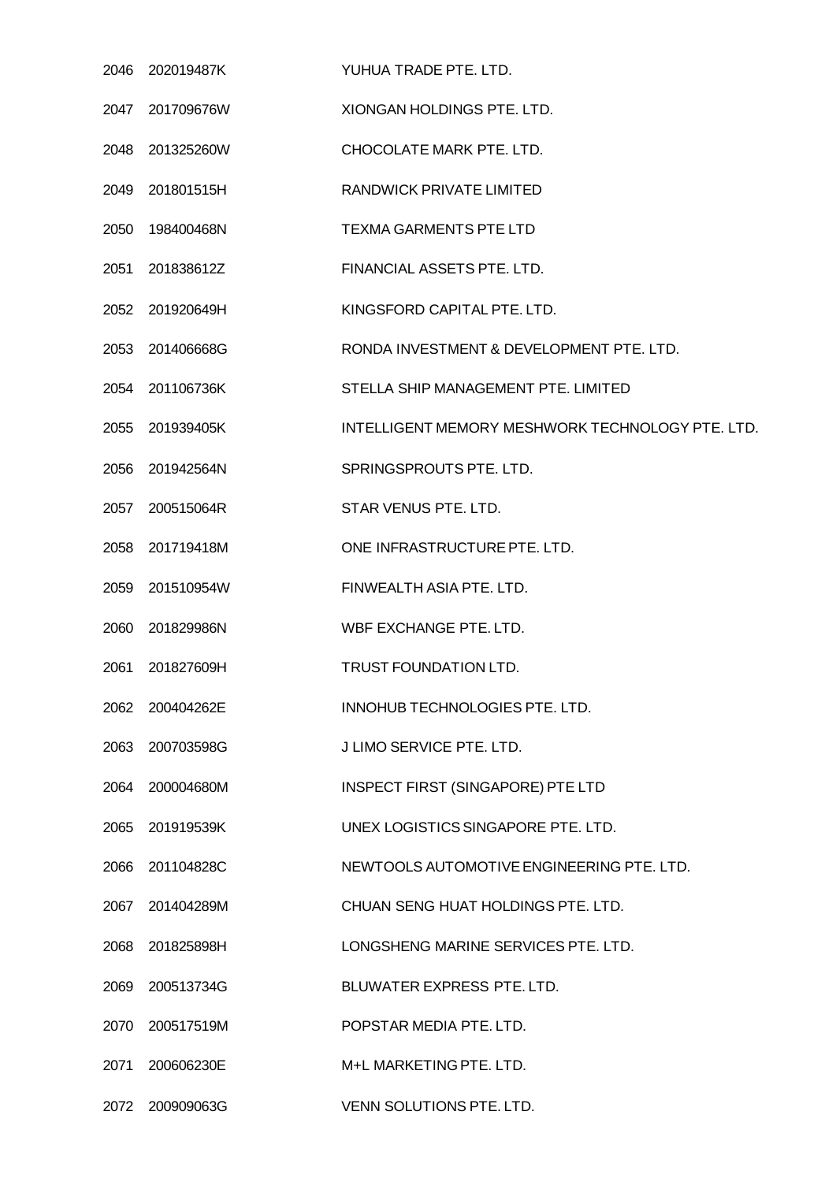| | | |
|---|---|---|
| 2046 | 202019487K | YUHUA TRADE PTE. LTD. |
| 2047 | 201709676W | XIONGAN HOLDINGS PTE. LTD. |
| 2048 | 201325260W | CHOCOLATE MARK PTE. LTD. |
| 2049 | 201801515H | RANDWICK PRIVATE LIMITED |
| 2050 | 198400468N | TEXMA GARMENTS PTE LTD |
| 2051 | 201838612Z | FINANCIAL ASSETS PTE. LTD. |
| 2052 | 201920649H | KINGSFORD CAPITAL PTE. LTD. |
| 2053 | 201406668G | RONDA INVESTMENT & DEVELOPMENT PTE. LTD. |
| 2054 | 201106736K | STELLA SHIP MANAGEMENT PTE. LIMITED |
| 2055 | 201939405K | INTELLIGENT MEMORY MESHWORK TECHNOLOGY PTE. LTD. |
| 2056 | 201942564N | SPRINGSPROUTS PTE. LTD. |
| 2057 | 200515064R | STAR VENUS PTE. LTD. |
| 2058 | 201719418M | ONE INFRASTRUCTURE PTE. LTD. |
| 2059 | 201510954W | FINWEALTH ASIA PTE. LTD. |
| 2060 | 201829986N | WBF EXCHANGE PTE. LTD. |
| 2061 | 201827609H | TRUST FOUNDATION LTD. |
| 2062 | 200404262E | INNOHUB TECHNOLOGIES PTE. LTD. |
| 2063 | 200703598G | J LIMO SERVICE PTE. LTD. |
| 2064 | 200004680M | INSPECT FIRST (SINGAPORE) PTE LTD |
| 2065 | 201919539K | UNEX LOGISTICS SINGAPORE PTE. LTD. |
| 2066 | 201104828C | NEWTOOLS AUTOMOTIVE ENGINEERING PTE. LTD. |
| 2067 | 201404289M | CHUAN SENG HUAT HOLDINGS PTE. LTD. |
| 2068 | 201825898H | LONGSHENG MARINE SERVICES PTE. LTD. |
| 2069 | 200513734G | BLUWATER EXPRESS PTE. LTD. |
| 2070 | 200517519M | POPSTAR MEDIA PTE. LTD. |
| 2071 | 200606230E | M+L MARKETING PTE. LTD. |
| 2072 | 200909063G | VENN SOLUTIONS PTE. LTD. |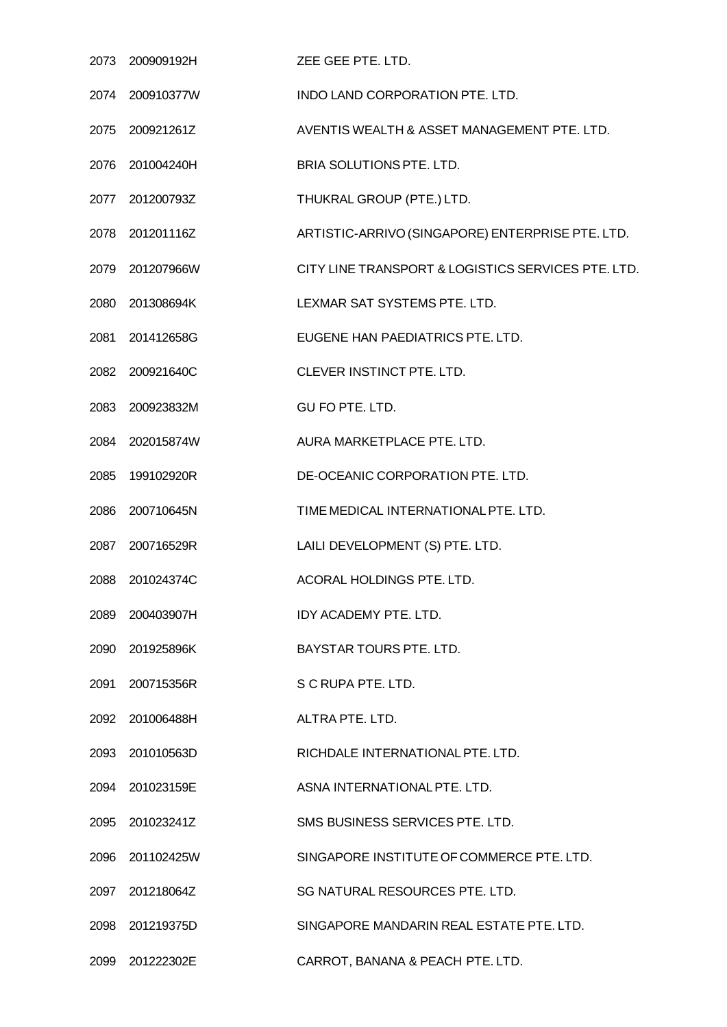| | | |
|---|---|---|
| 2073 | 200909192H | ZEE GEE PTE. LTD. |
| 2074 | 200910377W | INDO LAND CORPORATION PTE. LTD. |
| 2075 | 200921261Z | AVENTIS WEALTH & ASSET MANAGEMENT PTE. LTD. |
| 2076 | 201004240H | BRIA SOLUTIONS PTE. LTD. |
| 2077 | 201200793Z | THUKRAL GROUP (PTE.) LTD. |
| 2078 | 201201116Z | ARTISTIC-ARRIVO (SINGAPORE) ENTERPRISE PTE. LTD. |
| 2079 | 201207966W | CITY LINE TRANSPORT & LOGISTICS SERVICES PTE. LTD. |
| 2080 | 201308694K | LEXMAR SAT SYSTEMS PTE. LTD. |
| 2081 | 201412658G | EUGENE HAN PAEDIATRICS PTE. LTD. |
| 2082 | 200921640C | CLEVER INSTINCT PTE. LTD. |
| 2083 | 200923832M | GU FO PTE. LTD. |
| 2084 | 202015874W | AURA MARKETPLACE PTE. LTD. |
| 2085 | 199102920R | DE-OCEANIC CORPORATION PTE. LTD. |
| 2086 | 200710645N | TIME MEDICAL INTERNATIONAL PTE. LTD. |
| 2087 | 200716529R | LAILI DEVELOPMENT (S) PTE. LTD. |
| 2088 | 201024374C | ACORAL HOLDINGS PTE. LTD. |
| 2089 | 200403907H | IDY ACADEMY PTE. LTD. |
| 2090 | 201925896K | BAYSTAR TOURS PTE. LTD. |
| 2091 | 200715356R | S C RUPA PTE. LTD. |
| 2092 | 201006488H | ALTRA PTE. LTD. |
| 2093 | 201010563D | RICHDALE INTERNATIONAL PTE. LTD. |
| 2094 | 201023159E | ASNA INTERNATIONAL PTE. LTD. |
| 2095 | 201023241Z | SMS BUSINESS SERVICES PTE. LTD. |
| 2096 | 201102425W | SINGAPORE INSTITUTE OF COMMERCE PTE. LTD. |
| 2097 | 201218064Z | SG NATURAL RESOURCES PTE. LTD. |
| 2098 | 201219375D | SINGAPORE MANDARIN REAL ESTATE PTE. LTD. |
| 2099 | 201222302E | CARROT, BANANA & PEACH PTE. LTD. |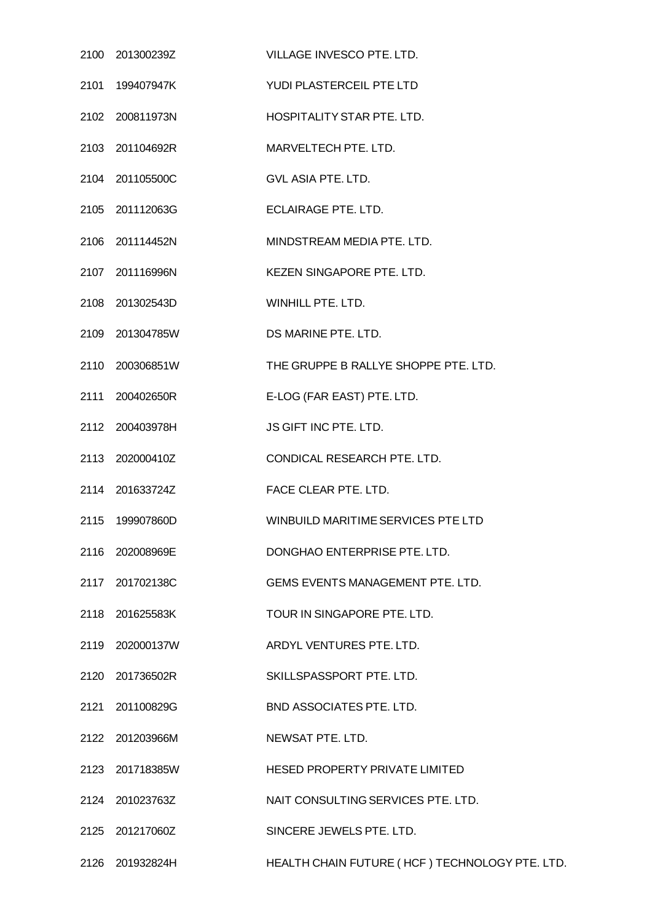| | | |
|---|---|---|
| 2100 | 201300239Z | VILLAGE INVESCO PTE. LTD. |
| 2101 | 199407947K | YUDI PLASTERCEIL PTE LTD |
| 2102 | 200811973N | HOSPITALITY STAR PTE. LTD. |
| 2103 | 201104692R | MARVELTECH PTE. LTD. |
| 2104 | 201105500C | GVL ASIA PTE. LTD. |
| 2105 | 201112063G | ECLAIRAGE PTE. LTD. |
| 2106 | 201114452N | MINDSTREAM MEDIA PTE. LTD. |
| 2107 | 201116996N | KEZEN SINGAPORE PTE. LTD. |
| 2108 | 201302543D | WINHILL PTE. LTD. |
| 2109 | 201304785W | DS MARINE PTE. LTD. |
| 2110 | 200306851W | THE GRUPPE B RALLYE SHOPPE PTE. LTD. |
| 2111 | 200402650R | E-LOG (FAR EAST) PTE. LTD. |
| 2112 | 200403978H | JS GIFT INC PTE. LTD. |
| 2113 | 202000410Z | CONDICAL RESEARCH PTE. LTD. |
| 2114 | 201633724Z | FACE CLEAR PTE. LTD. |
| 2115 | 199907860D | WINBUILD MARITIME SERVICES PTE LTD |
| 2116 | 202008969E | DONGHAO ENTERPRISE PTE. LTD. |
| 2117 | 201702138C | GEMS EVENTS MANAGEMENT PTE. LTD. |
| 2118 | 201625583K | TOUR IN SINGAPORE PTE. LTD. |
| 2119 | 202000137W | ARDYL VENTURES PTE. LTD. |
| 2120 | 201736502R | SKILLSPASSPORT PTE. LTD. |
| 2121 | 201100829G | BND ASSOCIATES PTE. LTD. |
| 2122 | 201203966M | NEWSAT PTE. LTD. |
| 2123 | 201718385W | HESED PROPERTY PRIVATE LIMITED |
| 2124 | 201023763Z | NAIT CONSULTING SERVICES PTE. LTD. |
| 2125 | 201217060Z | SINCERE JEWELS PTE. LTD. |
| 2126 | 201932824H | HEALTH CHAIN FUTURE ( HCF ) TECHNOLOGY PTE. LTD. |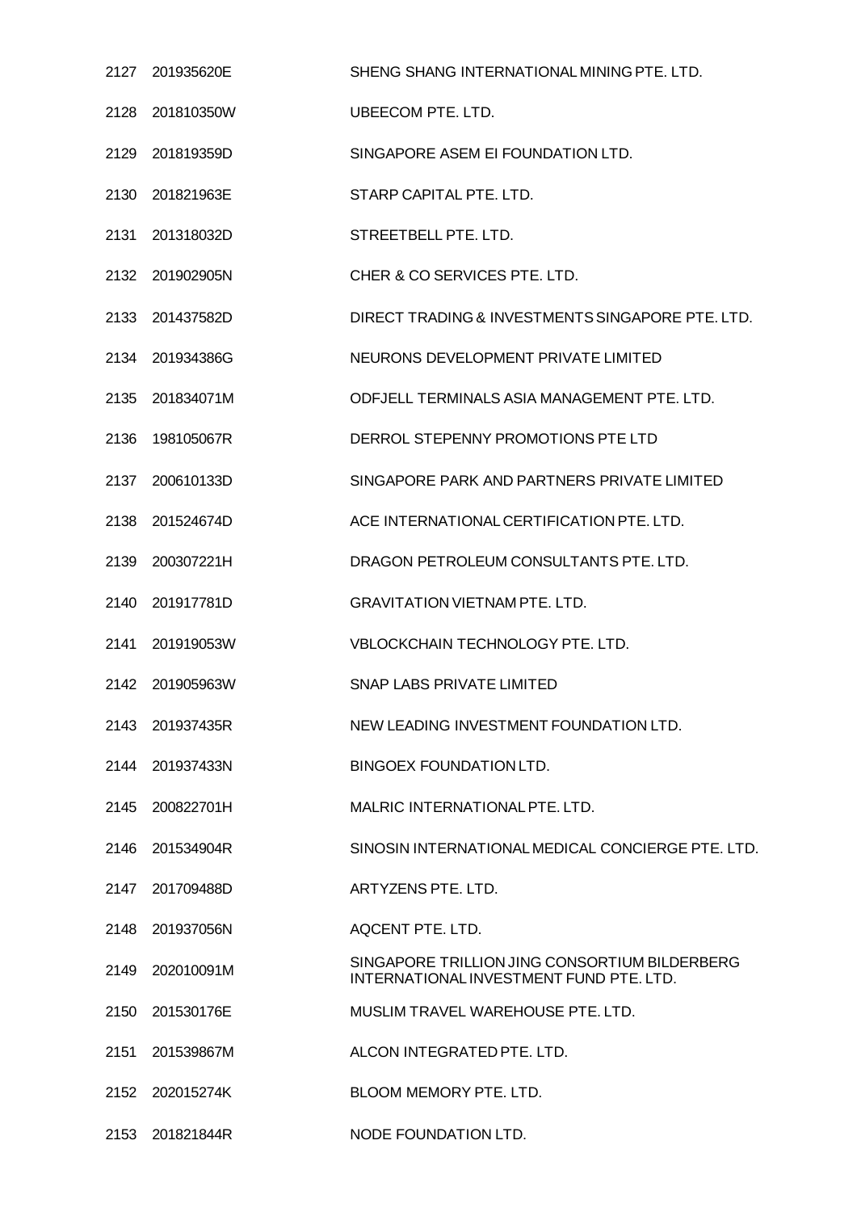| | | |
|---|---|---|
| 2127 | 201935620E | SHENG SHANG INTERNATIONAL MINING PTE. LTD. |
| 2128 | 201810350W | UBEECOM PTE. LTD. |
| 2129 | 201819359D | SINGAPORE ASEM EI FOUNDATION LTD. |
| 2130 | 201821963E | STARP CAPITAL PTE. LTD. |
| 2131 | 201318032D | STREETBELL PTE. LTD. |
| 2132 | 201902905N | CHER & CO SERVICES PTE. LTD. |
| 2133 | 201437582D | DIRECT TRADING & INVESTMENTS SINGAPORE PTE. LTD. |
| 2134 | 201934386G | NEURONS DEVELOPMENT PRIVATE LIMITED |
| 2135 | 201834071M | ODFJELL TERMINALS ASIA MANAGEMENT PTE. LTD. |
| 2136 | 198105067R | DERROL STEPENNY PROMOTIONS PTE LTD |
| 2137 | 200610133D | SINGAPORE PARK AND PARTNERS PRIVATE LIMITED |
| 2138 | 201524674D | ACE INTERNATIONAL CERTIFICATION PTE. LTD. |
| 2139 | 200307221H | DRAGON PETROLEUM CONSULTANTS PTE. LTD. |
| 2140 | 201917781D | GRAVITATION VIETNAM PTE. LTD. |
| 2141 | 201919053W | VBLOCKCHAIN TECHNOLOGY PTE. LTD. |
| 2142 | 201905963W | SNAP LABS PRIVATE LIMITED |
| 2143 | 201937435R | NEW LEADING INVESTMENT FOUNDATION LTD. |
| 2144 | 201937433N | BINGOEX FOUNDATION LTD. |
| 2145 | 200822701H | MALRIC INTERNATIONAL PTE. LTD. |
| 2146 | 201534904R | SINOSIN INTERNATIONAL MEDICAL CONCIERGE PTE. LTD. |
| 2147 | 201709488D | ARTYZENS PTE. LTD. |
| 2148 | 201937056N | AQCENT PTE. LTD. |
| 2149 | 202010091M | SINGAPORE TRILLION JING CONSORTIUM BILDERBERG INTERNATIONAL INVESTMENT FUND PTE. LTD. |
| 2150 | 201530176E | MUSLIM TRAVEL WAREHOUSE PTE. LTD. |
| 2151 | 201539867M | ALCON INTEGRATED PTE. LTD. |
| 2152 | 202015274K | BLOOM MEMORY PTE. LTD. |
| 2153 | 201821844R | NODE FOUNDATION LTD. |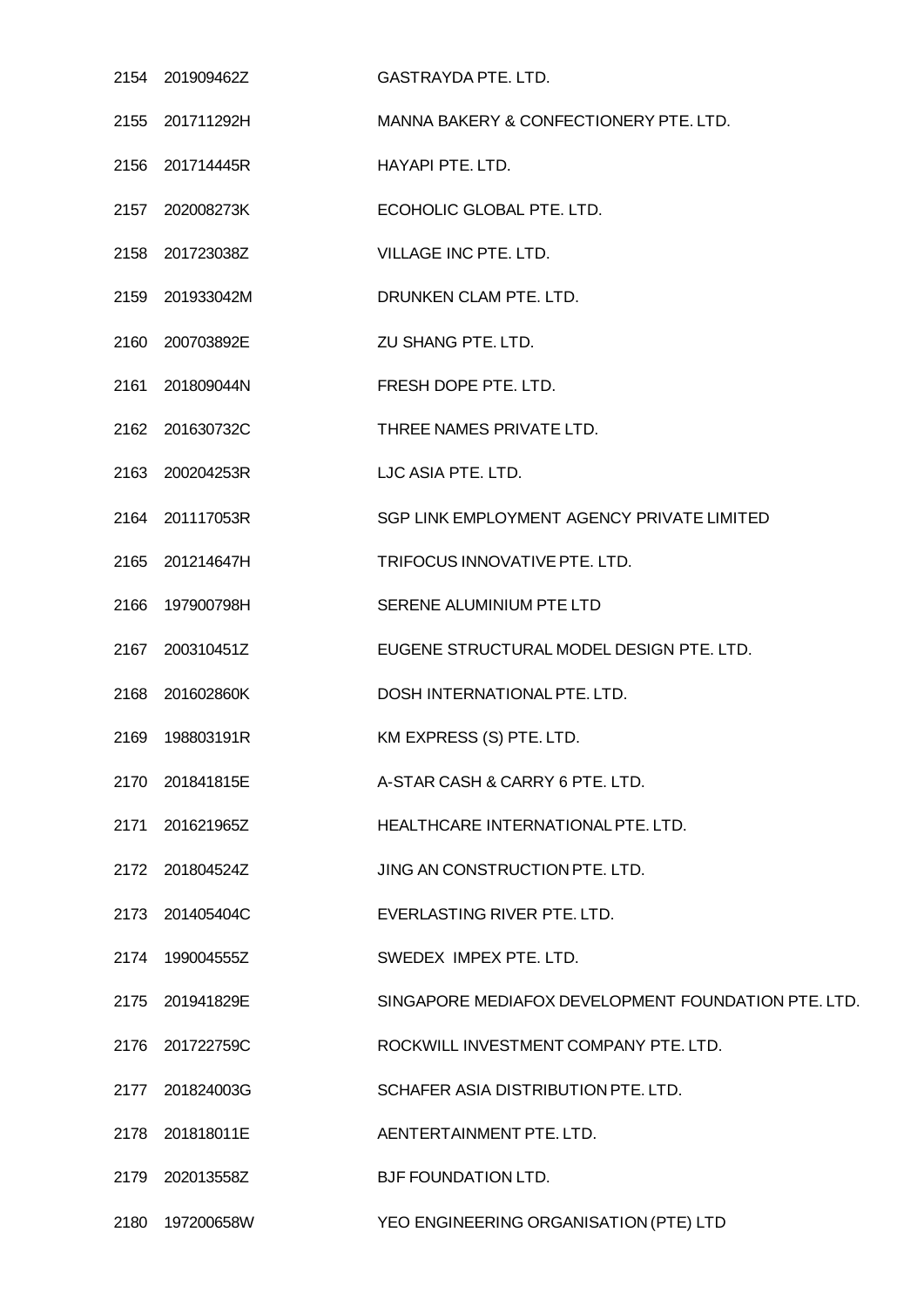| | | |
|---|---|---|
| 2154 | 201909462Z | GASTRAYDA PTE. LTD. |
| 2155 | 201711292H | MANNA BAKERY & CONFECTIONERY PTE. LTD. |
| 2156 | 201714445R | HAYAPI PTE. LTD. |
| 2157 | 202008273K | ECOHOLIC GLOBAL PTE. LTD. |
| 2158 | 201723038Z | VILLAGE INC PTE. LTD. |
| 2159 | 201933042M | DRUNKEN CLAM PTE. LTD. |
| 2160 | 200703892E | ZU SHANG PTE. LTD. |
| 2161 | 201809044N | FRESH DOPE PTE. LTD. |
| 2162 | 201630732C | THREE NAMES PRIVATE LTD. |
| 2163 | 200204253R | LJC ASIA PTE. LTD. |
| 2164 | 201117053R | SGP LINK EMPLOYMENT AGENCY PRIVATE LIMITED |
| 2165 | 201214647H | TRIFOCUS INNOVATIVE PTE. LTD. |
| 2166 | 197900798H | SERENE ALUMINIUM PTE LTD |
| 2167 | 200310451Z | EUGENE STRUCTURAL MODEL DESIGN PTE. LTD. |
| 2168 | 201602860K | DOSH INTERNATIONAL PTE. LTD. |
| 2169 | 198803191R | KM EXPRESS (S) PTE. LTD. |
| 2170 | 201841815E | A-STAR CASH & CARRY 6 PTE. LTD. |
| 2171 | 201621965Z | HEALTHCARE INTERNATIONAL PTE. LTD. |
| 2172 | 201804524Z | JING AN CONSTRUCTION PTE. LTD. |
| 2173 | 201405404C | EVERLASTING RIVER PTE. LTD. |
| 2174 | 199004555Z | SWEDEX IMPEX PTE. LTD. |
| 2175 | 201941829E | SINGAPORE MEDIAFOX DEVELOPMENT FOUNDATION PTE. LTD. |
| 2176 | 201722759C | ROCKWILL INVESTMENT COMPANY PTE. LTD. |
| 2177 | 201824003G | SCHAFER ASIA DISTRIBUTION PTE. LTD. |
| 2178 | 201818011E | AENTERTAINMENT PTE. LTD. |
| 2179 | 202013558Z | BJF FOUNDATION LTD. |
| 2180 | 197200658W | YEO ENGINEERING ORGANISATION (PTE) LTD |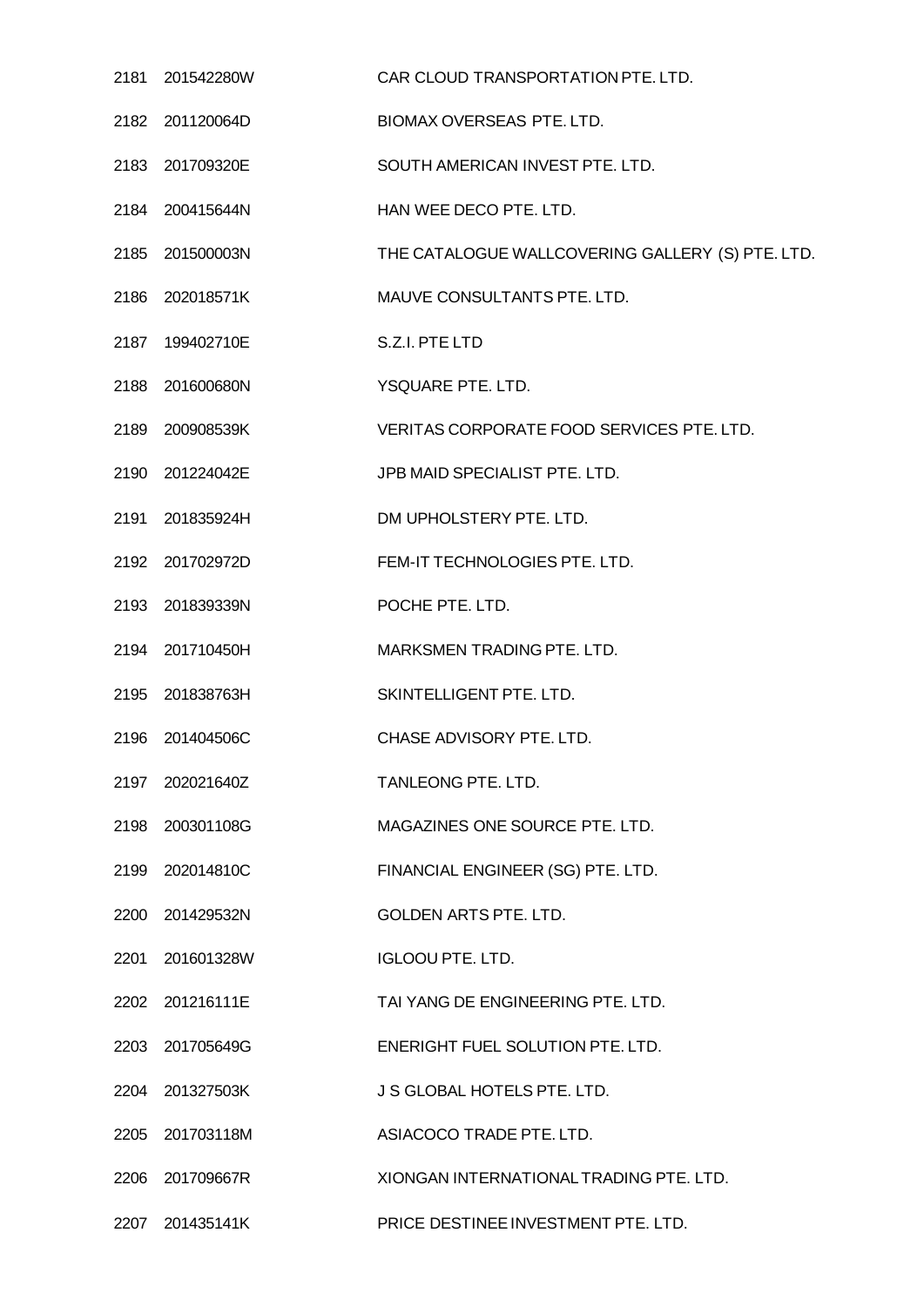| | | |
|---|---|---|
| 2181 | 201542280W | CAR CLOUD TRANSPORTATION PTE. LTD. |
| 2182 | 201120064D | BIOMAX OVERSEAS PTE. LTD. |
| 2183 | 201709320E | SOUTH AMERICAN INVEST PTE. LTD. |
| 2184 | 200415644N | HAN WEE DECO PTE. LTD. |
| 2185 | 201500003N | THE CATALOGUE WALLCOVERING GALLERY (S) PTE. LTD. |
| 2186 | 202018571K | MAUVE CONSULTANTS PTE. LTD. |
| 2187 | 199402710E | S.Z.I. PTE LTD |
| 2188 | 201600680N | YSQUARE PTE. LTD. |
| 2189 | 200908539K | VERITAS CORPORATE FOOD SERVICES PTE. LTD. |
| 2190 | 201224042E | JPB MAID SPECIALIST PTE. LTD. |
| 2191 | 201835924H | DM UPHOLSTERY PTE. LTD. |
| 2192 | 201702972D | FEM-IT TECHNOLOGIES PTE. LTD. |
| 2193 | 201839339N | POCHE PTE. LTD. |
| 2194 | 201710450H | MARKSMEN TRADING PTE. LTD. |
| 2195 | 201838763H | SKINTELLIGENT PTE. LTD. |
| 2196 | 201404506C | CHASE ADVISORY PTE. LTD. |
| 2197 | 202021640Z | TANLEONG PTE. LTD. |
| 2198 | 200301108G | MAGAZINES ONE SOURCE PTE. LTD. |
| 2199 | 202014810C | FINANCIAL ENGINEER (SG) PTE. LTD. |
| 2200 | 201429532N | GOLDEN ARTS PTE. LTD. |
| 2201 | 201601328W | IGLOOU PTE. LTD. |
| 2202 | 201216111E | TAI YANG DE ENGINEERING PTE. LTD. |
| 2203 | 201705649G | ENERIGHT FUEL SOLUTION PTE. LTD. |
| 2204 | 201327503K | J S GLOBAL HOTELS PTE. LTD. |
| 2205 | 201703118M | ASIACOCO TRADE PTE. LTD. |
| 2206 | 201709667R | XIONGAN INTERNATIONAL TRADING PTE. LTD. |
| 2207 | 201435141K | PRICE DESTINEE INVESTMENT PTE. LTD. |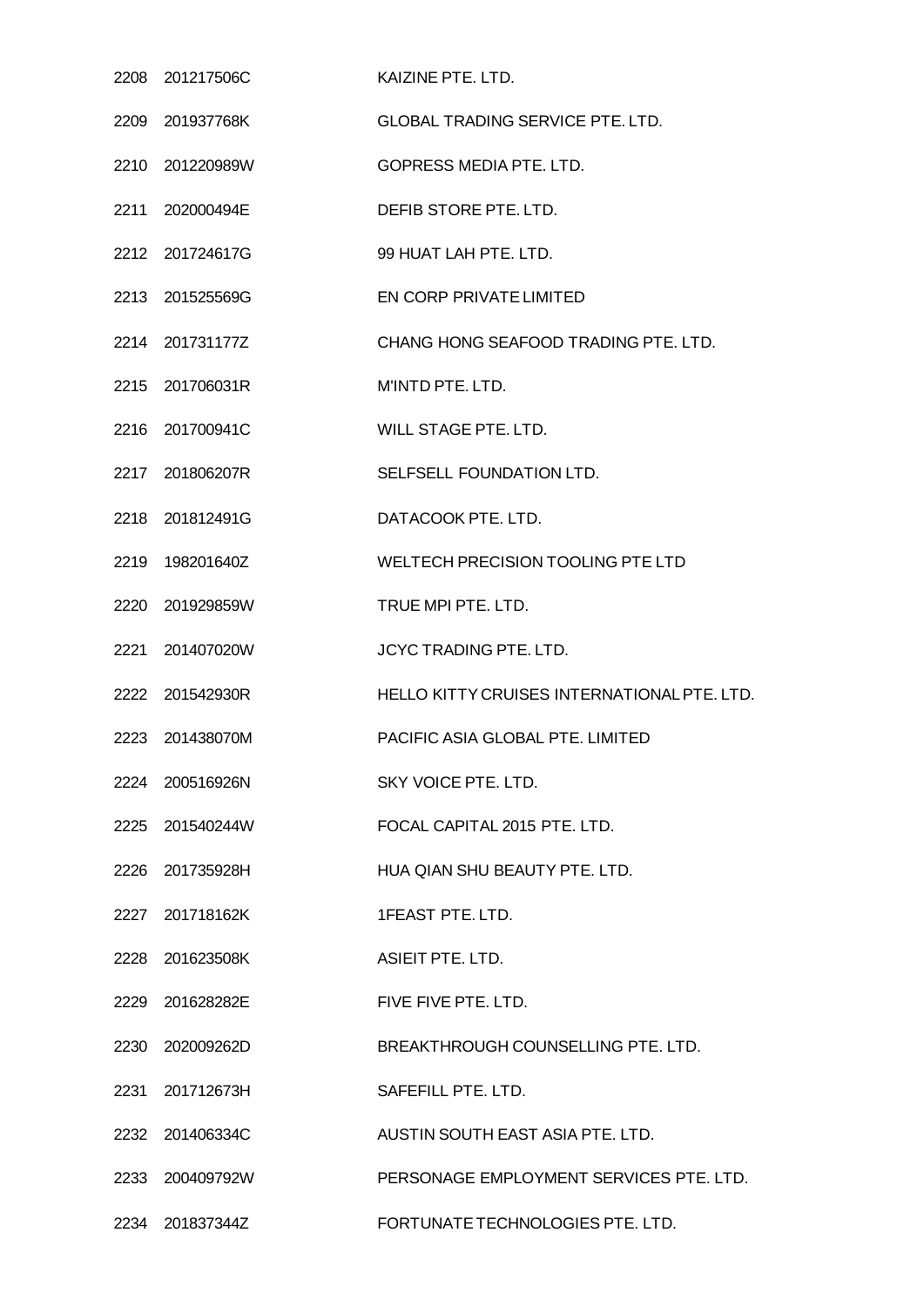| | | |
|---|---|---|
| 2208 | 201217506C | KAIZINE PTE. LTD. |
| 2209 | 201937768K | GLOBAL TRADING SERVICE PTE. LTD. |
| 2210 | 201220989W | GOPRESS MEDIA PTE. LTD. |
| 2211 | 202000494E | DEFIB STORE PTE. LTD. |
| 2212 | 201724617G | 99 HUAT LAH PTE. LTD. |
| 2213 | 201525569G | EN CORP PRIVATE LIMITED |
| 2214 | 201731177Z | CHANG HONG SEAFOOD TRADING PTE. LTD. |
| 2215 | 201706031R | M'INTD PTE. LTD. |
| 2216 | 201700941C | WILL STAGE PTE. LTD. |
| 2217 | 201806207R | SELFSELL FOUNDATION LTD. |
| 2218 | 201812491G | DATACOOK PTE. LTD. |
| 2219 | 198201640Z | WELTECH PRECISION TOOLING PTE LTD |
| 2220 | 201929859W | TRUE MPI PTE. LTD. |
| 2221 | 201407020W | JCYC TRADING PTE. LTD. |
| 2222 | 201542930R | HELLO KITTY CRUISES INTERNATIONAL PTE. LTD. |
| 2223 | 201438070M | PACIFIC ASIA GLOBAL PTE. LIMITED |
| 2224 | 200516926N | SKY VOICE PTE. LTD. |
| 2225 | 201540244W | FOCAL CAPITAL 2015 PTE. LTD. |
| 2226 | 201735928H | HUA QIAN SHU BEAUTY PTE. LTD. |
| 2227 | 201718162K | 1FEAST PTE. LTD. |
| 2228 | 201623508K | ASIEIT PTE. LTD. |
| 2229 | 201628282E | FIVE FIVE PTE. LTD. |
| 2230 | 202009262D | BREAKTHROUGH COUNSELLING PTE. LTD. |
| 2231 | 201712673H | SAFEFILL PTE. LTD. |
| 2232 | 201406334C | AUSTIN SOUTH EAST ASIA PTE. LTD. |
| 2233 | 200409792W | PERSONAGE EMPLOYMENT SERVICES PTE. LTD. |
| 2234 | 201837344Z | FORTUNATE TECHNOLOGIES PTE. LTD. |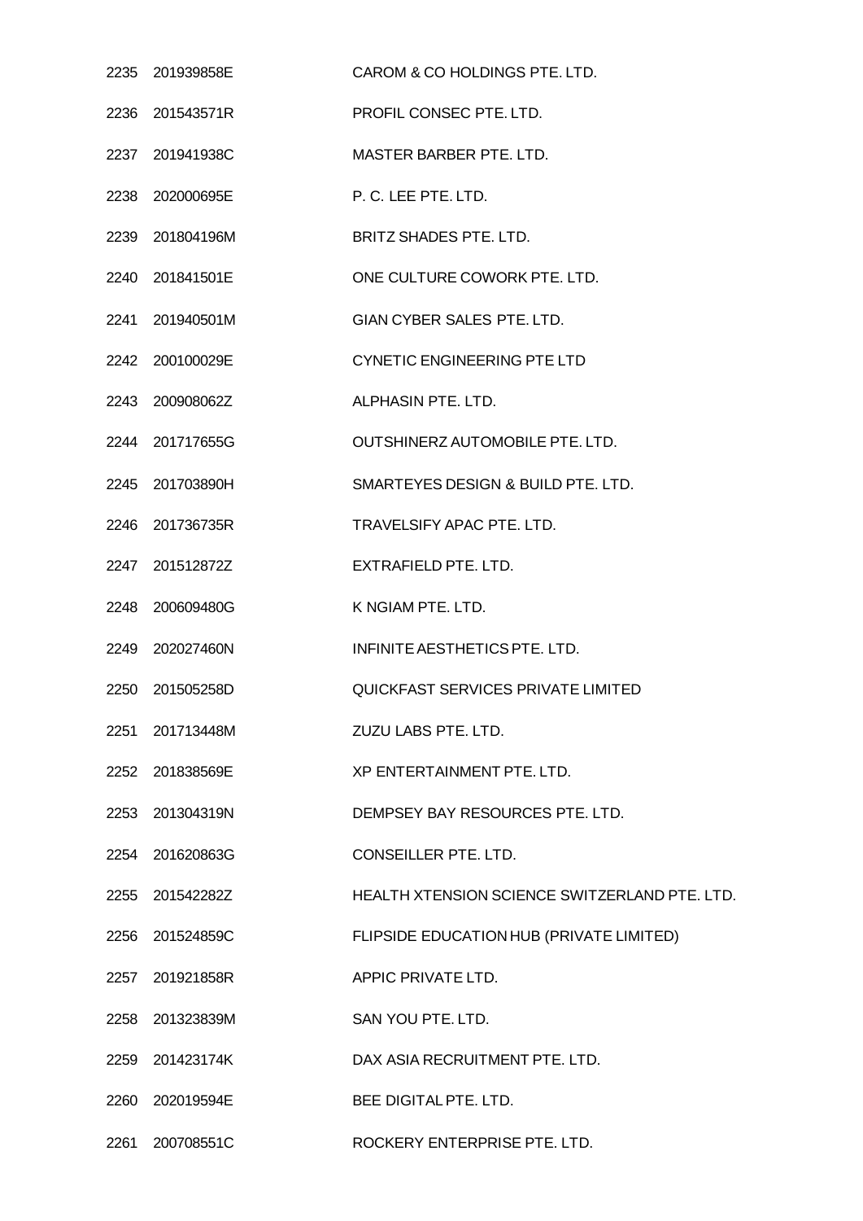| | | |
|---|---|---|
| 2235 | 201939858E | CAROM & CO HOLDINGS PTE. LTD. |
| 2236 | 201543571R | PROFIL CONSEC PTE. LTD. |
| 2237 | 201941938C | MASTER BARBER PTE. LTD. |
| 2238 | 202000695E | P. C. LEE PTE. LTD. |
| 2239 | 201804196M | BRITZ SHADES PTE. LTD. |
| 2240 | 201841501E | ONE CULTURE COWORK PTE. LTD. |
| 2241 | 201940501M | GIAN CYBER SALES PTE. LTD. |
| 2242 | 200100029E | CYNETIC ENGINEERING PTE LTD |
| 2243 | 200908062Z | ALPHASIN PTE. LTD. |
| 2244 | 201717655G | OUTSHINERZ AUTOMOBILE PTE. LTD. |
| 2245 | 201703890H | SMARTEYES DESIGN & BUILD PTE. LTD. |
| 2246 | 201736735R | TRAVELSIFY APAC PTE. LTD. |
| 2247 | 201512872Z | EXTRAFIELD PTE. LTD. |
| 2248 | 200609480G | K NGIAM PTE. LTD. |
| 2249 | 202027460N | INFINITE AESTHETICS PTE. LTD. |
| 2250 | 201505258D | QUICKFAST SERVICES PRIVATE LIMITED |
| 2251 | 201713448M | ZUZU LABS PTE. LTD. |
| 2252 | 201838569E | XP ENTERTAINMENT PTE. LTD. |
| 2253 | 201304319N | DEMPSEY BAY RESOURCES PTE. LTD. |
| 2254 | 201620863G | CONSEILLER PTE. LTD. |
| 2255 | 201542282Z | HEALTH XTENSION SCIENCE SWITZERLAND PTE. LTD. |
| 2256 | 201524859C | FLIPSIDE EDUCATION HUB (PRIVATE LIMITED) |
| 2257 | 201921858R | APPIC PRIVATE LTD. |
| 2258 | 201323839M | SAN YOU PTE. LTD. |
| 2259 | 201423174K | DAX ASIA RECRUITMENT PTE. LTD. |
| 2260 | 202019594E | BEE DIGITAL PTE. LTD. |
| 2261 | 200708551C | ROCKERY ENTERPRISE PTE. LTD. |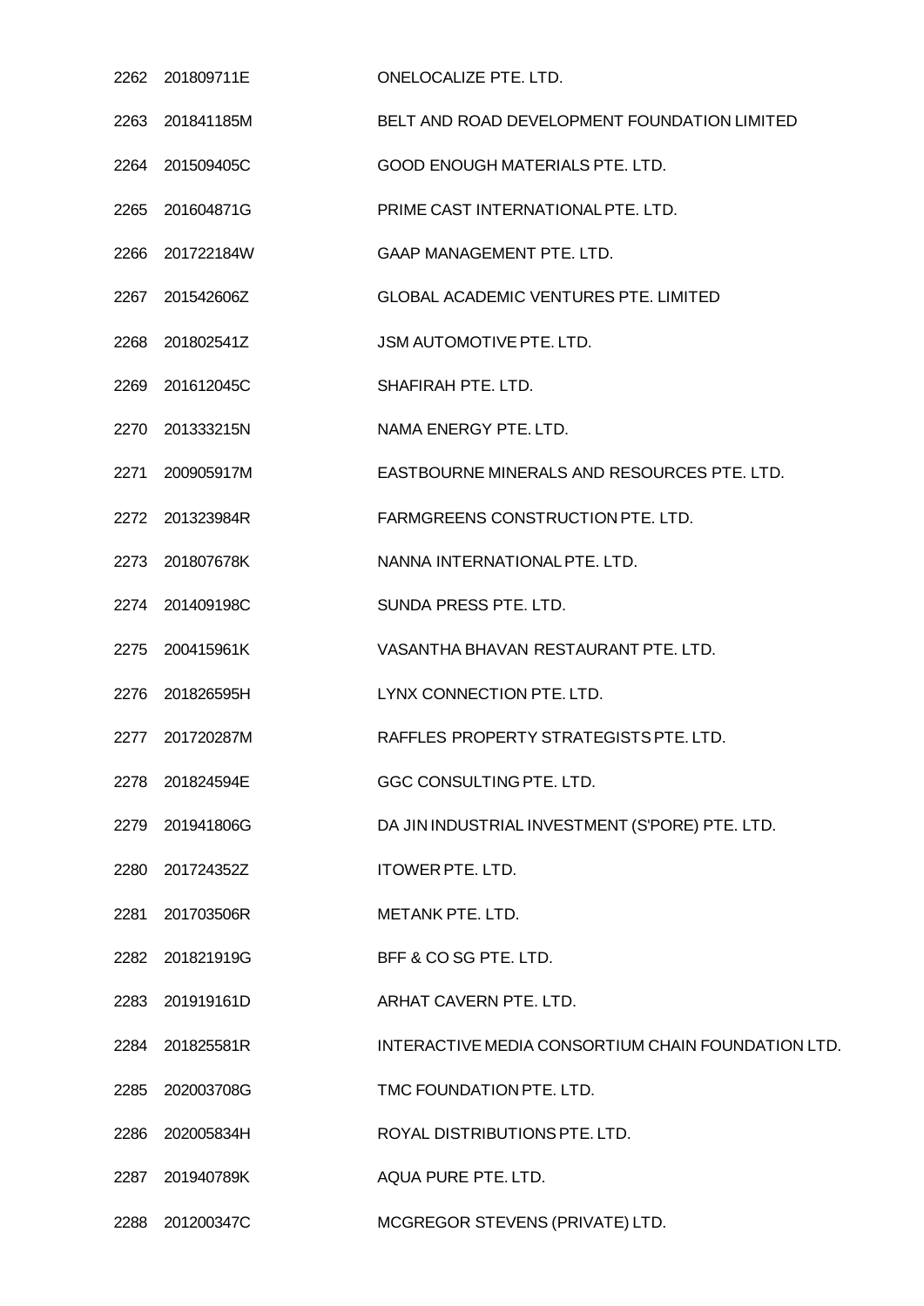| | | |
|---|---|---|
| 2262 | 201809711E | ONELOCALIZE PTE. LTD. |
| 2263 | 201841185M | BELT AND ROAD DEVELOPMENT FOUNDATION LIMITED |
| 2264 | 201509405C | GOOD ENOUGH MATERIALS PTE. LTD. |
| 2265 | 201604871G | PRIME CAST INTERNATIONAL PTE. LTD. |
| 2266 | 201722184W | GAAP MANAGEMENT PTE. LTD. |
| 2267 | 201542606Z | GLOBAL ACADEMIC VENTURES PTE. LIMITED |
| 2268 | 201802541Z | JSM AUTOMOTIVE PTE. LTD. |
| 2269 | 201612045C | SHAFIRAH PTE. LTD. |
| 2270 | 201333215N | NAMA ENERGY PTE. LTD. |
| 2271 | 200905917M | EASTBOURNE MINERALS AND RESOURCES PTE. LTD. |
| 2272 | 201323984R | FARMGREENS CONSTRUCTION PTE. LTD. |
| 2273 | 201807678K | NANNA INTERNATIONAL PTE. LTD. |
| 2274 | 201409198C | SUNDA PRESS PTE. LTD. |
| 2275 | 200415961K | VASANTHA BHAVAN RESTAURANT PTE. LTD. |
| 2276 | 201826595H | LYNX CONNECTION PTE. LTD. |
| 2277 | 201720287M | RAFFLES PROPERTY STRATEGISTS PTE. LTD. |
| 2278 | 201824594E | GGC CONSULTING PTE. LTD. |
| 2279 | 201941806G | DA JIN INDUSTRIAL INVESTMENT (S'PORE) PTE. LTD. |
| 2280 | 201724352Z | ITOWER PTE. LTD. |
| 2281 | 201703506R | METANK PTE. LTD. |
| 2282 | 201821919G | BFF & CO SG PTE. LTD. |
| 2283 | 201919161D | ARHAT CAVERN PTE. LTD. |
| 2284 | 201825581R | INTERACTIVE MEDIA CONSORTIUM CHAIN FOUNDATION LTD. |
| 2285 | 202003708G | TMC FOUNDATION PTE. LTD. |
| 2286 | 202005834H | ROYAL DISTRIBUTIONS PTE. LTD. |
| 2287 | 201940789K | AQUA PURE PTE. LTD. |
| 2288 | 201200347C | MCGREGOR STEVENS (PRIVATE) LTD. |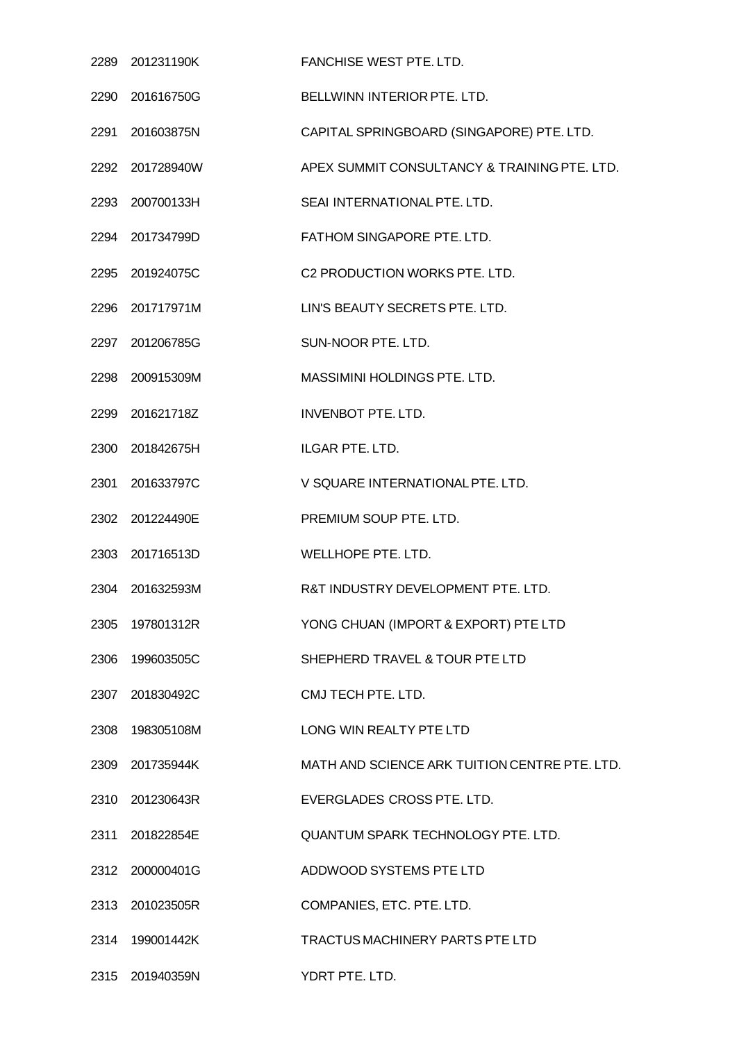| | | |
|---|---|---|
| 2289 | 201231190K | FANCHISE WEST PTE. LTD. |
| 2290 | 201616750G | BELLWINN INTERIOR PTE. LTD. |
| 2291 | 201603875N | CAPITAL SPRINGBOARD (SINGAPORE) PTE. LTD. |
| 2292 | 201728940W | APEX SUMMIT CONSULTANCY & TRAINING PTE. LTD. |
| 2293 | 200700133H | SEAI INTERNATIONAL PTE. LTD. |
| 2294 | 201734799D | FATHOM SINGAPORE PTE. LTD. |
| 2295 | 201924075C | C2 PRODUCTION WORKS PTE. LTD. |
| 2296 | 201717971M | LIN'S BEAUTY SECRETS PTE. LTD. |
| 2297 | 201206785G | SUN-NOOR PTE. LTD. |
| 2298 | 200915309M | MASSIMINI HOLDINGS PTE. LTD. |
| 2299 | 201621718Z | INVENBOT PTE. LTD. |
| 2300 | 201842675H | ILGAR PTE. LTD. |
| 2301 | 201633797C | V SQUARE INTERNATIONAL PTE. LTD. |
| 2302 | 201224490E | PREMIUM SOUP PTE. LTD. |
| 2303 | 201716513D | WELLHOPE PTE. LTD. |
| 2304 | 201632593M | R&T INDUSTRY DEVELOPMENT PTE. LTD. |
| 2305 | 197801312R | YONG CHUAN (IMPORT & EXPORT) PTE LTD |
| 2306 | 199603505C | SHEPHERD TRAVEL & TOUR PTE LTD |
| 2307 | 201830492C | CMJ TECH PTE. LTD. |
| 2308 | 198305108M | LONG WIN REALTY PTE LTD |
| 2309 | 201735944K | MATH AND SCIENCE ARK TUITION CENTRE PTE. LTD. |
| 2310 | 201230643R | EVERGLADES CROSS PTE. LTD. |
| 2311 | 201822854E | QUANTUM SPARK TECHNOLOGY PTE. LTD. |
| 2312 | 200000401G | ADDWOOD SYSTEMS PTE LTD |
| 2313 | 201023505R | COMPANIES, ETC. PTE. LTD. |
| 2314 | 199001442K | TRACTUS MACHINERY PARTS PTE LTD |
| 2315 | 201940359N | YDRT PTE. LTD. |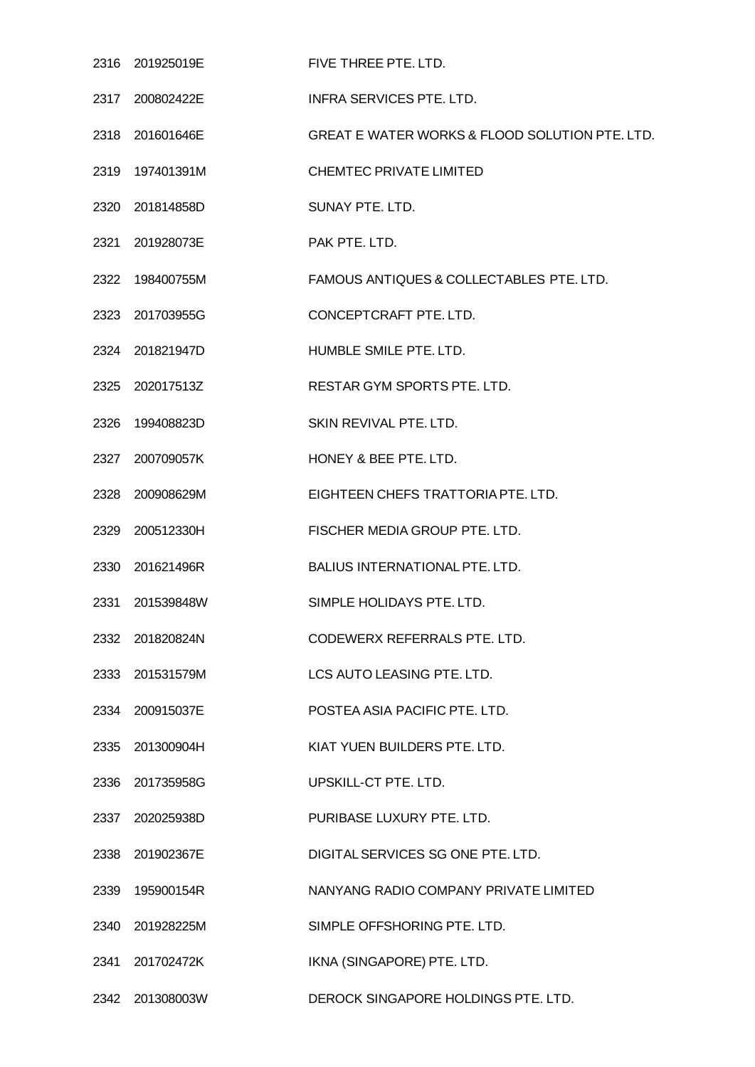| | | |
|---|---|---|
| 2316 | 201925019E | FIVE THREE PTE. LTD. |
| 2317 | 200802422E | INFRA SERVICES PTE. LTD. |
| 2318 | 201601646E | GREAT E WATER WORKS & FLOOD SOLUTION PTE. LTD. |
| 2319 | 197401391M | CHEMTEC PRIVATE LIMITED |
| 2320 | 201814858D | SUNAY PTE. LTD. |
| 2321 | 201928073E | PAK PTE. LTD. |
| 2322 | 198400755M | FAMOUS ANTIQUES & COLLECTABLES PTE. LTD. |
| 2323 | 201703955G | CONCEPTCRAFT PTE. LTD. |
| 2324 | 201821947D | HUMBLE SMILE PTE. LTD. |
| 2325 | 202017513Z | RESTAR GYM SPORTS PTE. LTD. |
| 2326 | 199408823D | SKIN REVIVAL PTE. LTD. |
| 2327 | 200709057K | HONEY & BEE PTE. LTD. |
| 2328 | 200908629M | EIGHTEEN CHEFS TRATTORIA PTE. LTD. |
| 2329 | 200512330H | FISCHER MEDIA GROUP PTE. LTD. |
| 2330 | 201621496R | BALIUS INTERNATIONAL PTE. LTD. |
| 2331 | 201539848W | SIMPLE HOLIDAYS PTE. LTD. |
| 2332 | 201820824N | CODEWERX REFERRALS PTE. LTD. |
| 2333 | 201531579M | LCS AUTO LEASING PTE. LTD. |
| 2334 | 200915037E | POSTEA ASIA PACIFIC PTE. LTD. |
| 2335 | 201300904H | KIAT YUEN BUILDERS PTE. LTD. |
| 2336 | 201735958G | UPSKILL-CT PTE. LTD. |
| 2337 | 202025938D | PURIBASE LUXURY PTE. LTD. |
| 2338 | 201902367E | DIGITAL SERVICES SG ONE PTE. LTD. |
| 2339 | 195900154R | NANYANG RADIO COMPANY PRIVATE LIMITED |
| 2340 | 201928225M | SIMPLE OFFSHORING PTE. LTD. |
| 2341 | 201702472K | IKNA (SINGAPORE) PTE. LTD. |
| 2342 | 201308003W | DEROCK SINGAPORE HOLDINGS PTE. LTD. |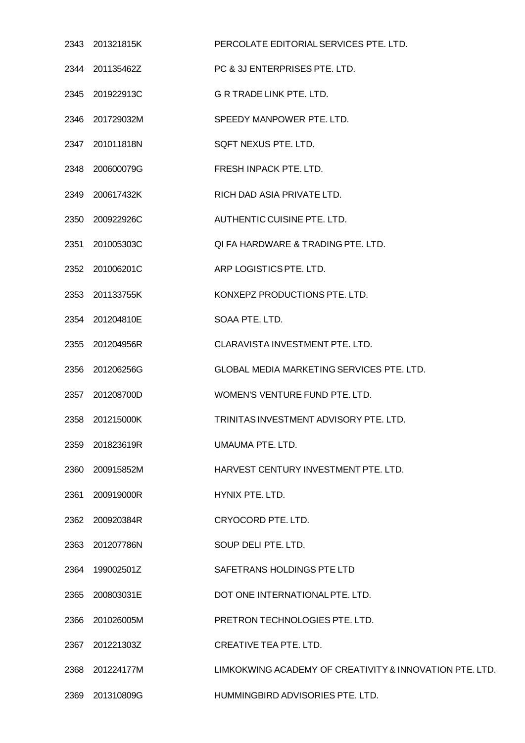| | | |
|---|---|---|
| 2343 | 201321815K | PERCOLATE EDITORIAL SERVICES PTE. LTD. |
| 2344 | 201135462Z | PC & 3J ENTERPRISES PTE. LTD. |
| 2345 | 201922913C | G R TRADE LINK PTE. LTD. |
| 2346 | 201729032M | SPEEDY MANPOWER PTE. LTD. |
| 2347 | 201011818N | SQFT NEXUS PTE. LTD. |
| 2348 | 200600079G | FRESH INPACK PTE. LTD. |
| 2349 | 200617432K | RICH DAD ASIA PRIVATE LTD. |
| 2350 | 200922926C | AUTHENTIC CUISINE PTE. LTD. |
| 2351 | 201005303C | QI FA HARDWARE & TRADING PTE. LTD. |
| 2352 | 201006201C | ARP LOGISTICS PTE. LTD. |
| 2353 | 201133755K | KONXEPZ PRODUCTIONS PTE. LTD. |
| 2354 | 201204810E | SOAA PTE. LTD. |
| 2355 | 201204956R | CLARAVISTA INVESTMENT PTE. LTD. |
| 2356 | 201206256G | GLOBAL MEDIA MARKETING SERVICES PTE. LTD. |
| 2357 | 201208700D | WOMEN'S VENTURE FUND PTE. LTD. |
| 2358 | 201215000K | TRINITAS INVESTMENT ADVISORY PTE. LTD. |
| 2359 | 201823619R | UMAUMA PTE. LTD. |
| 2360 | 200915852M | HARVEST CENTURY INVESTMENT PTE. LTD. |
| 2361 | 200919000R | HYNIX PTE. LTD. |
| 2362 | 200920384R | CRYOCORD PTE. LTD. |
| 2363 | 201207786N | SOUP DELI PTE. LTD. |
| 2364 | 199002501Z | SAFETRANS HOLDINGS PTE LTD |
| 2365 | 200803031E | DOT ONE INTERNATIONAL PTE. LTD. |
| 2366 | 201026005M | PRETRON TECHNOLOGIES PTE. LTD. |
| 2367 | 201221303Z | CREATIVE TEA PTE. LTD. |
| 2368 | 201224177M | LIMKOKWING ACADEMY OF CREATIVITY & INNOVATION PTE. LTD. |
| 2369 | 201310809G | HUMMINGBIRD ADVISORIES PTE. LTD. |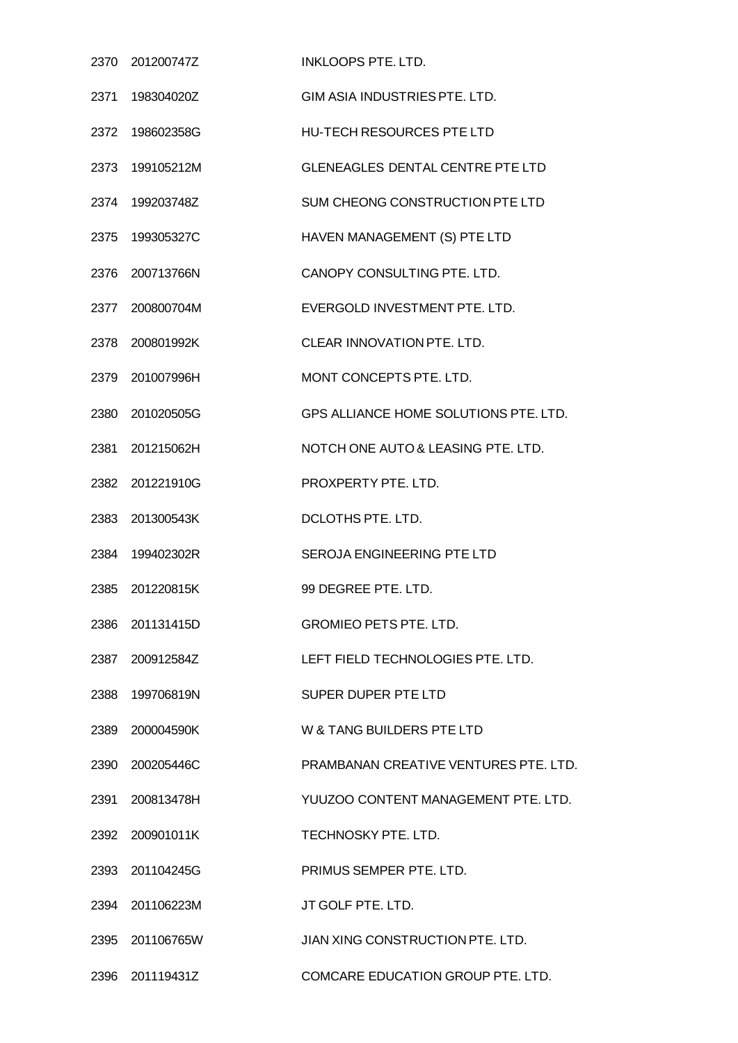| | | |
|---|---|---|
| 2370 | 201200747Z | INKLOOPS PTE. LTD. |
| 2371 | 198304020Z | GIM ASIA INDUSTRIES PTE. LTD. |
| 2372 | 198602358G | HU-TECH RESOURCES PTE LTD |
| 2373 | 199105212M | GLENEAGLES DENTAL CENTRE PTE LTD |
| 2374 | 199203748Z | SUM CHEONG CONSTRUCTION PTE LTD |
| 2375 | 199305327C | HAVEN MANAGEMENT (S) PTE LTD |
| 2376 | 200713766N | CANOPY CONSULTING PTE. LTD. |
| 2377 | 200800704M | EVERGOLD INVESTMENT PTE. LTD. |
| 2378 | 200801992K | CLEAR INNOVATION PTE. LTD. |
| 2379 | 201007996H | MONT CONCEPTS PTE. LTD. |
| 2380 | 201020505G | GPS ALLIANCE HOME SOLUTIONS PTE. LTD. |
| 2381 | 201215062H | NOTCH ONE AUTO & LEASING PTE. LTD. |
| 2382 | 201221910G | PROXPERTY PTE. LTD. |
| 2383 | 201300543K | DCLOTHS PTE. LTD. |
| 2384 | 199402302R | SEROJA ENGINEERING PTE LTD |
| 2385 | 201220815K | 99 DEGREE PTE. LTD. |
| 2386 | 201131415D | GROMIEO PETS PTE. LTD. |
| 2387 | 200912584Z | LEFT FIELD TECHNOLOGIES PTE. LTD. |
| 2388 | 199706819N | SUPER DUPER PTE LTD |
| 2389 | 200004590K | W & TANG BUILDERS PTE LTD |
| 2390 | 200205446C | PRAMBANAN CREATIVE VENTURES PTE. LTD. |
| 2391 | 200813478H | YUUZOO CONTENT MANAGEMENT PTE. LTD. |
| 2392 | 200901011K | TECHNOSKY PTE. LTD. |
| 2393 | 201104245G | PRIMUS SEMPER PTE. LTD. |
| 2394 | 201106223M | JT GOLF PTE. LTD. |
| 2395 | 201106765W | JIAN XING CONSTRUCTION PTE. LTD. |
| 2396 | 201119431Z | COMCARE EDUCATION GROUP PTE. LTD. |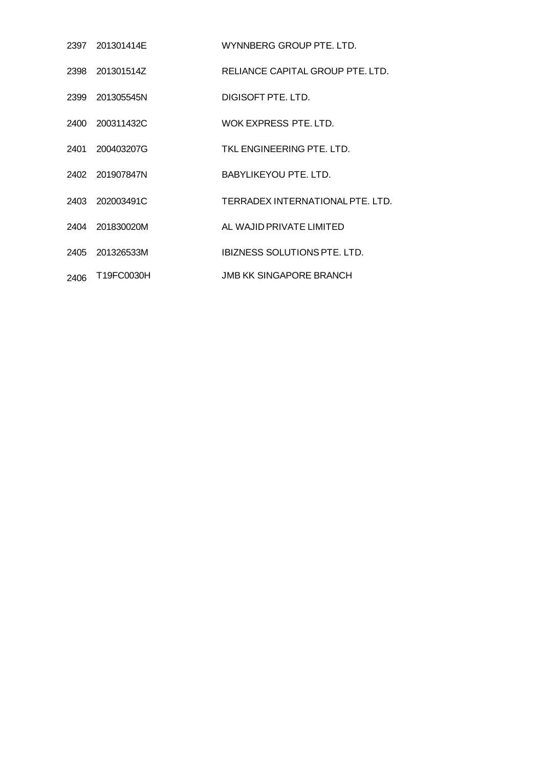| | | |
|---|---|---|
| 2397 | 201301414E | WYNNBERG GROUP PTE. LTD. |
| 2398 | 201301514Z | RELIANCE CAPITAL GROUP PTE. LTD. |
| 2399 | 201305545N | DIGISOFT PTE. LTD. |
| 2400 | 200311432C | WOK EXPRESS PTE. LTD. |
| 2401 | 200403207G | TKL ENGINEERING PTE. LTD. |
| 2402 | 201907847N | BABYLIKEYOU PTE. LTD. |
| 2403 | 202003491C | TERRADEX INTERNATIONAL PTE. LTD. |
| 2404 | 201830020M | AL WAJID PRIVATE LIMITED |
| 2405 | 201326533M | IBIZNESS SOLUTIONS PTE. LTD. |
| 2406 | T19FC0030H | JMB KK SINGAPORE BRANCH |